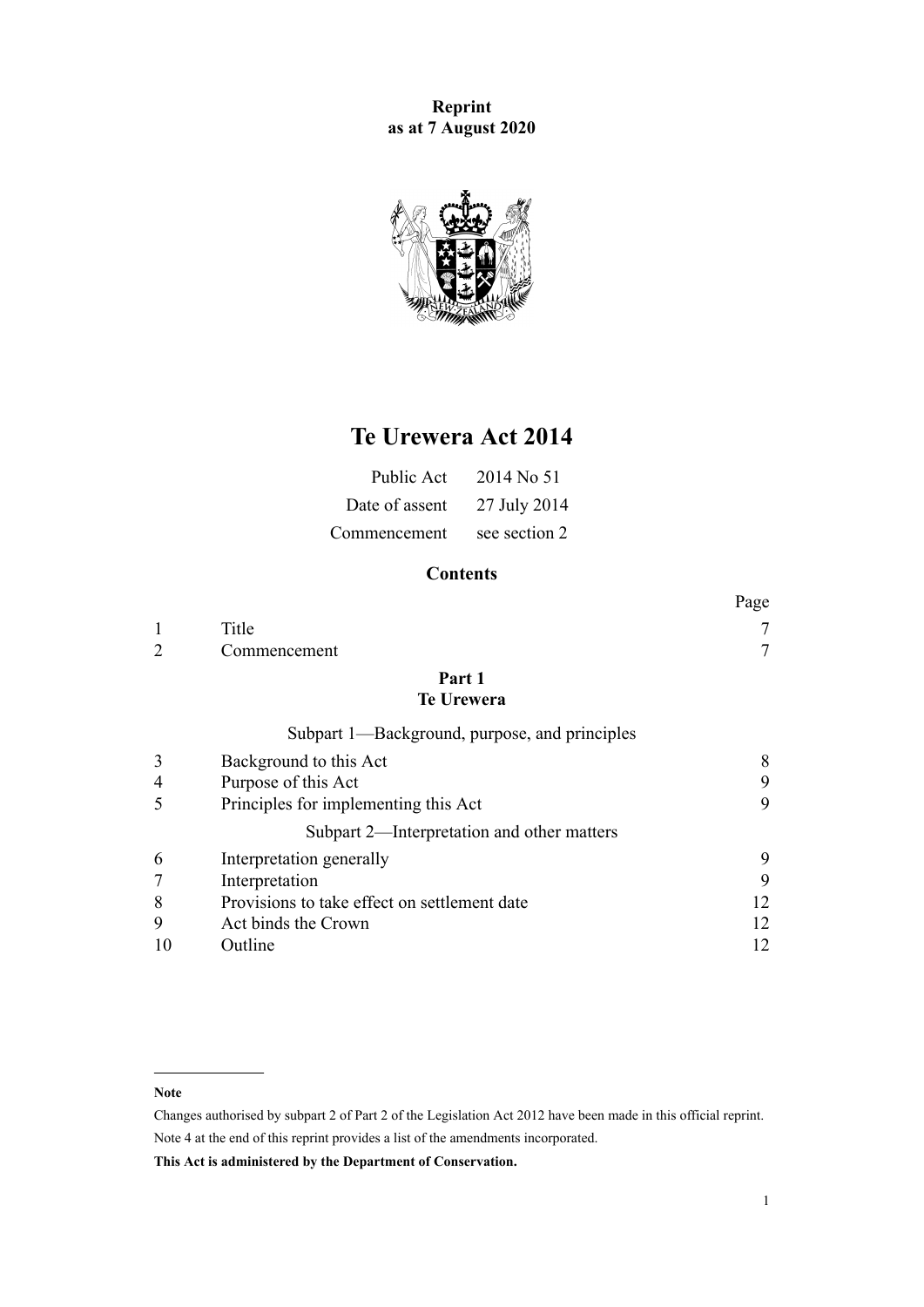**Reprint**
**as at 7 August 2020**

# Te Urewera Act 2014

| | |
|---|---|
| Public Act | 2014 No 51 |
| Date of assent | 27 July 2014 |
| Commencement | see section 2 |

## Contents

| | | Page |
|---|---|---|
| 1 | Title | 7 |
| 2 | Commencement | 7 |

**Part 1**
**Te Urewera**

Subpart 1—Background, purpose, and principles

| | | |
|---|---|---|
| 3 | Background to this Act | 8 |
| 4 | Purpose of this Act | 9 |
| 5 | Principles for implementing this Act | 9 |

Subpart 2—Interpretation and other matters

| | | |
|---|---|---|
| 6 | Interpretation generally | 9 |
| 7 | Interpretation | 9 |
| 8 | Provisions to take effect on settlement date | 12 |
| 9 | Act binds the Crown | 12 |
| 10 | Outline | 12 |

**Note**

Changes authorised by subpart 2 of Part 2 of the Legislation Act 2012 have been made in this official reprint.

Note 4 at the end of this reprint provides a list of the amendments incorporated.

**This Act is administered by the Department of Conservation.**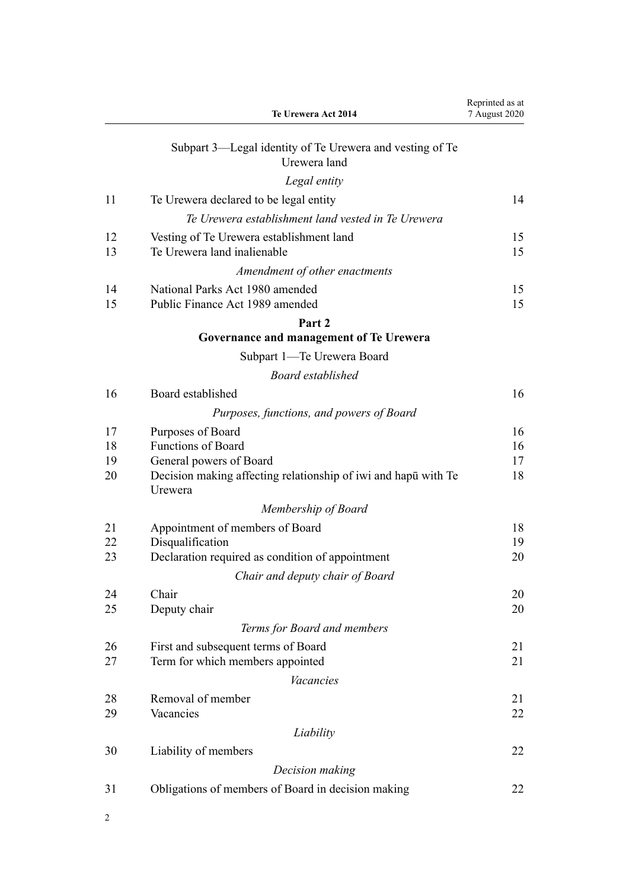Subpart 3—Legal identity of Te Urewera and vesting of Te Urewera land

*Legal entity*

| | | |
|---|---|---|
| 11 | Te Urewera declared to be legal entity | 14 |

*Te Urewera establishment land vested in Te Urewera*

| | | |
|---|---|---|
| 12 | Vesting of Te Urewera establishment land | 15 |
| 13 | Te Urewera land inalienable | 15 |

*Amendment of other enactments*

| | | |
|---|---|---|
| 14 | National Parks Act 1980 amended | 15 |
| 15 | Public Finance Act 1989 amended | 15 |

## Part 2
## Governance and management of Te Urewera

Subpart 1—Te Urewera Board

*Board established*

| | | |
|---|---|---|
| 16 | Board established | 16 |

*Purposes, functions, and powers of Board*

| | | |
|---|---|---|
| 17 | Purposes of Board | 16 |
| 18 | Functions of Board | 16 |
| 19 | General powers of Board | 17 |
| 20 | Decision making affecting relationship of iwi and hapū with Te Urewera | 18 |

*Membership of Board*

| | | |
|---|---|---|
| 21 | Appointment of members of Board | 18 |
| 22 | Disqualification | 19 |
| 23 | Declaration required as condition of appointment | 20 |

*Chair and deputy chair of Board*

| | | |
|---|---|---|
| 24 | Chair | 20 |
| 25 | Deputy chair | 20 |

*Terms for Board and members*

| | | |
|---|---|---|
| 26 | First and subsequent terms of Board | 21 |
| 27 | Term for which members appointed | 21 |

*Vacancies*

| | | |
|---|---|---|
| 28 | Removal of member | 21 |
| 29 | Vacancies | 22 |

*Liability*

| | | |
|---|---|---|
| 30 | Liability of members | 22 |

*Decision making*

| | | |
|---|---|---|
| 31 | Obligations of members of Board in decision making | 22 |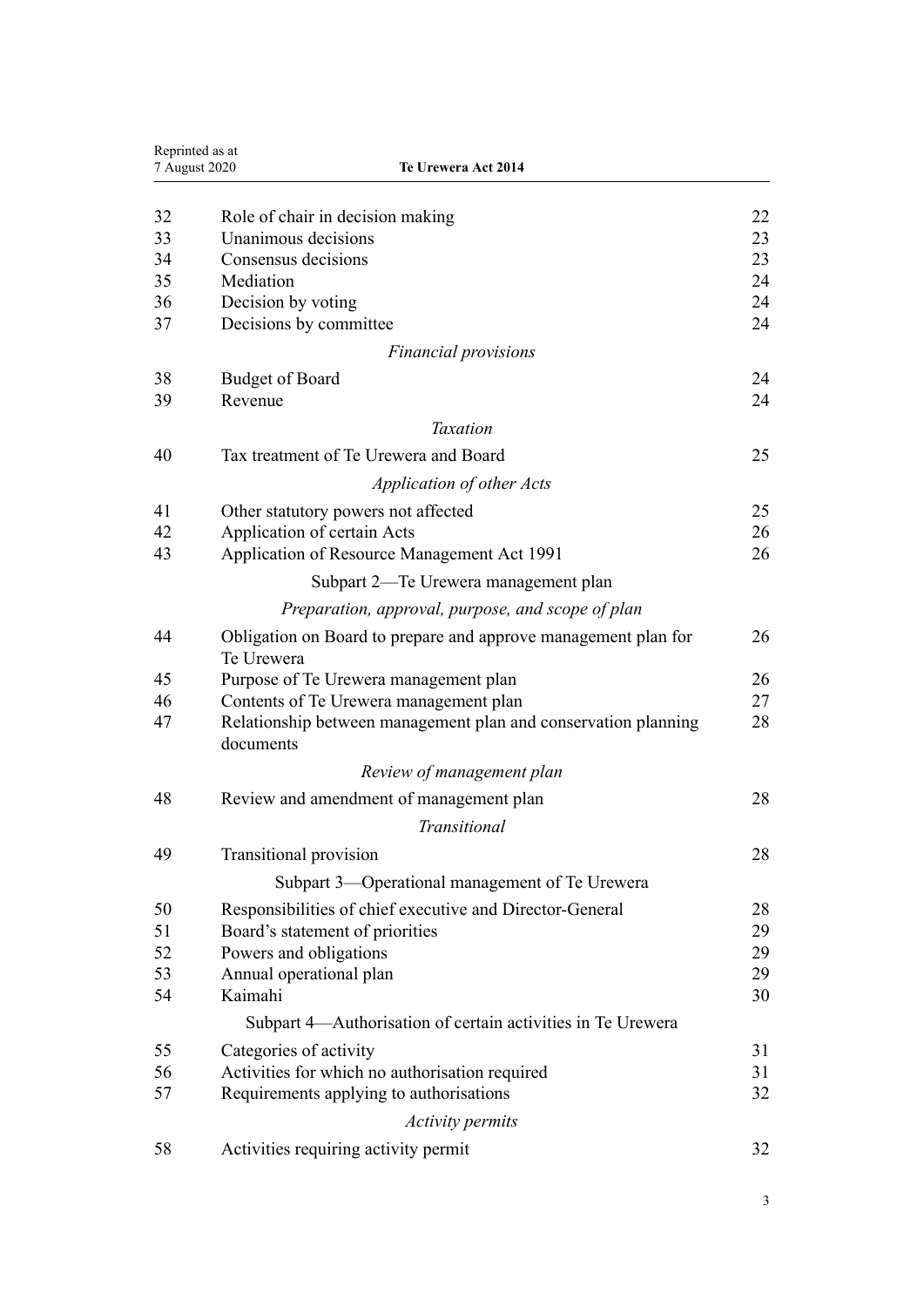| | | |
|---|---|---|
| 32 | Role of chair in decision making | 22 |
| 33 | Unanimous decisions | 23 |
| 34 | Consensus decisions | 23 |
| 35 | Mediation | 24 |
| 36 | Decision by voting | 24 |
| 37 | Decisions by committee | 24 |
| | *Financial provisions* | |
| 38 | Budget of Board | 24 |
| 39 | Revenue | 24 |
| | *Taxation* | |
| 40 | Tax treatment of Te Urewera and Board | 25 |
| | *Application of other Acts* | |
| 41 | Other statutory powers not affected | 25 |
| 42 | Application of certain Acts | 26 |
| 43 | Application of Resource Management Act 1991 | 26 |
| | Subpart 2—Te Urewera management plan | |
| | *Preparation, approval, purpose, and scope of plan* | |
| 44 | Obligation on Board to prepare and approve management plan for Te Urewera | 26 |
| 45 | Purpose of Te Urewera management plan | 26 |
| 46 | Contents of Te Urewera management plan | 27 |
| 47 | Relationship between management plan and conservation planning documents | 28 |
| | *Review of management plan* | |
| 48 | Review and amendment of management plan | 28 |
| | *Transitional* | |
| 49 | Transitional provision | 28 |
| | Subpart 3—Operational management of Te Urewera | |
| 50 | Responsibilities of chief executive and Director-General | 28 |
| 51 | Board's statement of priorities | 29 |
| 52 | Powers and obligations | 29 |
| 53 | Annual operational plan | 29 |
| 54 | Kaimahi | 30 |
| | Subpart 4—Authorisation of certain activities in Te Urewera | |
| 55 | Categories of activity | 31 |
| 56 | Activities for which no authorisation required | 31 |
| 57 | Requirements applying to authorisations | 32 |
| | *Activity permits* | |
| 58 | Activities requiring activity permit | 32 |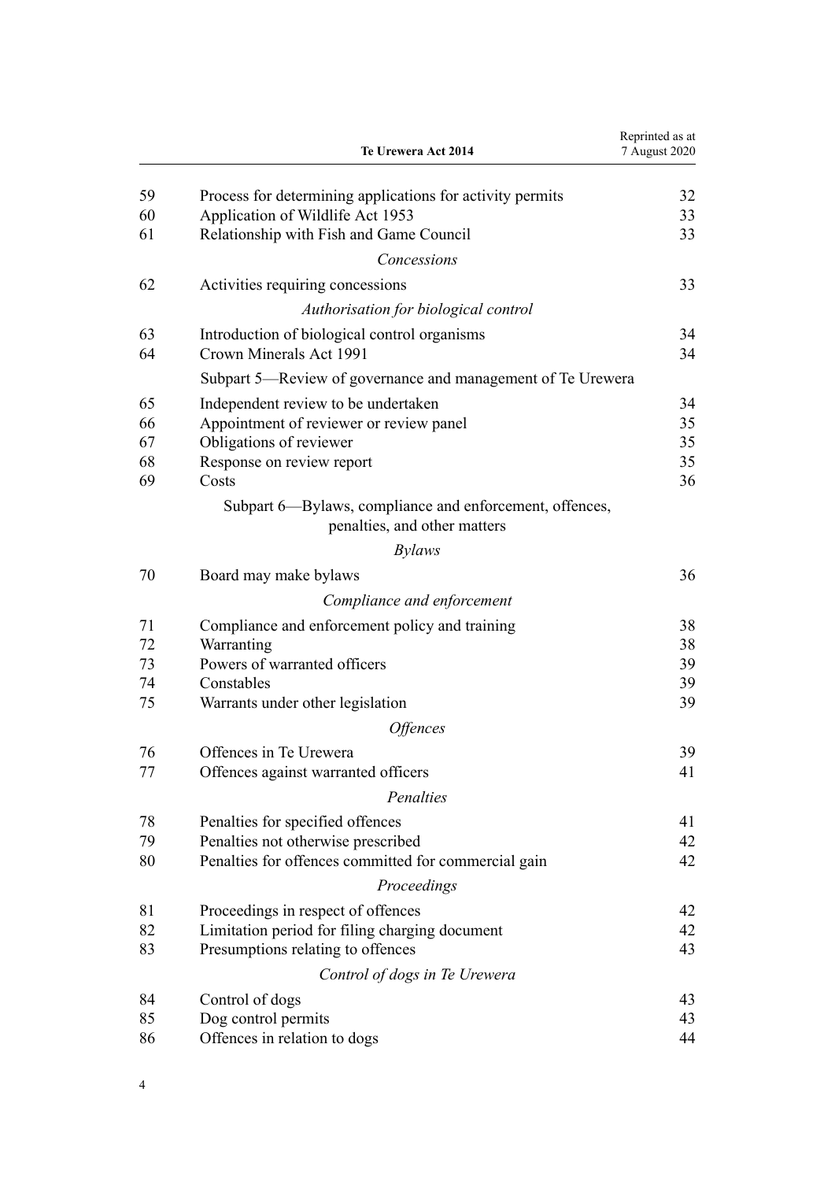| | | |
|---|---|---|
| 59 | Process for determining applications for activity permits | 32 |
| 60 | Application of Wildlife Act 1953 | 33 |
| 61 | Relationship with Fish and Game Council | 33 |
| | *Concessions* | |
| 62 | Activities requiring concessions | 33 |
| | *Authorisation for biological control* | |
| 63 | Introduction of biological control organisms | 34 |
| 64 | Crown Minerals Act 1991 | 34 |
| | Subpart 5—Review of governance and management of Te Urewera | |
| 65 | Independent review to be undertaken | 34 |
| 66 | Appointment of reviewer or review panel | 35 |
| 67 | Obligations of reviewer | 35 |
| 68 | Response on review report | 35 |
| 69 | Costs | 36 |
| | Subpart 6—Bylaws, compliance and enforcement, offences, penalties, and other matters | |
| | *Bylaws* | |
| 70 | Board may make bylaws | 36 |
| | *Compliance and enforcement* | |
| 71 | Compliance and enforcement policy and training | 38 |
| 72 | Warranting | 38 |
| 73 | Powers of warranted officers | 39 |
| 74 | Constables | 39 |
| 75 | Warrants under other legislation | 39 |
| | *Offences* | |
| 76 | Offences in Te Urewera | 39 |
| 77 | Offences against warranted officers | 41 |
| | *Penalties* | |
| 78 | Penalties for specified offences | 41 |
| 79 | Penalties not otherwise prescribed | 42 |
| 80 | Penalties for offences committed for commercial gain | 42 |
| | *Proceedings* | |
| 81 | Proceedings in respect of offences | 42 |
| 82 | Limitation period for filing charging document | 42 |
| 83 | Presumptions relating to offences | 43 |
| | *Control of dogs in Te Urewera* | |
| 84 | Control of dogs | 43 |
| 85 | Dog control permits | 43 |
| 86 | Offences in relation to dogs | 44 |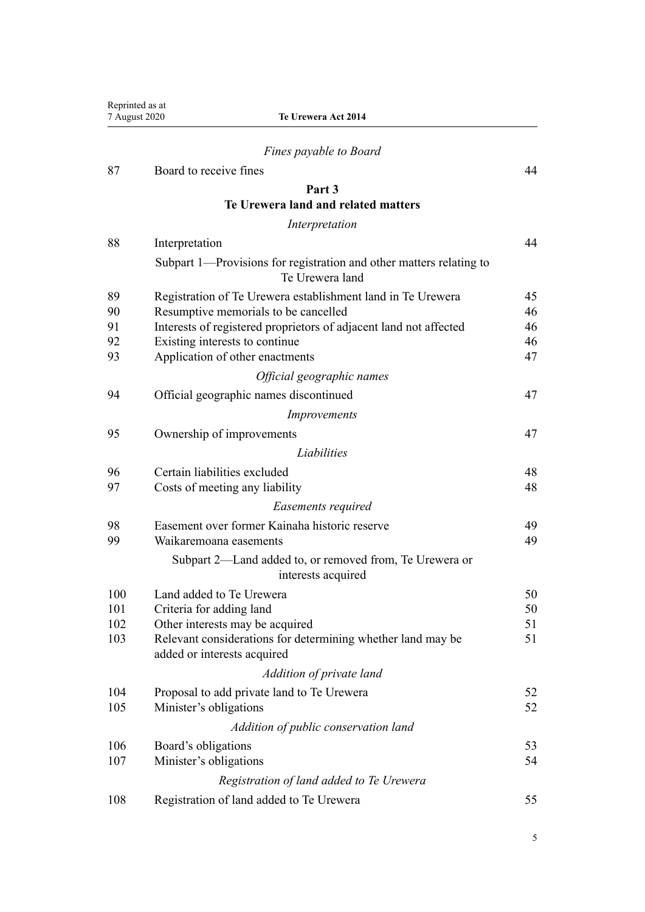*Fines payable to Board*

| | | |
|---|---|---|
| 87 | Board to receive fines | 44 |

**Part 3**
**Te Urewera land and related matters**

*Interpretation*

| | | |
|---|---|---|
| 88 | Interpretation | 44 |

Subpart 1—Provisions for registration and other matters relating to Te Urewera land

| | | |
|---|---|---|
| 89 | Registration of Te Urewera establishment land in Te Urewera | 45 |
| 90 | Resumptive memorials to be cancelled | 46 |
| 91 | Interests of registered proprietors of adjacent land not affected | 46 |
| 92 | Existing interests to continue | 46 |
| 93 | Application of other enactments | 47 |

*Official geographic names*

| | | |
|---|---|---|
| 94 | Official geographic names discontinued | 47 |

*Improvements*

| | | |
|---|---|---|
| 95 | Ownership of improvements | 47 |

*Liabilities*

| | | |
|---|---|---|
| 96 | Certain liabilities excluded | 48 |
| 97 | Costs of meeting any liability | 48 |

*Easements required*

| | | |
|---|---|---|
| 98 | Easement over former Kainaha historic reserve | 49 |
| 99 | Waikaremoana easements | 49 |

Subpart 2—Land added to, or removed from, Te Urewera or interests acquired

| | | |
|---|---|---|
| 100 | Land added to Te Urewera | 50 |
| 101 | Criteria for adding land | 50 |
| 102 | Other interests may be acquired | 51 |
| 103 | Relevant considerations for determining whether land may be added or interests acquired | 51 |

*Addition of private land*

| | | |
|---|---|---|
| 104 | Proposal to add private land to Te Urewera | 52 |
| 105 | Minister's obligations | 52 |

*Addition of public conservation land*

| | | |
|---|---|---|
| 106 | Board's obligations | 53 |
| 107 | Minister's obligations | 54 |

*Registration of land added to Te Urewera*

| | | |
|---|---|---|
| 108 | Registration of land added to Te Urewera | 55 |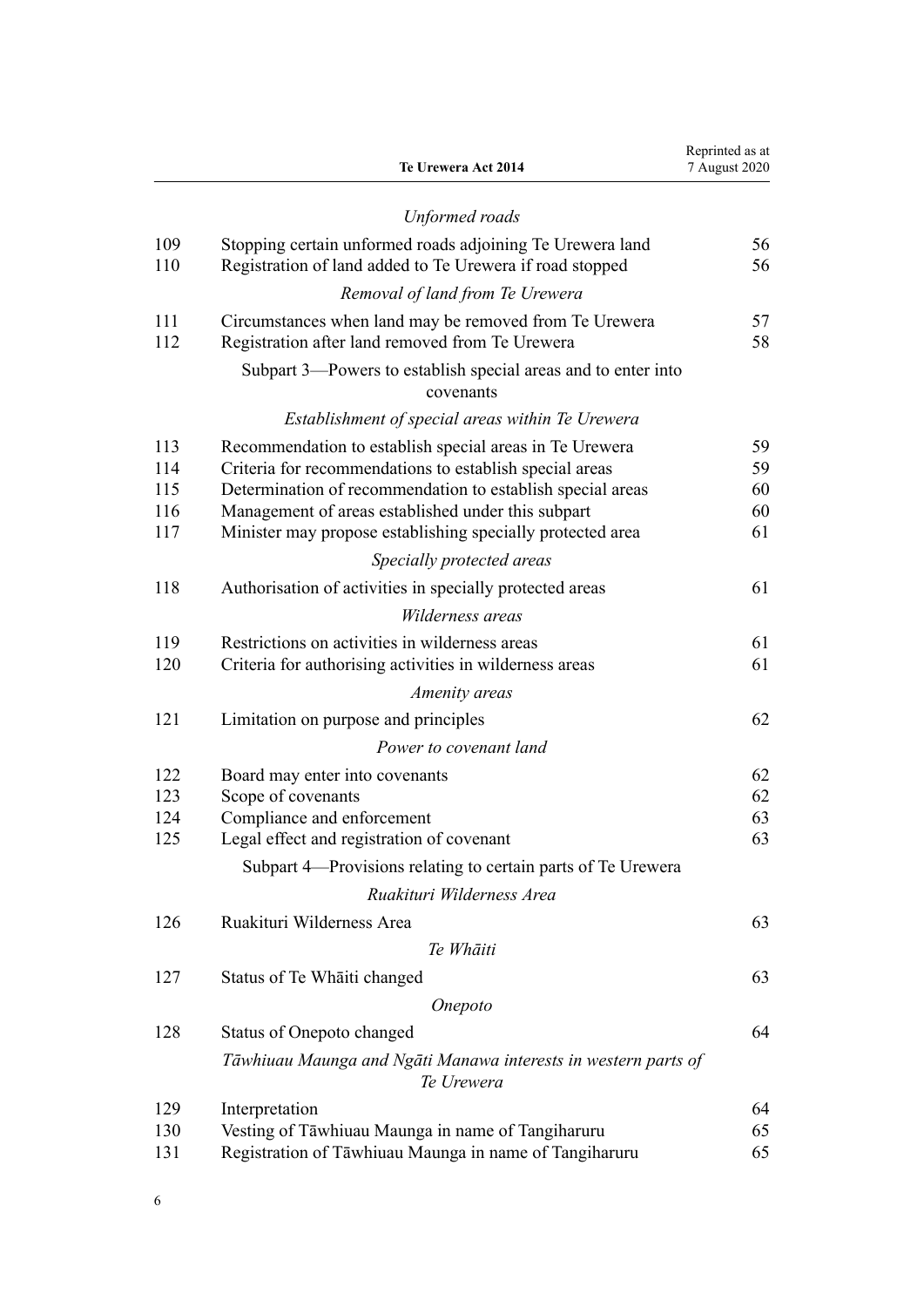*Unformed roads*

| | | |
|---|---|---|
| 109 | Stopping certain unformed roads adjoining Te Urewera land | 56 |
| 110 | Registration of land added to Te Urewera if road stopped | 56 |

*Removal of land from Te Urewera*

| | | |
|---|---|---|
| 111 | Circumstances when land may be removed from Te Urewera | 57 |
| 112 | Registration after land removed from Te Urewera | 58 |

Subpart 3—Powers to establish special areas and to enter into covenants

*Establishment of special areas within Te Urewera*

| | | |
|---|---|---|
| 113 | Recommendation to establish special areas in Te Urewera | 59 |
| 114 | Criteria for recommendations to establish special areas | 59 |
| 115 | Determination of recommendation to establish special areas | 60 |
| 116 | Management of areas established under this subpart | 60 |
| 117 | Minister may propose establishing specially protected area | 61 |

*Specially protected areas*

| | | |
|---|---|---|
| 118 | Authorisation of activities in specially protected areas | 61 |

*Wilderness areas*

| | | |
|---|---|---|
| 119 | Restrictions on activities in wilderness areas | 61 |
| 120 | Criteria for authorising activities in wilderness areas | 61 |

*Amenity areas*

| | | |
|---|---|---|
| 121 | Limitation on purpose and principles | 62 |

*Power to covenant land*

| | | |
|---|---|---|
| 122 | Board may enter into covenants | 62 |
| 123 | Scope of covenants | 62 |
| 124 | Compliance and enforcement | 63 |
| 125 | Legal effect and registration of covenant | 63 |

Subpart 4—Provisions relating to certain parts of Te Urewera

*Ruakituri Wilderness Area*

| | | |
|---|---|---|
| 126 | Ruakituri Wilderness Area | 63 |

*Te Whāiti*

| | | |
|---|---|---|
| 127 | Status of Te Whāiti changed | 63 |

*Onepoto*

| | | |
|---|---|---|
| 128 | Status of Onepoto changed | 64 |

*Tāwhiuau Maunga and Ngāti Manawa interests in western parts of Te Urewera*

| | | |
|---|---|---|
| 129 | Interpretation | 64 |
| 130 | Vesting of Tāwhiuau Maunga in name of Tangiharuru | 65 |
| 131 | Registration of Tāwhiuau Maunga in name of Tangiharuru | 65 |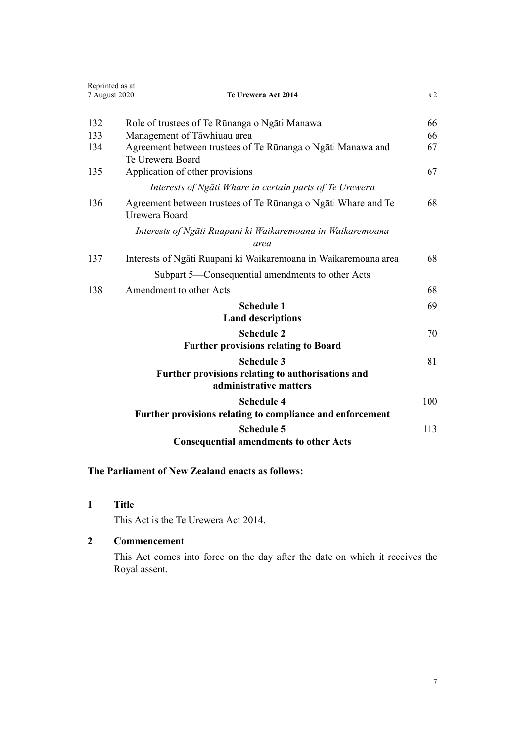| | | |
|---|---|---|
| 132 | Role of trustees of Te Rūnanga o Ngāti Manawa | 66 |
| 133 | Management of Tāwhiuau area | 66 |
| 134 | Agreement between trustees of Te Rūnanga o Ngāti Manawa and Te Urewera Board | 67 |
| 135 | Application of other provisions | 67 |
| | *Interests of Ngāti Whare in certain parts of Te Urewera* | |
| 136 | Agreement between trustees of Te Rūnanga o Ngāti Whare and Te Urewera Board | 68 |
| | *Interests of Ngāti Ruapani ki Waikaremoana in Waikaremoana area* | |
| 137 | Interests of Ngāti Ruapani ki Waikaremoana in Waikaremoana area | 68 |
| | Subpart 5—Consequential amendments to other Acts | |
| 138 | Amendment to other Acts | 68 |
| | **Schedule 1**<br>**Land descriptions** | 69 |
| | **Schedule 2**<br>**Further provisions relating to Board** | 70 |
| | **Schedule 3**<br>**Further provisions relating to authorisations and administrative matters** | 81 |
| | **Schedule 4**<br>**Further provisions relating to compliance and enforcement** | 100 |
| | **Schedule 5**<br>**Consequential amendments to other Acts** | 113 |

**The Parliament of New Zealand enacts as follows:**

### 1 Title

This Act is the Te Urewera Act 2014.

### 2 Commencement

This Act comes into force on the day after the date on which it receives the Royal assent.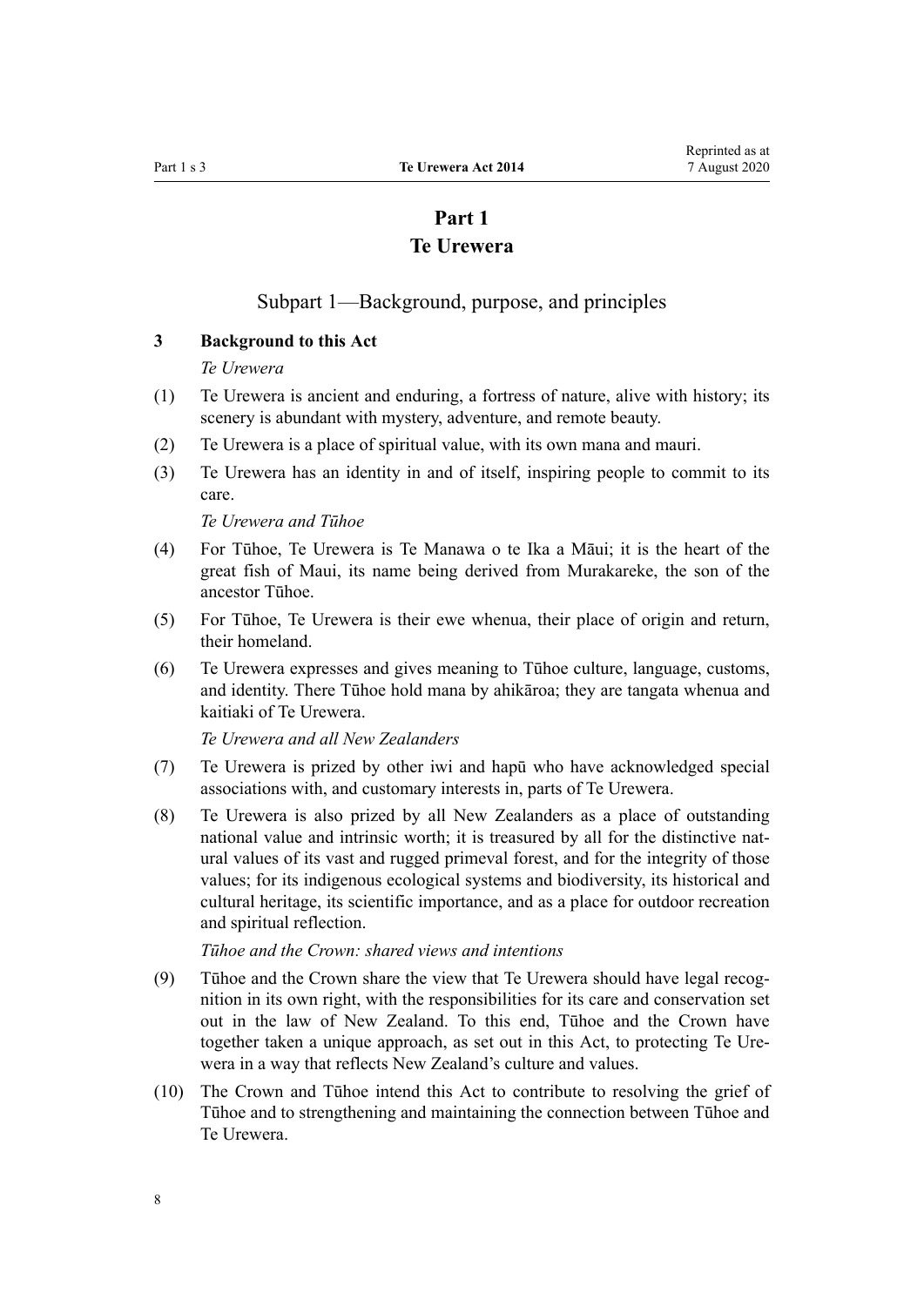# Part 1
# Te Urewera

## Subpart 1—Background, purpose, and principles

### 3 Background to this Act

*Te Urewera*

(1) Te Urewera is ancient and enduring, a fortress of nature, alive with history; its scenery is abundant with mystery, adventure, and remote beauty.

(2) Te Urewera is a place of spiritual value, with its own mana and mauri.

(3) Te Urewera has an identity in and of itself, inspiring people to commit to its care.

*Te Urewera and Tūhoe*

(4) For Tūhoe, Te Urewera is Te Manawa o te Ika a Māui; it is the heart of the great fish of Maui, its name being derived from Murakareke, the son of the ancestor Tūhoe.

(5) For Tūhoe, Te Urewera is their ewe whenua, their place of origin and return, their homeland.

(6) Te Urewera expresses and gives meaning to Tūhoe culture, language, customs, and identity. There Tūhoe hold mana by ahikāroa; they are tangata whenua and kaitiaki of Te Urewera.

*Te Urewera and all New Zealanders*

(7) Te Urewera is prized by other iwi and hapū who have acknowledged special associations with, and customary interests in, parts of Te Urewera.

(8) Te Urewera is also prized by all New Zealanders as a place of outstanding national value and intrinsic worth; it is treasured by all for the distinctive natural values of its vast and rugged primeval forest, and for the integrity of those values; for its indigenous ecological systems and biodiversity, its historical and cultural heritage, its scientific importance, and as a place for outdoor recreation and spiritual reflection.

*Tūhoe and the Crown: shared views and intentions*

(9) Tūhoe and the Crown share the view that Te Urewera should have legal recognition in its own right, with the responsibilities for its care and conservation set out in the law of New Zealand. To this end, Tūhoe and the Crown have together taken a unique approach, as set out in this Act, to protecting Te Urewera in a way that reflects New Zealand's culture and values.

(10) The Crown and Tūhoe intend this Act to contribute to resolving the grief of Tūhoe and to strengthening and maintaining the connection between Tūhoe and Te Urewera.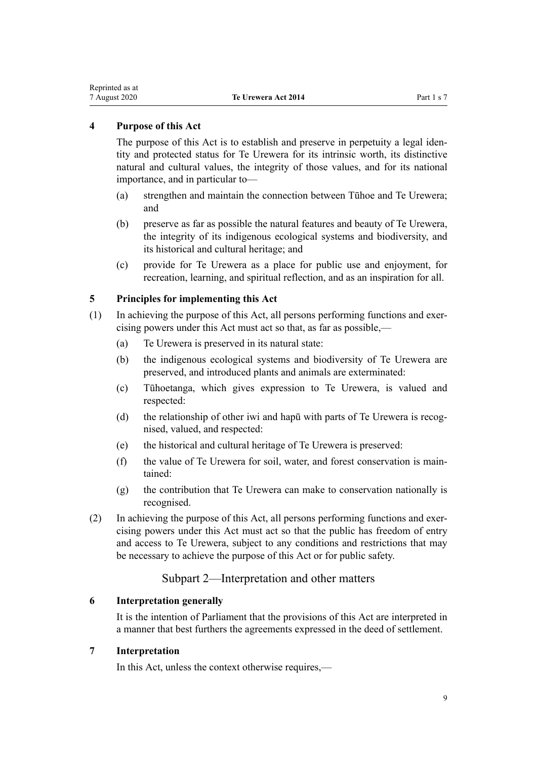**4 Purpose of this Act**

The purpose of this Act is to establish and preserve in perpetuity a legal identity and protected status for Te Urewera for its intrinsic worth, its distinctive natural and cultural values, the integrity of those values, and for its national importance, and in particular to—

(a) strengthen and maintain the connection between Tūhoe and Te Urewera; and

(b) preserve as far as possible the natural features and beauty of Te Urewera, the integrity of its indigenous ecological systems and biodiversity, and its historical and cultural heritage; and

(c) provide for Te Urewera as a place for public use and enjoyment, for recreation, learning, and spiritual reflection, and as an inspiration for all.

**5 Principles for implementing this Act**

(1) In achieving the purpose of this Act, all persons performing functions and exercising powers under this Act must act so that, as far as possible,—

(a) Te Urewera is preserved in its natural state:

(b) the indigenous ecological systems and biodiversity of Te Urewera are preserved, and introduced plants and animals are exterminated:

(c) Tūhoetanga, which gives expression to Te Urewera, is valued and respected:

(d) the relationship of other iwi and hapū with parts of Te Urewera is recognised, valued, and respected:

(e) the historical and cultural heritage of Te Urewera is preserved:

(f) the value of Te Urewera for soil, water, and forest conservation is maintained:

(g) the contribution that Te Urewera can make to conservation nationally is recognised.

(2) In achieving the purpose of this Act, all persons performing functions and exercising powers under this Act must act so that the public has freedom of entry and access to Te Urewera, subject to any conditions and restrictions that may be necessary to achieve the purpose of this Act or for public safety.

## Subpart 2—Interpretation and other matters

**6 Interpretation generally**

It is the intention of Parliament that the provisions of this Act are interpreted in a manner that best furthers the agreements expressed in the deed of settlement.

**7 Interpretation**

In this Act, unless the context otherwise requires,—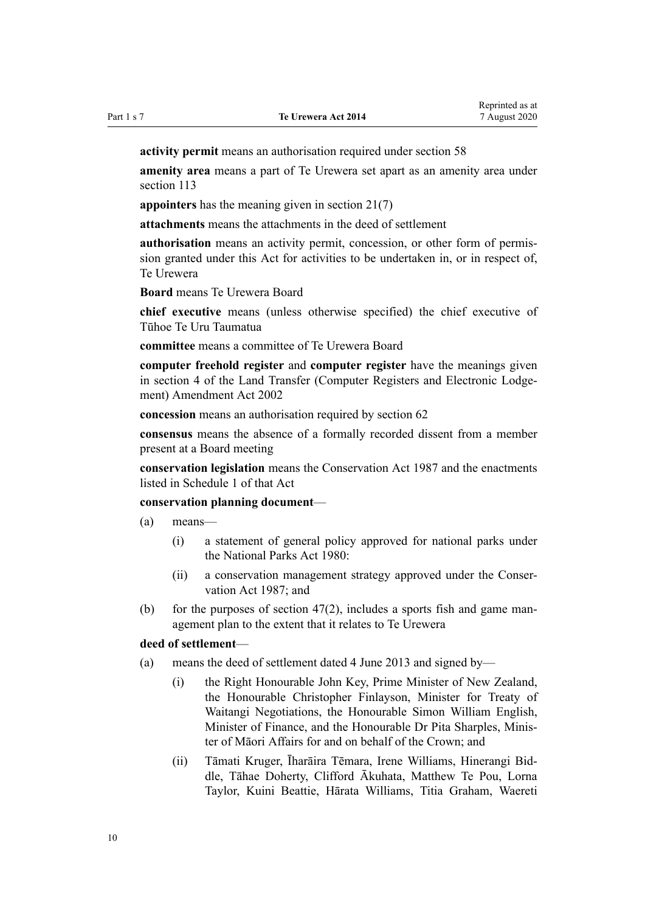**activity permit** means an authorisation required under section 58

**amenity area** means a part of Te Urewera set apart as an amenity area under section 113

**appointers** has the meaning given in section 21(7)

**attachments** means the attachments in the deed of settlement

**authorisation** means an activity permit, concession, or other form of permission granted under this Act for activities to be undertaken in, or in respect of, Te Urewera

**Board** means Te Urewera Board

**chief executive** means (unless otherwise specified) the chief executive of Tūhoe Te Uru Taumatua

**committee** means a committee of Te Urewera Board

**computer freehold register** and **computer register** have the meanings given in section 4 of the Land Transfer (Computer Registers and Electronic Lodgement) Amendment Act 2002

**concession** means an authorisation required by section 62

**consensus** means the absence of a formally recorded dissent from a member present at a Board meeting

**conservation legislation** means the Conservation Act 1987 and the enactments listed in Schedule 1 of that Act

**conservation planning document**—

(a) means—

  (i) a statement of general policy approved for national parks under the National Parks Act 1980:

  (ii) a conservation management strategy approved under the Conservation Act 1987; and

(b) for the purposes of section 47(2), includes a sports fish and game management plan to the extent that it relates to Te Urewera

**deed of settlement**—

(a) means the deed of settlement dated 4 June 2013 and signed by—

  (i) the Right Honourable John Key, Prime Minister of New Zealand, the Honourable Christopher Finlayson, Minister for Treaty of Waitangi Negotiations, the Honourable Simon William English, Minister of Finance, and the Honourable Dr Pita Sharples, Minister of Māori Affairs for and on behalf of the Crown; and

  (ii) Tāmati Kruger, Īharāira Tēmara, Irene Williams, Hinerangi Biddle, Tāhae Doherty, Clifford Ākuhata, Matthew Te Pou, Lorna Taylor, Kuini Beattie, Hārata Williams, Titia Graham, Waereti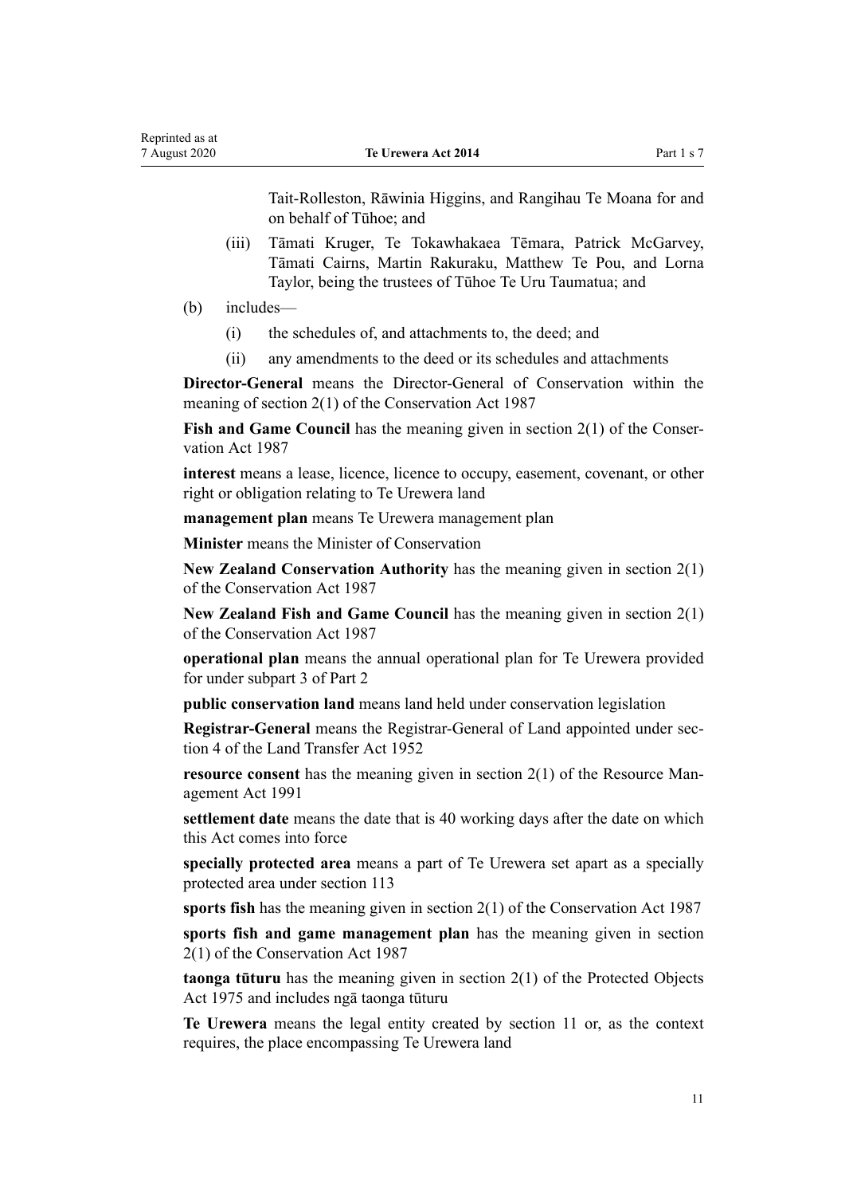Tait-Rolleston, Rāwinia Higgins, and Rangihau Te Moana for and on behalf of Tūhoe; and

(iii) Tāmati Kruger, Te Tokawhakaea Tēmara, Patrick McGarvey, Tāmati Cairns, Martin Rakuraku, Matthew Te Pou, and Lorna Taylor, being the trustees of Tūhoe Te Uru Taumatua; and

(b) includes—

(i) the schedules of, and attachments to, the deed; and

(ii) any amendments to the deed or its schedules and attachments

**Director-General** means the Director-General of Conservation within the meaning of section 2(1) of the Conservation Act 1987

**Fish and Game Council** has the meaning given in section 2(1) of the Conservation Act 1987

**interest** means a lease, licence, licence to occupy, easement, covenant, or other right or obligation relating to Te Urewera land

**management plan** means Te Urewera management plan

**Minister** means the Minister of Conservation

**New Zealand Conservation Authority** has the meaning given in section 2(1) of the Conservation Act 1987

**New Zealand Fish and Game Council** has the meaning given in section 2(1) of the Conservation Act 1987

**operational plan** means the annual operational plan for Te Urewera provided for under subpart 3 of Part 2

**public conservation land** means land held under conservation legislation

**Registrar-General** means the Registrar-General of Land appointed under section 4 of the Land Transfer Act 1952

**resource consent** has the meaning given in section 2(1) of the Resource Management Act 1991

**settlement date** means the date that is 40 working days after the date on which this Act comes into force

**specially protected area** means a part of Te Urewera set apart as a specially protected area under section 113

**sports fish** has the meaning given in section 2(1) of the Conservation Act 1987

**sports fish and game management plan** has the meaning given in section 2(1) of the Conservation Act 1987

**taonga tūturu** has the meaning given in section 2(1) of the Protected Objects Act 1975 and includes ngā taonga tūturu

**Te Urewera** means the legal entity created by section 11 or, as the context requires, the place encompassing Te Urewera land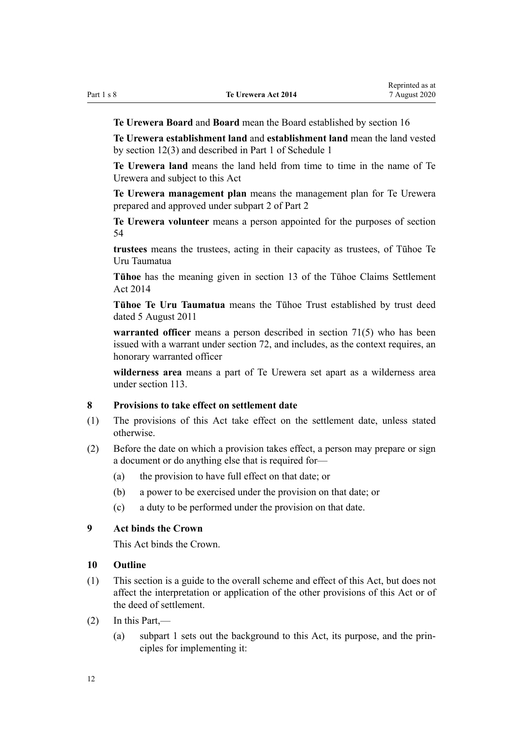**Te Urewera Board** and **Board** mean the Board established by section 16

**Te Urewera establishment land** and **establishment land** mean the land vested by section 12(3) and described in Part 1 of Schedule 1

**Te Urewera land** means the land held from time to time in the name of Te Urewera and subject to this Act

**Te Urewera management plan** means the management plan for Te Urewera prepared and approved under subpart 2 of Part 2

**Te Urewera volunteer** means a person appointed for the purposes of section 54

**trustees** means the trustees, acting in their capacity as trustees, of Tūhoe Te Uru Taumatua

**Tūhoe** has the meaning given in section 13 of the Tūhoe Claims Settlement Act 2014

**Tūhoe Te Uru Taumatua** means the Tūhoe Trust established by trust deed dated 5 August 2011

**warranted officer** means a person described in section 71(5) who has been issued with a warrant under section 72, and includes, as the context requires, an honorary warranted officer

**wilderness area** means a part of Te Urewera set apart as a wilderness area under section 113.

### 8 Provisions to take effect on settlement date

(1) The provisions of this Act take effect on the settlement date, unless stated otherwise.

(2) Before the date on which a provision takes effect, a person may prepare or sign a document or do anything else that is required for—

- (a) the provision to have full effect on that date; or
- (b) a power to be exercised under the provision on that date; or
- (c) a duty to be performed under the provision on that date.

### 9 Act binds the Crown

This Act binds the Crown.

### 10 Outline

(1) This section is a guide to the overall scheme and effect of this Act, but does not affect the interpretation or application of the other provisions of this Act or of the deed of settlement.

(2) In this Part,—

- (a) subpart 1 sets out the background to this Act, its purpose, and the principles for implementing it: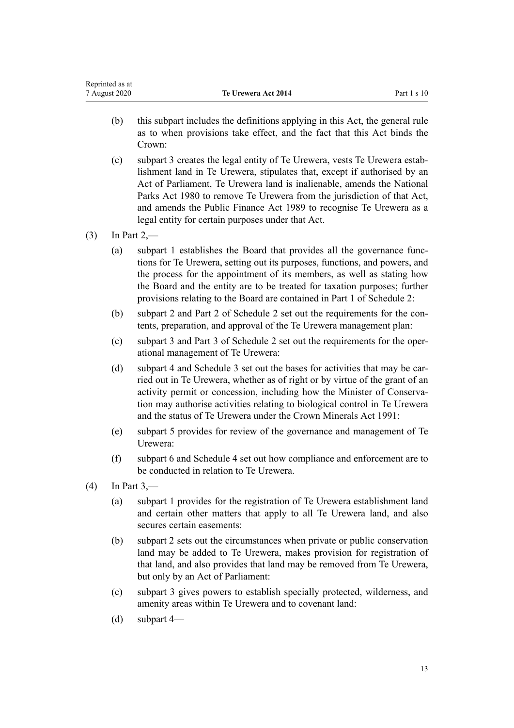(b) this subpart includes the definitions applying in this Act, the general rule as to when provisions take effect, and the fact that this Act binds the Crown:

(c) subpart 3 creates the legal entity of Te Urewera, vests Te Urewera establishment land in Te Urewera, stipulates that, except if authorised by an Act of Parliament, Te Urewera land is inalienable, amends the National Parks Act 1980 to remove Te Urewera from the jurisdiction of that Act, and amends the Public Finance Act 1989 to recognise Te Urewera as a legal entity for certain purposes under that Act.

(3) In Part 2,—

(a) subpart 1 establishes the Board that provides all the governance functions for Te Urewera, setting out its purposes, functions, and powers, and the process for the appointment of its members, as well as stating how the Board and the entity are to be treated for taxation purposes; further provisions relating to the Board are contained in Part 1 of Schedule 2:

(b) subpart 2 and Part 2 of Schedule 2 set out the requirements for the contents, preparation, and approval of the Te Urewera management plan:

(c) subpart 3 and Part 3 of Schedule 2 set out the requirements for the operational management of Te Urewera:

(d) subpart 4 and Schedule 3 set out the bases for activities that may be carried out in Te Urewera, whether as of right or by virtue of the grant of an activity permit or concession, including how the Minister of Conservation may authorise activities relating to biological control in Te Urewera and the status of Te Urewera under the Crown Minerals Act 1991:

(e) subpart 5 provides for review of the governance and management of Te Urewera:

(f) subpart 6 and Schedule 4 set out how compliance and enforcement are to be conducted in relation to Te Urewera.

(4) In Part 3,—

(a) subpart 1 provides for the registration of Te Urewera establishment land and certain other matters that apply to all Te Urewera land, and also secures certain easements:

(b) subpart 2 sets out the circumstances when private or public conservation land may be added to Te Urewera, makes provision for registration of that land, and also provides that land may be removed from Te Urewera, but only by an Act of Parliament:

(c) subpart 3 gives powers to establish specially protected, wilderness, and amenity areas within Te Urewera and to covenant land:

(d) subpart 4—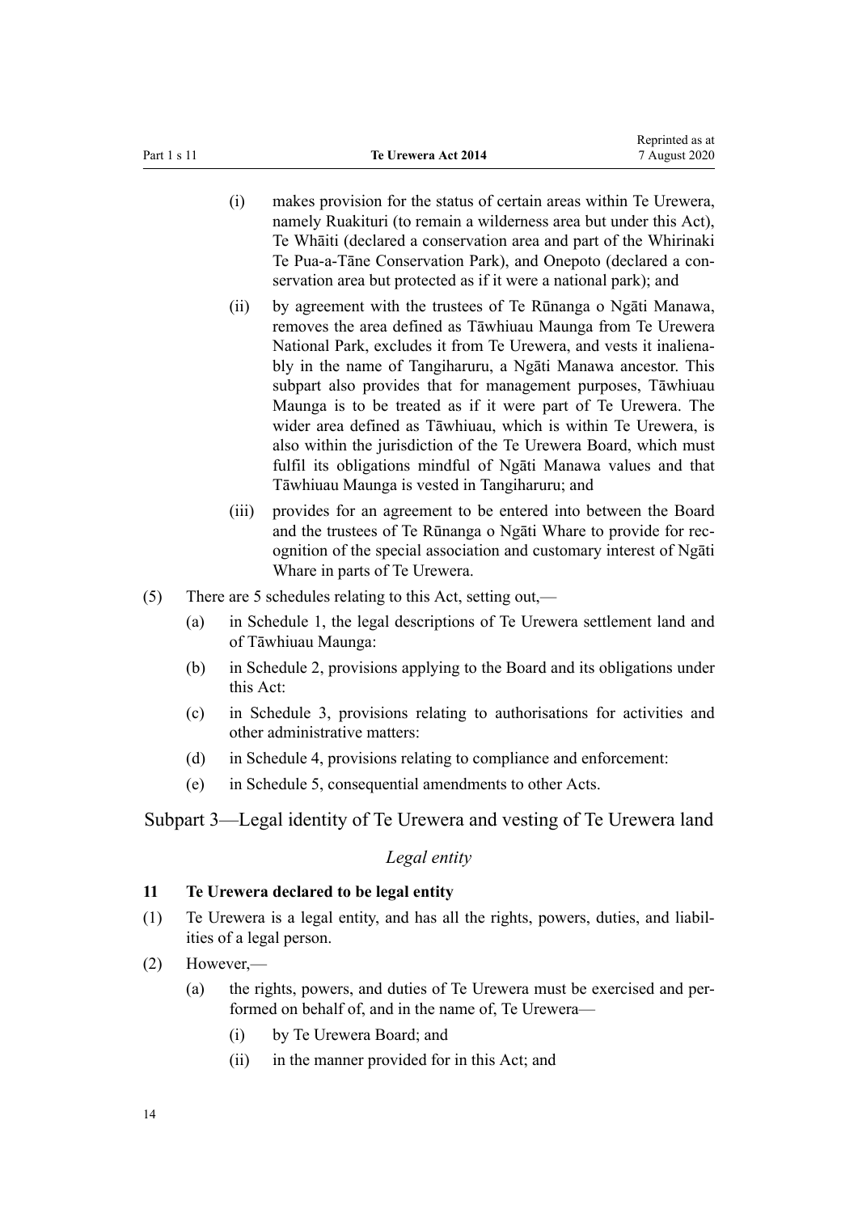(i) makes provision for the status of certain areas within Te Urewera, namely Ruakituri (to remain a wilderness area but under this Act), Te Whāiti (declared a conservation area and part of the Whirinaki Te Pua-a-Tāne Conservation Park), and Onepoto (declared a conservation area but protected as if it were a national park); and

(ii) by agreement with the trustees of Te Rūnanga o Ngāti Manawa, removes the area defined as Tāwhiuau Maunga from Te Urewera National Park, excludes it from Te Urewera, and vests it inalienably in the name of Tangiharuru, a Ngāti Manawa ancestor. This subpart also provides that for management purposes, Tāwhiuau Maunga is to be treated as if it were part of Te Urewera. The wider area defined as Tāwhiuau, which is within Te Urewera, is also within the jurisdiction of the Te Urewera Board, which must fulfil its obligations mindful of Ngāti Manawa values and that Tāwhiuau Maunga is vested in Tangiharuru; and

(iii) provides for an agreement to be entered into between the Board and the trustees of Te Rūnanga o Ngāti Whare to provide for recognition of the special association and customary interest of Ngāti Whare in parts of Te Urewera.

(5) There are 5 schedules relating to this Act, setting out,—

(a) in Schedule 1, the legal descriptions of Te Urewera settlement land and of Tāwhiuau Maunga:

(b) in Schedule 2, provisions applying to the Board and its obligations under this Act:

(c) in Schedule 3, provisions relating to authorisations for activities and other administrative matters:

(d) in Schedule 4, provisions relating to compliance and enforcement:

(e) in Schedule 5, consequential amendments to other Acts.

## Subpart 3—Legal identity of Te Urewera and vesting of Te Urewera land

### *Legal entity*

**11 Te Urewera declared to be legal entity**

(1) Te Urewera is a legal entity, and has all the rights, powers, duties, and liabilities of a legal person.

(2) However,—

(a) the rights, powers, and duties of Te Urewera must be exercised and performed on behalf of, and in the name of, Te Urewera—

(i) by Te Urewera Board; and

(ii) in the manner provided for in this Act; and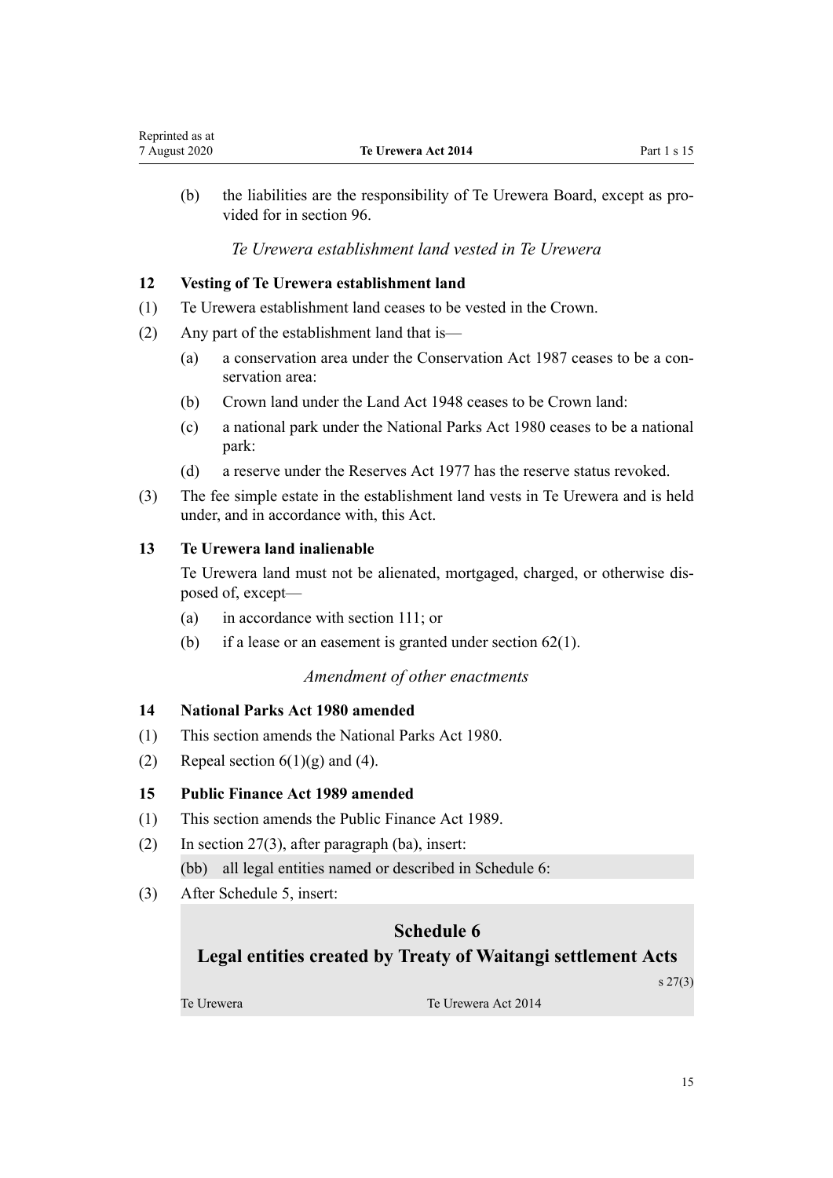(b) the liabilities are the responsibility of Te Urewera Board, except as provided for in section 96.

*Te Urewera establishment land vested in Te Urewera*

### 12 Vesting of Te Urewera establishment land

(1) Te Urewera establishment land ceases to be vested in the Crown.

(2) Any part of the establishment land that is—

(a) a conservation area under the Conservation Act 1987 ceases to be a conservation area:

(b) Crown land under the Land Act 1948 ceases to be Crown land:

(c) a national park under the National Parks Act 1980 ceases to be a national park:

(d) a reserve under the Reserves Act 1977 has the reserve status revoked.

(3) The fee simple estate in the establishment land vests in Te Urewera and is held under, and in accordance with, this Act.

### 13 Te Urewera land inalienable

Te Urewera land must not be alienated, mortgaged, charged, or otherwise disposed of, except—

(a) in accordance with section 111; or

(b) if a lease or an easement is granted under section 62(1).

*Amendment of other enactments*

### 14 National Parks Act 1980 amended

(1) This section amends the National Parks Act 1980.

(2) Repeal section 6(1)(g) and (4).

### 15 Public Finance Act 1989 amended

(1) This section amends the Public Finance Act 1989.

(2) In section 27(3), after paragraph (ba), insert:

(bb) all legal entities named or described in Schedule 6:

(3) After Schedule 5, insert:

## Schedule 6
## Legal entities created by Treaty of Waitangi settlement Acts

s 27(3)

| Te Urewera | Te Urewera Act 2014 |
|---|---|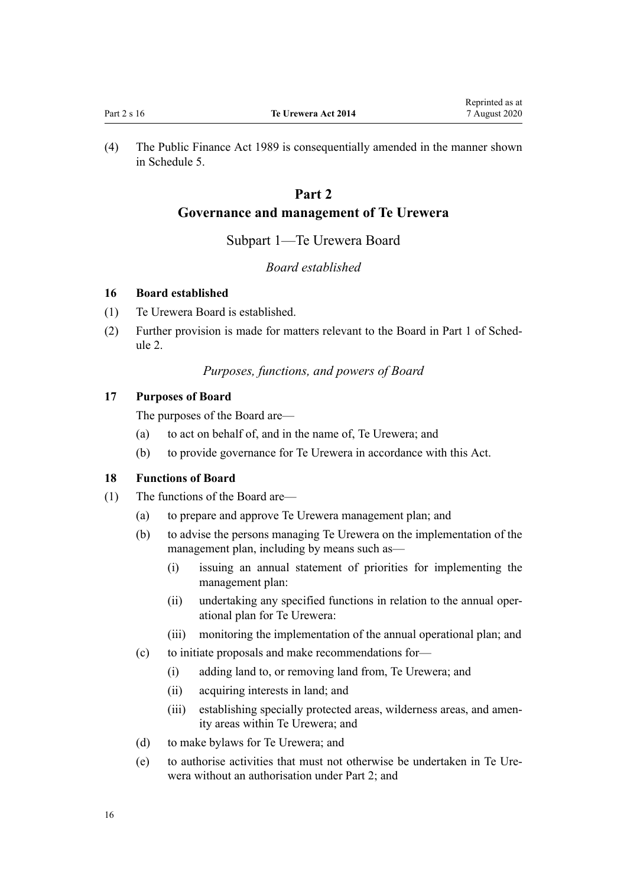(4) The Public Finance Act 1989 is consequentially amended in the manner shown in Schedule 5.

## Part 2
## Governance and management of Te Urewera

### Subpart 1—Te Urewera Board

*Board established*

**16 Board established**

(1) Te Urewera Board is established.

(2) Further provision is made for matters relevant to the Board in Part 1 of Schedule 2.

*Purposes, functions, and powers of Board*

**17 Purposes of Board**

The purposes of the Board are—

(a) to act on behalf of, and in the name of, Te Urewera; and

(b) to provide governance for Te Urewera in accordance with this Act.

**18 Functions of Board**

(1) The functions of the Board are—

(a) to prepare and approve Te Urewera management plan; and

(b) to advise the persons managing Te Urewera on the implementation of the management plan, including by means such as—

(i) issuing an annual statement of priorities for implementing the management plan:

(ii) undertaking any specified functions in relation to the annual operational plan for Te Urewera:

(iii) monitoring the implementation of the annual operational plan; and

(c) to initiate proposals and make recommendations for—

(i) adding land to, or removing land from, Te Urewera; and

(ii) acquiring interests in land; and

(iii) establishing specially protected areas, wilderness areas, and amenity areas within Te Urewera; and

(d) to make bylaws for Te Urewera; and

(e) to authorise activities that must not otherwise be undertaken in Te Urewera without an authorisation under Part 2; and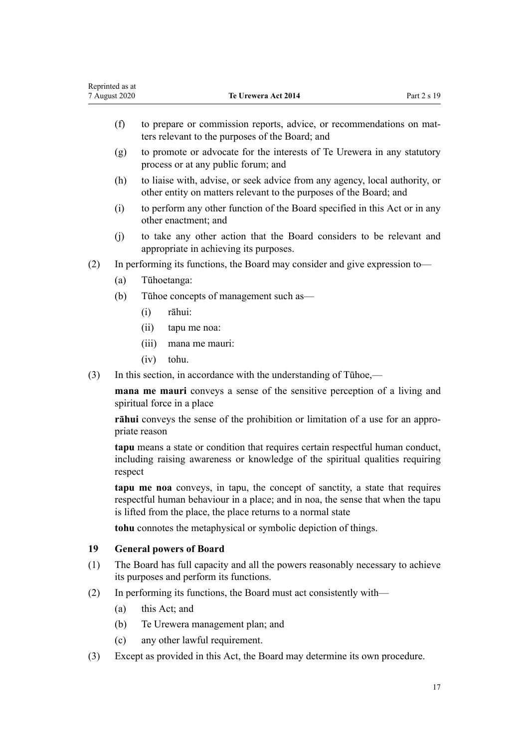(f) to prepare or commission reports, advice, or recommendations on matters relevant to the purposes of the Board; and

(g) to promote or advocate for the interests of Te Urewera in any statutory process or at any public forum; and

(h) to liaise with, advise, or seek advice from any agency, local authority, or other entity on matters relevant to the purposes of the Board; and

(i) to perform any other function of the Board specified in this Act or in any other enactment; and

(j) to take any other action that the Board considers to be relevant and appropriate in achieving its purposes.

(2) In performing its functions, the Board may consider and give expression to—

(a) Tūhoetanga:

(b) Tūhoe concepts of management such as—

(i) rāhui:

(ii) tapu me noa:

(iii) mana me mauri:

(iv) tohu.

(3) In this section, in accordance with the understanding of Tūhoe,—

**mana me mauri** conveys a sense of the sensitive perception of a living and spiritual force in a place

**rāhui** conveys the sense of the prohibition or limitation of a use for an appropriate reason

**tapu** means a state or condition that requires certain respectful human conduct, including raising awareness or knowledge of the spiritual qualities requiring respect

**tapu me noa** conveys, in tapu, the concept of sanctity, a state that requires respectful human behaviour in a place; and in noa, the sense that when the tapu is lifted from the place, the place returns to a normal state

**tohu** connotes the metaphysical or symbolic depiction of things.

### 19 General powers of Board

(1) The Board has full capacity and all the powers reasonably necessary to achieve its purposes and perform its functions.

(2) In performing its functions, the Board must act consistently with—

(a) this Act; and

(b) Te Urewera management plan; and

(c) any other lawful requirement.

(3) Except as provided in this Act, the Board may determine its own procedure.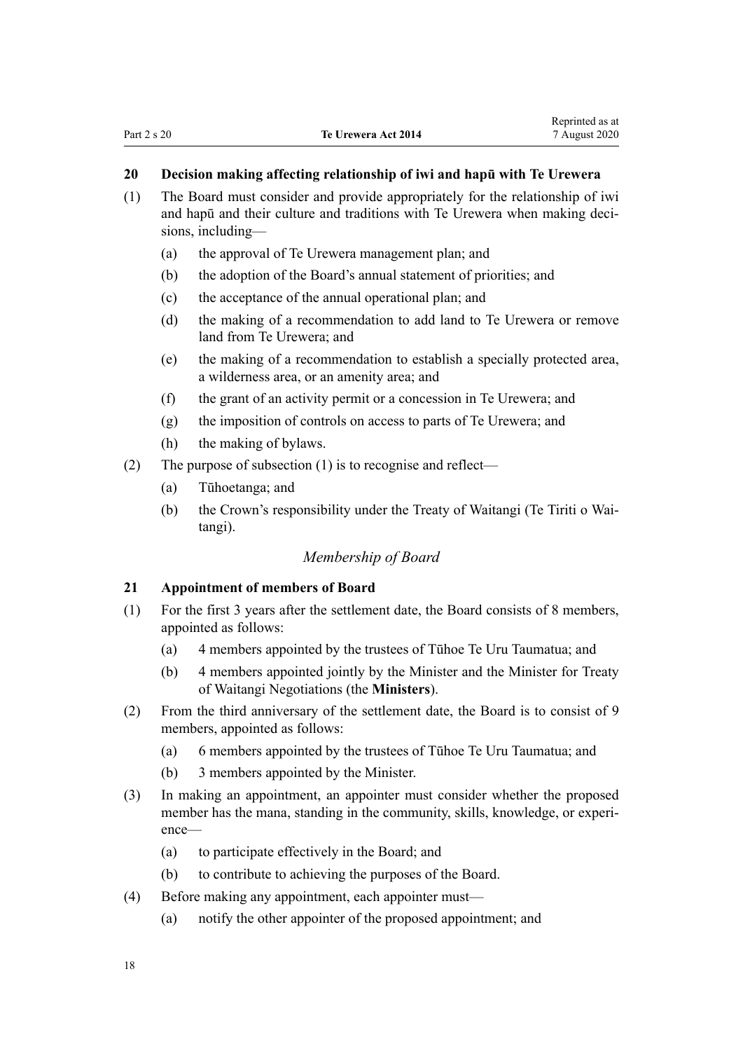### 20 Decision making affecting relationship of iwi and hapū with Te Urewera

(1) The Board must consider and provide appropriately for the relationship of iwi and hapū and their culture and traditions with Te Urewera when making decisions, including—

(a) the approval of Te Urewera management plan; and

(b) the adoption of the Board's annual statement of priorities; and

(c) the acceptance of the annual operational plan; and

(d) the making of a recommendation to add land to Te Urewera or remove land from Te Urewera; and

(e) the making of a recommendation to establish a specially protected area, a wilderness area, or an amenity area; and

(f) the grant of an activity permit or a concession in Te Urewera; and

(g) the imposition of controls on access to parts of Te Urewera; and

(h) the making of bylaws.

(2) The purpose of subsection (1) is to recognise and reflect—

(a) Tūhoetanga; and

(b) the Crown's responsibility under the Treaty of Waitangi (Te Tiriti o Waitangi).

*Membership of Board*

### 21 Appointment of members of Board

(1) For the first 3 years after the settlement date, the Board consists of 8 members, appointed as follows:

(a) 4 members appointed by the trustees of Tūhoe Te Uru Taumatua; and

(b) 4 members appointed jointly by the Minister and the Minister for Treaty of Waitangi Negotiations (the **Ministers**).

(2) From the third anniversary of the settlement date, the Board is to consist of 9 members, appointed as follows:

(a) 6 members appointed by the trustees of Tūhoe Te Uru Taumatua; and

(b) 3 members appointed by the Minister.

(3) In making an appointment, an appointer must consider whether the proposed member has the mana, standing in the community, skills, knowledge, or experience—

(a) to participate effectively in the Board; and

(b) to contribute to achieving the purposes of the Board.

(4) Before making any appointment, each appointer must—

(a) notify the other appointer of the proposed appointment; and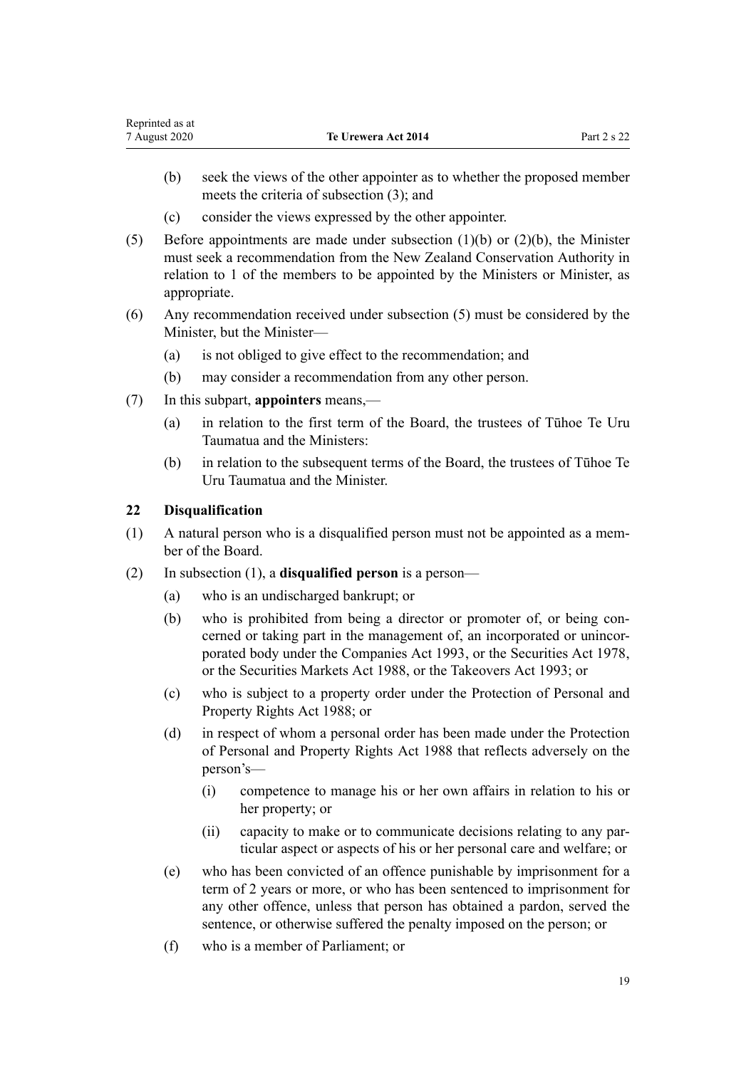- (b) seek the views of the other appointer as to whether the proposed member meets the criteria of subsection (3); and
- (c) consider the views expressed by the other appointer.

(5) Before appointments are made under subsection (1)(b) or (2)(b), the Minister must seek a recommendation from the New Zealand Conservation Authority in relation to 1 of the members to be appointed by the Ministers or Minister, as appropriate.

(6) Any recommendation received under subsection (5) must be considered by the Minister, but the Minister—

- (a) is not obliged to give effect to the recommendation; and
- (b) may consider a recommendation from any other person.

(7) In this subpart, **appointers** means,—

- (a) in relation to the first term of the Board, the trustees of Tūhoe Te Uru Taumatua and the Ministers:
- (b) in relation to the subsequent terms of the Board, the trustees of Tūhoe Te Uru Taumatua and the Minister.

### 22 Disqualification

(1) A natural person who is a disqualified person must not be appointed as a member of the Board.

(2) In subsection (1), a **disqualified person** is a person—

- (a) who is an undischarged bankrupt; or
- (b) who is prohibited from being a director or promoter of, or being concerned or taking part in the management of, an incorporated or unincorporated body under the Companies Act 1993, or the Securities Act 1978, or the Securities Markets Act 1988, or the Takeovers Act 1993; or
- (c) who is subject to a property order under the Protection of Personal and Property Rights Act 1988; or
- (d) in respect of whom a personal order has been made under the Protection of Personal and Property Rights Act 1988 that reflects adversely on the person's—
  - (i) competence to manage his or her own affairs in relation to his or her property; or
  - (ii) capacity to make or to communicate decisions relating to any particular aspect or aspects of his or her personal care and welfare; or
- (e) who has been convicted of an offence punishable by imprisonment for a term of 2 years or more, or who has been sentenced to imprisonment for any other offence, unless that person has obtained a pardon, served the sentence, or otherwise suffered the penalty imposed on the person; or
- (f) who is a member of Parliament; or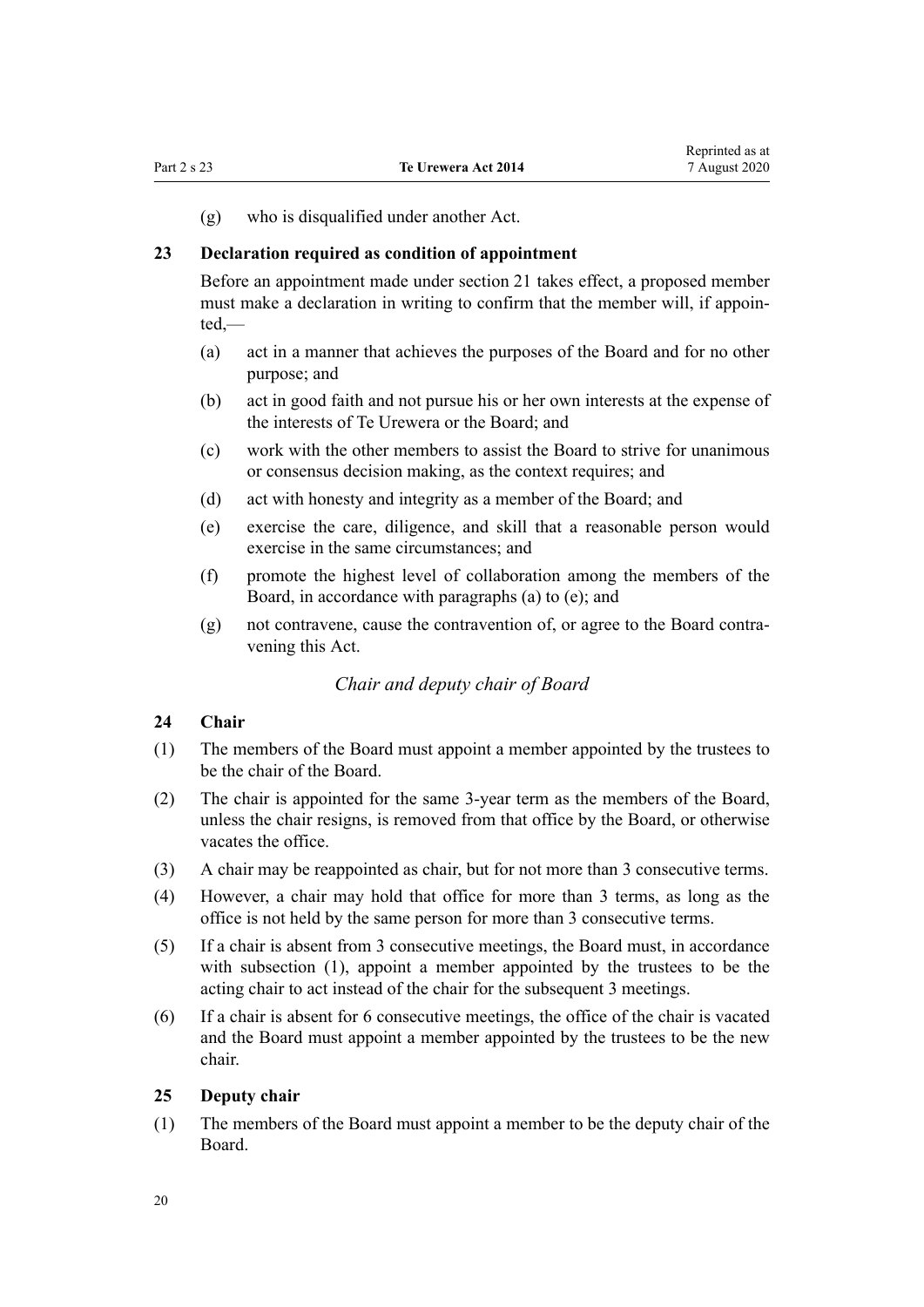(g) who is disqualified under another Act.

## 23 Declaration required as condition of appointment

Before an appointment made under section 21 takes effect, a proposed member must make a declaration in writing to confirm that the member will, if appointed,—

(a) act in a manner that achieves the purposes of the Board and for no other purpose; and

(b) act in good faith and not pursue his or her own interests at the expense of the interests of Te Urewera or the Board; and

(c) work with the other members to assist the Board to strive for unanimous or consensus decision making, as the context requires; and

(d) act with honesty and integrity as a member of the Board; and

(e) exercise the care, diligence, and skill that a reasonable person would exercise in the same circumstances; and

(f) promote the highest level of collaboration among the members of the Board, in accordance with paragraphs (a) to (e); and

(g) not contravene, cause the contravention of, or agree to the Board contravening this Act.

### *Chair and deputy chair of Board*

## 24 Chair

(1) The members of the Board must appoint a member appointed by the trustees to be the chair of the Board.

(2) The chair is appointed for the same 3-year term as the members of the Board, unless the chair resigns, is removed from that office by the Board, or otherwise vacates the office.

(3) A chair may be reappointed as chair, but for not more than 3 consecutive terms.

(4) However, a chair may hold that office for more than 3 terms, as long as the office is not held by the same person for more than 3 consecutive terms.

(5) If a chair is absent from 3 consecutive meetings, the Board must, in accordance with subsection (1), appoint a member appointed by the trustees to be the acting chair to act instead of the chair for the subsequent 3 meetings.

(6) If a chair is absent for 6 consecutive meetings, the office of the chair is vacated and the Board must appoint a member appointed by the trustees to be the new chair.

## 25 Deputy chair

(1) The members of the Board must appoint a member to be the deputy chair of the Board.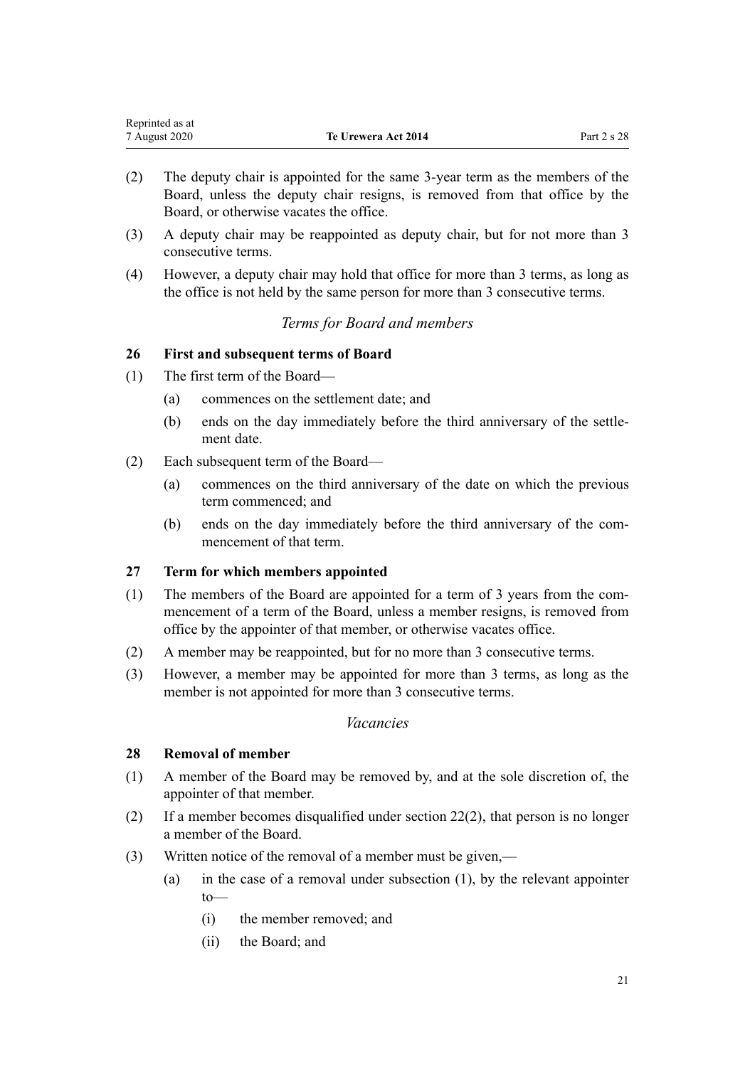(2) The deputy chair is appointed for the same 3-year term as the members of the Board, unless the deputy chair resigns, is removed from that office by the Board, or otherwise vacates the office.

(3) A deputy chair may be reappointed as deputy chair, but for not more than 3 consecutive terms.

(4) However, a deputy chair may hold that office for more than 3 terms, as long as the office is not held by the same person for more than 3 consecutive terms.

*Terms for Board and members*

### 26 First and subsequent terms of Board

(1) The first term of the Board—

(a) commences on the settlement date; and

(b) ends on the day immediately before the third anniversary of the settlement date.

(2) Each subsequent term of the Board—

(a) commences on the third anniversary of the date on which the previous term commenced; and

(b) ends on the day immediately before the third anniversary of the commencement of that term.

### 27 Term for which members appointed

(1) The members of the Board are appointed for a term of 3 years from the commencement of a term of the Board, unless a member resigns, is removed from office by the appointer of that member, or otherwise vacates office.

(2) A member may be reappointed, but for no more than 3 consecutive terms.

(3) However, a member may be appointed for more than 3 terms, as long as the member is not appointed for more than 3 consecutive terms.

*Vacancies*

### 28 Removal of member

(1) A member of the Board may be removed by, and at the sole discretion of, the appointer of that member.

(2) If a member becomes disqualified under section 22(2), that person is no longer a member of the Board.

(3) Written notice of the removal of a member must be given,—

(a) in the case of a removal under subsection (1), by the relevant appointer to—

(i) the member removed; and

(ii) the Board; and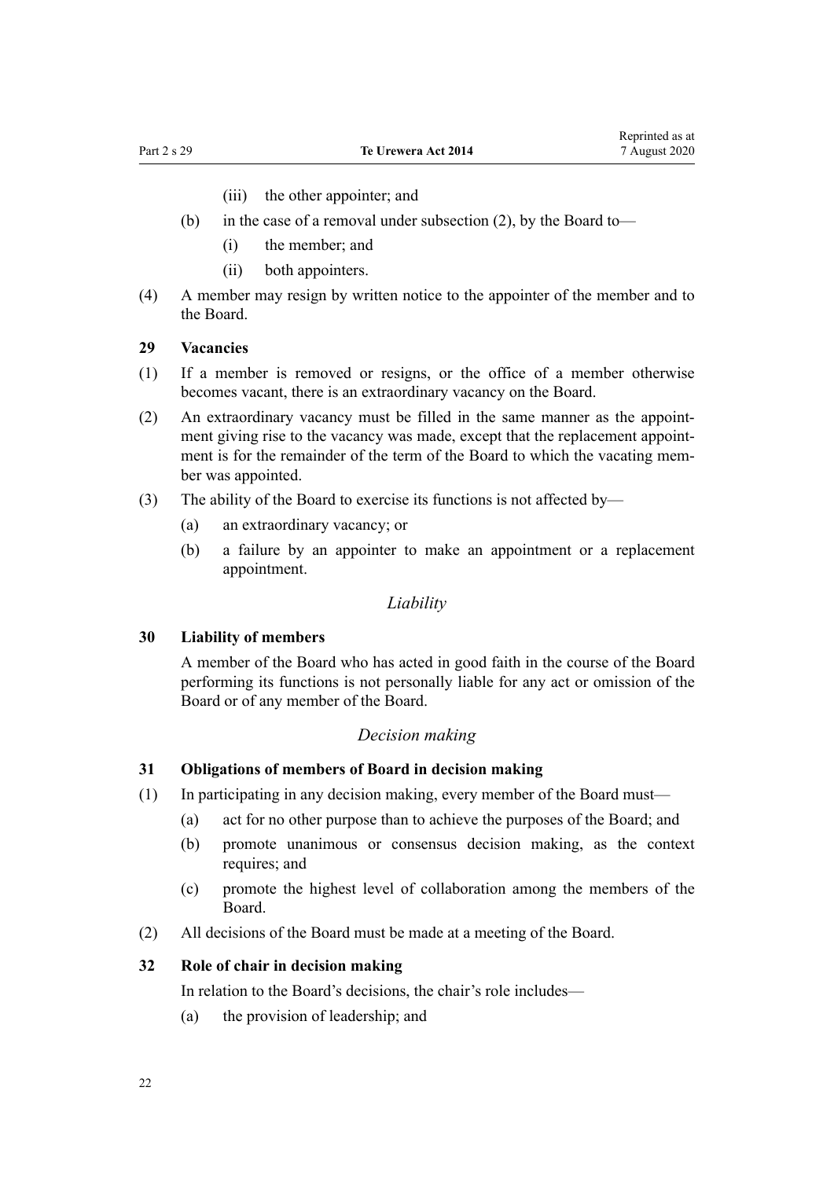(iii) the other appointer; and

(b) in the case of a removal under subsection (2), by the Board to—

(i) the member; and

(ii) both appointers.

(4) A member may resign by written notice to the appointer of the member and to the Board.

**29 Vacancies**

(1) If a member is removed or resigns, or the office of a member otherwise becomes vacant, there is an extraordinary vacancy on the Board.

(2) An extraordinary vacancy must be filled in the same manner as the appointment giving rise to the vacancy was made, except that the replacement appointment is for the remainder of the term of the Board to which the vacating member was appointed.

(3) The ability of the Board to exercise its functions is not affected by—

(a) an extraordinary vacancy; or

(b) a failure by an appointer to make an appointment or a replacement appointment.

*Liability*

**30 Liability of members**

A member of the Board who has acted in good faith in the course of the Board performing its functions is not personally liable for any act or omission of the Board or of any member of the Board.

*Decision making*

**31 Obligations of members of Board in decision making**

(1) In participating in any decision making, every member of the Board must—

(a) act for no other purpose than to achieve the purposes of the Board; and

(b) promote unanimous or consensus decision making, as the context requires; and

(c) promote the highest level of collaboration among the members of the Board.

(2) All decisions of the Board must be made at a meeting of the Board.

**32 Role of chair in decision making**

In relation to the Board's decisions, the chair's role includes—

(a) the provision of leadership; and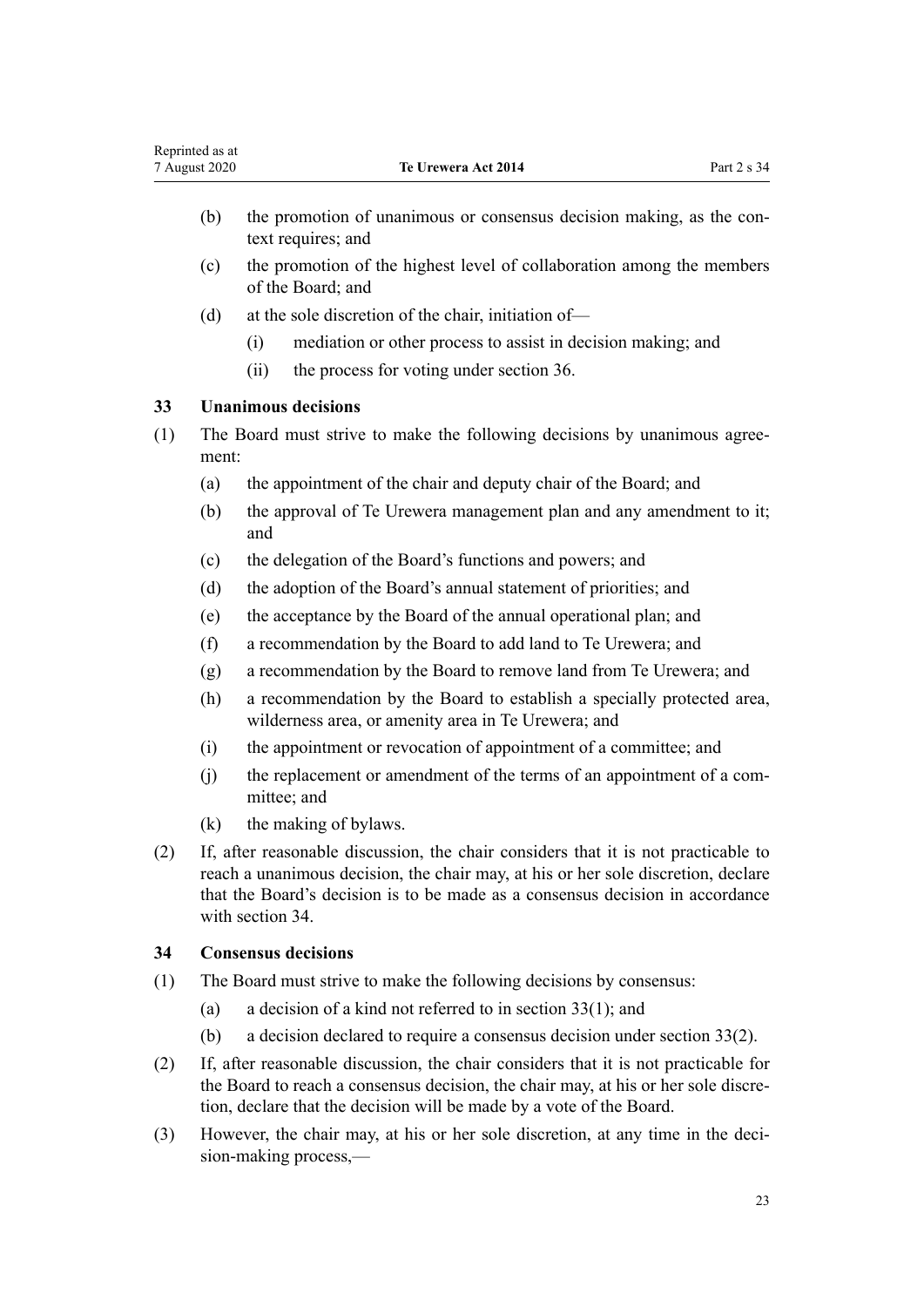(b) the promotion of unanimous or consensus decision making, as the context requires; and

(c) the promotion of the highest level of collaboration among the members of the Board; and

(d) at the sole discretion of the chair, initiation of—

  (i) mediation or other process to assist in decision making; and

  (ii) the process for voting under section 36.

### 33 Unanimous decisions

(1) The Board must strive to make the following decisions by unanimous agreement:

  (a) the appointment of the chair and deputy chair of the Board; and

  (b) the approval of Te Urewera management plan and any amendment to it; and

  (c) the delegation of the Board's functions and powers; and

  (d) the adoption of the Board's annual statement of priorities; and

  (e) the acceptance by the Board of the annual operational plan; and

  (f) a recommendation by the Board to add land to Te Urewera; and

  (g) a recommendation by the Board to remove land from Te Urewera; and

  (h) a recommendation by the Board to establish a specially protected area, wilderness area, or amenity area in Te Urewera; and

  (i) the appointment or revocation of appointment of a committee; and

  (j) the replacement or amendment of the terms of an appointment of a committee; and

  (k) the making of bylaws.

(2) If, after reasonable discussion, the chair considers that it is not practicable to reach a unanimous decision, the chair may, at his or her sole discretion, declare that the Board's decision is to be made as a consensus decision in accordance with section 34.

### 34 Consensus decisions

(1) The Board must strive to make the following decisions by consensus:

  (a) a decision of a kind not referred to in section 33(1); and

  (b) a decision declared to require a consensus decision under section 33(2).

(2) If, after reasonable discussion, the chair considers that it is not practicable for the Board to reach a consensus decision, the chair may, at his or her sole discretion, declare that the decision will be made by a vote of the Board.

(3) However, the chair may, at his or her sole discretion, at any time in the decision-making process,—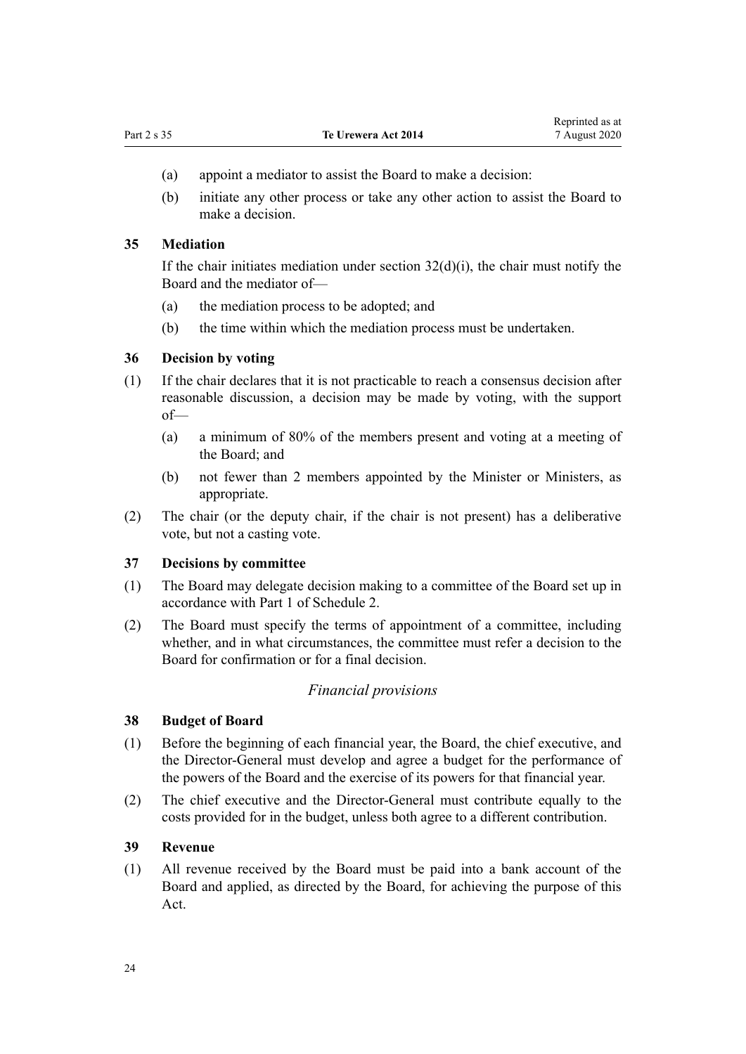(a) appoint a mediator to assist the Board to make a decision:

(b) initiate any other process or take any other action to assist the Board to make a decision.

### 35 Mediation

If the chair initiates mediation under section 32(d)(i), the chair must notify the Board and the mediator of—

(a) the mediation process to be adopted; and

(b) the time within which the mediation process must be undertaken.

### 36 Decision by voting

(1) If the chair declares that it is not practicable to reach a consensus decision after reasonable discussion, a decision may be made by voting, with the support of—

(a) a minimum of 80% of the members present and voting at a meeting of the Board; and

(b) not fewer than 2 members appointed by the Minister or Ministers, as appropriate.

(2) The chair (or the deputy chair, if the chair is not present) has a deliberative vote, but not a casting vote.

### 37 Decisions by committee

(1) The Board may delegate decision making to a committee of the Board set up in accordance with Part 1 of Schedule 2.

(2) The Board must specify the terms of appointment of a committee, including whether, and in what circumstances, the committee must refer a decision to the Board for confirmation or for a final decision.

*Financial provisions*

### 38 Budget of Board

(1) Before the beginning of each financial year, the Board, the chief executive, and the Director-General must develop and agree a budget for the performance of the powers of the Board and the exercise of its powers for that financial year.

(2) The chief executive and the Director-General must contribute equally to the costs provided for in the budget, unless both agree to a different contribution.

### 39 Revenue

(1) All revenue received by the Board must be paid into a bank account of the Board and applied, as directed by the Board, for achieving the purpose of this Act.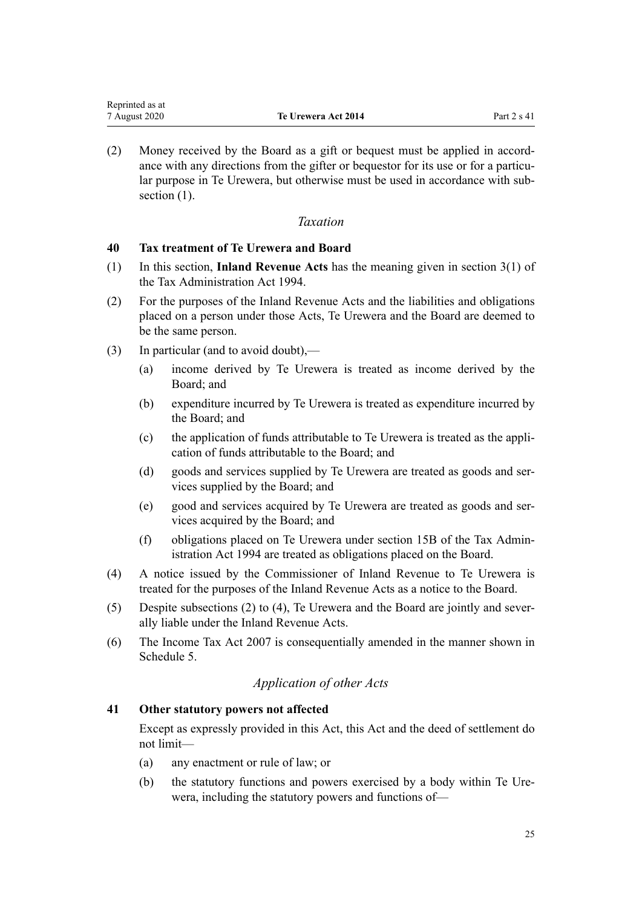(2) Money received by the Board as a gift or bequest must be applied in accordance with any directions from the gifter or bequestor for its use or for a particular purpose in Te Urewera, but otherwise must be used in accordance with subsection (1).

### *Taxation*

#### 40 Tax treatment of Te Urewera and Board

(1) In this section, **Inland Revenue Acts** has the meaning given in section 3(1) of the Tax Administration Act 1994.

(2) For the purposes of the Inland Revenue Acts and the liabilities and obligations placed on a person under those Acts, Te Urewera and the Board are deemed to be the same person.

(3) In particular (and to avoid doubt),—

- (a) income derived by Te Urewera is treated as income derived by the Board; and
- (b) expenditure incurred by Te Urewera is treated as expenditure incurred by the Board; and
- (c) the application of funds attributable to Te Urewera is treated as the application of funds attributable to the Board; and
- (d) goods and services supplied by Te Urewera are treated as goods and services supplied by the Board; and
- (e) good and services acquired by Te Urewera are treated as goods and services acquired by the Board; and
- (f) obligations placed on Te Urewera under section 15B of the Tax Administration Act 1994 are treated as obligations placed on the Board.

(4) A notice issued by the Commissioner of Inland Revenue to Te Urewera is treated for the purposes of the Inland Revenue Acts as a notice to the Board.

(5) Despite subsections (2) to (4), Te Urewera and the Board are jointly and severally liable under the Inland Revenue Acts.

(6) The Income Tax Act 2007 is consequentially amended in the manner shown in Schedule 5.

### *Application of other Acts*

#### 41 Other statutory powers not affected

Except as expressly provided in this Act, this Act and the deed of settlement do not limit—

- (a) any enactment or rule of law; or
- (b) the statutory functions and powers exercised by a body within Te Urewera, including the statutory powers and functions of—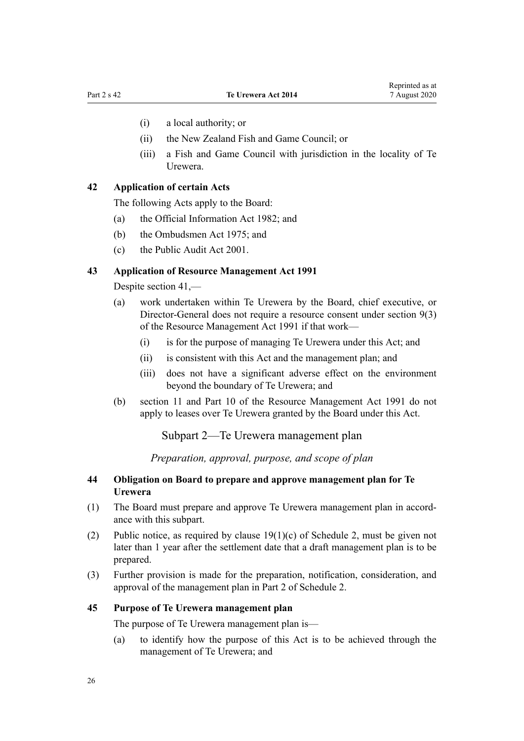- (i) a local authority; or
- (ii) the New Zealand Fish and Game Council; or
- (iii) a Fish and Game Council with jurisdiction in the locality of Te Urewera.

**42 Application of certain Acts**

The following Acts apply to the Board:

- (a) the Official Information Act 1982; and
- (b) the Ombudsmen Act 1975; and
- (c) the Public Audit Act 2001.

**43 Application of Resource Management Act 1991**

Despite section 41,—

- (a) work undertaken within Te Urewera by the Board, chief executive, or Director-General does not require a resource consent under section 9(3) of the Resource Management Act 1991 if that work—
  - (i) is for the purpose of managing Te Urewera under this Act; and
  - (ii) is consistent with this Act and the management plan; and
  - (iii) does not have a significant adverse effect on the environment beyond the boundary of Te Urewera; and
- (b) section 11 and Part 10 of the Resource Management Act 1991 do not apply to leases over Te Urewera granted by the Board under this Act.

## Subpart 2—Te Urewera management plan

*Preparation, approval, purpose, and scope of plan*

**44 Obligation on Board to prepare and approve management plan for Te Urewera**

(1) The Board must prepare and approve Te Urewera management plan in accordance with this subpart.

(2) Public notice, as required by clause 19(1)(c) of Schedule 2, must be given not later than 1 year after the settlement date that a draft management plan is to be prepared.

(3) Further provision is made for the preparation, notification, consideration, and approval of the management plan in Part 2 of Schedule 2.

**45 Purpose of Te Urewera management plan**

The purpose of Te Urewera management plan is—

- (a) to identify how the purpose of this Act is to be achieved through the management of Te Urewera; and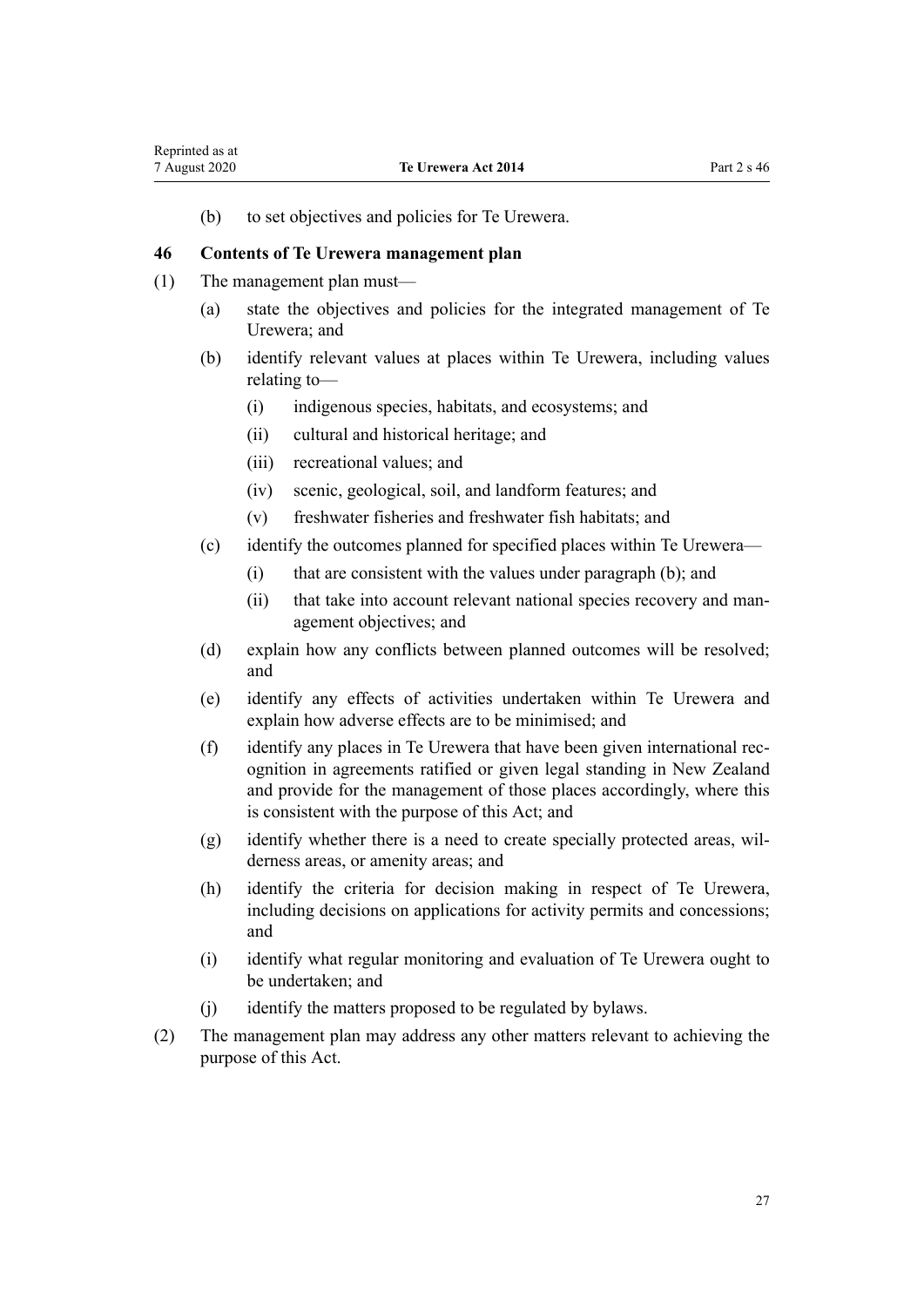(b) to set objectives and policies for Te Urewera.

### 46 Contents of Te Urewera management plan

(1) The management plan must—

  (a) state the objectives and policies for the integrated management of Te Urewera; and

  (b) identify relevant values at places within Te Urewera, including values relating to—

    (i) indigenous species, habitats, and ecosystems; and

    (ii) cultural and historical heritage; and

    (iii) recreational values; and

    (iv) scenic, geological, soil, and landform features; and

    (v) freshwater fisheries and freshwater fish habitats; and

  (c) identify the outcomes planned for specified places within Te Urewera—

    (i) that are consistent with the values under paragraph (b); and

    (ii) that take into account relevant national species recovery and management objectives; and

  (d) explain how any conflicts between planned outcomes will be resolved; and

  (e) identify any effects of activities undertaken within Te Urewera and explain how adverse effects are to be minimised; and

  (f) identify any places in Te Urewera that have been given international recognition in agreements ratified or given legal standing in New Zealand and provide for the management of those places accordingly, where this is consistent with the purpose of this Act; and

  (g) identify whether there is a need to create specially protected areas, wilderness areas, or amenity areas; and

  (h) identify the criteria for decision making in respect of Te Urewera, including decisions on applications for activity permits and concessions; and

  (i) identify what regular monitoring and evaluation of Te Urewera ought to be undertaken; and

  (j) identify the matters proposed to be regulated by bylaws.

(2) The management plan may address any other matters relevant to achieving the purpose of this Act.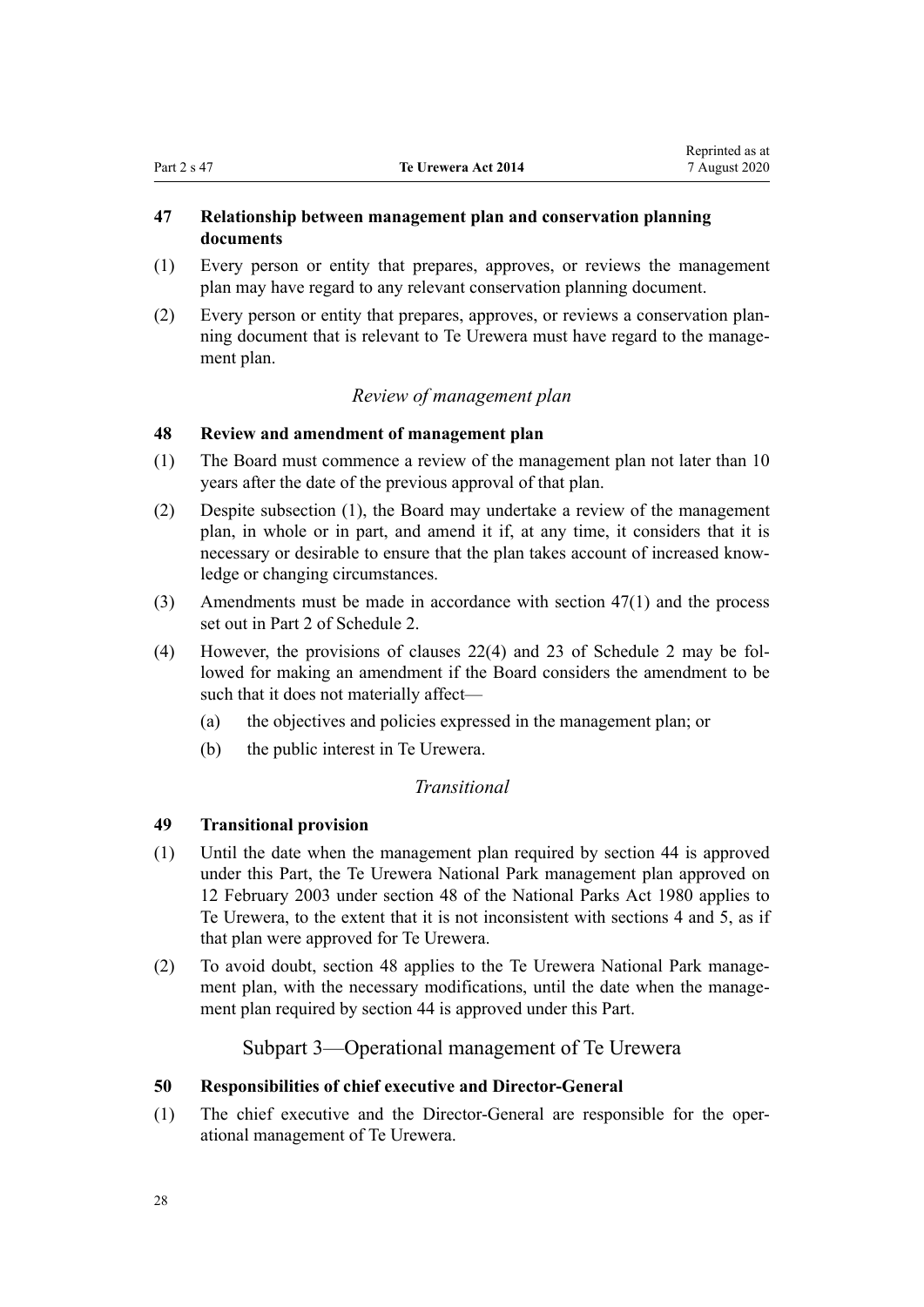### 47 Relationship between management plan and conservation planning documents

(1) Every person or entity that prepares, approves, or reviews the management plan may have regard to any relevant conservation planning document.

(2) Every person or entity that prepares, approves, or reviews a conservation planning document that is relevant to Te Urewera must have regard to the management plan.

*Review of management plan*

### 48 Review and amendment of management plan

(1) The Board must commence a review of the management plan not later than 10 years after the date of the previous approval of that plan.

(2) Despite subsection (1), the Board may undertake a review of the management plan, in whole or in part, and amend it if, at any time, it considers that it is necessary or desirable to ensure that the plan takes account of increased knowledge or changing circumstances.

(3) Amendments must be made in accordance with section 47(1) and the process set out in Part 2 of Schedule 2.

(4) However, the provisions of clauses 22(4) and 23 of Schedule 2 may be followed for making an amendment if the Board considers the amendment to be such that it does not materially affect—

  (a) the objectives and policies expressed in the management plan; or

  (b) the public interest in Te Urewera.

*Transitional*

### 49 Transitional provision

(1) Until the date when the management plan required by section 44 is approved under this Part, the Te Urewera National Park management plan approved on 12 February 2003 under section 48 of the National Parks Act 1980 applies to Te Urewera, to the extent that it is not inconsistent with sections 4 and 5, as if that plan were approved for Te Urewera.

(2) To avoid doubt, section 48 applies to the Te Urewera National Park management plan, with the necessary modifications, until the date when the management plan required by section 44 is approved under this Part.

## Subpart 3—Operational management of Te Urewera

### 50 Responsibilities of chief executive and Director-General

(1) The chief executive and the Director-General are responsible for the operational management of Te Urewera.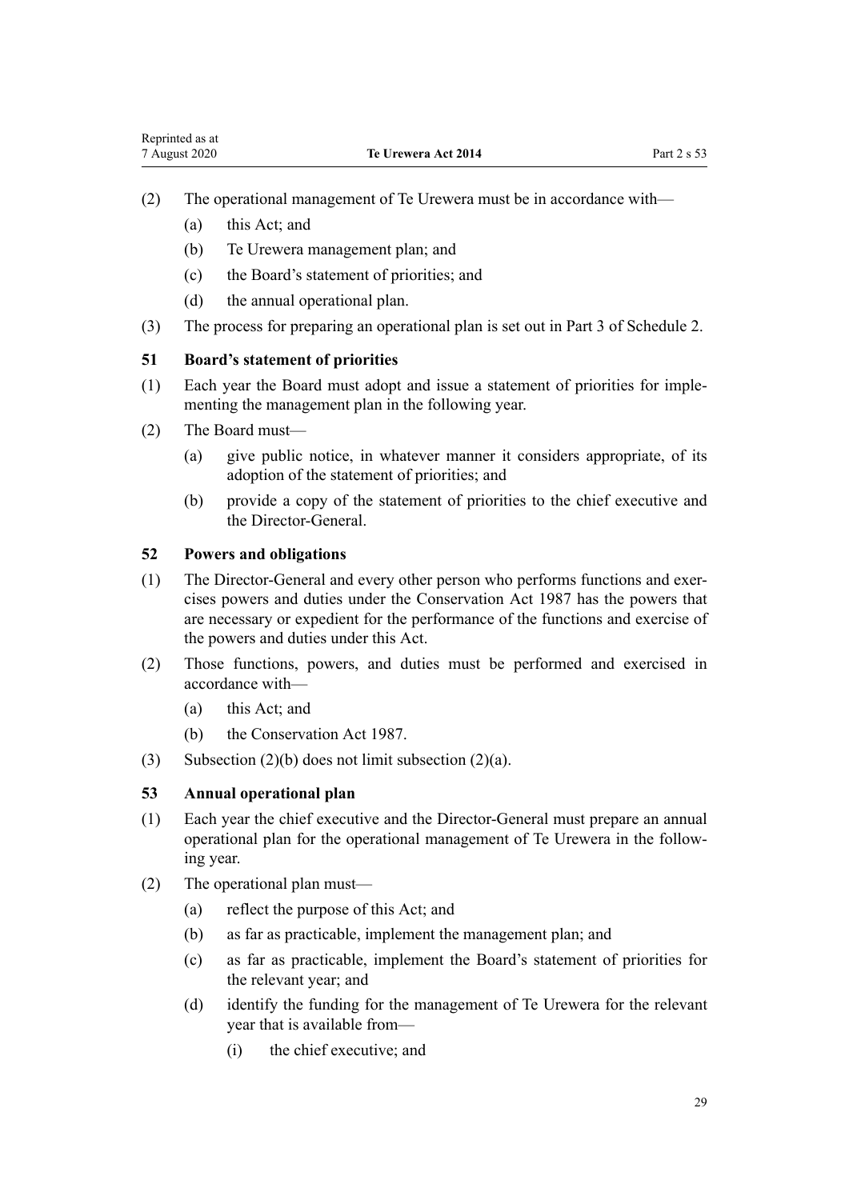(2) The operational management of Te Urewera must be in accordance with—

(a) this Act; and

(b) Te Urewera management plan; and

(c) the Board's statement of priorities; and

(d) the annual operational plan.

(3) The process for preparing an operational plan is set out in Part 3 of Schedule 2.

### 51 Board's statement of priorities

(1) Each year the Board must adopt and issue a statement of priorities for implementing the management plan in the following year.

(2) The Board must—

(a) give public notice, in whatever manner it considers appropriate, of its adoption of the statement of priorities; and

(b) provide a copy of the statement of priorities to the chief executive and the Director-General.

### 52 Powers and obligations

(1) The Director-General and every other person who performs functions and exercises powers and duties under the Conservation Act 1987 has the powers that are necessary or expedient for the performance of the functions and exercise of the powers and duties under this Act.

(2) Those functions, powers, and duties must be performed and exercised in accordance with—

(a) this Act; and

(b) the Conservation Act 1987.

(3) Subsection (2)(b) does not limit subsection (2)(a).

### 53 Annual operational plan

(1) Each year the chief executive and the Director-General must prepare an annual operational plan for the operational management of Te Urewera in the following year.

(2) The operational plan must—

(a) reflect the purpose of this Act; and

(b) as far as practicable, implement the management plan; and

(c) as far as practicable, implement the Board's statement of priorities for the relevant year; and

(d) identify the funding for the management of Te Urewera for the relevant year that is available from—

(i) the chief executive; and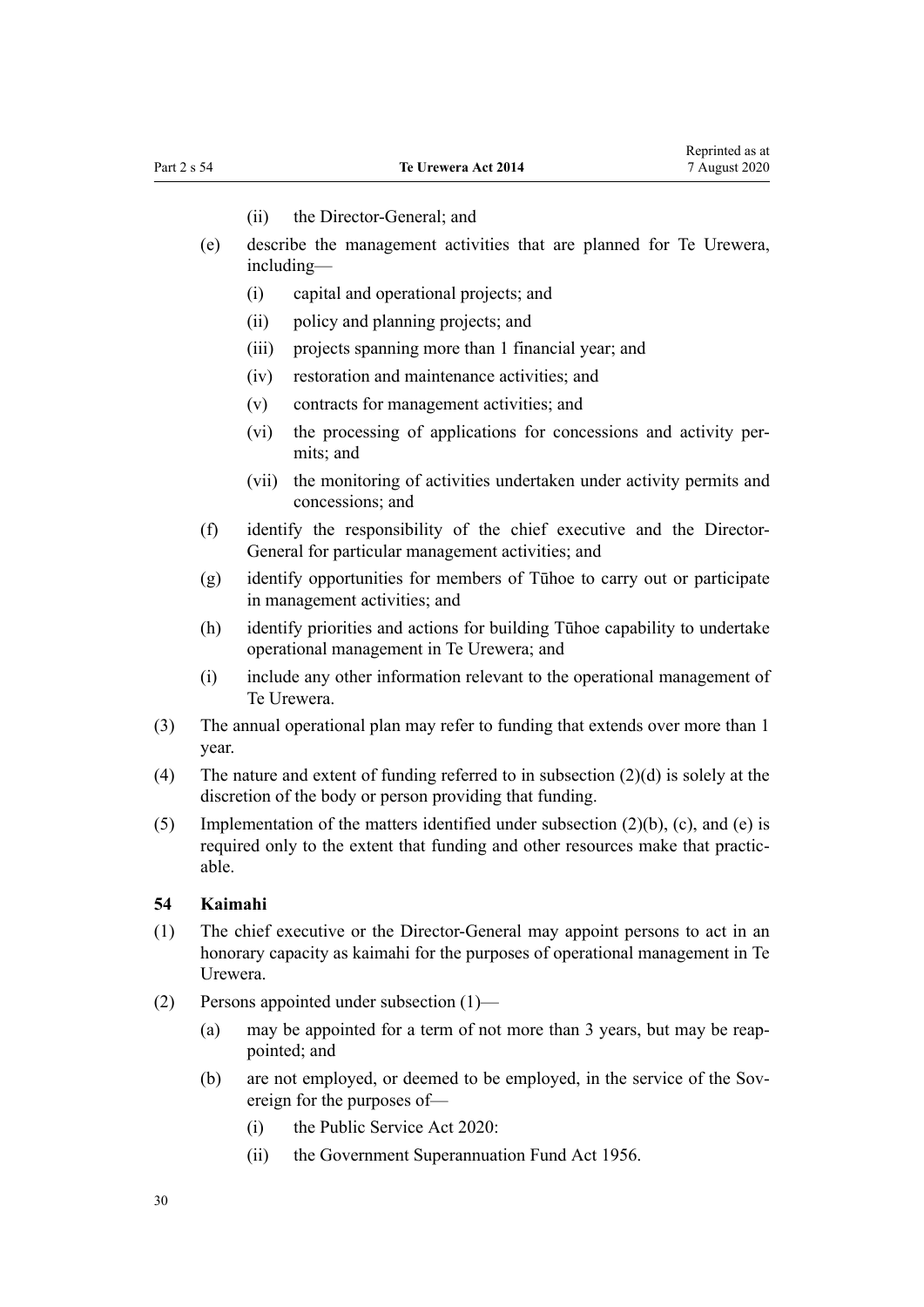(ii) the Director-General; and

(e) describe the management activities that are planned for Te Urewera, including—

(i) capital and operational projects; and

(ii) policy and planning projects; and

(iii) projects spanning more than 1 financial year; and

(iv) restoration and maintenance activities; and

(v) contracts for management activities; and

(vi) the processing of applications for concessions and activity permits; and

(vii) the monitoring of activities undertaken under activity permits and concessions; and

(f) identify the responsibility of the chief executive and the Director-General for particular management activities; and

(g) identify opportunities for members of Tūhoe to carry out or participate in management activities; and

(h) identify priorities and actions for building Tūhoe capability to undertake operational management in Te Urewera; and

(i) include any other information relevant to the operational management of Te Urewera.

(3) The annual operational plan may refer to funding that extends over more than 1 year.

(4) The nature and extent of funding referred to in subsection (2)(d) is solely at the discretion of the body or person providing that funding.

(5) Implementation of the matters identified under subsection (2)(b), (c), and (e) is required only to the extent that funding and other resources make that practicable.

### 54 Kaimahi

(1) The chief executive or the Director-General may appoint persons to act in an honorary capacity as kaimahi for the purposes of operational management in Te Urewera.

(2) Persons appointed under subsection (1)—

(a) may be appointed for a term of not more than 3 years, but may be reappointed; and

(b) are not employed, or deemed to be employed, in the service of the Sovereign for the purposes of—

(i) the Public Service Act 2020:

(ii) the Government Superannuation Fund Act 1956.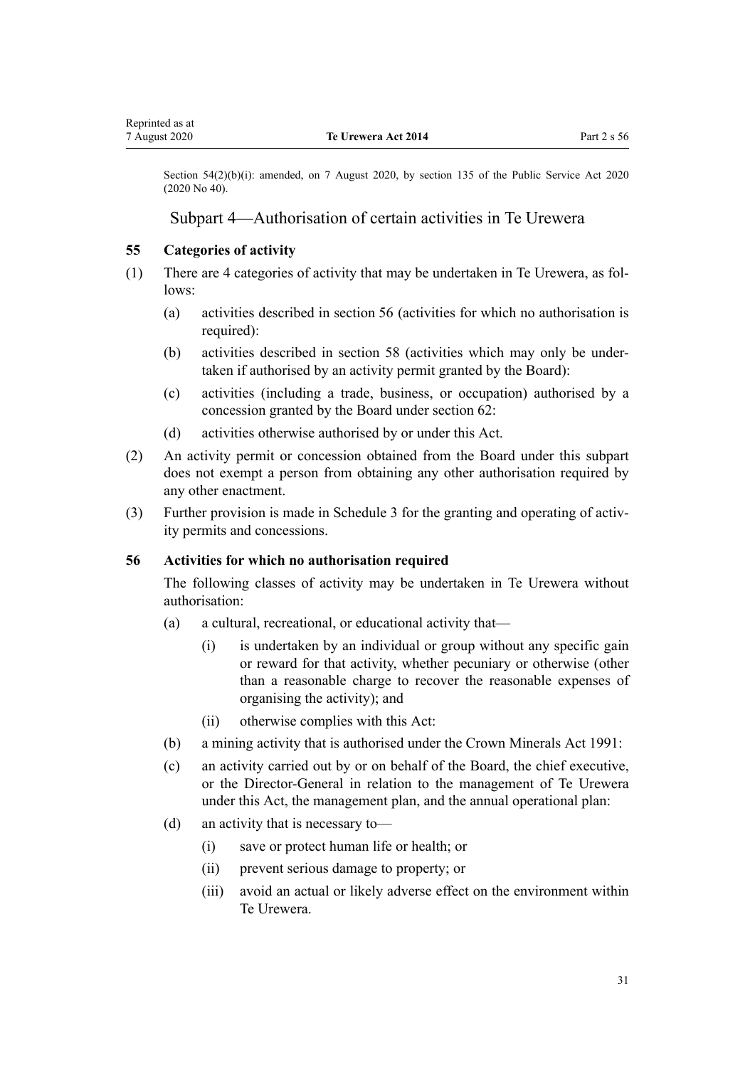Section 54(2)(b)(i): amended, on 7 August 2020, by section 135 of the Public Service Act 2020 (2020 No 40).

## Subpart 4—Authorisation of certain activities in Te Urewera

### 55 Categories of activity

(1) There are 4 categories of activity that may be undertaken in Te Urewera, as follows:

(a) activities described in section 56 (activities for which no authorisation is required):

(b) activities described in section 58 (activities which may only be undertaken if authorised by an activity permit granted by the Board):

(c) activities (including a trade, business, or occupation) authorised by a concession granted by the Board under section 62:

(d) activities otherwise authorised by or under this Act.

(2) An activity permit or concession obtained from the Board under this subpart does not exempt a person from obtaining any other authorisation required by any other enactment.

(3) Further provision is made in Schedule 3 for the granting and operating of activity permits and concessions.

### 56 Activities for which no authorisation required

The following classes of activity may be undertaken in Te Urewera without authorisation:

(a) a cultural, recreational, or educational activity that—

(i) is undertaken by an individual or group without any specific gain or reward for that activity, whether pecuniary or otherwise (other than a reasonable charge to recover the reasonable expenses of organising the activity); and

(ii) otherwise complies with this Act:

(b) a mining activity that is authorised under the Crown Minerals Act 1991:

(c) an activity carried out by or on behalf of the Board, the chief executive, or the Director-General in relation to the management of Te Urewera under this Act, the management plan, and the annual operational plan:

(d) an activity that is necessary to—

(i) save or protect human life or health; or

(ii) prevent serious damage to property; or

(iii) avoid an actual or likely adverse effect on the environment within Te Urewera.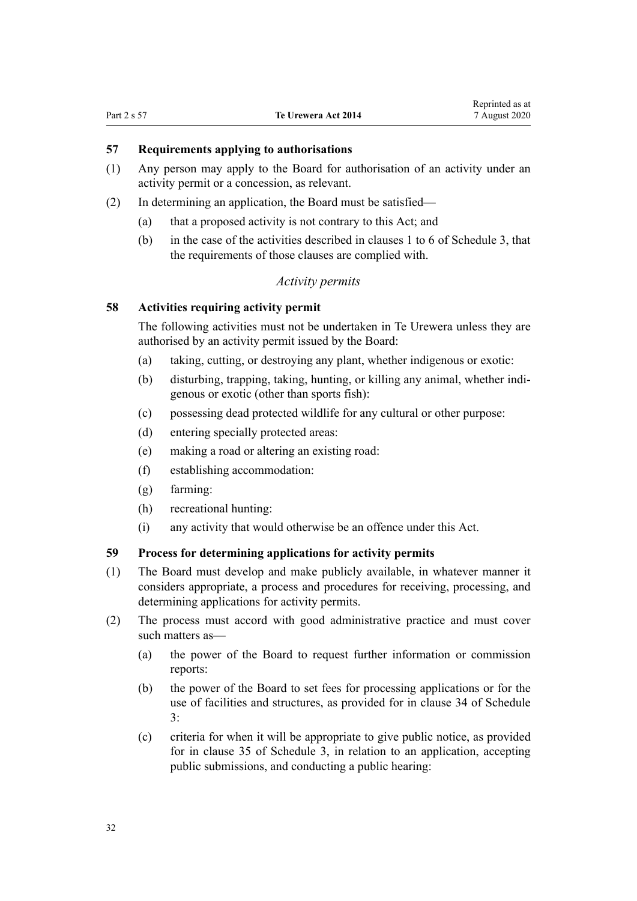### 57 Requirements applying to authorisations

(1) Any person may apply to the Board for authorisation of an activity under an activity permit or a concession, as relevant.

(2) In determining an application, the Board must be satisfied—

(a) that a proposed activity is not contrary to this Act; and

(b) in the case of the activities described in clauses 1 to 6 of Schedule 3, that the requirements of those clauses are complied with.

*Activity permits*

### 58 Activities requiring activity permit

The following activities must not be undertaken in Te Urewera unless they are authorised by an activity permit issued by the Board:

(a) taking, cutting, or destroying any plant, whether indigenous or exotic:

(b) disturbing, trapping, taking, hunting, or killing any animal, whether indigenous or exotic (other than sports fish):

(c) possessing dead protected wildlife for any cultural or other purpose:

(d) entering specially protected areas:

(e) making a road or altering an existing road:

(f) establishing accommodation:

(g) farming:

(h) recreational hunting:

(i) any activity that would otherwise be an offence under this Act.

### 59 Process for determining applications for activity permits

(1) The Board must develop and make publicly available, in whatever manner it considers appropriate, a process and procedures for receiving, processing, and determining applications for activity permits.

(2) The process must accord with good administrative practice and must cover such matters as—

(a) the power of the Board to request further information or commission reports:

(b) the power of the Board to set fees for processing applications or for the use of facilities and structures, as provided for in clause 34 of Schedule 3:

(c) criteria for when it will be appropriate to give public notice, as provided for in clause 35 of Schedule 3, in relation to an application, accepting public submissions, and conducting a public hearing: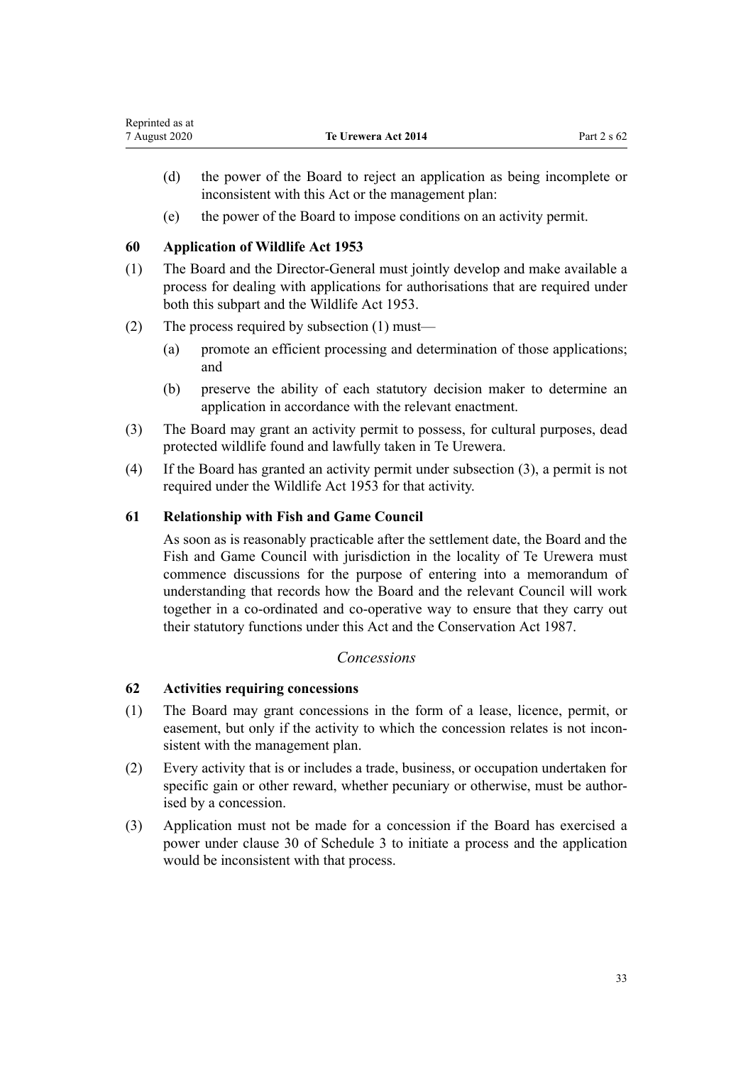(d) the power of the Board to reject an application as being incomplete or inconsistent with this Act or the management plan:

(e) the power of the Board to impose conditions on an activity permit.

### 60 Application of Wildlife Act 1953

(1) The Board and the Director-General must jointly develop and make available a process for dealing with applications for authorisations that are required under both this subpart and the Wildlife Act 1953.

(2) The process required by subsection (1) must—

(a) promote an efficient processing and determination of those applications; and

(b) preserve the ability of each statutory decision maker to determine an application in accordance with the relevant enactment.

(3) The Board may grant an activity permit to possess, for cultural purposes, dead protected wildlife found and lawfully taken in Te Urewera.

(4) If the Board has granted an activity permit under subsection (3), a permit is not required under the Wildlife Act 1953 for that activity.

### 61 Relationship with Fish and Game Council

As soon as is reasonably practicable after the settlement date, the Board and the Fish and Game Council with jurisdiction in the locality of Te Urewera must commence discussions for the purpose of entering into a memorandum of understanding that records how the Board and the relevant Council will work together in a co-ordinated and co-operative way to ensure that they carry out their statutory functions under this Act and the Conservation Act 1987.

*Concessions*

### 62 Activities requiring concessions

(1) The Board may grant concessions in the form of a lease, licence, permit, or easement, but only if the activity to which the concession relates is not inconsistent with the management plan.

(2) Every activity that is or includes a trade, business, or occupation undertaken for specific gain or other reward, whether pecuniary or otherwise, must be authorised by a concession.

(3) Application must not be made for a concession if the Board has exercised a power under clause 30 of Schedule 3 to initiate a process and the application would be inconsistent with that process.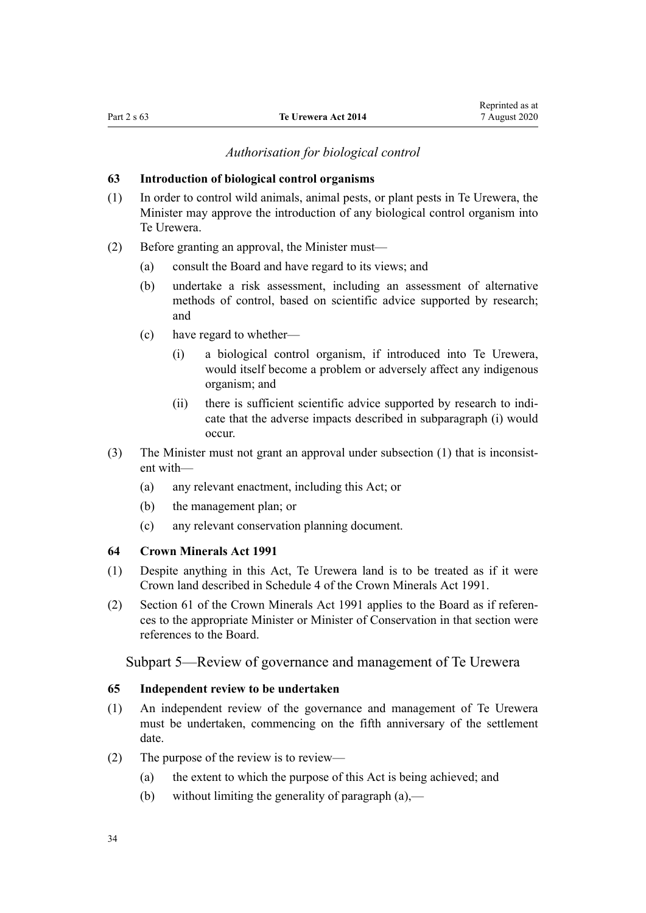*Authorisation for biological control*

### 63 Introduction of biological control organisms

(1) In order to control wild animals, animal pests, or plant pests in Te Urewera, the Minister may approve the introduction of any biological control organism into Te Urewera.

(2) Before granting an approval, the Minister must—

  (a) consult the Board and have regard to its views; and

  (b) undertake a risk assessment, including an assessment of alternative methods of control, based on scientific advice supported by research; and

  (c) have regard to whether—

    (i) a biological control organism, if introduced into Te Urewera, would itself become a problem or adversely affect any indigenous organism; and

    (ii) there is sufficient scientific advice supported by research to indicate that the adverse impacts described in subparagraph (i) would occur.

(3) The Minister must not grant an approval under subsection (1) that is inconsistent with—

  (a) any relevant enactment, including this Act; or

  (b) the management plan; or

  (c) any relevant conservation planning document.

### 64 Crown Minerals Act 1991

(1) Despite anything in this Act, Te Urewera land is to be treated as if it were Crown land described in Schedule 4 of the Crown Minerals Act 1991.

(2) Section 61 of the Crown Minerals Act 1991 applies to the Board as if references to the appropriate Minister or Minister of Conservation in that section were references to the Board.

## Subpart 5—Review of governance and management of Te Urewera

### 65 Independent review to be undertaken

(1) An independent review of the governance and management of Te Urewera must be undertaken, commencing on the fifth anniversary of the settlement date.

(2) The purpose of the review is to review—

  (a) the extent to which the purpose of this Act is being achieved; and

  (b) without limiting the generality of paragraph (a),—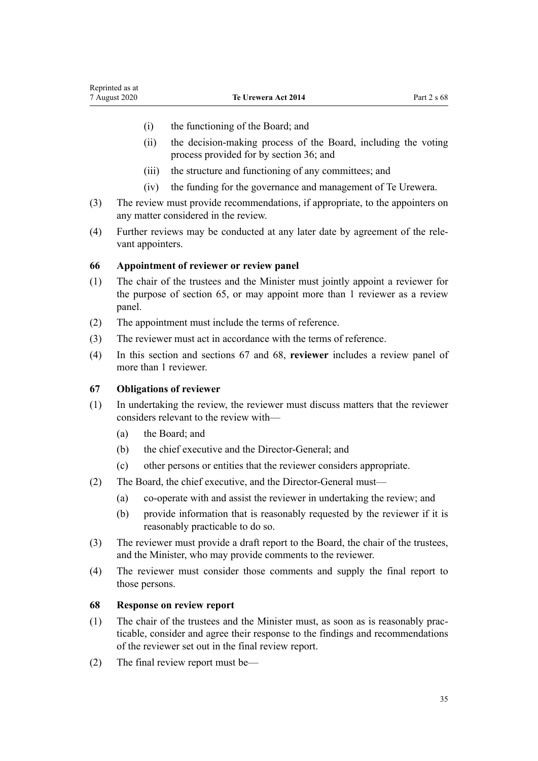(i) the functioning of the Board; and

(ii) the decision-making process of the Board, including the voting process provided for by section 36; and

(iii) the structure and functioning of any committees; and

(iv) the funding for the governance and management of Te Urewera.

(3) The review must provide recommendations, if appropriate, to the appointers on any matter considered in the review.

(4) Further reviews may be conducted at any later date by agreement of the relevant appointers.

### 66 Appointment of reviewer or review panel

(1) The chair of the trustees and the Minister must jointly appoint a reviewer for the purpose of section 65, or may appoint more than 1 reviewer as a review panel.

(2) The appointment must include the terms of reference.

(3) The reviewer must act in accordance with the terms of reference.

(4) In this section and sections 67 and 68, **reviewer** includes a review panel of more than 1 reviewer.

### 67 Obligations of reviewer

(1) In undertaking the review, the reviewer must discuss matters that the reviewer considers relevant to the review with—

(a) the Board; and

(b) the chief executive and the Director-General; and

(c) other persons or entities that the reviewer considers appropriate.

(2) The Board, the chief executive, and the Director-General must—

(a) co-operate with and assist the reviewer in undertaking the review; and

(b) provide information that is reasonably requested by the reviewer if it is reasonably practicable to do so.

(3) The reviewer must provide a draft report to the Board, the chair of the trustees, and the Minister, who may provide comments to the reviewer.

(4) The reviewer must consider those comments and supply the final report to those persons.

### 68 Response on review report

(1) The chair of the trustees and the Minister must, as soon as is reasonably practicable, consider and agree their response to the findings and recommendations of the reviewer set out in the final review report.

(2) The final review report must be—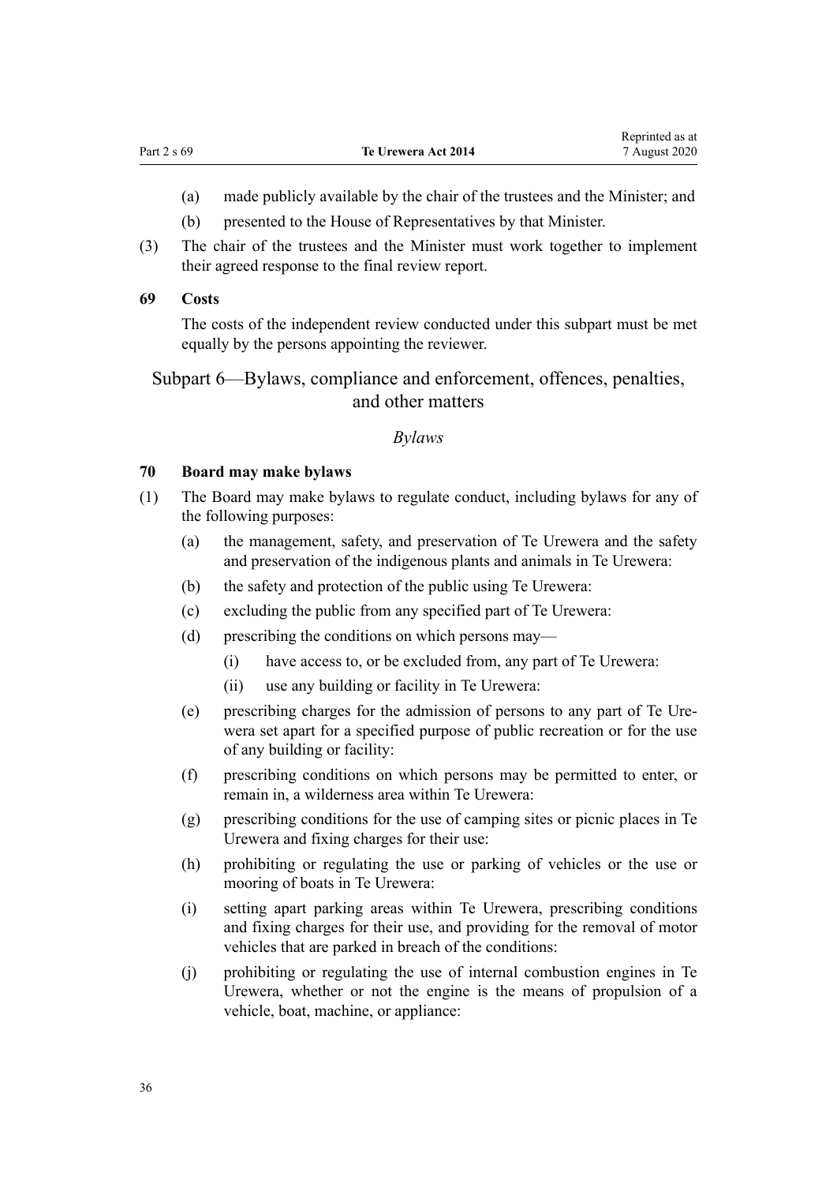(a) made publicly available by the chair of the trustees and the Minister; and

(b) presented to the House of Representatives by that Minister.

(3) The chair of the trustees and the Minister must work together to implement their agreed response to the final review report.

### 69 Costs

The costs of the independent review conducted under this subpart must be met equally by the persons appointing the reviewer.

## Subpart 6—Bylaws, compliance and enforcement, offences, penalties, and other matters

### *Bylaws*

### 70 Board may make bylaws

(1) The Board may make bylaws to regulate conduct, including bylaws for any of the following purposes:

(a) the management, safety, and preservation of Te Urewera and the safety and preservation of the indigenous plants and animals in Te Urewera:

(b) the safety and protection of the public using Te Urewera:

(c) excluding the public from any specified part of Te Urewera:

(d) prescribing the conditions on which persons may—

(i) have access to, or be excluded from, any part of Te Urewera:

(ii) use any building or facility in Te Urewera:

(e) prescribing charges for the admission of persons to any part of Te Urewera set apart for a specified purpose of public recreation or for the use of any building or facility:

(f) prescribing conditions on which persons may be permitted to enter, or remain in, a wilderness area within Te Urewera:

(g) prescribing conditions for the use of camping sites or picnic places in Te Urewera and fixing charges for their use:

(h) prohibiting or regulating the use or parking of vehicles or the use or mooring of boats in Te Urewera:

(i) setting apart parking areas within Te Urewera, prescribing conditions and fixing charges for their use, and providing for the removal of motor vehicles that are parked in breach of the conditions:

(j) prohibiting or regulating the use of internal combustion engines in Te Urewera, whether or not the engine is the means of propulsion of a vehicle, boat, machine, or appliance: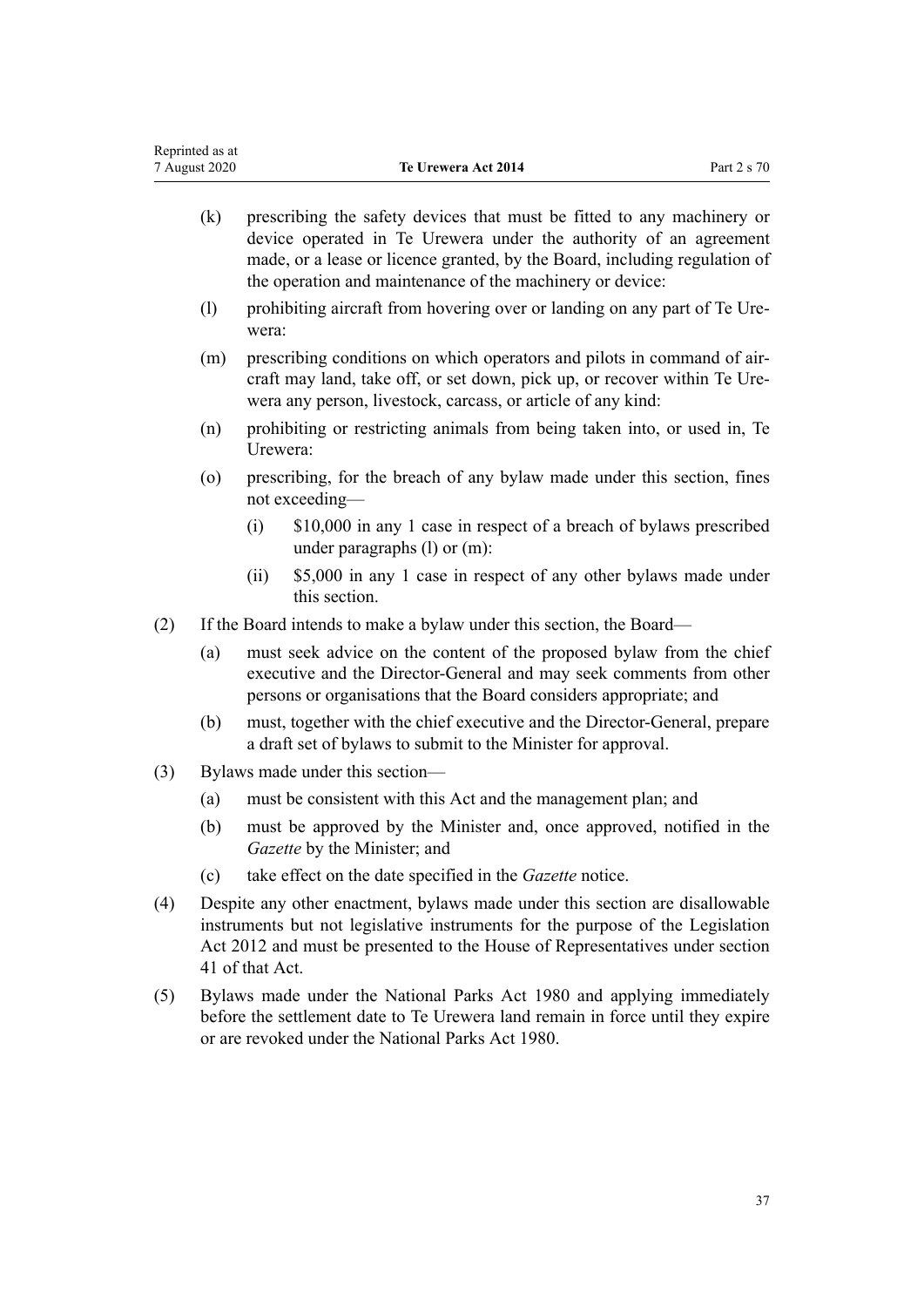(k) prescribing the safety devices that must be fitted to any machinery or device operated in Te Urewera under the authority of an agreement made, or a lease or licence granted, by the Board, including regulation of the operation and maintenance of the machinery or device:

(l) prohibiting aircraft from hovering over or landing on any part of Te Urewera:

(m) prescribing conditions on which operators and pilots in command of aircraft may land, take off, or set down, pick up, or recover within Te Urewera any person, livestock, carcass, or article of any kind:

(n) prohibiting or restricting animals from being taken into, or used in, Te Urewera:

(o) prescribing, for the breach of any bylaw made under this section, fines not exceeding—

  (i) $10,000 in any 1 case in respect of a breach of bylaws prescribed under paragraphs (l) or (m):

  (ii) $5,000 in any 1 case in respect of any other bylaws made under this section.

(2) If the Board intends to make a bylaw under this section, the Board—

  (a) must seek advice on the content of the proposed bylaw from the chief executive and the Director-General and may seek comments from other persons or organisations that the Board considers appropriate; and

  (b) must, together with the chief executive and the Director-General, prepare a draft set of bylaws to submit to the Minister for approval.

(3) Bylaws made under this section—

  (a) must be consistent with this Act and the management plan; and

  (b) must be approved by the Minister and, once approved, notified in the *Gazette* by the Minister; and

  (c) take effect on the date specified in the *Gazette* notice.

(4) Despite any other enactment, bylaws made under this section are disallowable instruments but not legislative instruments for the purpose of the Legislation Act 2012 and must be presented to the House of Representatives under section 41 of that Act.

(5) Bylaws made under the National Parks Act 1980 and applying immediately before the settlement date to Te Urewera land remain in force until they expire or are revoked under the National Parks Act 1980.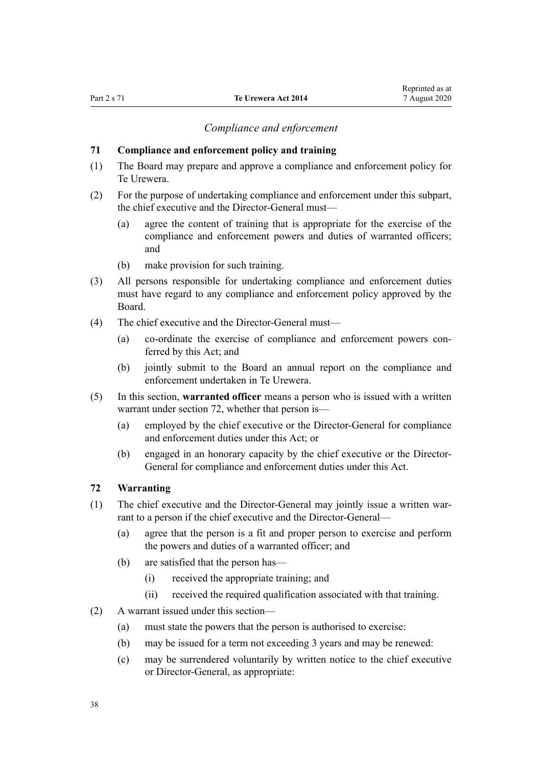*Compliance and enforcement*

### 71 Compliance and enforcement policy and training

(1) The Board may prepare and approve a compliance and enforcement policy for Te Urewera.

(2) For the purpose of undertaking compliance and enforcement under this subpart, the chief executive and the Director-General must—

- (a) agree the content of training that is appropriate for the exercise of the compliance and enforcement powers and duties of warranted officers; and
- (b) make provision for such training.

(3) All persons responsible for undertaking compliance and enforcement duties must have regard to any compliance and enforcement policy approved by the Board.

(4) The chief executive and the Director-General must—

- (a) co-ordinate the exercise of compliance and enforcement powers conferred by this Act; and
- (b) jointly submit to the Board an annual report on the compliance and enforcement undertaken in Te Urewera.

(5) In this section, **warranted officer** means a person who is issued with a written warrant under section 72, whether that person is—

- (a) employed by the chief executive or the Director-General for compliance and enforcement duties under this Act; or
- (b) engaged in an honorary capacity by the chief executive or the Director-General for compliance and enforcement duties under this Act.

### 72 Warranting

(1) The chief executive and the Director-General may jointly issue a written warrant to a person if the chief executive and the Director-General—

- (a) agree that the person is a fit and proper person to exercise and perform the powers and duties of a warranted officer; and
- (b) are satisfied that the person has—
  - (i) received the appropriate training; and
  - (ii) received the required qualification associated with that training.

(2) A warrant issued under this section—

- (a) must state the powers that the person is authorised to exercise:
- (b) may be issued for a term not exceeding 3 years and may be renewed:
- (c) may be surrendered voluntarily by written notice to the chief executive or Director-General, as appropriate: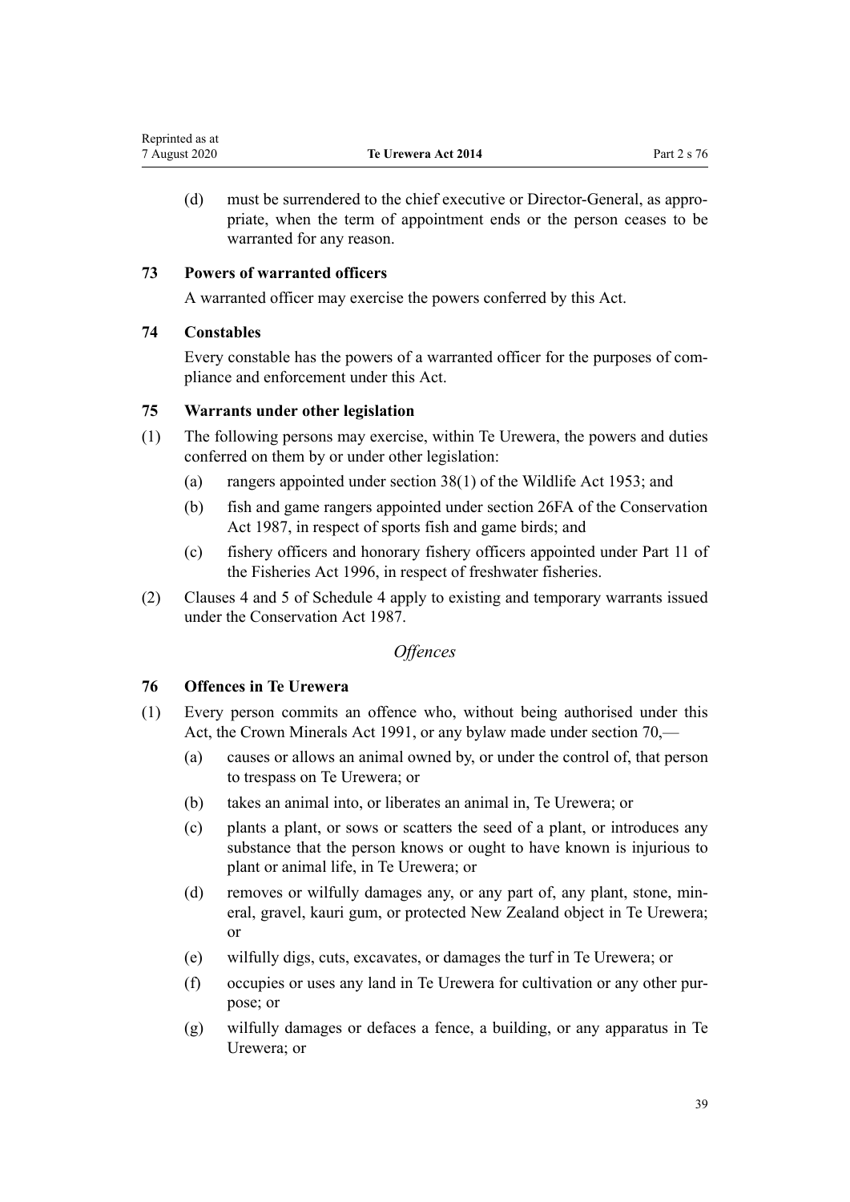(d) must be surrendered to the chief executive or Director-General, as appropriate, when the term of appointment ends or the person ceases to be warranted for any reason.

### 73 Powers of warranted officers

A warranted officer may exercise the powers conferred by this Act.

### 74 Constables

Every constable has the powers of a warranted officer for the purposes of compliance and enforcement under this Act.

### 75 Warrants under other legislation

(1) The following persons may exercise, within Te Urewera, the powers and duties conferred on them by or under other legislation:

- (a) rangers appointed under section 38(1) of the Wildlife Act 1953; and
- (b) fish and game rangers appointed under section 26FA of the Conservation Act 1987, in respect of sports fish and game birds; and
- (c) fishery officers and honorary fishery officers appointed under Part 11 of the Fisheries Act 1996, in respect of freshwater fisheries.

(2) Clauses 4 and 5 of Schedule 4 apply to existing and temporary warrants issued under the Conservation Act 1987.

## *Offences*

### 76 Offences in Te Urewera

(1) Every person commits an offence who, without being authorised under this Act, the Crown Minerals Act 1991, or any bylaw made under section 70,—

- (a) causes or allows an animal owned by, or under the control of, that person to trespass on Te Urewera; or
- (b) takes an animal into, or liberates an animal in, Te Urewera; or
- (c) plants a plant, or sows or scatters the seed of a plant, or introduces any substance that the person knows or ought to have known is injurious to plant or animal life, in Te Urewera; or
- (d) removes or wilfully damages any, or any part of, any plant, stone, mineral, gravel, kauri gum, or protected New Zealand object in Te Urewera; or
- (e) wilfully digs, cuts, excavates, or damages the turf in Te Urewera; or
- (f) occupies or uses any land in Te Urewera for cultivation or any other purpose; or
- (g) wilfully damages or defaces a fence, a building, or any apparatus in Te Urewera; or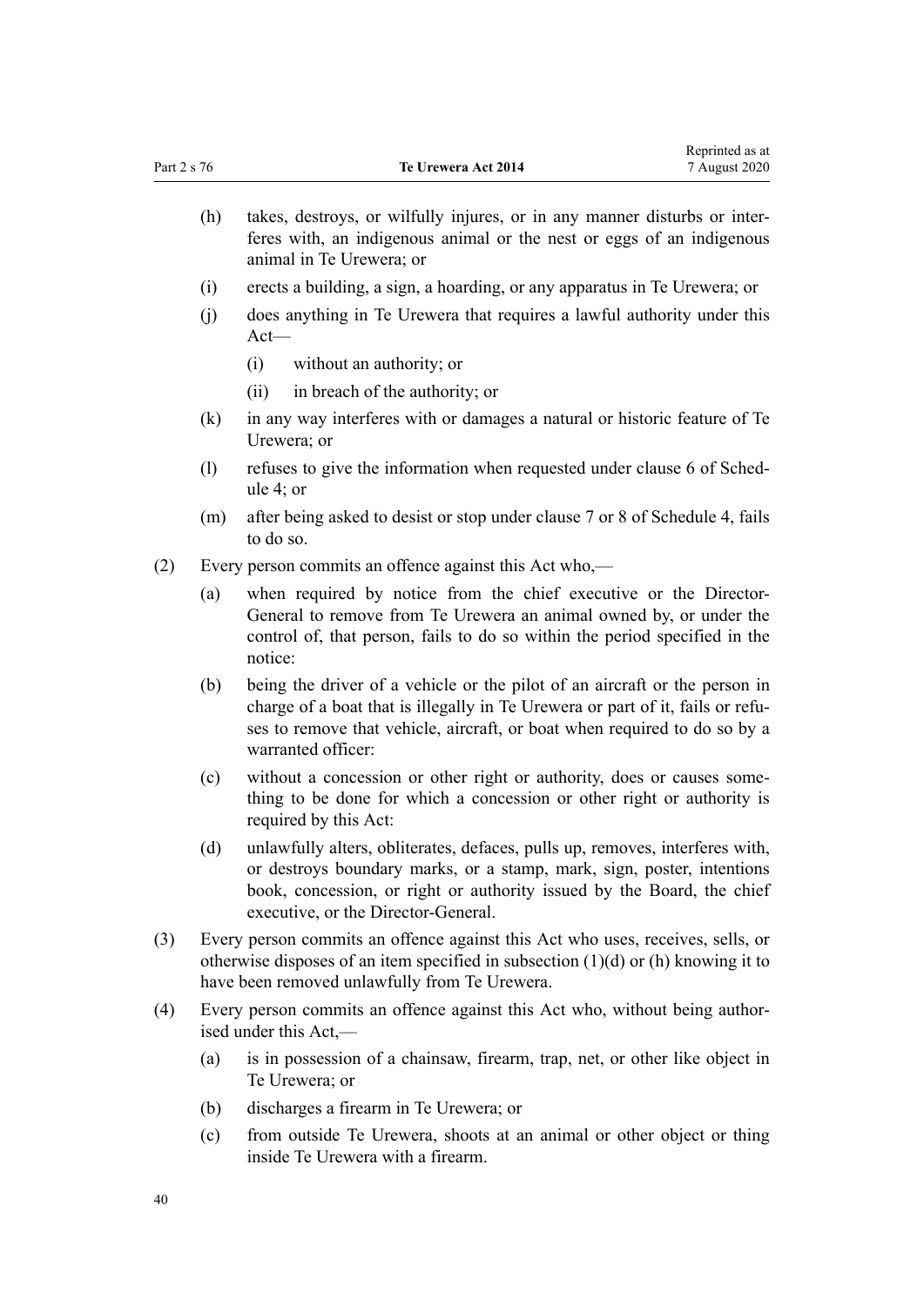(h) takes, destroys, or wilfully injures, or in any manner disturbs or interferes with, an indigenous animal or the nest or eggs of an indigenous animal in Te Urewera; or

(i) erects a building, a sign, a hoarding, or any apparatus in Te Urewera; or

(j) does anything in Te Urewera that requires a lawful authority under this Act—

  (i) without an authority; or

  (ii) in breach of the authority; or

(k) in any way interferes with or damages a natural or historic feature of Te Urewera; or

(l) refuses to give the information when requested under clause 6 of Schedule 4; or

(m) after being asked to desist or stop under clause 7 or 8 of Schedule 4, fails to do so.

(2) Every person commits an offence against this Act who,—

(a) when required by notice from the chief executive or the Director-General to remove from Te Urewera an animal owned by, or under the control of, that person, fails to do so within the period specified in the notice:

(b) being the driver of a vehicle or the pilot of an aircraft or the person in charge of a boat that is illegally in Te Urewera or part of it, fails or refuses to remove that vehicle, aircraft, or boat when required to do so by a warranted officer:

(c) without a concession or other right or authority, does or causes something to be done for which a concession or other right or authority is required by this Act:

(d) unlawfully alters, obliterates, defaces, pulls up, removes, interferes with, or destroys boundary marks, or a stamp, mark, sign, poster, intentions book, concession, or right or authority issued by the Board, the chief executive, or the Director-General.

(3) Every person commits an offence against this Act who uses, receives, sells, or otherwise disposes of an item specified in subsection (1)(d) or (h) knowing it to have been removed unlawfully from Te Urewera.

(4) Every person commits an offence against this Act who, without being authorised under this Act,—

(a) is in possession of a chainsaw, firearm, trap, net, or other like object in Te Urewera; or

(b) discharges a firearm in Te Urewera; or

(c) from outside Te Urewera, shoots at an animal or other object or thing inside Te Urewera with a firearm.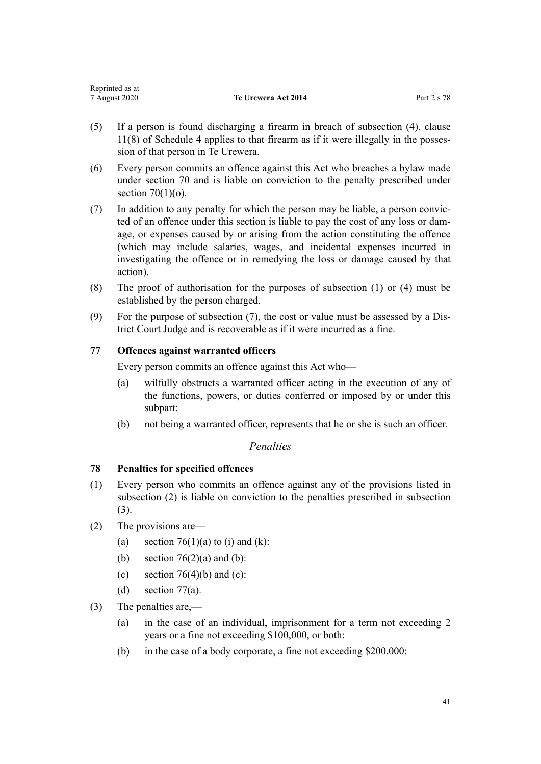(5) If a person is found discharging a firearm in breach of subsection (4), clause 11(8) of Schedule 4 applies to that firearm as if it were illegally in the possession of that person in Te Urewera.

(6) Every person commits an offence against this Act who breaches a bylaw made under section 70 and is liable on conviction to the penalty prescribed under section 70(1)(o).

(7) In addition to any penalty for which the person may be liable, a person convicted of an offence under this section is liable to pay the cost of any loss or damage, or expenses caused by or arising from the action constituting the offence (which may include salaries, wages, and incidental expenses incurred in investigating the offence or in remedying the loss or damage caused by that action).

(8) The proof of authorisation for the purposes of subsection (1) or (4) must be established by the person charged.

(9) For the purpose of subsection (7), the cost or value must be assessed by a District Court Judge and is recoverable as if it were incurred as a fine.

### 77 Offences against warranted officers

Every person commits an offence against this Act who—

(a) wilfully obstructs a warranted officer acting in the execution of any of the functions, powers, or duties conferred or imposed by or under this subpart:

(b) not being a warranted officer, represents that he or she is such an officer.

*Penalties*

### 78 Penalties for specified offences

(1) Every person who commits an offence against any of the provisions listed in subsection (2) is liable on conviction to the penalties prescribed in subsection (3).

(2) The provisions are—

(a) section 76(1)(a) to (i) and (k):

(b) section 76(2)(a) and (b):

(c) section 76(4)(b) and (c):

(d) section 77(a).

(3) The penalties are,—

(a) in the case of an individual, imprisonment for a term not exceeding 2 years or a fine not exceeding $100,000, or both:

(b) in the case of a body corporate, a fine not exceeding $200,000: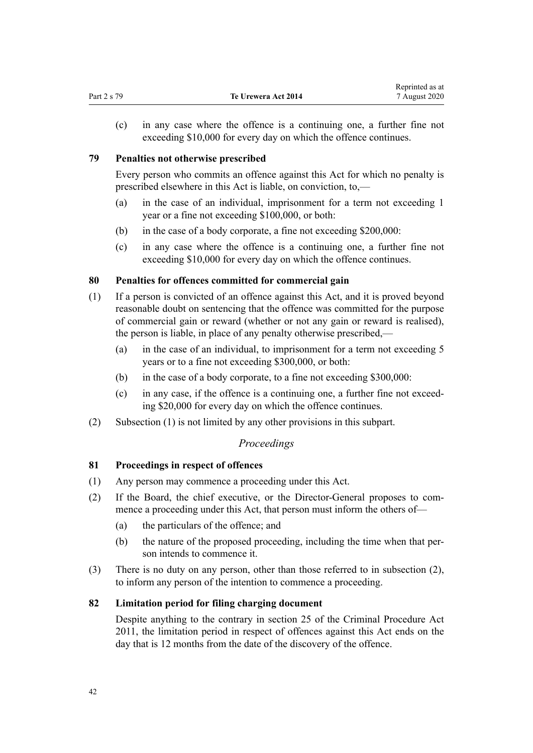(c) in any case where the offence is a continuing one, a further fine not exceeding $10,000 for every day on which the offence continues.

**79 Penalties not otherwise prescribed**

Every person who commits an offence against this Act for which no penalty is prescribed elsewhere in this Act is liable, on conviction, to,—

(a) in the case of an individual, imprisonment for a term not exceeding 1 year or a fine not exceeding $100,000, or both:

(b) in the case of a body corporate, a fine not exceeding $200,000:

(c) in any case where the offence is a continuing one, a further fine not exceeding $10,000 for every day on which the offence continues.

**80 Penalties for offences committed for commercial gain**

(1) If a person is convicted of an offence against this Act, and it is proved beyond reasonable doubt on sentencing that the offence was committed for the purpose of commercial gain or reward (whether or not any gain or reward is realised), the person is liable, in place of any penalty otherwise prescribed,—

(a) in the case of an individual, to imprisonment for a term not exceeding 5 years or to a fine not exceeding $300,000, or both:

(b) in the case of a body corporate, to a fine not exceeding $300,000:

(c) in any case, if the offence is a continuing one, a further fine not exceeding $20,000 for every day on which the offence continues.

(2) Subsection (1) is not limited by any other provisions in this subpart.

*Proceedings*

**81 Proceedings in respect of offences**

(1) Any person may commence a proceeding under this Act.

(2) If the Board, the chief executive, or the Director-General proposes to commence a proceeding under this Act, that person must inform the others of—

(a) the particulars of the offence; and

(b) the nature of the proposed proceeding, including the time when that person intends to commence it.

(3) There is no duty on any person, other than those referred to in subsection (2), to inform any person of the intention to commence a proceeding.

**82 Limitation period for filing charging document**

Despite anything to the contrary in section 25 of the Criminal Procedure Act 2011, the limitation period in respect of offences against this Act ends on the day that is 12 months from the date of the discovery of the offence.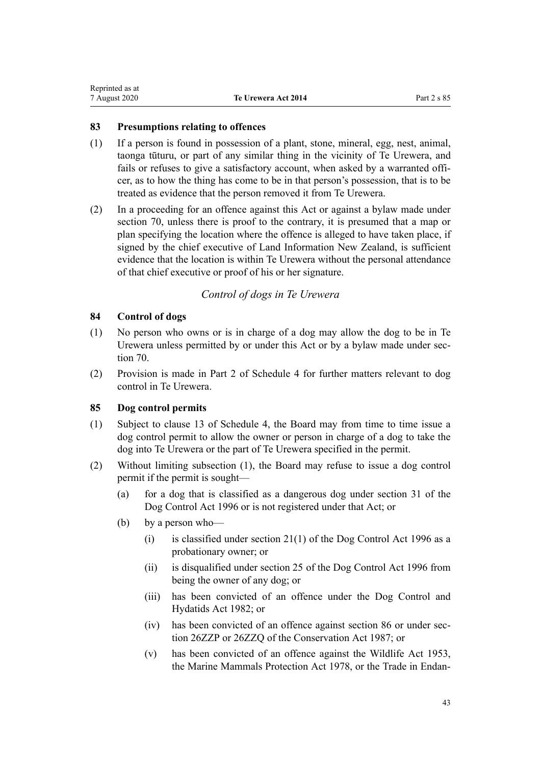### 83 Presumptions relating to offences

(1) If a person is found in possession of a plant, stone, mineral, egg, nest, animal, taonga tūturu, or part of any similar thing in the vicinity of Te Urewera, and fails or refuses to give a satisfactory account, when asked by a warranted officer, as to how the thing has come to be in that person's possession, that is to be treated as evidence that the person removed it from Te Urewera.

(2) In a proceeding for an offence against this Act or against a bylaw made under section 70, unless there is proof to the contrary, it is presumed that a map or plan specifying the location where the offence is alleged to have taken place, if signed by the chief executive of Land Information New Zealand, is sufficient evidence that the location is within Te Urewera without the personal attendance of that chief executive or proof of his or her signature.

*Control of dogs in Te Urewera*

### 84 Control of dogs

(1) No person who owns or is in charge of a dog may allow the dog to be in Te Urewera unless permitted by or under this Act or by a bylaw made under section 70.

(2) Provision is made in Part 2 of Schedule 4 for further matters relevant to dog control in Te Urewera.

### 85 Dog control permits

(1) Subject to clause 13 of Schedule 4, the Board may from time to time issue a dog control permit to allow the owner or person in charge of a dog to take the dog into Te Urewera or the part of Te Urewera specified in the permit.

(2) Without limiting subsection (1), the Board may refuse to issue a dog control permit if the permit is sought—

   (a) for a dog that is classified as a dangerous dog under section 31 of the Dog Control Act 1996 or is not registered under that Act; or

   (b) by a person who—

      (i) is classified under section 21(1) of the Dog Control Act 1996 as a probationary owner; or

      (ii) is disqualified under section 25 of the Dog Control Act 1996 from being the owner of any dog; or

      (iii) has been convicted of an offence under the Dog Control and Hydatids Act 1982; or

      (iv) has been convicted of an offence against section 86 or under section 26ZZP or 26ZZQ of the Conservation Act 1987; or

      (v) has been convicted of an offence against the Wildlife Act 1953, the Marine Mammals Protection Act 1978, or the Trade in Endan-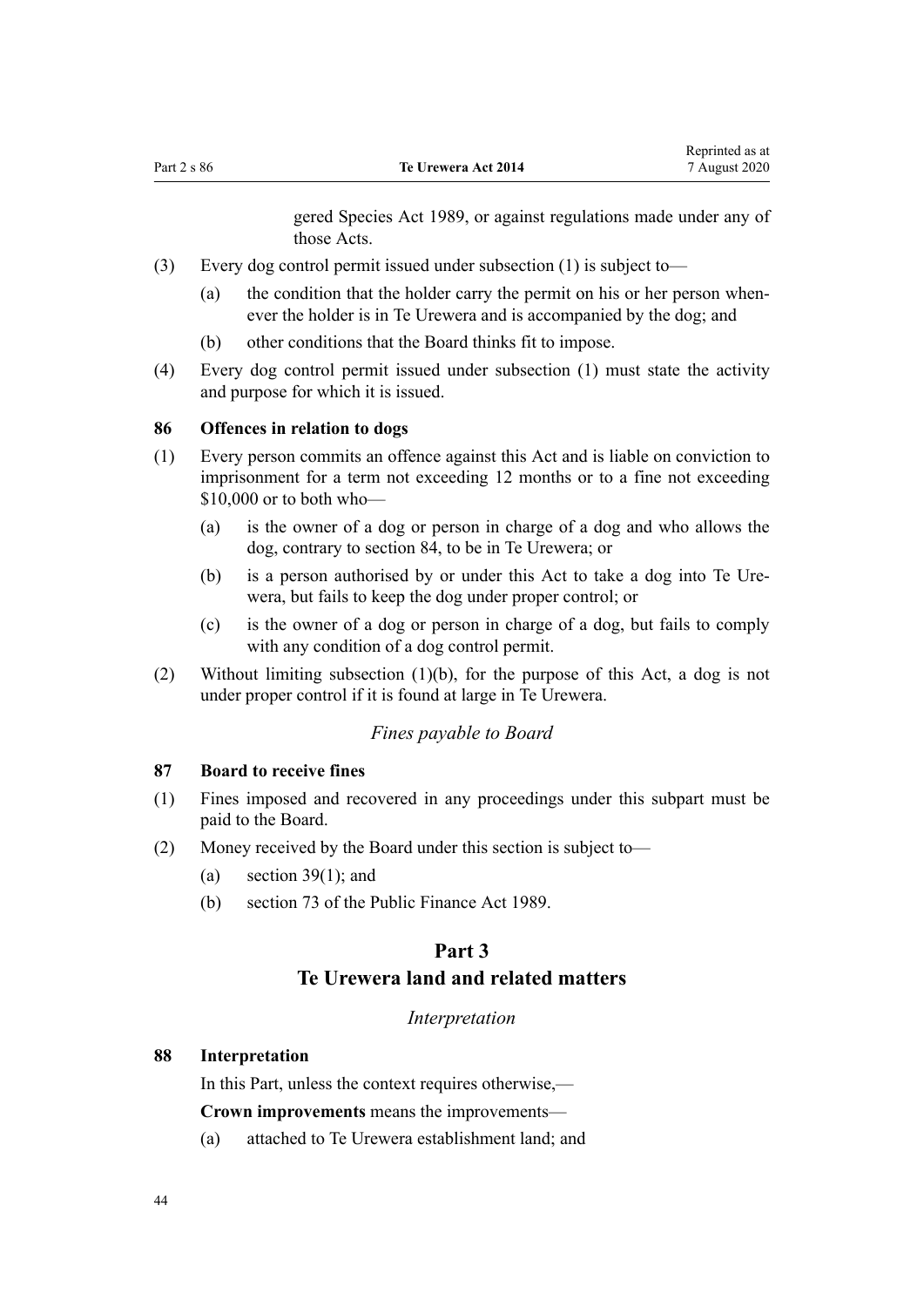gered Species Act 1989, or against regulations made under any of those Acts.

(3) Every dog control permit issued under subsection (1) is subject to—

(a) the condition that the holder carry the permit on his or her person whenever the holder is in Te Urewera and is accompanied by the dog; and

(b) other conditions that the Board thinks fit to impose.

(4) Every dog control permit issued under subsection (1) must state the activity and purpose for which it is issued.

**86 Offences in relation to dogs**

(1) Every person commits an offence against this Act and is liable on conviction to imprisonment for a term not exceeding 12 months or to a fine not exceeding $10,000 or to both who—

(a) is the owner of a dog or person in charge of a dog and who allows the dog, contrary to section 84, to be in Te Urewera; or

(b) is a person authorised by or under this Act to take a dog into Te Urewera, but fails to keep the dog under proper control; or

(c) is the owner of a dog or person in charge of a dog, but fails to comply with any condition of a dog control permit.

(2) Without limiting subsection (1)(b), for the purpose of this Act, a dog is not under proper control if it is found at large in Te Urewera.

*Fines payable to Board*

**87 Board to receive fines**

(1) Fines imposed and recovered in any proceedings under this subpart must be paid to the Board.

(2) Money received by the Board under this section is subject to—

(a) section 39(1); and

(b) section 73 of the Public Finance Act 1989.

## Part 3
## Te Urewera land and related matters

*Interpretation*

**88 Interpretation**

In this Part, unless the context requires otherwise,—

**Crown improvements** means the improvements—

(a) attached to Te Urewera establishment land; and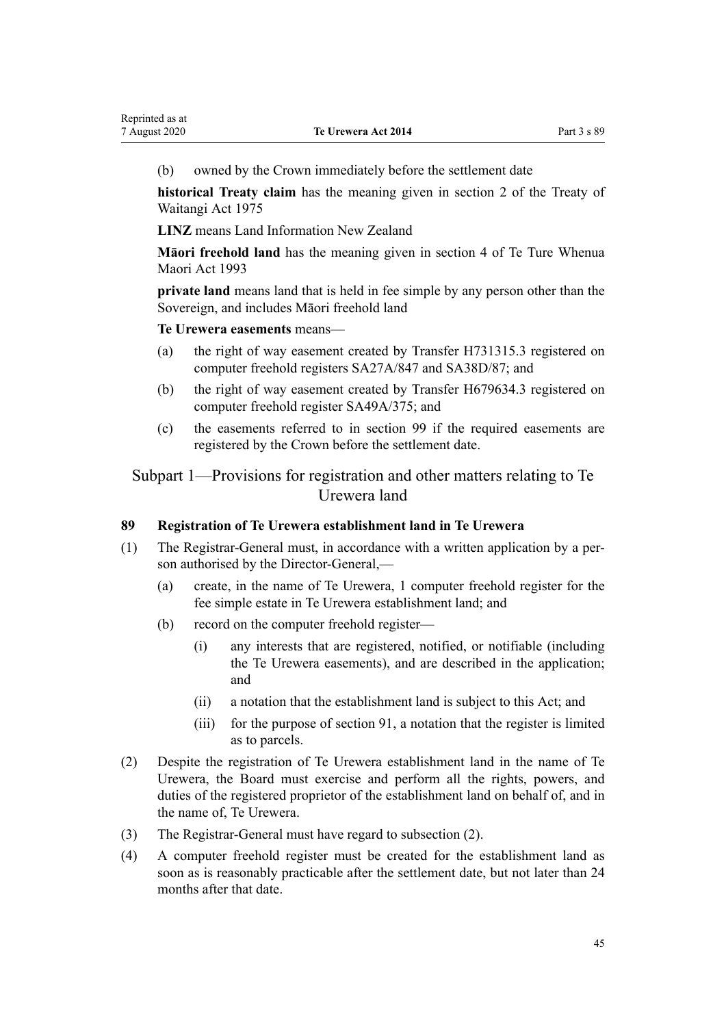(b) owned by the Crown immediately before the settlement date

**historical Treaty claim** has the meaning given in section 2 of the Treaty of Waitangi Act 1975

**LINZ** means Land Information New Zealand

**Māori freehold land** has the meaning given in section 4 of Te Ture Whenua Maori Act 1993

**private land** means land that is held in fee simple by any person other than the Sovereign, and includes Māori freehold land

**Te Urewera easements** means—

(a) the right of way easement created by Transfer H731315.3 registered on computer freehold registers SA27A/847 and SA38D/87; and

(b) the right of way easement created by Transfer H679634.3 registered on computer freehold register SA49A/375; and

(c) the easements referred to in section 99 if the required easements are registered by the Crown before the settlement date.

## Subpart 1—Provisions for registration and other matters relating to Te Urewera land

### 89 Registration of Te Urewera establishment land in Te Urewera

(1) The Registrar-General must, in accordance with a written application by a person authorised by the Director-General,—

(a) create, in the name of Te Urewera, 1 computer freehold register for the fee simple estate in Te Urewera establishment land; and

(b) record on the computer freehold register—

(i) any interests that are registered, notified, or notifiable (including the Te Urewera easements), and are described in the application; and

(ii) a notation that the establishment land is subject to this Act; and

(iii) for the purpose of section 91, a notation that the register is limited as to parcels.

(2) Despite the registration of Te Urewera establishment land in the name of Te Urewera, the Board must exercise and perform all the rights, powers, and duties of the registered proprietor of the establishment land on behalf of, and in the name of, Te Urewera.

(3) The Registrar-General must have regard to subsection (2).

(4) A computer freehold register must be created for the establishment land as soon as is reasonably practicable after the settlement date, but not later than 24 months after that date.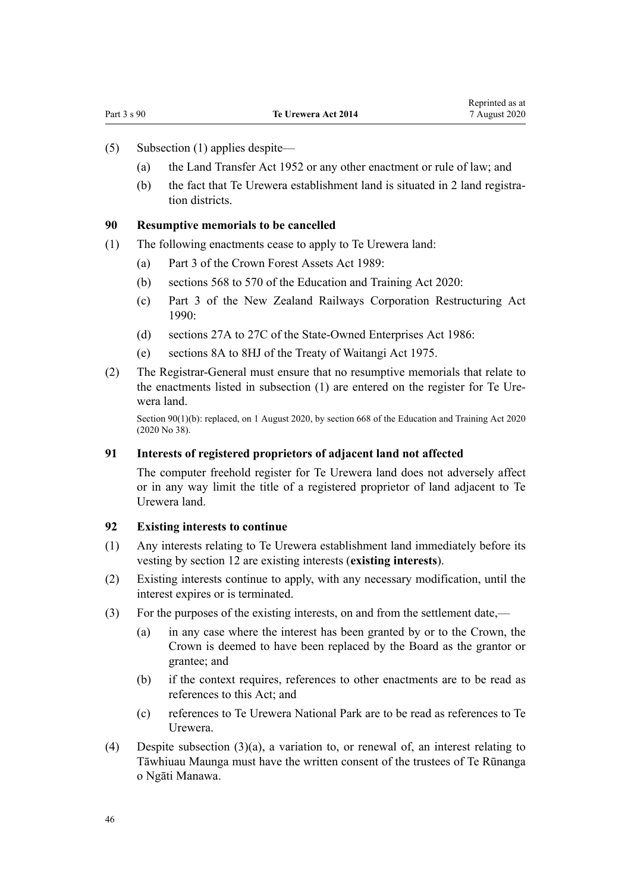(5) Subsection (1) applies despite—

   (a) the Land Transfer Act 1952 or any other enactment or rule of law; and

   (b) the fact that Te Urewera establishment land is situated in 2 land registration districts.

### 90 Resumptive memorials to be cancelled

(1) The following enactments cease to apply to Te Urewera land:

   (a) Part 3 of the Crown Forest Assets Act 1989:

   (b) sections 568 to 570 of the Education and Training Act 2020:

   (c) Part 3 of the New Zealand Railways Corporation Restructuring Act 1990:

   (d) sections 27A to 27C of the State-Owned Enterprises Act 1986:

   (e) sections 8A to 8HJ of the Treaty of Waitangi Act 1975.

(2) The Registrar-General must ensure that no resumptive memorials that relate to the enactments listed in subsection (1) are entered on the register for Te Urewera land.

Section 90(1)(b): replaced, on 1 August 2020, by section 668 of the Education and Training Act 2020 (2020 No 38).

### 91 Interests of registered proprietors of adjacent land not affected

The computer freehold register for Te Urewera land does not adversely affect or in any way limit the title of a registered proprietor of land adjacent to Te Urewera land.

### 92 Existing interests to continue

(1) Any interests relating to Te Urewera establishment land immediately before its vesting by section 12 are existing interests (**existing interests**).

(2) Existing interests continue to apply, with any necessary modification, until the interest expires or is terminated.

(3) For the purposes of the existing interests, on and from the settlement date,—

   (a) in any case where the interest has been granted by or to the Crown, the Crown is deemed to have been replaced by the Board as the grantor or grantee; and

   (b) if the context requires, references to other enactments are to be read as references to this Act; and

   (c) references to Te Urewera National Park are to be read as references to Te Urewera.

(4) Despite subsection (3)(a), a variation to, or renewal of, an interest relating to Tāwhiuau Maunga must have the written consent of the trustees of Te Rūnanga o Ngāti Manawa.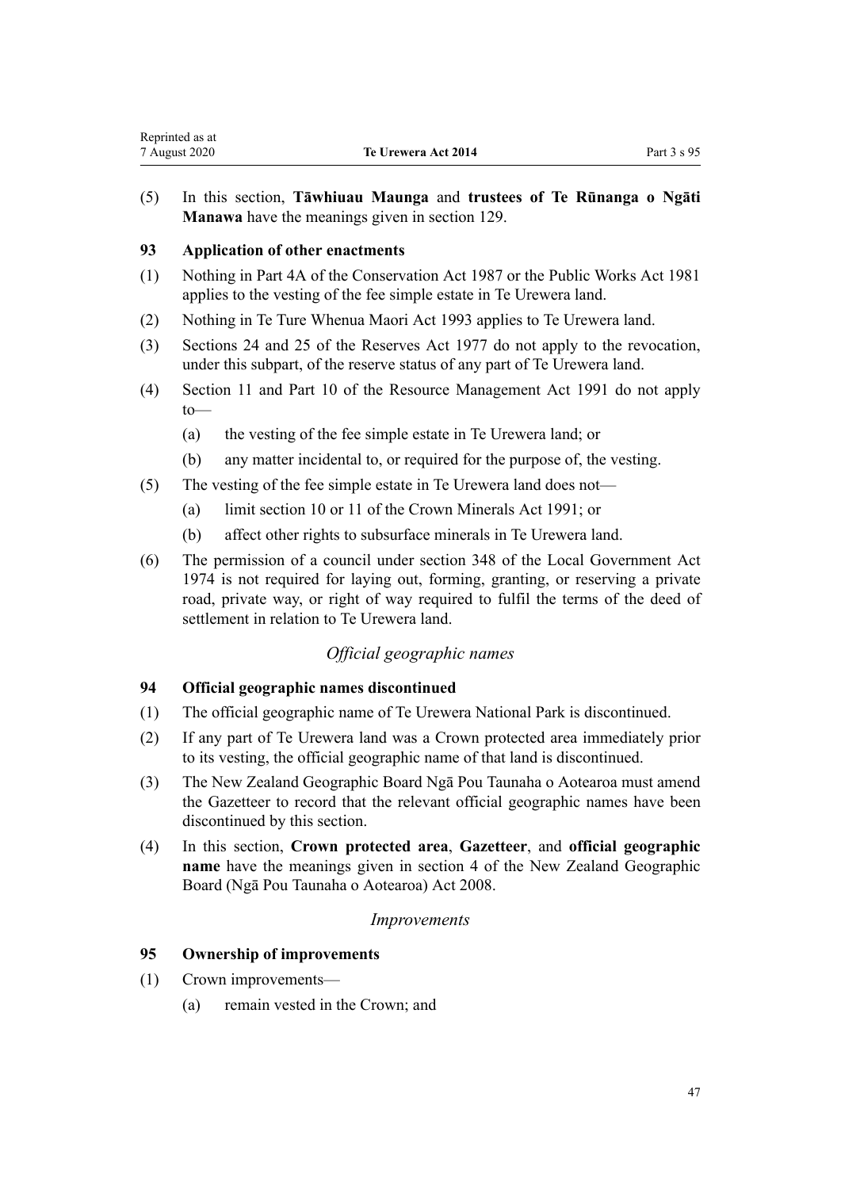(5) In this section, **Tāwhiuau Maunga** and **trustees of Te Rūnanga o Ngāti Manawa** have the meanings given in section 129.

### 93 Application of other enactments

(1) Nothing in Part 4A of the Conservation Act 1987 or the Public Works Act 1981 applies to the vesting of the fee simple estate in Te Urewera land.

(2) Nothing in Te Ture Whenua Maori Act 1993 applies to Te Urewera land.

(3) Sections 24 and 25 of the Reserves Act 1977 do not apply to the revocation, under this subpart, of the reserve status of any part of Te Urewera land.

(4) Section 11 and Part 10 of the Resource Management Act 1991 do not apply to—

- (a) the vesting of the fee simple estate in Te Urewera land; or
- (b) any matter incidental to, or required for the purpose of, the vesting.

(5) The vesting of the fee simple estate in Te Urewera land does not—

- (a) limit section 10 or 11 of the Crown Minerals Act 1991; or
- (b) affect other rights to subsurface minerals in Te Urewera land.

(6) The permission of a council under section 348 of the Local Government Act 1974 is not required for laying out, forming, granting, or reserving a private road, private way, or right of way required to fulfil the terms of the deed of settlement in relation to Te Urewera land.

*Official geographic names*

### 94 Official geographic names discontinued

(1) The official geographic name of Te Urewera National Park is discontinued.

(2) If any part of Te Urewera land was a Crown protected area immediately prior to its vesting, the official geographic name of that land is discontinued.

(3) The New Zealand Geographic Board Ngā Pou Taunaha o Aotearoa must amend the Gazetteer to record that the relevant official geographic names have been discontinued by this section.

(4) In this section, **Crown protected area**, **Gazetteer**, and **official geographic name** have the meanings given in section 4 of the New Zealand Geographic Board (Ngā Pou Taunaha o Aotearoa) Act 2008.

*Improvements*

### 95 Ownership of improvements

(1) Crown improvements—

- (a) remain vested in the Crown; and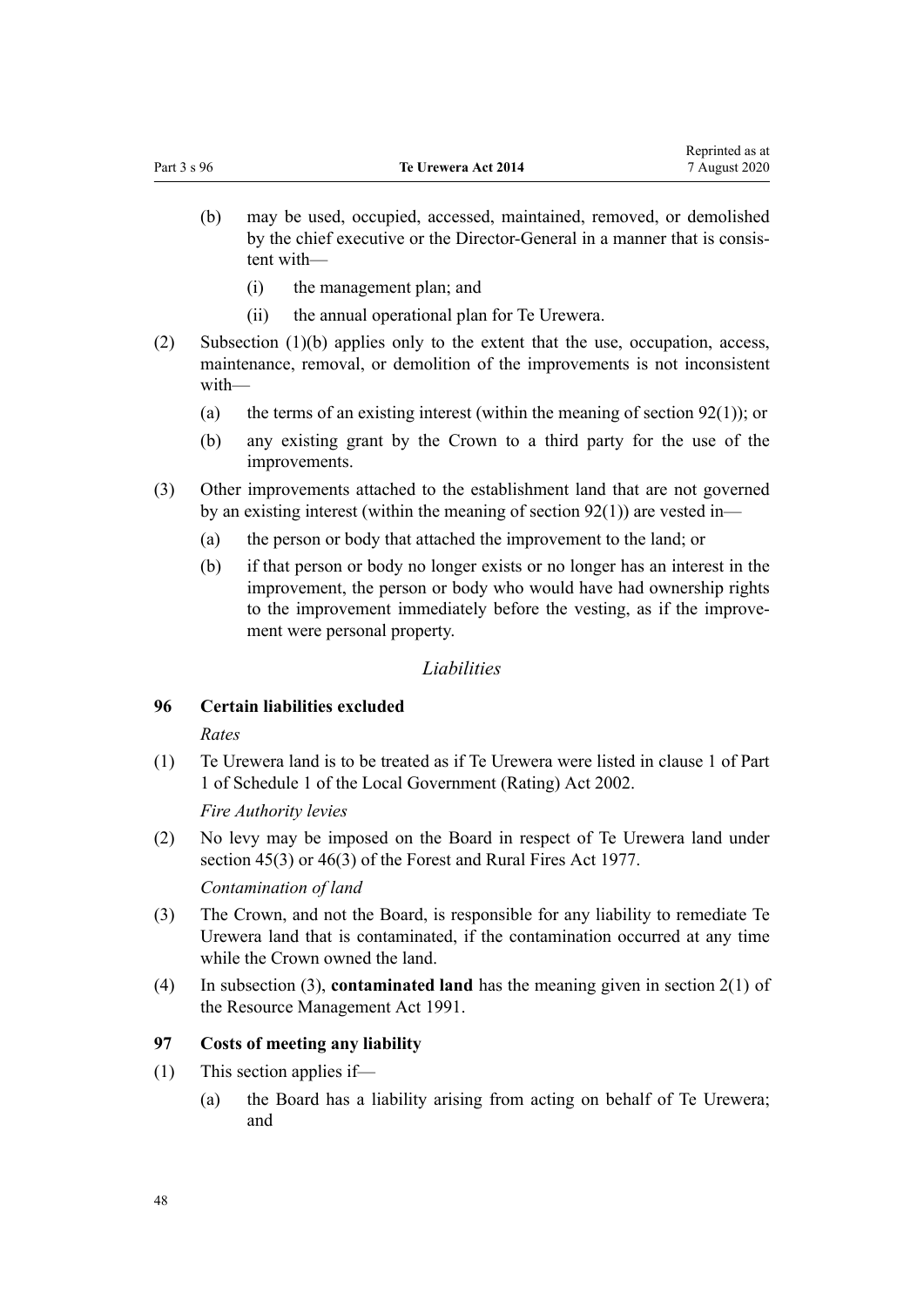(b) may be used, occupied, accessed, maintained, removed, or demolished by the chief executive or the Director-General in a manner that is consistent with—

(i) the management plan; and

(ii) the annual operational plan for Te Urewera.

(2) Subsection (1)(b) applies only to the extent that the use, occupation, access, maintenance, removal, or demolition of the improvements is not inconsistent with—

(a) the terms of an existing interest (within the meaning of section 92(1)); or

(b) any existing grant by the Crown to a third party for the use of the improvements.

(3) Other improvements attached to the establishment land that are not governed by an existing interest (within the meaning of section 92(1)) are vested in—

(a) the person or body that attached the improvement to the land; or

(b) if that person or body no longer exists or no longer has an interest in the improvement, the person or body who would have had ownership rights to the improvement immediately before the vesting, as if the improvement were personal property.

### *Liabilities*

#### 96 Certain liabilities excluded

*Rates*

(1) Te Urewera land is to be treated as if Te Urewera were listed in clause 1 of Part 1 of Schedule 1 of the Local Government (Rating) Act 2002.

*Fire Authority levies*

(2) No levy may be imposed on the Board in respect of Te Urewera land under section 45(3) or 46(3) of the Forest and Rural Fires Act 1977.

*Contamination of land*

(3) The Crown, and not the Board, is responsible for any liability to remediate Te Urewera land that is contaminated, if the contamination occurred at any time while the Crown owned the land.

(4) In subsection (3), **contaminated land** has the meaning given in section 2(1) of the Resource Management Act 1991.

#### 97 Costs of meeting any liability

(1) This section applies if—

(a) the Board has a liability arising from acting on behalf of Te Urewera; and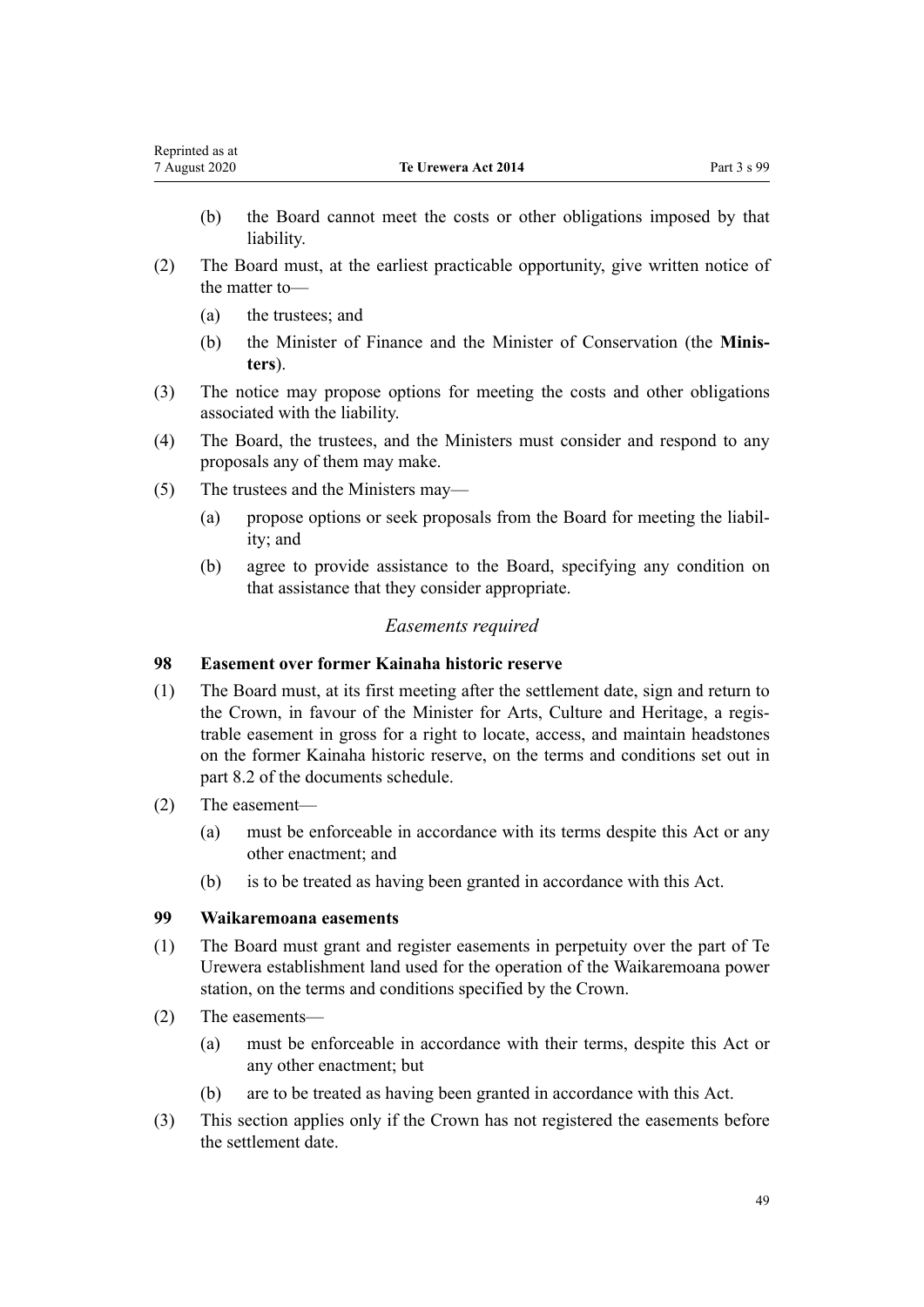(b) the Board cannot meet the costs or other obligations imposed by that liability.

(2) The Board must, at the earliest practicable opportunity, give written notice of the matter to—

(a) the trustees; and

(b) the Minister of Finance and the Minister of Conservation (the **Ministers**).

(3) The notice may propose options for meeting the costs and other obligations associated with the liability.

(4) The Board, the trustees, and the Ministers must consider and respond to any proposals any of them may make.

(5) The trustees and the Ministers may—

(a) propose options or seek proposals from the Board for meeting the liability; and

(b) agree to provide assistance to the Board, specifying any condition on that assistance that they consider appropriate.

*Easements required*

### 98 Easement over former Kainaha historic reserve

(1) The Board must, at its first meeting after the settlement date, sign and return to the Crown, in favour of the Minister for Arts, Culture and Heritage, a registrable easement in gross for a right to locate, access, and maintain headstones on the former Kainaha historic reserve, on the terms and conditions set out in part 8.2 of the documents schedule.

(2) The easement—

(a) must be enforceable in accordance with its terms despite this Act or any other enactment; and

(b) is to be treated as having been granted in accordance with this Act.

### 99 Waikaremoana easements

(1) The Board must grant and register easements in perpetuity over the part of Te Urewera establishment land used for the operation of the Waikaremoana power station, on the terms and conditions specified by the Crown.

(2) The easements—

(a) must be enforceable in accordance with their terms, despite this Act or any other enactment; but

(b) are to be treated as having been granted in accordance with this Act.

(3) This section applies only if the Crown has not registered the easements before the settlement date.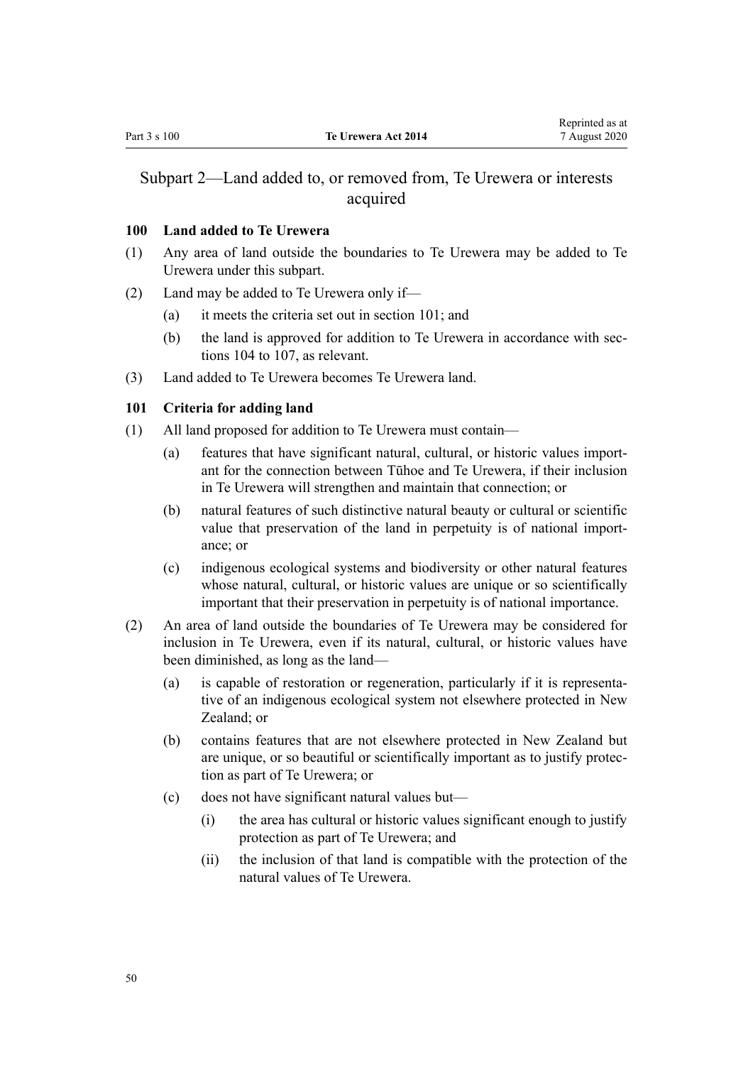## Subpart 2—Land added to, or removed from, Te Urewera or interests acquired

### 100 Land added to Te Urewera

(1) Any area of land outside the boundaries to Te Urewera may be added to Te Urewera under this subpart.

(2) Land may be added to Te Urewera only if—

- (a) it meets the criteria set out in section 101; and
- (b) the land is approved for addition to Te Urewera in accordance with sections 104 to 107, as relevant.

(3) Land added to Te Urewera becomes Te Urewera land.

### 101 Criteria for adding land

(1) All land proposed for addition to Te Urewera must contain—

- (a) features that have significant natural, cultural, or historic values important for the connection between Tūhoe and Te Urewera, if their inclusion in Te Urewera will strengthen and maintain that connection; or
- (b) natural features of such distinctive natural beauty or cultural or scientific value that preservation of the land in perpetuity is of national importance; or
- (c) indigenous ecological systems and biodiversity or other natural features whose natural, cultural, or historic values are unique or so scientifically important that their preservation in perpetuity is of national importance.

(2) An area of land outside the boundaries of Te Urewera may be considered for inclusion in Te Urewera, even if its natural, cultural, or historic values have been diminished, as long as the land—

- (a) is capable of restoration or regeneration, particularly if it is representative of an indigenous ecological system not elsewhere protected in New Zealand; or
- (b) contains features that are not elsewhere protected in New Zealand but are unique, or so beautiful or scientifically important as to justify protection as part of Te Urewera; or
- (c) does not have significant natural values but—
  - (i) the area has cultural or historic values significant enough to justify protection as part of Te Urewera; and
  - (ii) the inclusion of that land is compatible with the protection of the natural values of Te Urewera.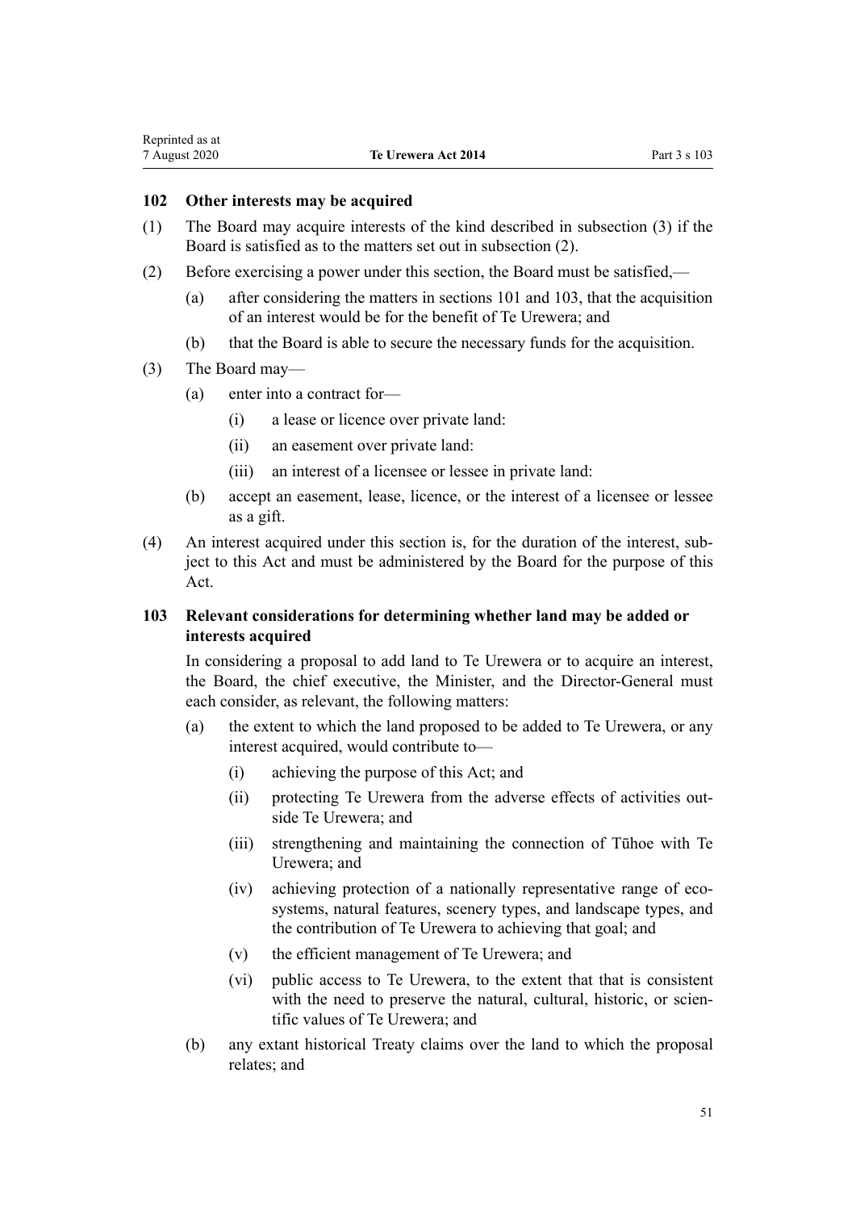## 102 Other interests may be acquired

(1) The Board may acquire interests of the kind described in subsection (3) if the Board is satisfied as to the matters set out in subsection (2).

(2) Before exercising a power under this section, the Board must be satisfied,—

(a) after considering the matters in sections 101 and 103, that the acquisition of an interest would be for the benefit of Te Urewera; and

(b) that the Board is able to secure the necessary funds for the acquisition.

(3) The Board may—

(a) enter into a contract for—

(i) a lease or licence over private land:

(ii) an easement over private land:

(iii) an interest of a licensee or lessee in private land:

(b) accept an easement, lease, licence, or the interest of a licensee or lessee as a gift.

(4) An interest acquired under this section is, for the duration of the interest, subject to this Act and must be administered by the Board for the purpose of this Act.

## 103 Relevant considerations for determining whether land may be added or interests acquired

In considering a proposal to add land to Te Urewera or to acquire an interest, the Board, the chief executive, the Minister, and the Director-General must each consider, as relevant, the following matters:

(a) the extent to which the land proposed to be added to Te Urewera, or any interest acquired, would contribute to—

(i) achieving the purpose of this Act; and

(ii) protecting Te Urewera from the adverse effects of activities outside Te Urewera; and

(iii) strengthening and maintaining the connection of Tūhoe with Te Urewera; and

(iv) achieving protection of a nationally representative range of ecosystems, natural features, scenery types, and landscape types, and the contribution of Te Urewera to achieving that goal; and

(v) the efficient management of Te Urewera; and

(vi) public access to Te Urewera, to the extent that that is consistent with the need to preserve the natural, cultural, historic, or scientific values of Te Urewera; and

(b) any extant historical Treaty claims over the land to which the proposal relates; and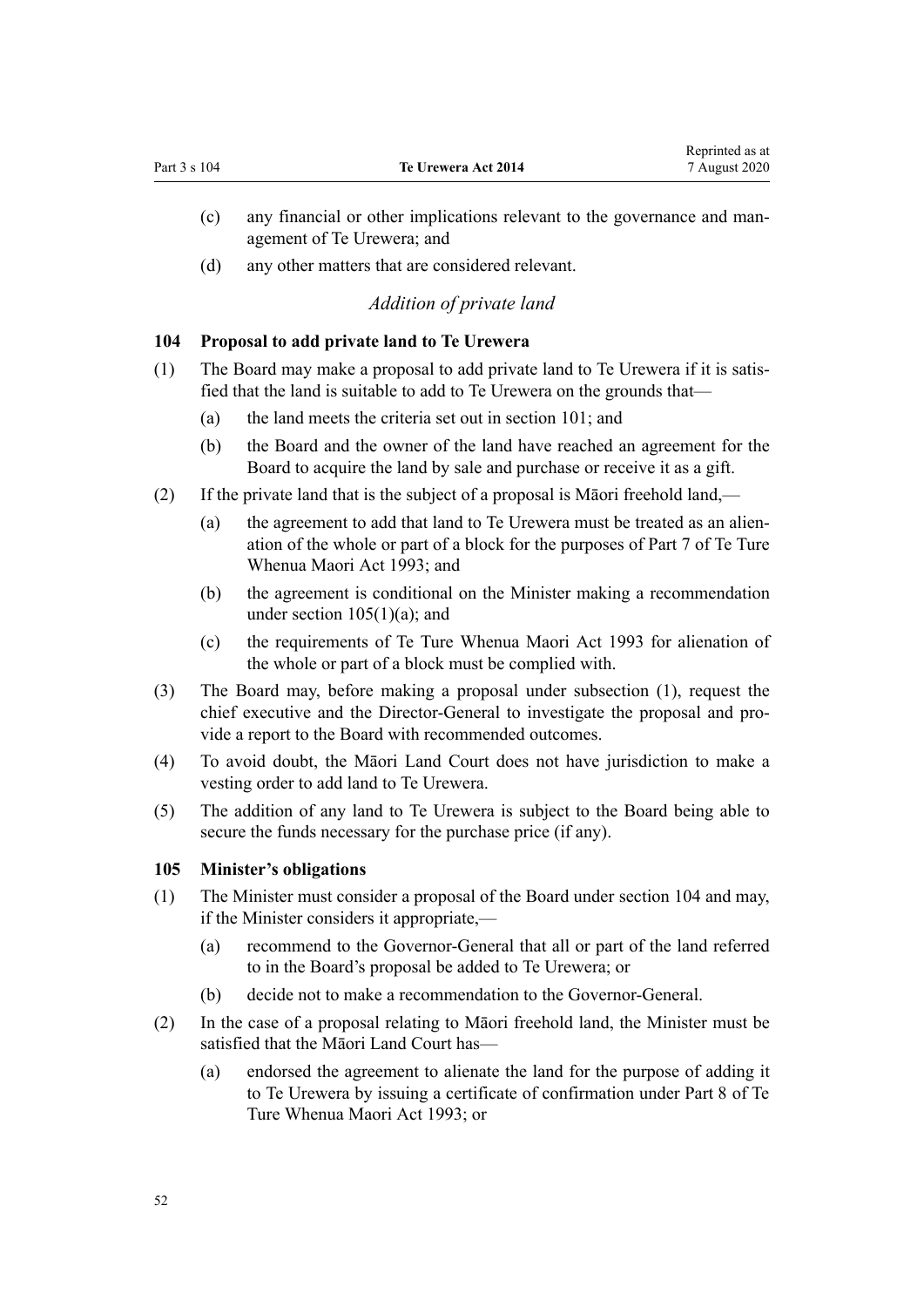(c) any financial or other implications relevant to the governance and management of Te Urewera; and

(d) any other matters that are considered relevant.

*Addition of private land*

### 104 Proposal to add private land to Te Urewera

(1) The Board may make a proposal to add private land to Te Urewera if it is satisfied that the land is suitable to add to Te Urewera on the grounds that—

(a) the land meets the criteria set out in section 101; and

(b) the Board and the owner of the land have reached an agreement for the Board to acquire the land by sale and purchase or receive it as a gift.

(2) If the private land that is the subject of a proposal is Māori freehold land,—

(a) the agreement to add that land to Te Urewera must be treated as an alienation of the whole or part of a block for the purposes of Part 7 of Te Ture Whenua Maori Act 1993; and

(b) the agreement is conditional on the Minister making a recommendation under section 105(1)(a); and

(c) the requirements of Te Ture Whenua Maori Act 1993 for alienation of the whole or part of a block must be complied with.

(3) The Board may, before making a proposal under subsection (1), request the chief executive and the Director-General to investigate the proposal and provide a report to the Board with recommended outcomes.

(4) To avoid doubt, the Māori Land Court does not have jurisdiction to make a vesting order to add land to Te Urewera.

(5) The addition of any land to Te Urewera is subject to the Board being able to secure the funds necessary for the purchase price (if any).

### 105 Minister's obligations

(1) The Minister must consider a proposal of the Board under section 104 and may, if the Minister considers it appropriate,—

(a) recommend to the Governor-General that all or part of the land referred to in the Board's proposal be added to Te Urewera; or

(b) decide not to make a recommendation to the Governor-General.

(2) In the case of a proposal relating to Māori freehold land, the Minister must be satisfied that the Māori Land Court has—

(a) endorsed the agreement to alienate the land for the purpose of adding it to Te Urewera by issuing a certificate of confirmation under Part 8 of Te Ture Whenua Maori Act 1993; or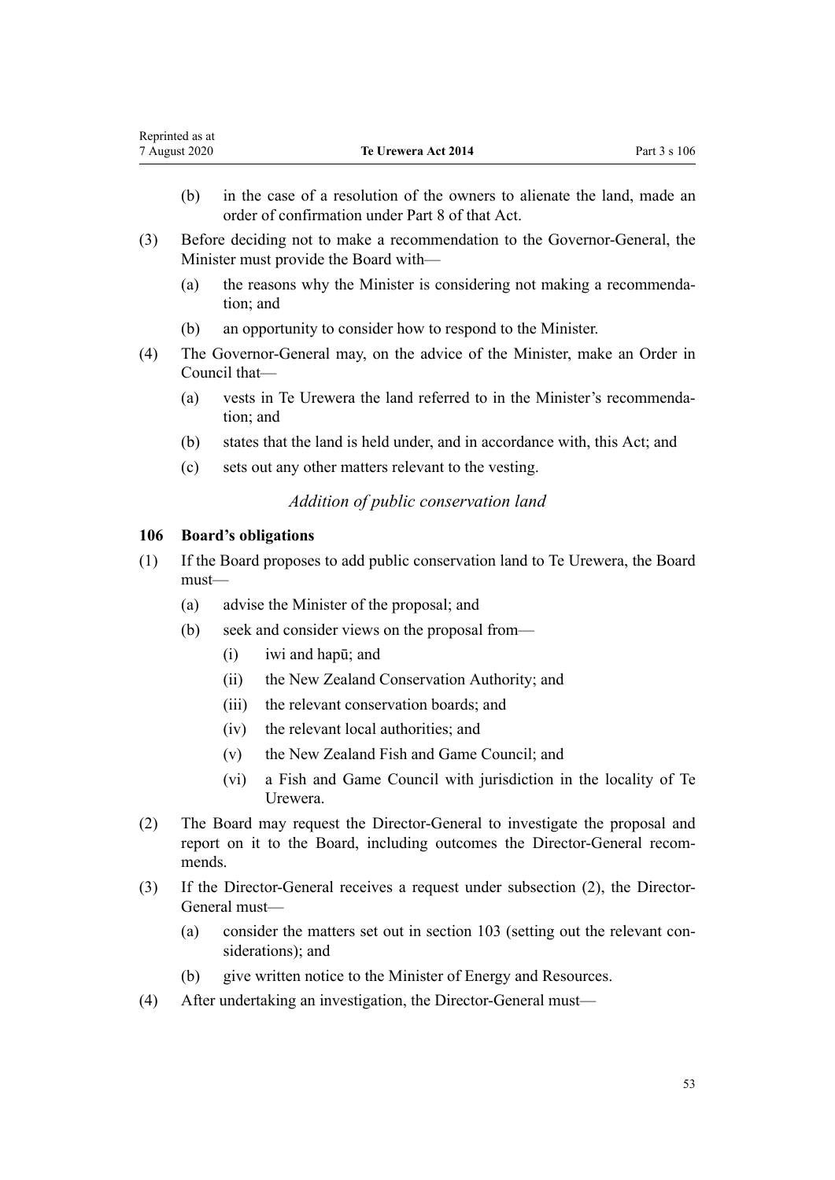(b) in the case of a resolution of the owners to alienate the land, made an order of confirmation under Part 8 of that Act.

(3) Before deciding not to make a recommendation to the Governor-General, the Minister must provide the Board with—

(a) the reasons why the Minister is considering not making a recommendation; and

(b) an opportunity to consider how to respond to the Minister.

(4) The Governor-General may, on the advice of the Minister, make an Order in Council that—

(a) vests in Te Urewera the land referred to in the Minister's recommendation; and

(b) states that the land is held under, and in accordance with, this Act; and

(c) sets out any other matters relevant to the vesting.

*Addition of public conservation land*

### 106 Board's obligations

(1) If the Board proposes to add public conservation land to Te Urewera, the Board must—

(a) advise the Minister of the proposal; and

(b) seek and consider views on the proposal from—

(i) iwi and hapū; and

(ii) the New Zealand Conservation Authority; and

(iii) the relevant conservation boards; and

(iv) the relevant local authorities; and

(v) the New Zealand Fish and Game Council; and

(vi) a Fish and Game Council with jurisdiction in the locality of Te Urewera.

(2) The Board may request the Director-General to investigate the proposal and report on it to the Board, including outcomes the Director-General recommends.

(3) If the Director-General receives a request under subsection (2), the Director-General must—

(a) consider the matters set out in section 103 (setting out the relevant considerations); and

(b) give written notice to the Minister of Energy and Resources.

(4) After undertaking an investigation, the Director-General must—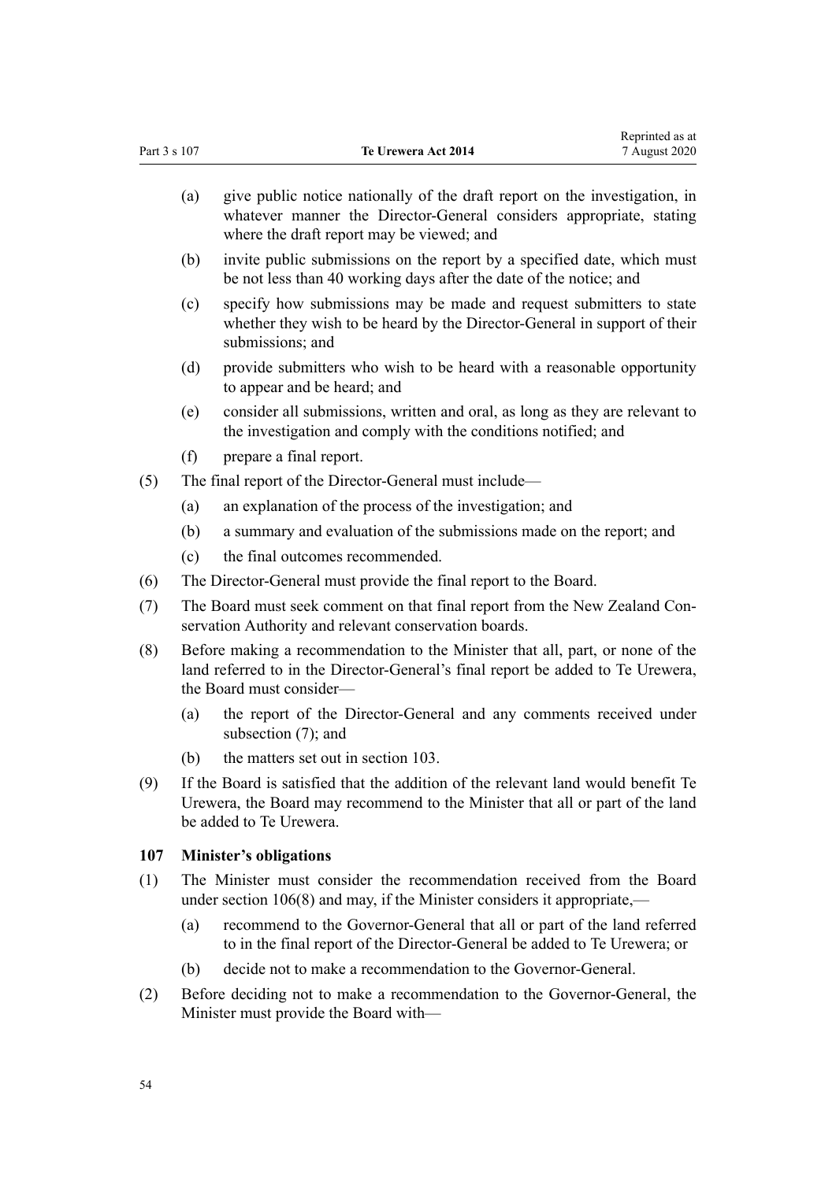(a) give public notice nationally of the draft report on the investigation, in whatever manner the Director-General considers appropriate, stating where the draft report may be viewed; and

(b) invite public submissions on the report by a specified date, which must be not less than 40 working days after the date of the notice; and

(c) specify how submissions may be made and request submitters to state whether they wish to be heard by the Director-General in support of their submissions; and

(d) provide submitters who wish to be heard with a reasonable opportunity to appear and be heard; and

(e) consider all submissions, written and oral, as long as they are relevant to the investigation and comply with the conditions notified; and

(f) prepare a final report.

(5) The final report of the Director-General must include—

(a) an explanation of the process of the investigation; and

(b) a summary and evaluation of the submissions made on the report; and

(c) the final outcomes recommended.

(6) The Director-General must provide the final report to the Board.

(7) The Board must seek comment on that final report from the New Zealand Conservation Authority and relevant conservation boards.

(8) Before making a recommendation to the Minister that all, part, or none of the land referred to in the Director-General's final report be added to Te Urewera, the Board must consider—

(a) the report of the Director-General and any comments received under subsection (7); and

(b) the matters set out in section 103.

(9) If the Board is satisfied that the addition of the relevant land would benefit Te Urewera, the Board may recommend to the Minister that all or part of the land be added to Te Urewera.

### 107 Minister's obligations

(1) The Minister must consider the recommendation received from the Board under section 106(8) and may, if the Minister considers it appropriate,—

(a) recommend to the Governor-General that all or part of the land referred to in the final report of the Director-General be added to Te Urewera; or

(b) decide not to make a recommendation to the Governor-General.

(2) Before deciding not to make a recommendation to the Governor-General, the Minister must provide the Board with—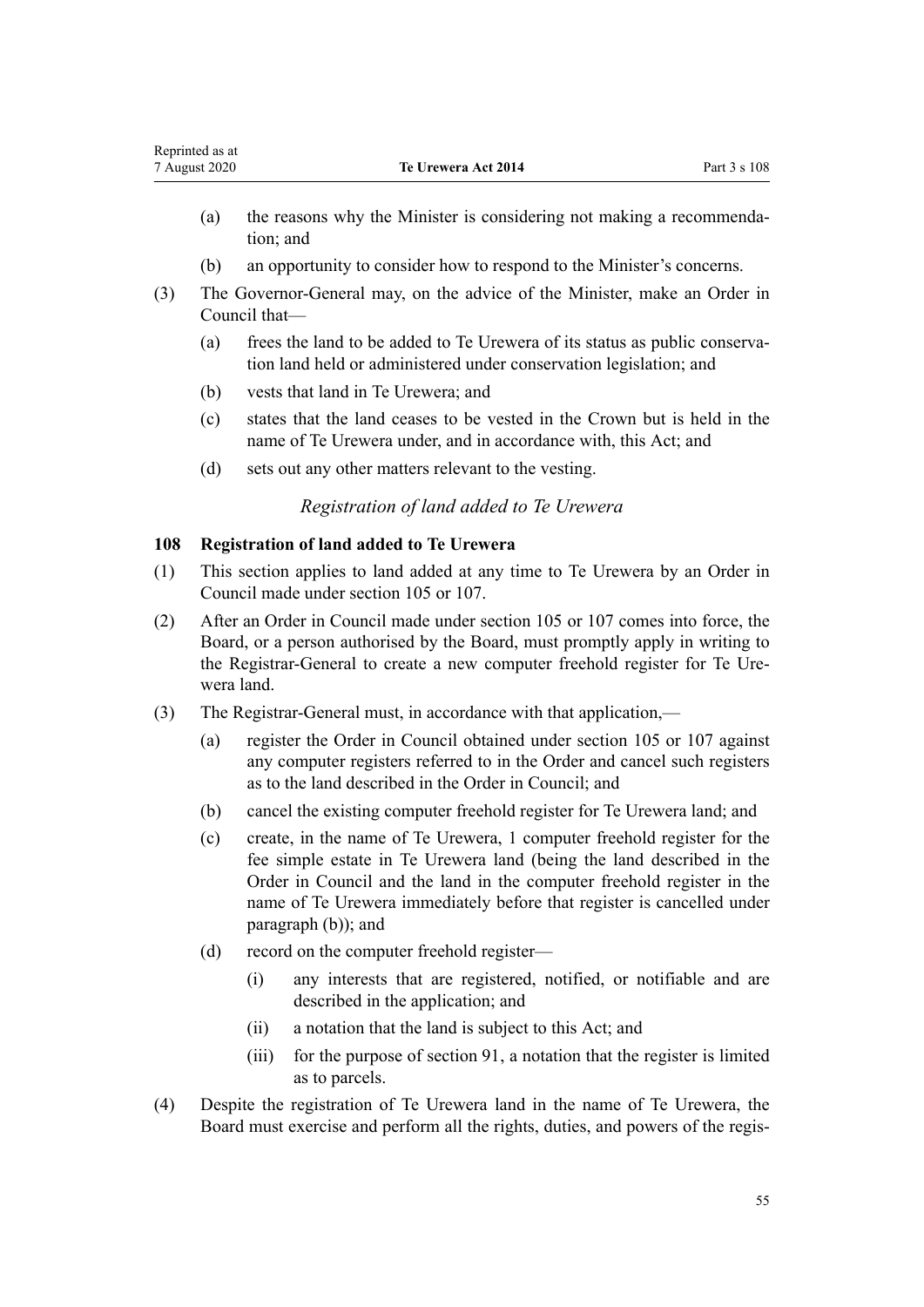(a) the reasons why the Minister is considering not making a recommendation; and

(b) an opportunity to consider how to respond to the Minister's concerns.

(3) The Governor-General may, on the advice of the Minister, make an Order in Council that—

(a) frees the land to be added to Te Urewera of its status as public conservation land held or administered under conservation legislation; and

(b) vests that land in Te Urewera; and

(c) states that the land ceases to be vested in the Crown but is held in the name of Te Urewera under, and in accordance with, this Act; and

(d) sets out any other matters relevant to the vesting.

*Registration of land added to Te Urewera*

### 108 Registration of land added to Te Urewera

(1) This section applies to land added at any time to Te Urewera by an Order in Council made under section 105 or 107.

(2) After an Order in Council made under section 105 or 107 comes into force, the Board, or a person authorised by the Board, must promptly apply in writing to the Registrar-General to create a new computer freehold register for Te Urewera land.

(3) The Registrar-General must, in accordance with that application,—

(a) register the Order in Council obtained under section 105 or 107 against any computer registers referred to in the Order and cancel such registers as to the land described in the Order in Council; and

(b) cancel the existing computer freehold register for Te Urewera land; and

(c) create, in the name of Te Urewera, 1 computer freehold register for the fee simple estate in Te Urewera land (being the land described in the Order in Council and the land in the computer freehold register in the name of Te Urewera immediately before that register is cancelled under paragraph (b)); and

(d) record on the computer freehold register—

(i) any interests that are registered, notified, or notifiable and are described in the application; and

(ii) a notation that the land is subject to this Act; and

(iii) for the purpose of section 91, a notation that the register is limited as to parcels.

(4) Despite the registration of Te Urewera land in the name of Te Urewera, the Board must exercise and perform all the rights, duties, and powers of the regis-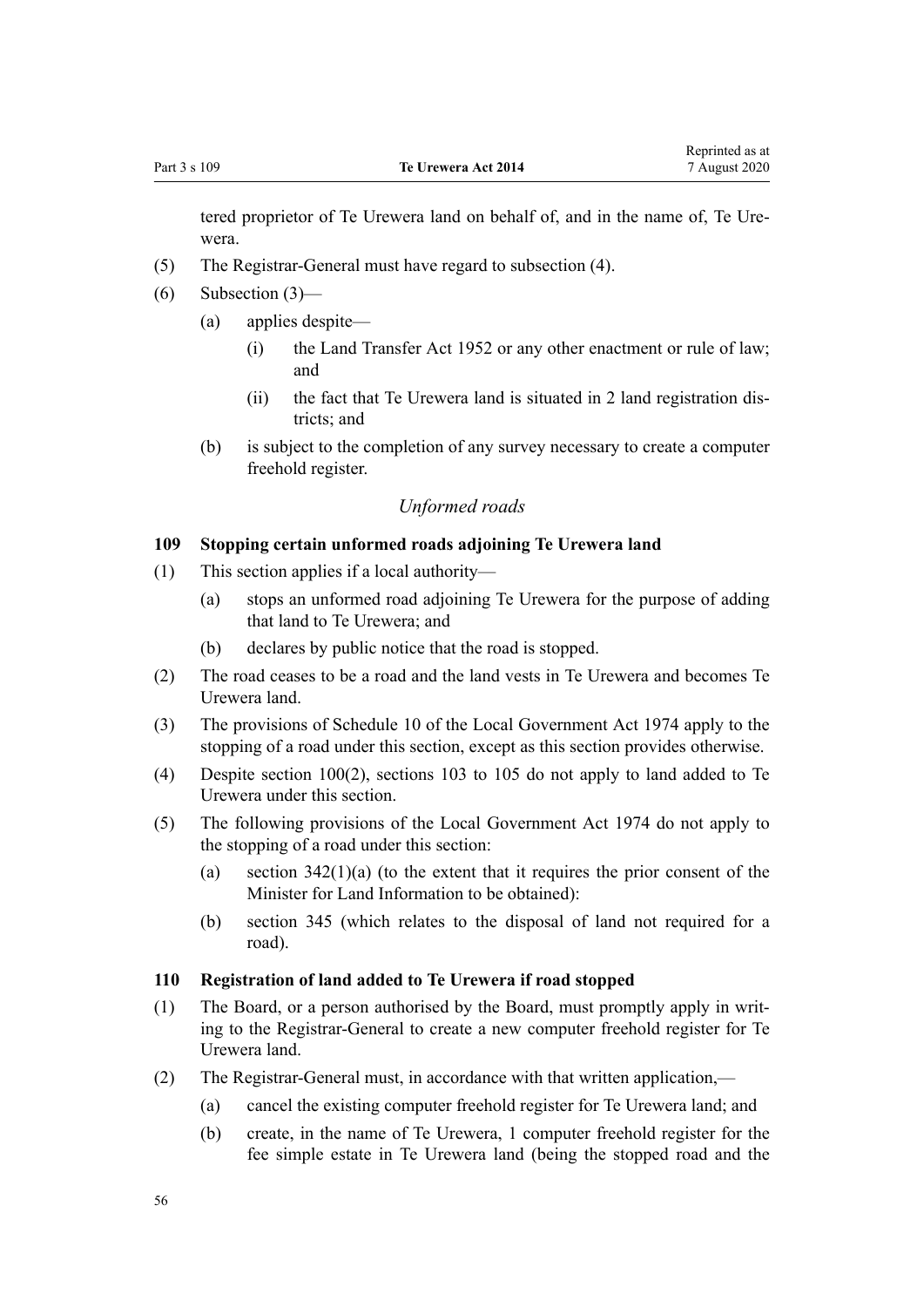tered proprietor of Te Urewera land on behalf of, and in the name of, Te Urewera.

(5) The Registrar-General must have regard to subsection (4).

(6) Subsection (3)—

(a) applies despite—

(i) the Land Transfer Act 1952 or any other enactment or rule of law; and

(ii) the fact that Te Urewera land is situated in 2 land registration districts; and

(b) is subject to the completion of any survey necessary to create a computer freehold register.

*Unformed roads*

**109 Stopping certain unformed roads adjoining Te Urewera land**

(1) This section applies if a local authority—

(a) stops an unformed road adjoining Te Urewera for the purpose of adding that land to Te Urewera; and

(b) declares by public notice that the road is stopped.

(2) The road ceases to be a road and the land vests in Te Urewera and becomes Te Urewera land.

(3) The provisions of Schedule 10 of the Local Government Act 1974 apply to the stopping of a road under this section, except as this section provides otherwise.

(4) Despite section 100(2), sections 103 to 105 do not apply to land added to Te Urewera under this section.

(5) The following provisions of the Local Government Act 1974 do not apply to the stopping of a road under this section:

(a) section 342(1)(a) (to the extent that it requires the prior consent of the Minister for Land Information to be obtained):

(b) section 345 (which relates to the disposal of land not required for a road).

**110 Registration of land added to Te Urewera if road stopped**

(1) The Board, or a person authorised by the Board, must promptly apply in writing to the Registrar-General to create a new computer freehold register for Te Urewera land.

(2) The Registrar-General must, in accordance with that written application,—

(a) cancel the existing computer freehold register for Te Urewera land; and

(b) create, in the name of Te Urewera, 1 computer freehold register for the fee simple estate in Te Urewera land (being the stopped road and the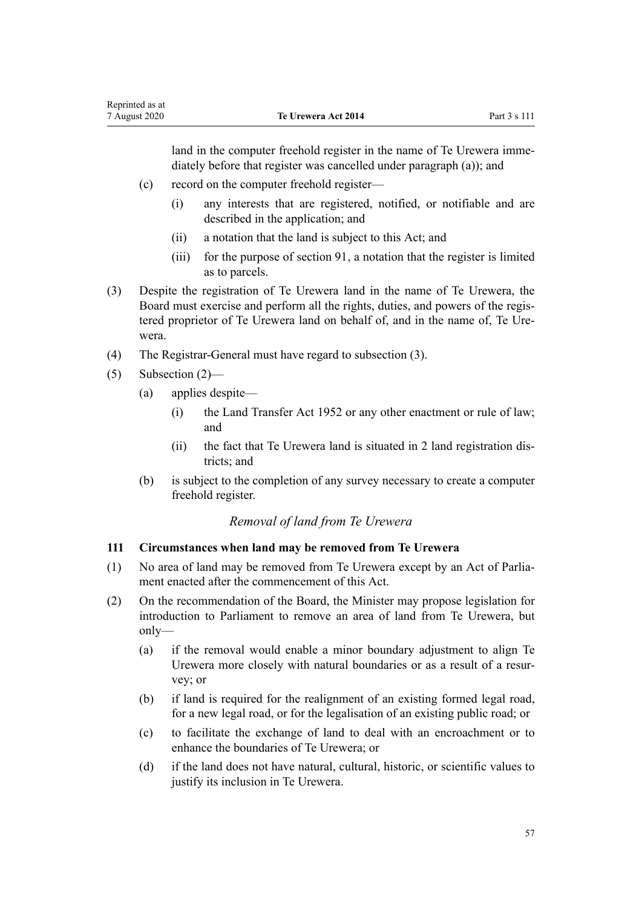land in the computer freehold register in the name of Te Urewera immediately before that register was cancelled under paragraph (a)); and

(c) record on the computer freehold register—

(i) any interests that are registered, notified, or notifiable and are described in the application; and

(ii) a notation that the land is subject to this Act; and

(iii) for the purpose of section 91, a notation that the register is limited as to parcels.

(3) Despite the registration of Te Urewera land in the name of Te Urewera, the Board must exercise and perform all the rights, duties, and powers of the registered proprietor of Te Urewera land on behalf of, and in the name of, Te Urewera.

(4) The Registrar-General must have regard to subsection (3).

(5) Subsection (2)—

(a) applies despite—

(i) the Land Transfer Act 1952 or any other enactment or rule of law; and

(ii) the fact that Te Urewera land is situated in 2 land registration districts; and

(b) is subject to the completion of any survey necessary to create a computer freehold register.

### *Removal of land from Te Urewera*

**111 Circumstances when land may be removed from Te Urewera**

(1) No area of land may be removed from Te Urewera except by an Act of Parliament enacted after the commencement of this Act.

(2) On the recommendation of the Board, the Minister may propose legislation for introduction to Parliament to remove an area of land from Te Urewera, but only—

(a) if the removal would enable a minor boundary adjustment to align Te Urewera more closely with natural boundaries or as a result of a resurvey; or

(b) if land is required for the realignment of an existing formed legal road, for a new legal road, or for the legalisation of an existing public road; or

(c) to facilitate the exchange of land to deal with an encroachment or to enhance the boundaries of Te Urewera; or

(d) if the land does not have natural, cultural, historic, or scientific values to justify its inclusion in Te Urewera.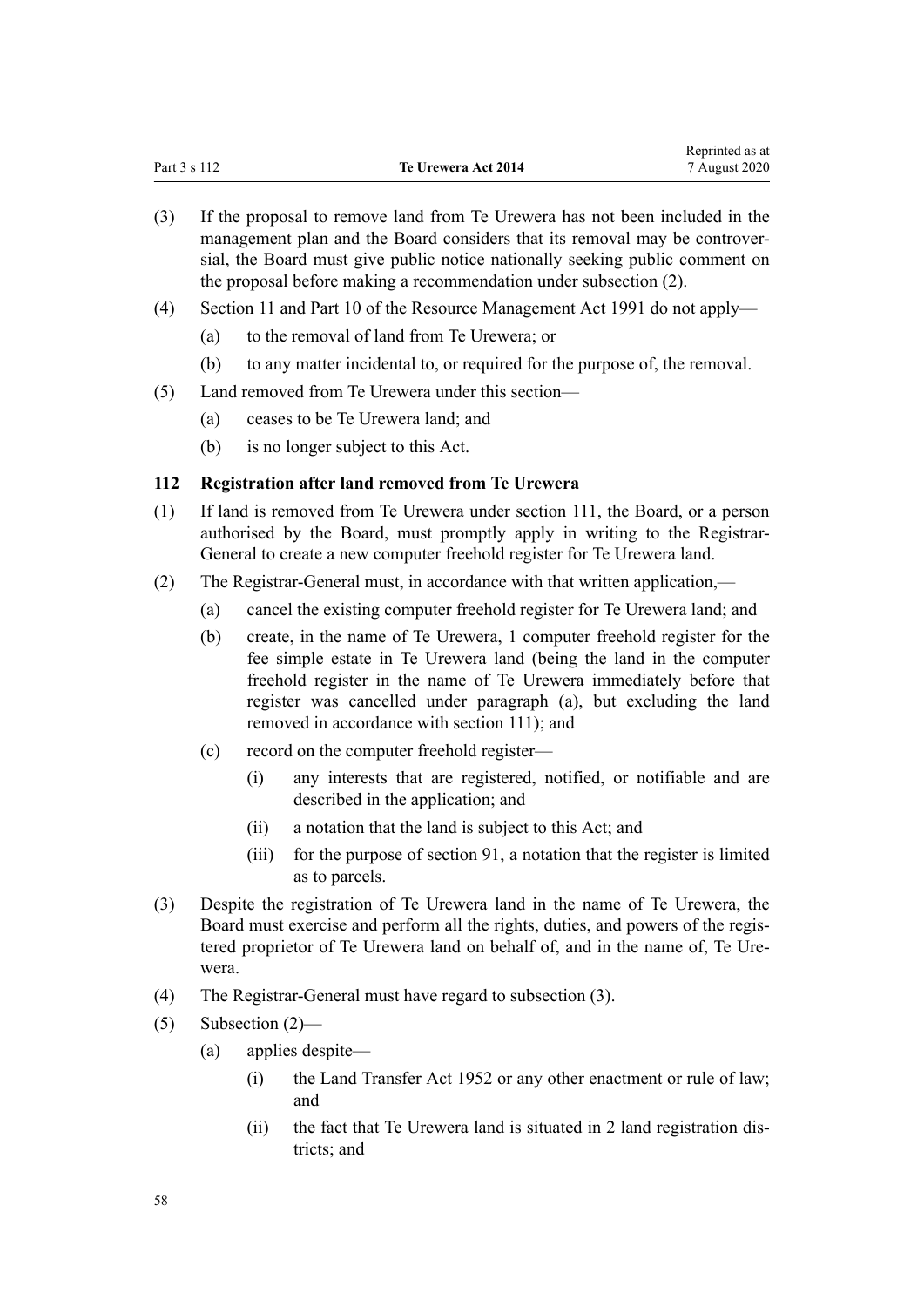(3) If the proposal to remove land from Te Urewera has not been included in the management plan and the Board considers that its removal may be controversial, the Board must give public notice nationally seeking public comment on the proposal before making a recommendation under subsection (2).

(4) Section 11 and Part 10 of the Resource Management Act 1991 do not apply—

  (a) to the removal of land from Te Urewera; or

  (b) to any matter incidental to, or required for the purpose of, the removal.

(5) Land removed from Te Urewera under this section—

  (a) ceases to be Te Urewera land; and

  (b) is no longer subject to this Act.

### 112 Registration after land removed from Te Urewera

(1) If land is removed from Te Urewera under section 111, the Board, or a person authorised by the Board, must promptly apply in writing to the Registrar-General to create a new computer freehold register for Te Urewera land.

(2) The Registrar-General must, in accordance with that written application,—

  (a) cancel the existing computer freehold register for Te Urewera land; and

  (b) create, in the name of Te Urewera, 1 computer freehold register for the fee simple estate in Te Urewera land (being the land in the computer freehold register in the name of Te Urewera immediately before that register was cancelled under paragraph (a), but excluding the land removed in accordance with section 111); and

  (c) record on the computer freehold register—

    (i) any interests that are registered, notified, or notifiable and are described in the application; and

    (ii) a notation that the land is subject to this Act; and

    (iii) for the purpose of section 91, a notation that the register is limited as to parcels.

(3) Despite the registration of Te Urewera land in the name of Te Urewera, the Board must exercise and perform all the rights, duties, and powers of the registered proprietor of Te Urewera land on behalf of, and in the name of, Te Urewera.

(4) The Registrar-General must have regard to subsection (3).

(5) Subsection (2)—

  (a) applies despite—

    (i) the Land Transfer Act 1952 or any other enactment or rule of law; and

    (ii) the fact that Te Urewera land is situated in 2 land registration districts; and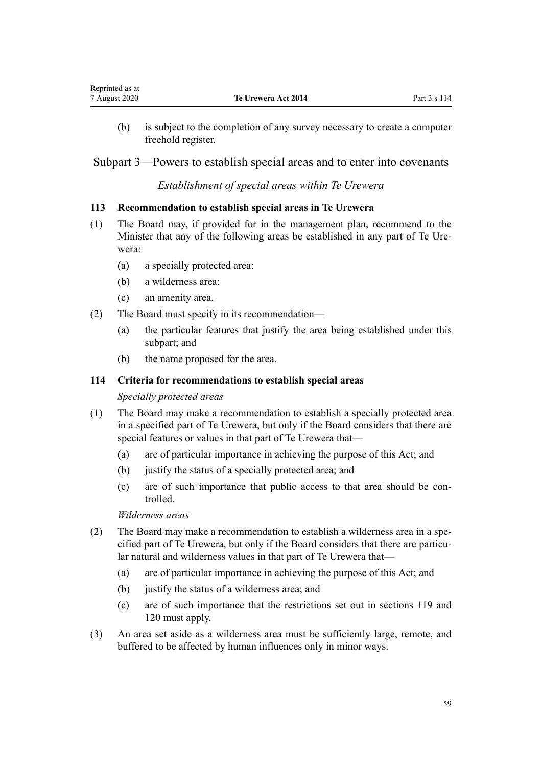(b) is subject to the completion of any survey necessary to create a computer freehold register.

## Subpart 3—Powers to establish special areas and to enter into covenants

*Establishment of special areas within Te Urewera*

### 113 Recommendation to establish special areas in Te Urewera

(1) The Board may, if provided for in the management plan, recommend to the Minister that any of the following areas be established in any part of Te Urewera:

- (a) a specially protected area:
- (b) a wilderness area:
- (c) an amenity area.

(2) The Board must specify in its recommendation—

- (a) the particular features that justify the area being established under this subpart; and
- (b) the name proposed for the area.

### 114 Criteria for recommendations to establish special areas

*Specially protected areas*

(1) The Board may make a recommendation to establish a specially protected area in a specified part of Te Urewera, but only if the Board considers that there are special features or values in that part of Te Urewera that—

- (a) are of particular importance in achieving the purpose of this Act; and
- (b) justify the status of a specially protected area; and
- (c) are of such importance that public access to that area should be controlled.

*Wilderness areas*

(2) The Board may make a recommendation to establish a wilderness area in a specified part of Te Urewera, but only if the Board considers that there are particular natural and wilderness values in that part of Te Urewera that—

- (a) are of particular importance in achieving the purpose of this Act; and
- (b) justify the status of a wilderness area; and
- (c) are of such importance that the restrictions set out in sections 119 and 120 must apply.

(3) An area set aside as a wilderness area must be sufficiently large, remote, and buffered to be affected by human influences only in minor ways.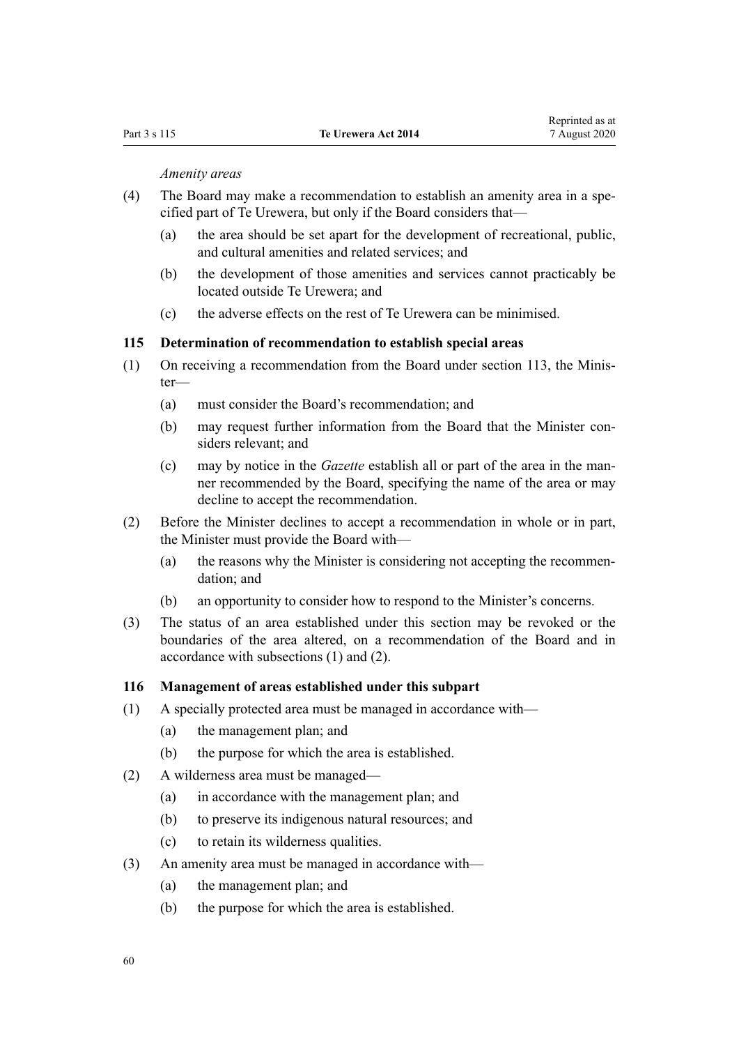*Amenity areas*

(4) The Board may make a recommendation to establish an amenity area in a specified part of Te Urewera, but only if the Board considers that—

(a) the area should be set apart for the development of recreational, public, and cultural amenities and related services; and

(b) the development of those amenities and services cannot practicably be located outside Te Urewera; and

(c) the adverse effects on the rest of Te Urewera can be minimised.

### 115 Determination of recommendation to establish special areas

(1) On receiving a recommendation from the Board under section 113, the Minister—

(a) must consider the Board's recommendation; and

(b) may request further information from the Board that the Minister considers relevant; and

(c) may by notice in the *Gazette* establish all or part of the area in the manner recommended by the Board, specifying the name of the area or may decline to accept the recommendation.

(2) Before the Minister declines to accept a recommendation in whole or in part, the Minister must provide the Board with—

(a) the reasons why the Minister is considering not accepting the recommendation; and

(b) an opportunity to consider how to respond to the Minister's concerns.

(3) The status of an area established under this section may be revoked or the boundaries of the area altered, on a recommendation of the Board and in accordance with subsections (1) and (2).

### 116 Management of areas established under this subpart

(1) A specially protected area must be managed in accordance with—

(a) the management plan; and

(b) the purpose for which the area is established.

(2) A wilderness area must be managed—

(a) in accordance with the management plan; and

(b) to preserve its indigenous natural resources; and

(c) to retain its wilderness qualities.

(3) An amenity area must be managed in accordance with—

(a) the management plan; and

(b) the purpose for which the area is established.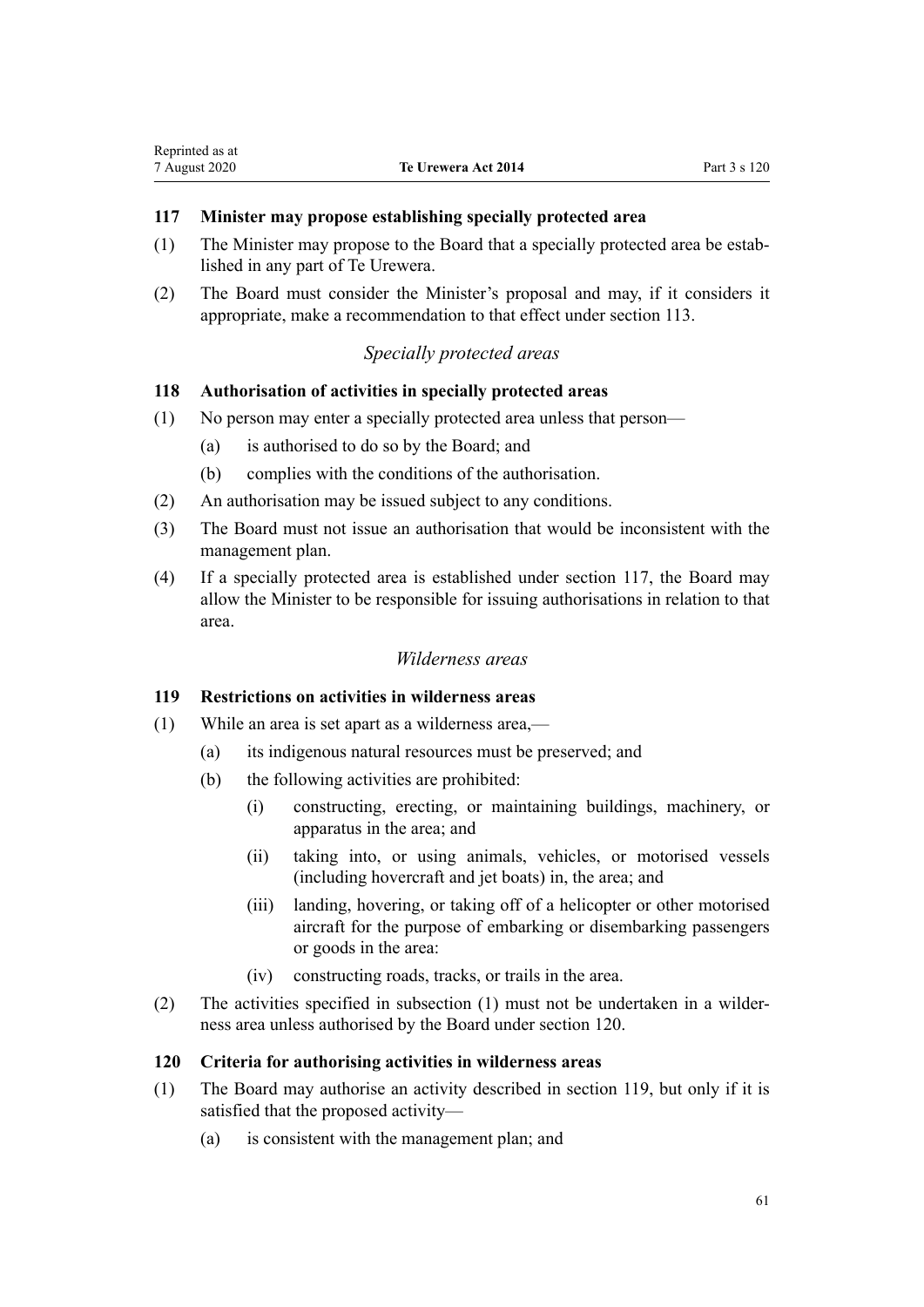### 117 Minister may propose establishing specially protected area

(1) The Minister may propose to the Board that a specially protected area be established in any part of Te Urewera.

(2) The Board must consider the Minister's proposal and may, if it considers it appropriate, make a recommendation to that effect under section 113.

*Specially protected areas*

### 118 Authorisation of activities in specially protected areas

(1) No person may enter a specially protected area unless that person—

- (a) is authorised to do so by the Board; and
- (b) complies with the conditions of the authorisation.

(2) An authorisation may be issued subject to any conditions.

(3) The Board must not issue an authorisation that would be inconsistent with the management plan.

(4) If a specially protected area is established under section 117, the Board may allow the Minister to be responsible for issuing authorisations in relation to that area.

*Wilderness areas*

### 119 Restrictions on activities in wilderness areas

(1) While an area is set apart as a wilderness area,—

- (a) its indigenous natural resources must be preserved; and
- (b) the following activities are prohibited:
  - (i) constructing, erecting, or maintaining buildings, machinery, or apparatus in the area; and
  - (ii) taking into, or using animals, vehicles, or motorised vessels (including hovercraft and jet boats) in, the area; and
  - (iii) landing, hovering, or taking off of a helicopter or other motorised aircraft for the purpose of embarking or disembarking passengers or goods in the area:
  - (iv) constructing roads, tracks, or trails in the area.

(2) The activities specified in subsection (1) must not be undertaken in a wilderness area unless authorised by the Board under section 120.

### 120 Criteria for authorising activities in wilderness areas

(1) The Board may authorise an activity described in section 119, but only if it is satisfied that the proposed activity—

- (a) is consistent with the management plan; and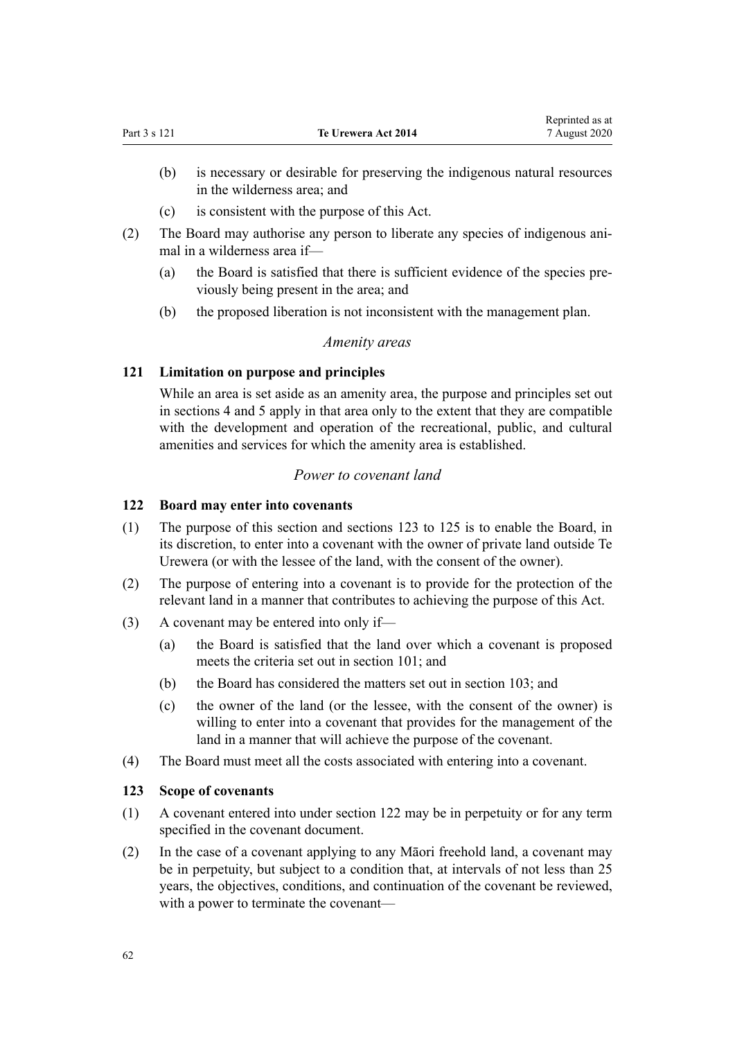(b) is necessary or desirable for preserving the indigenous natural resources in the wilderness area; and

(c) is consistent with the purpose of this Act.

(2) The Board may authorise any person to liberate any species of indigenous animal in a wilderness area if—

(a) the Board is satisfied that there is sufficient evidence of the species previously being present in the area; and

(b) the proposed liberation is not inconsistent with the management plan.

*Amenity areas*

### 121 Limitation on purpose and principles

While an area is set aside as an amenity area, the purpose and principles set out in sections 4 and 5 apply in that area only to the extent that they are compatible with the development and operation of the recreational, public, and cultural amenities and services for which the amenity area is established.

*Power to covenant land*

### 122 Board may enter into covenants

(1) The purpose of this section and sections 123 to 125 is to enable the Board, in its discretion, to enter into a covenant with the owner of private land outside Te Urewera (or with the lessee of the land, with the consent of the owner).

(2) The purpose of entering into a covenant is to provide for the protection of the relevant land in a manner that contributes to achieving the purpose of this Act.

(3) A covenant may be entered into only if—

(a) the Board is satisfied that the land over which a covenant is proposed meets the criteria set out in section 101; and

(b) the Board has considered the matters set out in section 103; and

(c) the owner of the land (or the lessee, with the consent of the owner) is willing to enter into a covenant that provides for the management of the land in a manner that will achieve the purpose of the covenant.

(4) The Board must meet all the costs associated with entering into a covenant.

### 123 Scope of covenants

(1) A covenant entered into under section 122 may be in perpetuity or for any term specified in the covenant document.

(2) In the case of a covenant applying to any Māori freehold land, a covenant may be in perpetuity, but subject to a condition that, at intervals of not less than 25 years, the objectives, conditions, and continuation of the covenant be reviewed, with a power to terminate the covenant—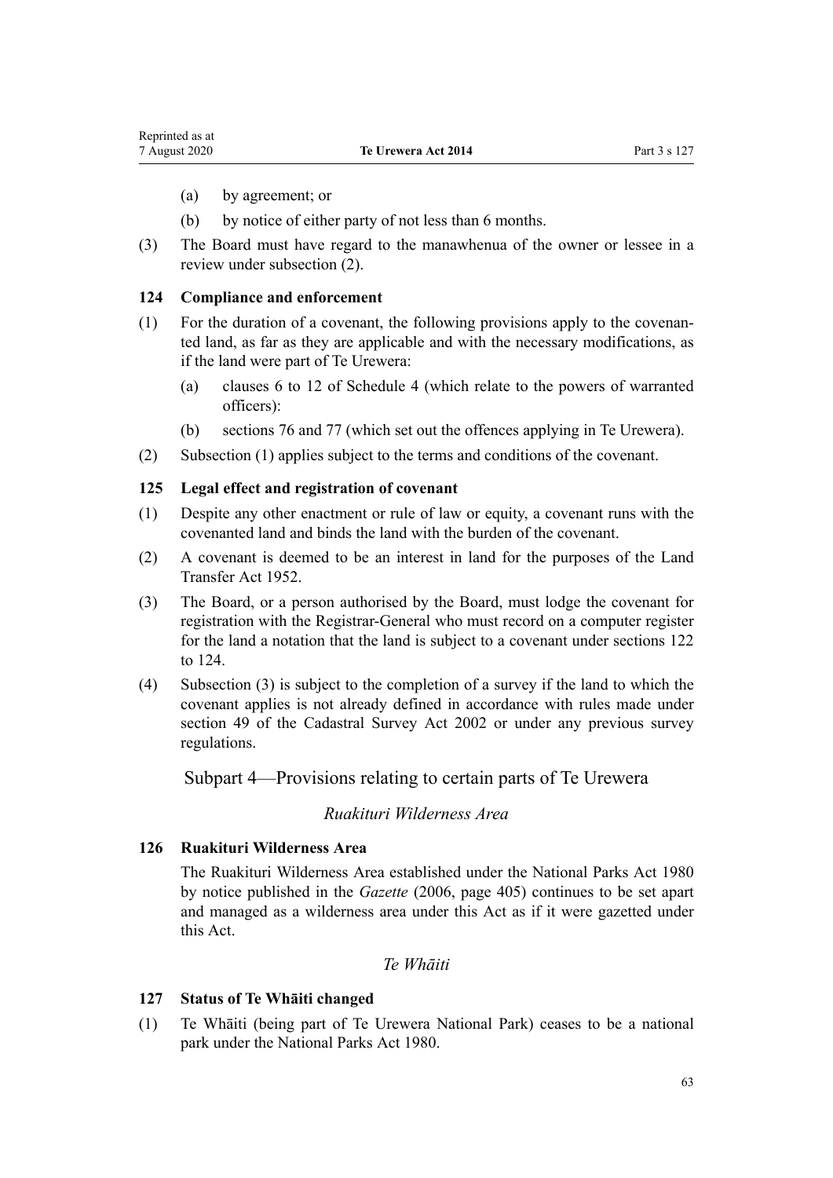(a) by agreement; or

(b) by notice of either party of not less than 6 months.

(3) The Board must have regard to the manawhenua of the owner or lessee in a review under subsection (2).

### 124 Compliance and enforcement

(1) For the duration of a covenant, the following provisions apply to the covenanted land, as far as they are applicable and with the necessary modifications, as if the land were part of Te Urewera:

(a) clauses 6 to 12 of Schedule 4 (which relate to the powers of warranted officers):

(b) sections 76 and 77 (which set out the offences applying in Te Urewera).

(2) Subsection (1) applies subject to the terms and conditions of the covenant.

### 125 Legal effect and registration of covenant

(1) Despite any other enactment or rule of law or equity, a covenant runs with the covenanted land and binds the land with the burden of the covenant.

(2) A covenant is deemed to be an interest in land for the purposes of the Land Transfer Act 1952.

(3) The Board, or a person authorised by the Board, must lodge the covenant for registration with the Registrar-General who must record on a computer register for the land a notation that the land is subject to a covenant under sections 122 to 124.

(4) Subsection (3) is subject to the completion of a survey if the land to which the covenant applies is not already defined in accordance with rules made under section 49 of the Cadastral Survey Act 2002 or under any previous survey regulations.

## Subpart 4—Provisions relating to certain parts of Te Urewera

*Ruakituri Wilderness Area*

### 126 Ruakituri Wilderness Area

The Ruakituri Wilderness Area established under the National Parks Act 1980 by notice published in the *Gazette* (2006, page 405) continues to be set apart and managed as a wilderness area under this Act as if it were gazetted under this Act.

*Te Whāiti*

### 127 Status of Te Whāiti changed

(1) Te Whāiti (being part of Te Urewera National Park) ceases to be a national park under the National Parks Act 1980.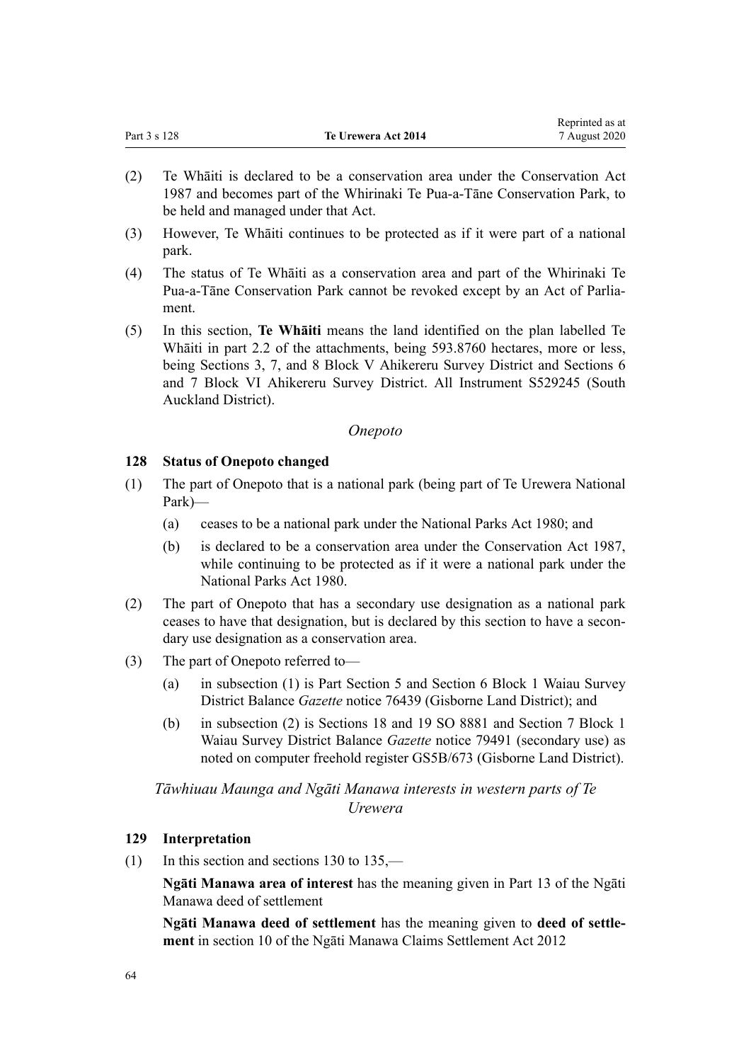(2) Te Whāiti is declared to be a conservation area under the Conservation Act 1987 and becomes part of the Whirinaki Te Pua-a-Tāne Conservation Park, to be held and managed under that Act.

(3) However, Te Whāiti continues to be protected as if it were part of a national park.

(4) The status of Te Whāiti as a conservation area and part of the Whirinaki Te Pua-a-Tāne Conservation Park cannot be revoked except by an Act of Parliament.

(5) In this section, **Te Whāiti** means the land identified on the plan labelled Te Whāiti in part 2.2 of the attachments, being 593.8760 hectares, more or less, being Sections 3, 7, and 8 Block V Ahikereru Survey District and Sections 6 and 7 Block VI Ahikereru Survey District. All Instrument S529245 (South Auckland District).

*Onepoto*

### 128 Status of Onepoto changed

(1) The part of Onepoto that is a national park (being part of Te Urewera National Park)—

  (a) ceases to be a national park under the National Parks Act 1980; and

  (b) is declared to be a conservation area under the Conservation Act 1987, while continuing to be protected as if it were a national park under the National Parks Act 1980.

(2) The part of Onepoto that has a secondary use designation as a national park ceases to have that designation, but is declared by this section to have a secondary use designation as a conservation area.

(3) The part of Onepoto referred to—

  (a) in subsection (1) is Part Section 5 and Section 6 Block 1 Waiau Survey District Balance *Gazette* notice 76439 (Gisborne Land District); and

  (b) in subsection (2) is Sections 18 and 19 SO 8881 and Section 7 Block 1 Waiau Survey District Balance *Gazette* notice 79491 (secondary use) as noted on computer freehold register GS5B/673 (Gisborne Land District).

*Tāwhiuau Maunga and Ngāti Manawa interests in western parts of Te Urewera*

### 129 Interpretation

(1) In this section and sections 130 to 135,—

**Ngāti Manawa area of interest** has the meaning given in Part 13 of the Ngāti Manawa deed of settlement

**Ngāti Manawa deed of settlement** has the meaning given to **deed of settlement** in section 10 of the Ngāti Manawa Claims Settlement Act 2012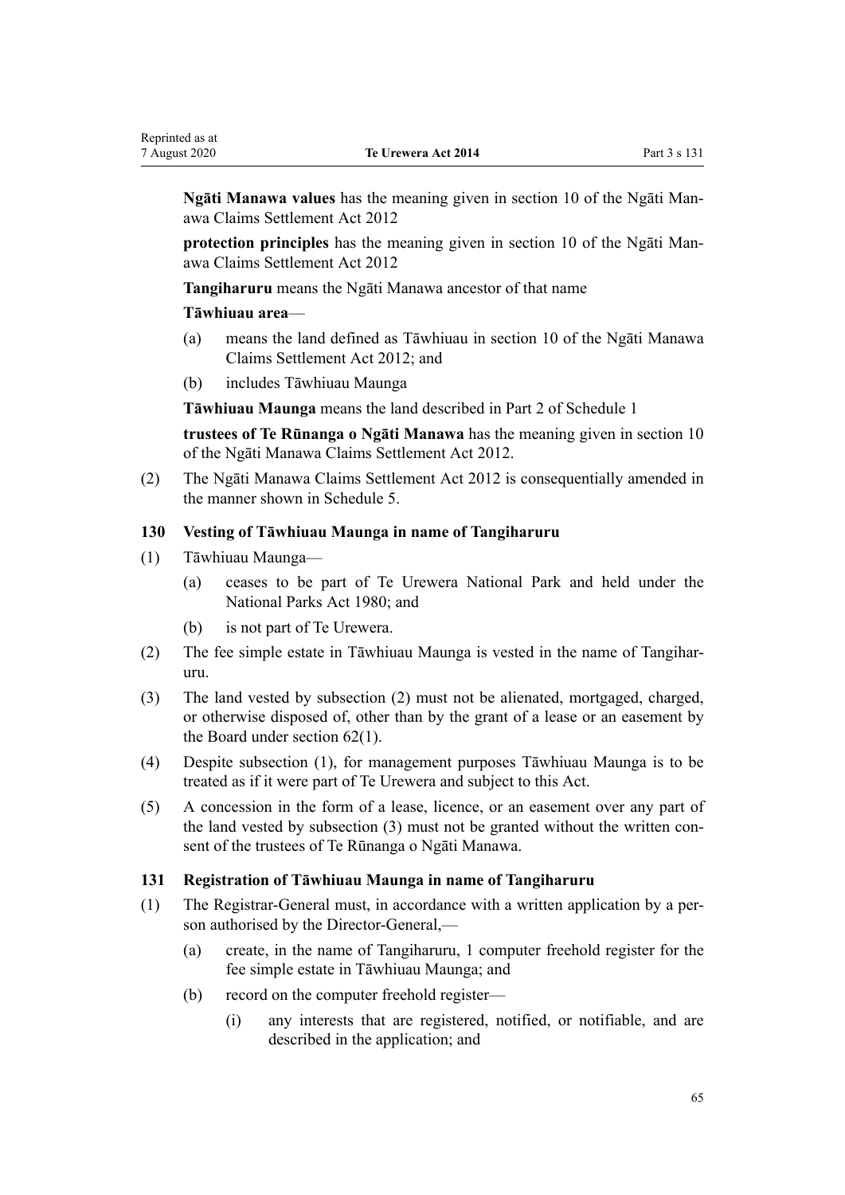**Ngāti Manawa values** has the meaning given in section 10 of the Ngāti Manawa Claims Settlement Act 2012

**protection principles** has the meaning given in section 10 of the Ngāti Manawa Claims Settlement Act 2012

**Tangiharuru** means the Ngāti Manawa ancestor of that name

**Tāwhiuau area**—

(a) means the land defined as Tāwhiuau in section 10 of the Ngāti Manawa Claims Settlement Act 2012; and

(b) includes Tāwhiuau Maunga

**Tāwhiuau Maunga** means the land described in Part 2 of Schedule 1

**trustees of Te Rūnanga o Ngāti Manawa** has the meaning given in section 10 of the Ngāti Manawa Claims Settlement Act 2012.

(2) The Ngāti Manawa Claims Settlement Act 2012 is consequentially amended in the manner shown in Schedule 5.

### 130 Vesting of Tāwhiuau Maunga in name of Tangiharuru

(1) Tāwhiuau Maunga—

(a) ceases to be part of Te Urewera National Park and held under the National Parks Act 1980; and

(b) is not part of Te Urewera.

(2) The fee simple estate in Tāwhiuau Maunga is vested in the name of Tangiharuru.

(3) The land vested by subsection (2) must not be alienated, mortgaged, charged, or otherwise disposed of, other than by the grant of a lease or an easement by the Board under section 62(1).

(4) Despite subsection (1), for management purposes Tāwhiuau Maunga is to be treated as if it were part of Te Urewera and subject to this Act.

(5) A concession in the form of a lease, licence, or an easement over any part of the land vested by subsection (3) must not be granted without the written consent of the trustees of Te Rūnanga o Ngāti Manawa.

### 131 Registration of Tāwhiuau Maunga in name of Tangiharuru

(1) The Registrar-General must, in accordance with a written application by a person authorised by the Director-General,—

(a) create, in the name of Tangiharuru, 1 computer freehold register for the fee simple estate in Tāwhiuau Maunga; and

(b) record on the computer freehold register—

(i) any interests that are registered, notified, or notifiable, and are described in the application; and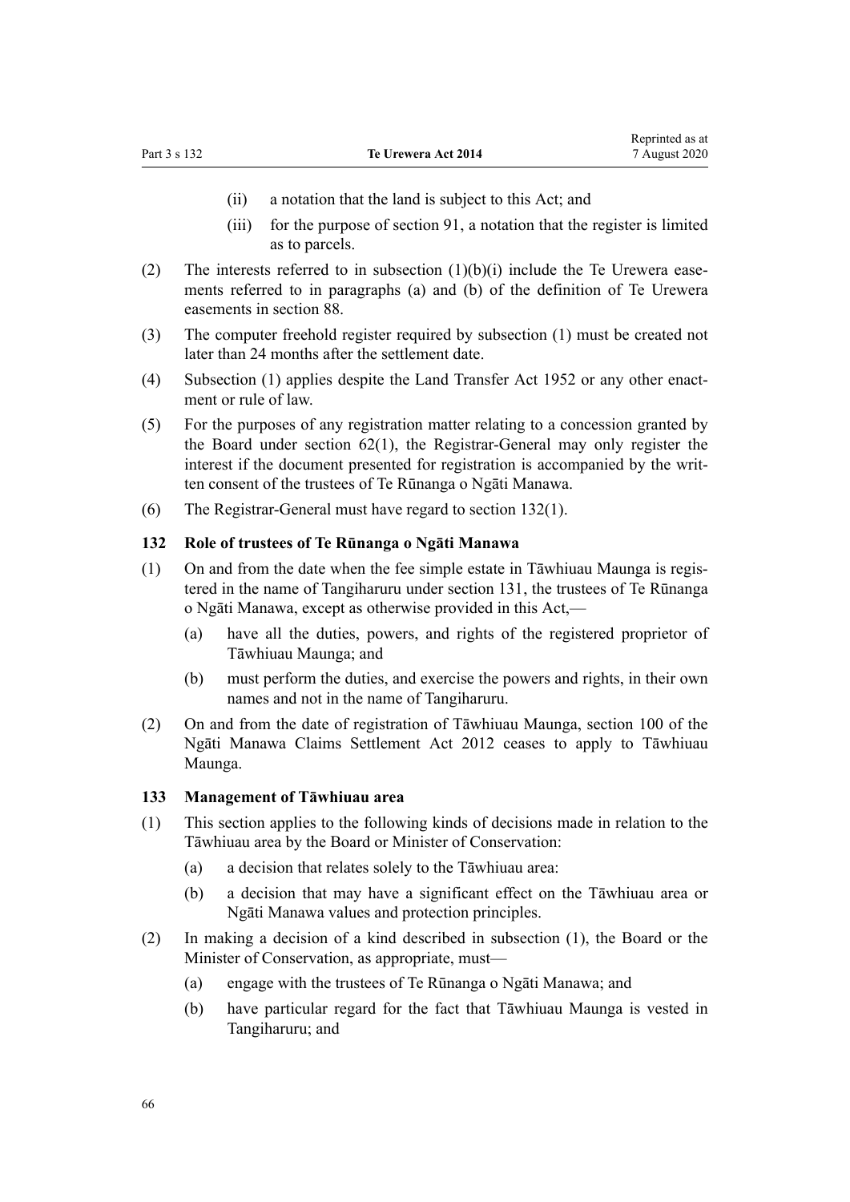(ii) a notation that the land is subject to this Act; and

(iii) for the purpose of section 91, a notation that the register is limited as to parcels.

(2) The interests referred to in subsection (1)(b)(i) include the Te Urewera easements referred to in paragraphs (a) and (b) of the definition of Te Urewera easements in section 88.

(3) The computer freehold register required by subsection (1) must be created not later than 24 months after the settlement date.

(4) Subsection (1) applies despite the Land Transfer Act 1952 or any other enactment or rule of law.

(5) For the purposes of any registration matter relating to a concession granted by the Board under section 62(1), the Registrar-General may only register the interest if the document presented for registration is accompanied by the written consent of the trustees of Te Rūnanga o Ngāti Manawa.

(6) The Registrar-General must have regard to section 132(1).

### 132 Role of trustees of Te Rūnanga o Ngāti Manawa

(1) On and from the date when the fee simple estate in Tāwhiuau Maunga is registered in the name of Tangiharuru under section 131, the trustees of Te Rūnanga o Ngāti Manawa, except as otherwise provided in this Act,—

(a) have all the duties, powers, and rights of the registered proprietor of Tāwhiuau Maunga; and

(b) must perform the duties, and exercise the powers and rights, in their own names and not in the name of Tangiharuru.

(2) On and from the date of registration of Tāwhiuau Maunga, section 100 of the Ngāti Manawa Claims Settlement Act 2012 ceases to apply to Tāwhiuau Maunga.

### 133 Management of Tāwhiuau area

(1) This section applies to the following kinds of decisions made in relation to the Tāwhiuau area by the Board or Minister of Conservation:

(a) a decision that relates solely to the Tāwhiuau area:

(b) a decision that may have a significant effect on the Tāwhiuau area or Ngāti Manawa values and protection principles.

(2) In making a decision of a kind described in subsection (1), the Board or the Minister of Conservation, as appropriate, must—

(a) engage with the trustees of Te Rūnanga o Ngāti Manawa; and

(b) have particular regard for the fact that Tāwhiuau Maunga is vested in Tangiharuru; and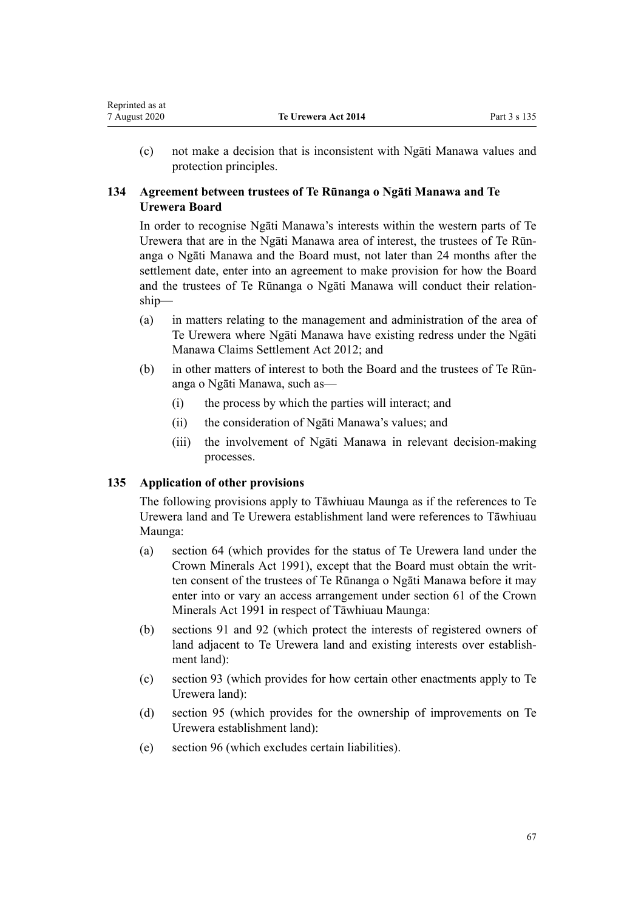(c) not make a decision that is inconsistent with Ngāti Manawa values and protection principles.

### 134 Agreement between trustees of Te Rūnanga o Ngāti Manawa and Te Urewera Board

In order to recognise Ngāti Manawa's interests within the western parts of Te Urewera that are in the Ngāti Manawa area of interest, the trustees of Te Rūnanga o Ngāti Manawa and the Board must, not later than 24 months after the settlement date, enter into an agreement to make provision for how the Board and the trustees of Te Rūnanga o Ngāti Manawa will conduct their relationship—

(a) in matters relating to the management and administration of the area of Te Urewera where Ngāti Manawa have existing redress under the Ngāti Manawa Claims Settlement Act 2012; and

(b) in other matters of interest to both the Board and the trustees of Te Rūnanga o Ngāti Manawa, such as—

 (i) the process by which the parties will interact; and

 (ii) the consideration of Ngāti Manawa's values; and

 (iii) the involvement of Ngāti Manawa in relevant decision-making processes.

### 135 Application of other provisions

The following provisions apply to Tāwhiuau Maunga as if the references to Te Urewera land and Te Urewera establishment land were references to Tāwhiuau Maunga:

(a) section 64 (which provides for the status of Te Urewera land under the Crown Minerals Act 1991), except that the Board must obtain the written consent of the trustees of Te Rūnanga o Ngāti Manawa before it may enter into or vary an access arrangement under section 61 of the Crown Minerals Act 1991 in respect of Tāwhiuau Maunga:

(b) sections 91 and 92 (which protect the interests of registered owners of land adjacent to Te Urewera land and existing interests over establishment land):

(c) section 93 (which provides for how certain other enactments apply to Te Urewera land):

(d) section 95 (which provides for the ownership of improvements on Te Urewera establishment land):

(e) section 96 (which excludes certain liabilities).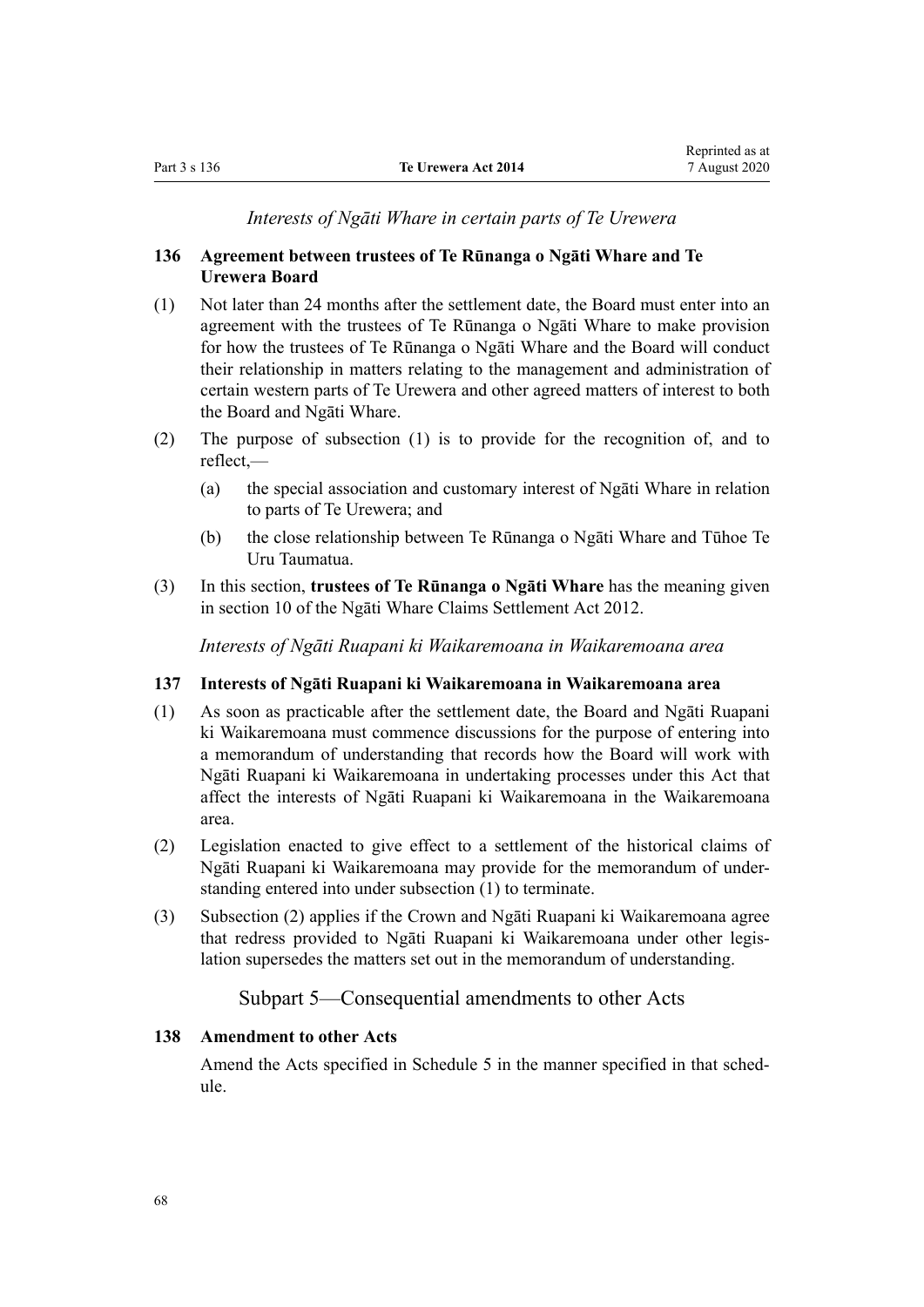*Interests of Ngāti Whare in certain parts of Te Urewera*

### 136 Agreement between trustees of Te Rūnanga o Ngāti Whare and Te Urewera Board

(1) Not later than 24 months after the settlement date, the Board must enter into an agreement with the trustees of Te Rūnanga o Ngāti Whare to make provision for how the trustees of Te Rūnanga o Ngāti Whare and the Board will conduct their relationship in matters relating to the management and administration of certain western parts of Te Urewera and other agreed matters of interest to both the Board and Ngāti Whare.

(2) The purpose of subsection (1) is to provide for the recognition of, and to reflect,—

- (a) the special association and customary interest of Ngāti Whare in relation to parts of Te Urewera; and
- (b) the close relationship between Te Rūnanga o Ngāti Whare and Tūhoe Te Uru Taumatua.

(3) In this section, **trustees of Te Rūnanga o Ngāti Whare** has the meaning given in section 10 of the Ngāti Whare Claims Settlement Act 2012.

*Interests of Ngāti Ruapani ki Waikaremoana in Waikaremoana area*

### 137 Interests of Ngāti Ruapani ki Waikaremoana in Waikaremoana area

(1) As soon as practicable after the settlement date, the Board and Ngāti Ruapani ki Waikaremoana must commence discussions for the purpose of entering into a memorandum of understanding that records how the Board will work with Ngāti Ruapani ki Waikaremoana in undertaking processes under this Act that affect the interests of Ngāti Ruapani ki Waikaremoana in the Waikaremoana area.

(2) Legislation enacted to give effect to a settlement of the historical claims of Ngāti Ruapani ki Waikaremoana may provide for the memorandum of understanding entered into under subsection (1) to terminate.

(3) Subsection (2) applies if the Crown and Ngāti Ruapani ki Waikaremoana agree that redress provided to Ngāti Ruapani ki Waikaremoana under other legislation supersedes the matters set out in the memorandum of understanding.

## Subpart 5—Consequential amendments to other Acts

### 138 Amendment to other Acts

Amend the Acts specified in Schedule 5 in the manner specified in that schedule.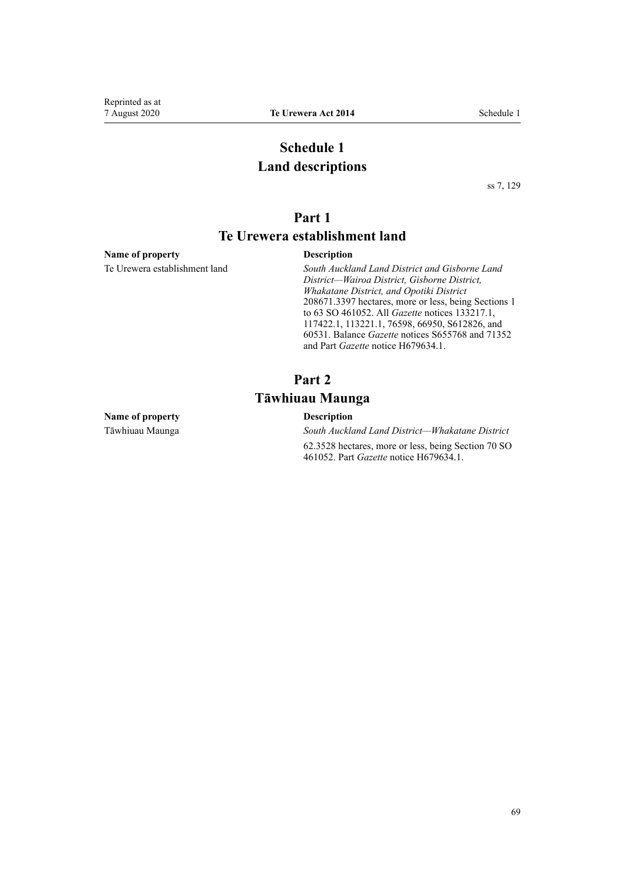# Schedule 1
# Land descriptions

ss 7, 129

## Part 1
## Te Urewera establishment land

| Name of property | Description |
| --- | --- |
| Te Urewera establishment land | *South Auckland Land District and Gisborne Land District—Wairoa District, Gisborne District, Whakatane District, and Opotiki District*<br>208671.3397 hectares, more or less, being Sections 1 to 63 SO 461052. All *Gazette* notices 133217.1, 117422.1, 113221.1, 76598, 66950, S612826, and 60531. Balance *Gazette* notices S655768 and 71352 and Part *Gazette* notice H679634.1. |

## Part 2
## Tāwhiuau Maunga

| Name of property | Description |
| --- | --- |
| Tāwhiuau Maunga | *South Auckland Land District—Whakatane District*<br>62.3528 hectares, more or less, being Section 70 SO 461052. Part *Gazette* notice H679634.1. |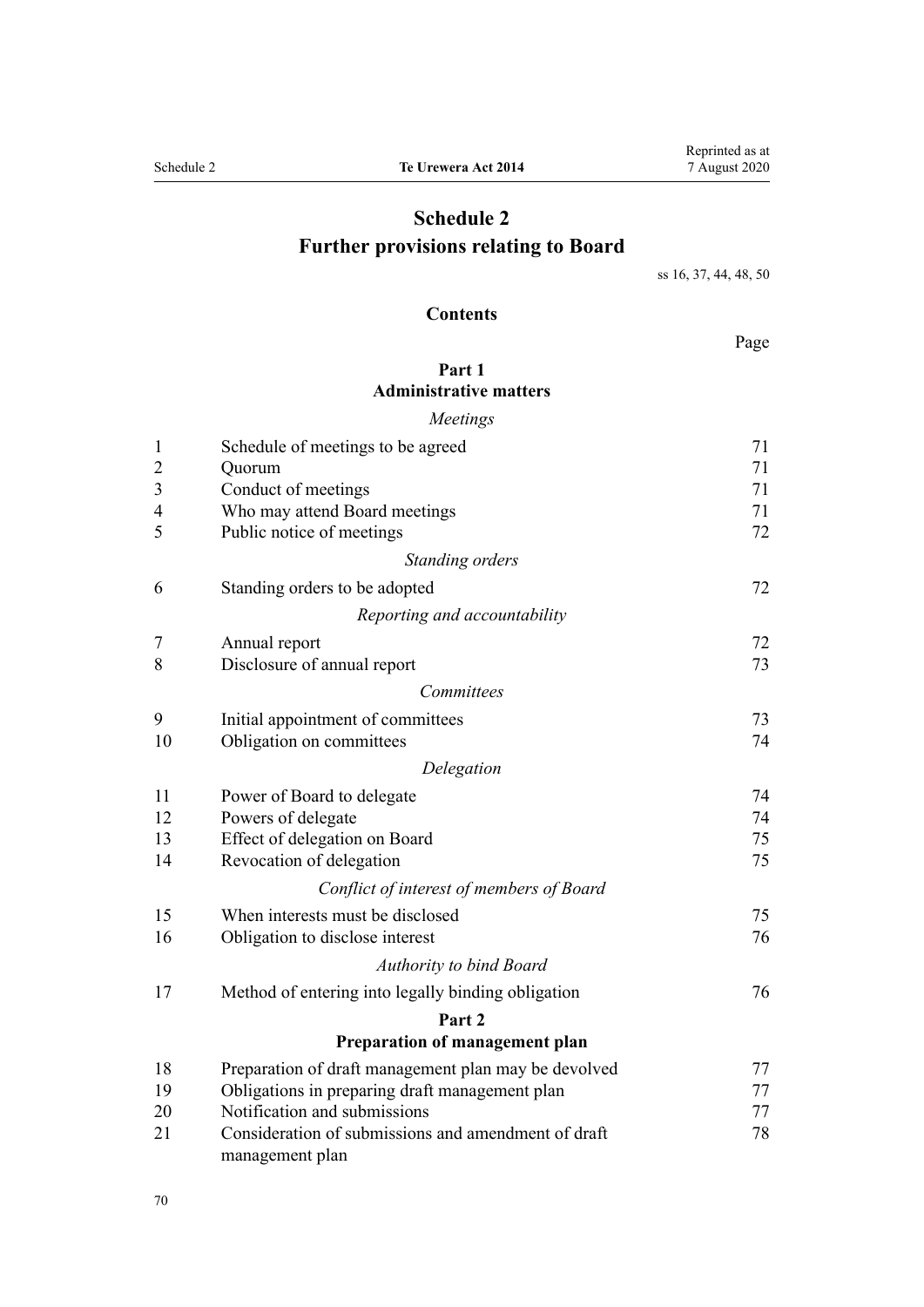# Schedule 2
# Further provisions relating to Board

ss 16, 37, 44, 48, 50

## Contents

| | | Page |
|---|---|---|
| | **Part 1** **Administrative matters** | |
| | *Meetings* | |
| 1 | Schedule of meetings to be agreed | 71 |
| 2 | Quorum | 71 |
| 3 | Conduct of meetings | 71 |
| 4 | Who may attend Board meetings | 71 |
| 5 | Public notice of meetings | 72 |
| | *Standing orders* | |
| 6 | Standing orders to be adopted | 72 |
| | *Reporting and accountability* | |
| 7 | Annual report | 72 |
| 8 | Disclosure of annual report | 73 |
| | *Committees* | |
| 9 | Initial appointment of committees | 73 |
| 10 | Obligation on committees | 74 |
| | *Delegation* | |
| 11 | Power of Board to delegate | 74 |
| 12 | Powers of delegate | 74 |
| 13 | Effect of delegation on Board | 75 |
| 14 | Revocation of delegation | 75 |
| | *Conflict of interest of members of Board* | |
| 15 | When interests must be disclosed | 75 |
| 16 | Obligation to disclose interest | 76 |
| | *Authority to bind Board* | |
| 17 | Method of entering into legally binding obligation | 76 |
| | **Part 2** **Preparation of management plan** | |
| 18 | Preparation of draft management plan may be devolved | 77 |
| 19 | Obligations in preparing draft management plan | 77 |
| 20 | Notification and submissions | 77 |
| 21 | Consideration of submissions and amendment of draft management plan | 78 |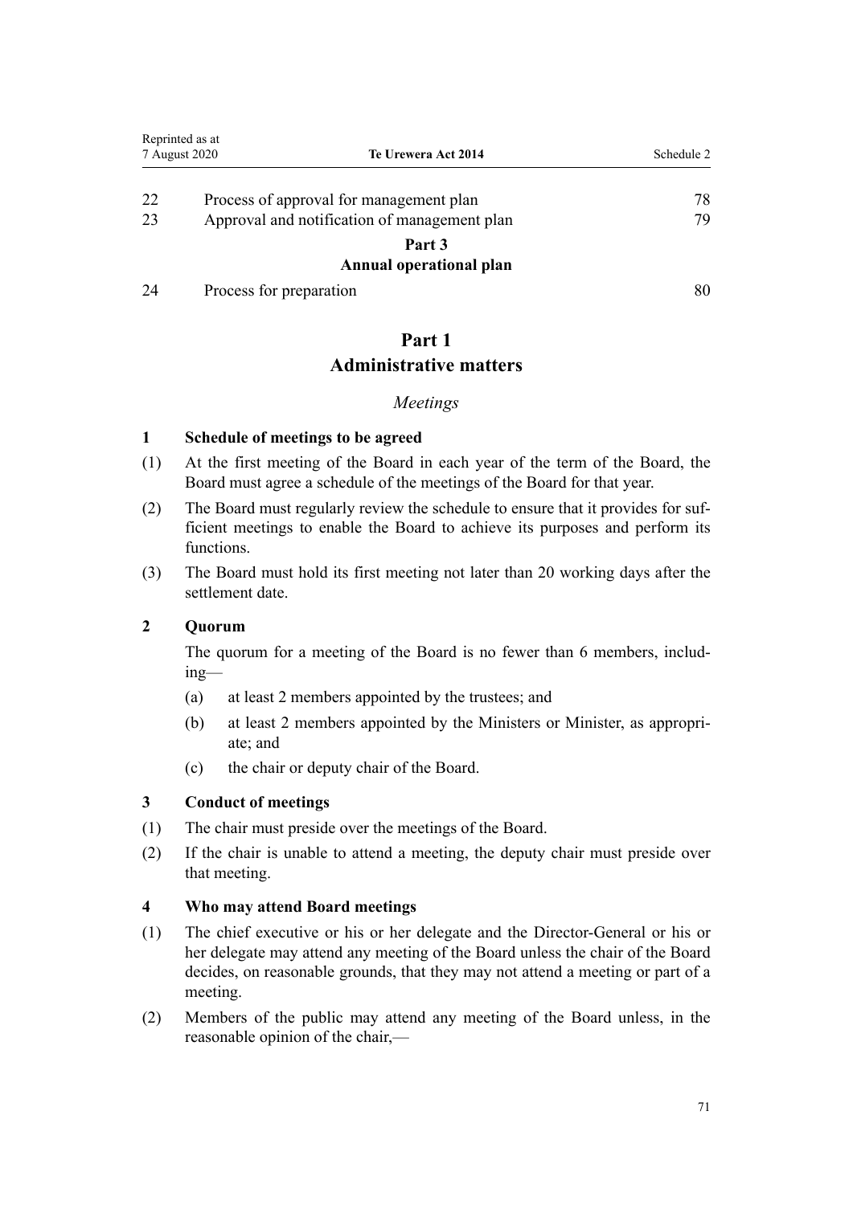| | | |
|---|---|---|
| 22 | Process of approval for management plan | 78 |
| 23 | Approval and notification of management plan | 79 |
| | **Part 3** **Annual operational plan** | |
| 24 | Process for preparation | 80 |

# Part 1
# Administrative matters

*Meetings*

### 1 Schedule of meetings to be agreed

(1) At the first meeting of the Board in each year of the term of the Board, the Board must agree a schedule of the meetings of the Board for that year.

(2) The Board must regularly review the schedule to ensure that it provides for sufficient meetings to enable the Board to achieve its purposes and perform its functions.

(3) The Board must hold its first meeting not later than 20 working days after the settlement date.

### 2 Quorum

The quorum for a meeting of the Board is no fewer than 6 members, including—

(a) at least 2 members appointed by the trustees; and

(b) at least 2 members appointed by the Ministers or Minister, as appropriate; and

(c) the chair or deputy chair of the Board.

### 3 Conduct of meetings

(1) The chair must preside over the meetings of the Board.

(2) If the chair is unable to attend a meeting, the deputy chair must preside over that meeting.

### 4 Who may attend Board meetings

(1) The chief executive or his or her delegate and the Director-General or his or her delegate may attend any meeting of the Board unless the chair of the Board decides, on reasonable grounds, that they may not attend a meeting or part of a meeting.

(2) Members of the public may attend any meeting of the Board unless, in the reasonable opinion of the chair,—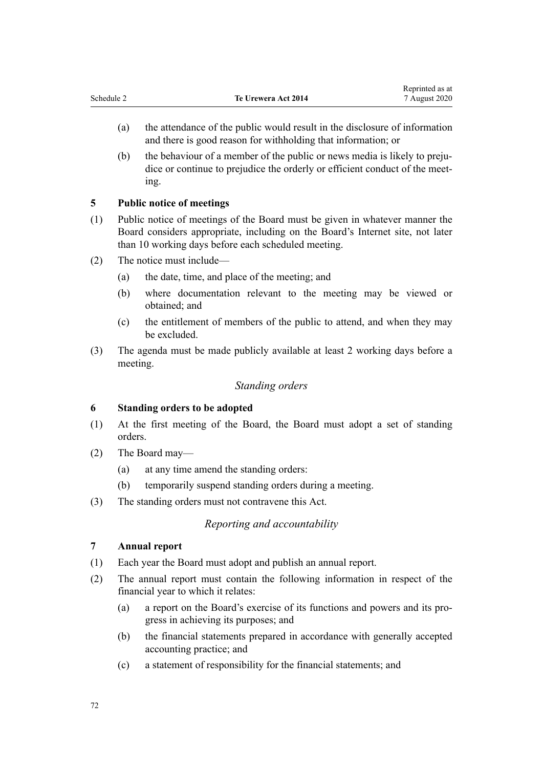(a) the attendance of the public would result in the disclosure of information and there is good reason for withholding that information; or

(b) the behaviour of a member of the public or news media is likely to prejudice or continue to prejudice the orderly or efficient conduct of the meeting.

**5 Public notice of meetings**

(1) Public notice of meetings of the Board must be given in whatever manner the Board considers appropriate, including on the Board's Internet site, not later than 10 working days before each scheduled meeting.

(2) The notice must include—

(a) the date, time, and place of the meeting; and

(b) where documentation relevant to the meeting may be viewed or obtained; and

(c) the entitlement of members of the public to attend, and when they may be excluded.

(3) The agenda must be made publicly available at least 2 working days before a meeting.

*Standing orders*

**6 Standing orders to be adopted**

(1) At the first meeting of the Board, the Board must adopt a set of standing orders.

(2) The Board may—

(a) at any time amend the standing orders:

(b) temporarily suspend standing orders during a meeting.

(3) The standing orders must not contravene this Act.

*Reporting and accountability*

**7 Annual report**

(1) Each year the Board must adopt and publish an annual report.

(2) The annual report must contain the following information in respect of the financial year to which it relates:

(a) a report on the Board's exercise of its functions and powers and its progress in achieving its purposes; and

(b) the financial statements prepared in accordance with generally accepted accounting practice; and

(c) a statement of responsibility for the financial statements; and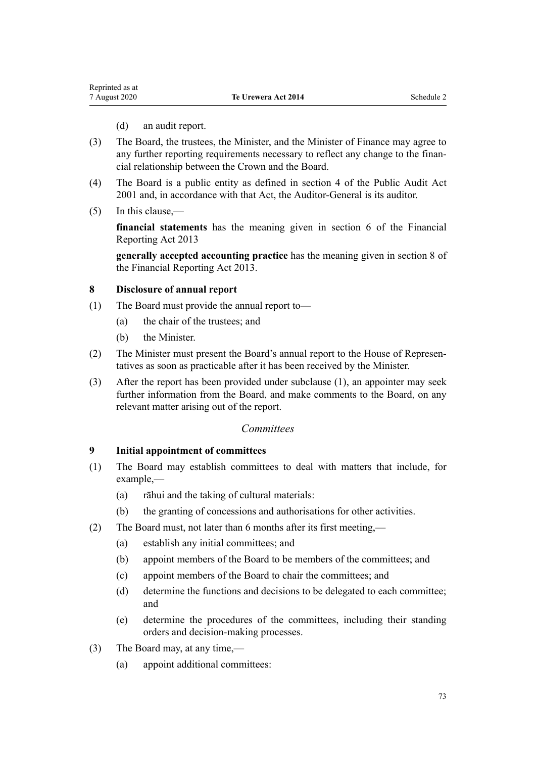(d) an audit report.

(3) The Board, the trustees, the Minister, and the Minister of Finance may agree to any further reporting requirements necessary to reflect any change to the financial relationship between the Crown and the Board.

(4) The Board is a public entity as defined in section 4 of the Public Audit Act 2001 and, in accordance with that Act, the Auditor-General is its auditor.

(5) In this clause,—

**financial statements** has the meaning given in section 6 of the Financial Reporting Act 2013

**generally accepted accounting practice** has the meaning given in section 8 of the Financial Reporting Act 2013.

### 8 Disclosure of annual report

(1) The Board must provide the annual report to—

(a) the chair of the trustees; and

(b) the Minister.

(2) The Minister must present the Board's annual report to the House of Representatives as soon as practicable after it has been received by the Minister.

(3) After the report has been provided under subclause (1), an appointer may seek further information from the Board, and make comments to the Board, on any relevant matter arising out of the report.

*Committees*

### 9 Initial appointment of committees

(1) The Board may establish committees to deal with matters that include, for example,—

(a) rāhui and the taking of cultural materials:

(b) the granting of concessions and authorisations for other activities.

(2) The Board must, not later than 6 months after its first meeting,—

(a) establish any initial committees; and

(b) appoint members of the Board to be members of the committees; and

(c) appoint members of the Board to chair the committees; and

(d) determine the functions and decisions to be delegated to each committee; and

(e) determine the procedures of the committees, including their standing orders and decision-making processes.

(3) The Board may, at any time,—

(a) appoint additional committees: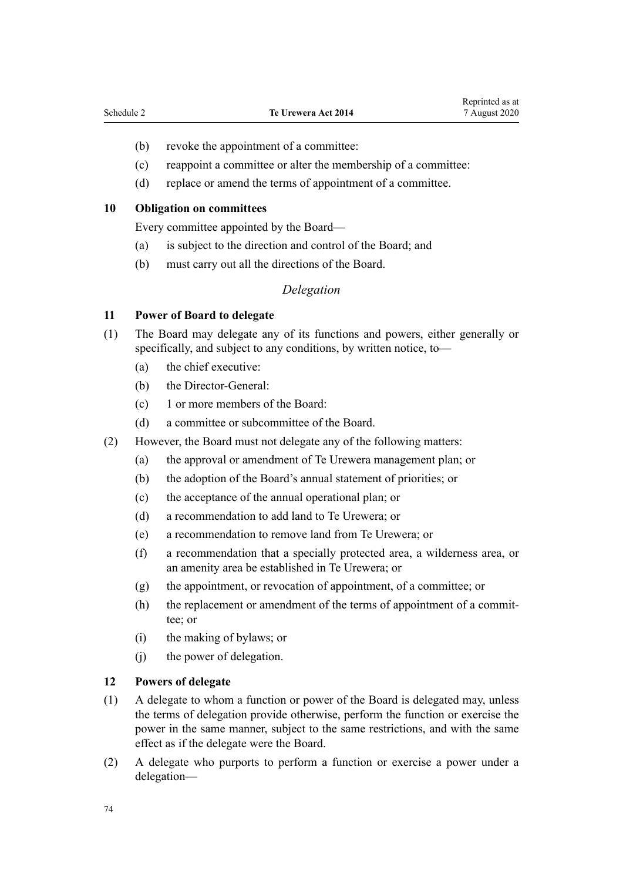(b) revoke the appointment of a committee:

(c) reappoint a committee or alter the membership of a committee:

(d) replace or amend the terms of appointment of a committee.

### 10 Obligation on committees

Every committee appointed by the Board—

(a) is subject to the direction and control of the Board; and

(b) must carry out all the directions of the Board.

*Delegation*

### 11 Power of Board to delegate

(1) The Board may delegate any of its functions and powers, either generally or specifically, and subject to any conditions, by written notice, to—

(a) the chief executive:

(b) the Director-General:

(c) 1 or more members of the Board:

(d) a committee or subcommittee of the Board.

(2) However, the Board must not delegate any of the following matters:

(a) the approval or amendment of Te Urewera management plan; or

(b) the adoption of the Board's annual statement of priorities; or

(c) the acceptance of the annual operational plan; or

(d) a recommendation to add land to Te Urewera; or

(e) a recommendation to remove land from Te Urewera; or

(f) a recommendation that a specially protected area, a wilderness area, or an amenity area be established in Te Urewera; or

(g) the appointment, or revocation of appointment, of a committee; or

(h) the replacement or amendment of the terms of appointment of a committee; or

(i) the making of bylaws; or

(j) the power of delegation.

### 12 Powers of delegate

(1) A delegate to whom a function or power of the Board is delegated may, unless the terms of delegation provide otherwise, perform the function or exercise the power in the same manner, subject to the same restrictions, and with the same effect as if the delegate were the Board.

(2) A delegate who purports to perform a function or exercise a power under a delegation—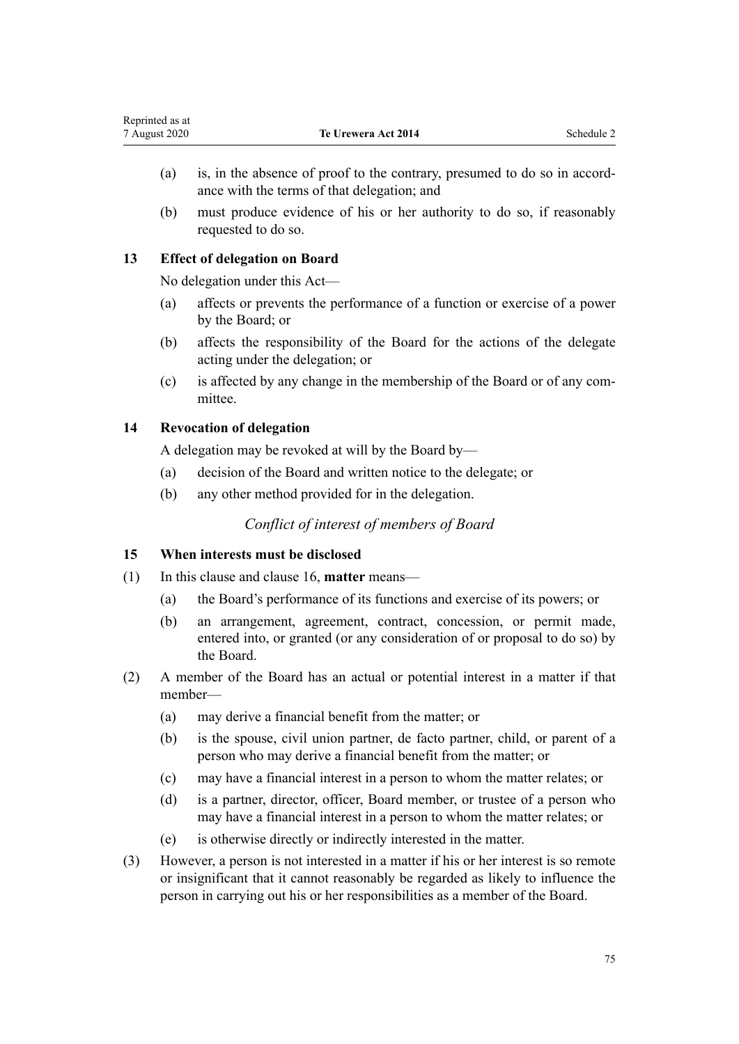(a) is, in the absence of proof to the contrary, presumed to do so in accordance with the terms of that delegation; and

(b) must produce evidence of his or her authority to do so, if reasonably requested to do so.

### 13 Effect of delegation on Board

No delegation under this Act—

(a) affects or prevents the performance of a function or exercise of a power by the Board; or

(b) affects the responsibility of the Board for the actions of the delegate acting under the delegation; or

(c) is affected by any change in the membership of the Board or of any committee.

### 14 Revocation of delegation

A delegation may be revoked at will by the Board by—

(a) decision of the Board and written notice to the delegate; or

(b) any other method provided for in the delegation.

*Conflict of interest of members of Board*

### 15 When interests must be disclosed

(1) In this clause and clause 16, **matter** means—

(a) the Board's performance of its functions and exercise of its powers; or

(b) an arrangement, agreement, contract, concession, or permit made, entered into, or granted (or any consideration of or proposal to do so) by the Board.

(2) A member of the Board has an actual or potential interest in a matter if that member—

(a) may derive a financial benefit from the matter; or

(b) is the spouse, civil union partner, de facto partner, child, or parent of a person who may derive a financial benefit from the matter; or

(c) may have a financial interest in a person to whom the matter relates; or

(d) is a partner, director, officer, Board member, or trustee of a person who may have a financial interest in a person to whom the matter relates; or

(e) is otherwise directly or indirectly interested in the matter.

(3) However, a person is not interested in a matter if his or her interest is so remote or insignificant that it cannot reasonably be regarded as likely to influence the person in carrying out his or her responsibilities as a member of the Board.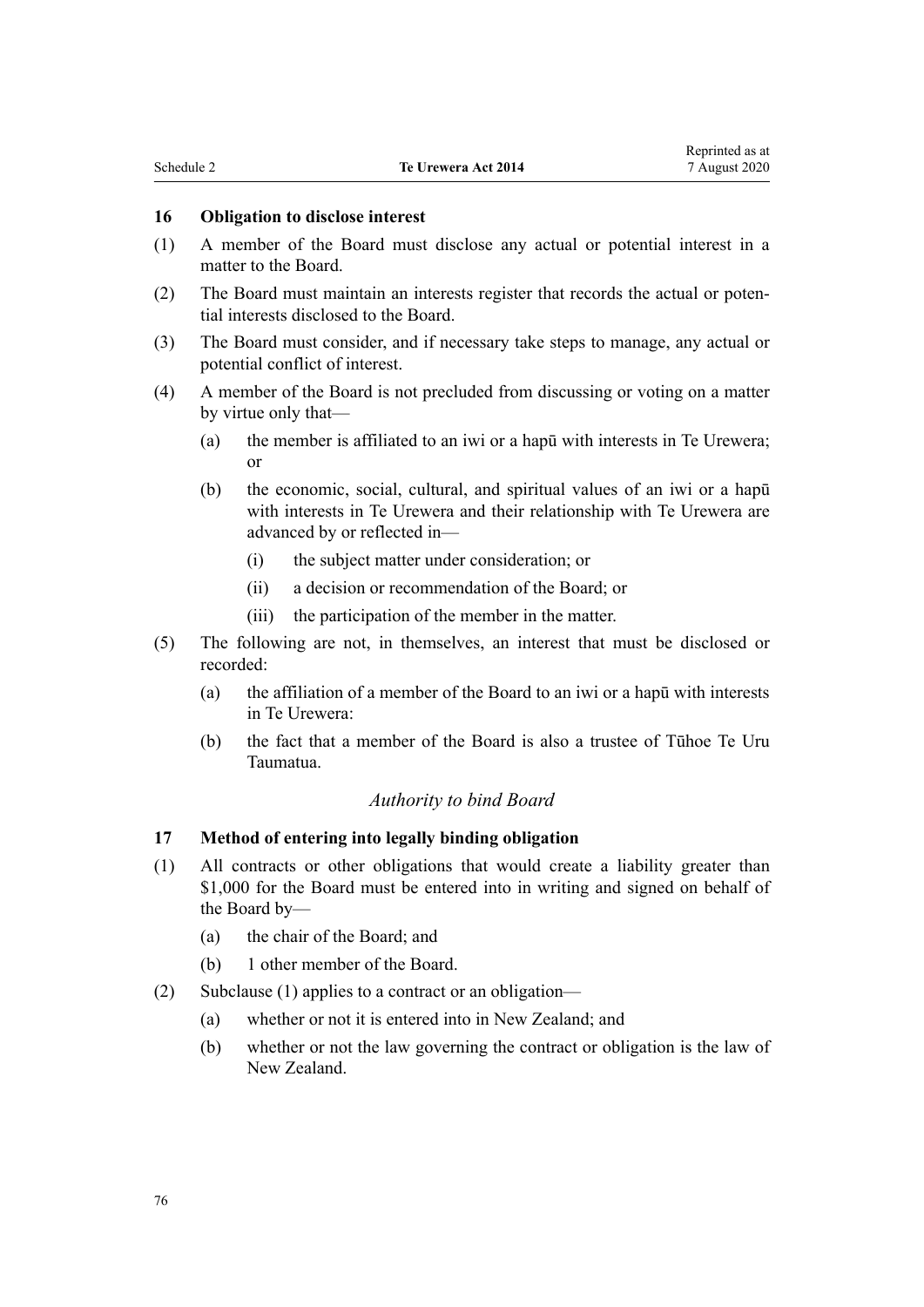### 16 Obligation to disclose interest

(1) A member of the Board must disclose any actual or potential interest in a matter to the Board.

(2) The Board must maintain an interests register that records the actual or potential interests disclosed to the Board.

(3) The Board must consider, and if necessary take steps to manage, any actual or potential conflict of interest.

(4) A member of the Board is not precluded from discussing or voting on a matter by virtue only that—

- (a) the member is affiliated to an iwi or a hapū with interests in Te Urewera; or
- (b) the economic, social, cultural, and spiritual values of an iwi or a hapū with interests in Te Urewera and their relationship with Te Urewera are advanced by or reflected in—
  - (i) the subject matter under consideration; or
  - (ii) a decision or recommendation of the Board; or
  - (iii) the participation of the member in the matter.

(5) The following are not, in themselves, an interest that must be disclosed or recorded:

- (a) the affiliation of a member of the Board to an iwi or a hapū with interests in Te Urewera:
- (b) the fact that a member of the Board is also a trustee of Tūhoe Te Uru Taumatua.

*Authority to bind Board*

### 17 Method of entering into legally binding obligation

(1) All contracts or other obligations that would create a liability greater than $1,000 for the Board must be entered into in writing and signed on behalf of the Board by—

- (a) the chair of the Board; and
- (b) 1 other member of the Board.

(2) Subclause (1) applies to a contract or an obligation—

- (a) whether or not it is entered into in New Zealand; and
- (b) whether or not the law governing the contract or obligation is the law of New Zealand.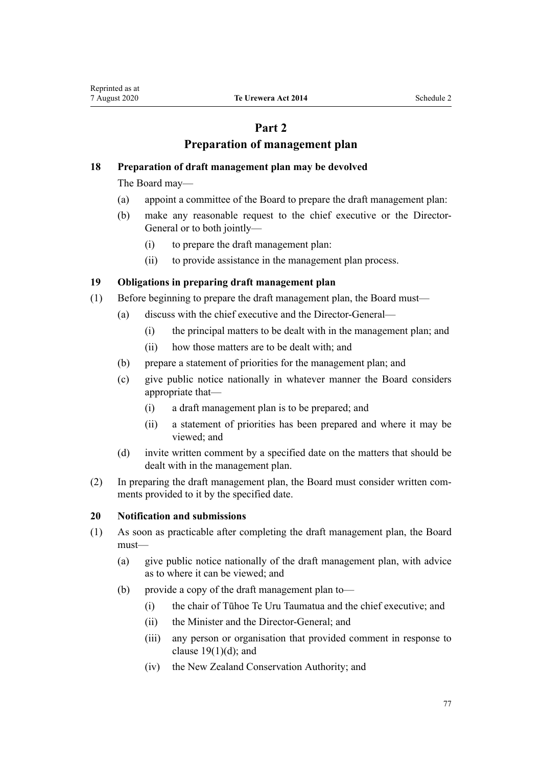# Part 2
# Preparation of management plan

### 18 Preparation of draft management plan may be devolved

The Board may—

(a) appoint a committee of the Board to prepare the draft management plan:

(b) make any reasonable request to the chief executive or the Director-General or to both jointly—

  (i) to prepare the draft management plan:

  (ii) to provide assistance in the management plan process.

### 19 Obligations in preparing draft management plan

(1) Before beginning to prepare the draft management plan, the Board must—

  (a) discuss with the chief executive and the Director-General—

    (i) the principal matters to be dealt with in the management plan; and

    (ii) how those matters are to be dealt with; and

  (b) prepare a statement of priorities for the management plan; and

  (c) give public notice nationally in whatever manner the Board considers appropriate that—

    (i) a draft management plan is to be prepared; and

    (ii) a statement of priorities has been prepared and where it may be viewed; and

  (d) invite written comment by a specified date on the matters that should be dealt with in the management plan.

(2) In preparing the draft management plan, the Board must consider written comments provided to it by the specified date.

### 20 Notification and submissions

(1) As soon as practicable after completing the draft management plan, the Board must—

  (a) give public notice nationally of the draft management plan, with advice as to where it can be viewed; and

  (b) provide a copy of the draft management plan to—

    (i) the chair of Tūhoe Te Uru Taumatua and the chief executive; and

    (ii) the Minister and the Director-General; and

    (iii) any person or organisation that provided comment in response to clause 19(1)(d); and

    (iv) the New Zealand Conservation Authority; and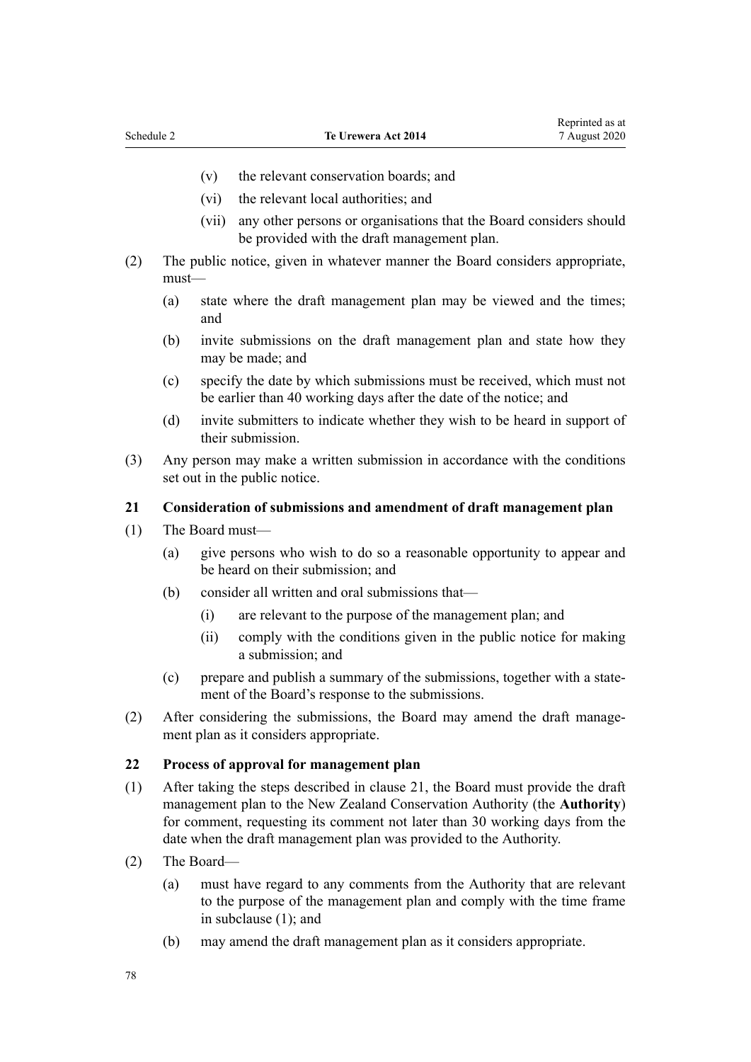(v) the relevant conservation boards; and

(vi) the relevant local authorities; and

(vii) any other persons or organisations that the Board considers should be provided with the draft management plan.

(2) The public notice, given in whatever manner the Board considers appropriate, must—

(a) state where the draft management plan may be viewed and the times; and

(b) invite submissions on the draft management plan and state how they may be made; and

(c) specify the date by which submissions must be received, which must not be earlier than 40 working days after the date of the notice; and

(d) invite submitters to indicate whether they wish to be heard in support of their submission.

(3) Any person may make a written submission in accordance with the conditions set out in the public notice.

### 21 Consideration of submissions and amendment of draft management plan

(1) The Board must—

(a) give persons who wish to do so a reasonable opportunity to appear and be heard on their submission; and

(b) consider all written and oral submissions that—

(i) are relevant to the purpose of the management plan; and

(ii) comply with the conditions given in the public notice for making a submission; and

(c) prepare and publish a summary of the submissions, together with a statement of the Board's response to the submissions.

(2) After considering the submissions, the Board may amend the draft management plan as it considers appropriate.

### 22 Process of approval for management plan

(1) After taking the steps described in clause 21, the Board must provide the draft management plan to the New Zealand Conservation Authority (the **Authority**) for comment, requesting its comment not later than 30 working days from the date when the draft management plan was provided to the Authority.

(2) The Board—

(a) must have regard to any comments from the Authority that are relevant to the purpose of the management plan and comply with the time frame in subclause (1); and

(b) may amend the draft management plan as it considers appropriate.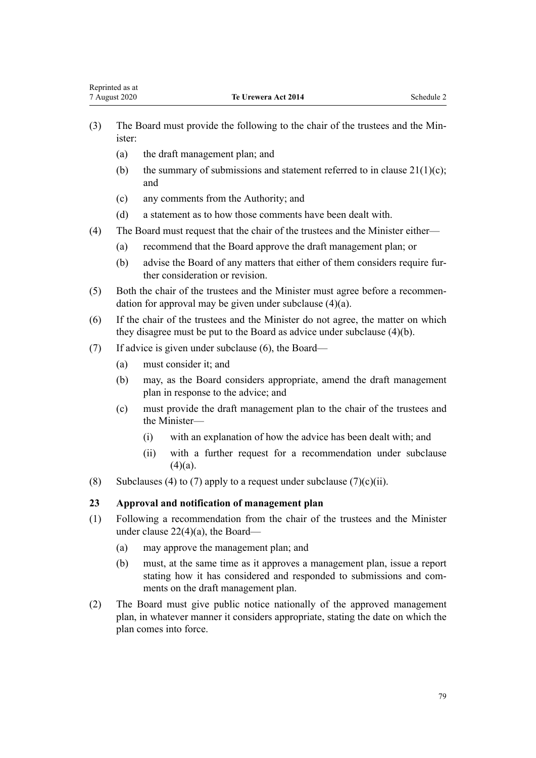(3) The Board must provide the following to the chair of the trustees and the Minister:

  (a) the draft management plan; and

  (b) the summary of submissions and statement referred to in clause 21(1)(c); and

  (c) any comments from the Authority; and

  (d) a statement as to how those comments have been dealt with.

(4) The Board must request that the chair of the trustees and the Minister either—

  (a) recommend that the Board approve the draft management plan; or

  (b) advise the Board of any matters that either of them considers require further consideration or revision.

(5) Both the chair of the trustees and the Minister must agree before a recommendation for approval may be given under subclause (4)(a).

(6) If the chair of the trustees and the Minister do not agree, the matter on which they disagree must be put to the Board as advice under subclause (4)(b).

(7) If advice is given under subclause (6), the Board—

  (a) must consider it; and

  (b) may, as the Board considers appropriate, amend the draft management plan in response to the advice; and

  (c) must provide the draft management plan to the chair of the trustees and the Minister—

    (i) with an explanation of how the advice has been dealt with; and

    (ii) with a further request for a recommendation under subclause (4)(a).

(8) Subclauses (4) to (7) apply to a request under subclause (7)(c)(ii).

**23 Approval and notification of management plan**

(1) Following a recommendation from the chair of the trustees and the Minister under clause 22(4)(a), the Board—

  (a) may approve the management plan; and

  (b) must, at the same time as it approves a management plan, issue a report stating how it has considered and responded to submissions and comments on the draft management plan.

(2) The Board must give public notice nationally of the approved management plan, in whatever manner it considers appropriate, stating the date on which the plan comes into force.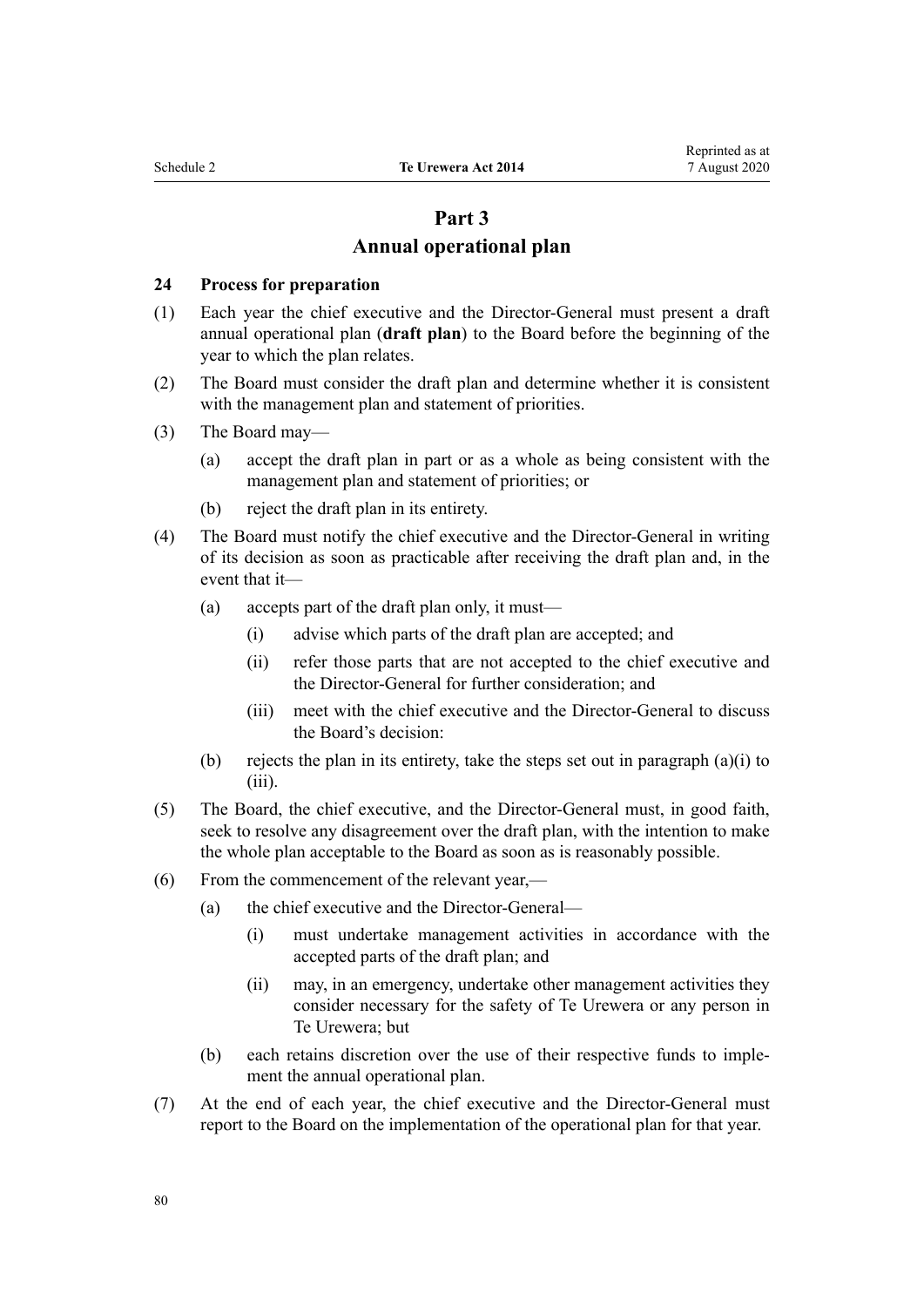# Part 3
## Annual operational plan

### 24 Process for preparation

(1) Each year the chief executive and the Director-General must present a draft annual operational plan (**draft plan**) to the Board before the beginning of the year to which the plan relates.

(2) The Board must consider the draft plan and determine whether it is consistent with the management plan and statement of priorities.

(3) The Board may—

- (a) accept the draft plan in part or as a whole as being consistent with the management plan and statement of priorities; or
- (b) reject the draft plan in its entirety.

(4) The Board must notify the chief executive and the Director-General in writing of its decision as soon as practicable after receiving the draft plan and, in the event that it—

- (a) accepts part of the draft plan only, it must—
  - (i) advise which parts of the draft plan are accepted; and
  - (ii) refer those parts that are not accepted to the chief executive and the Director-General for further consideration; and
  - (iii) meet with the chief executive and the Director-General to discuss the Board's decision:
- (b) rejects the plan in its entirety, take the steps set out in paragraph (a)(i) to (iii).

(5) The Board, the chief executive, and the Director-General must, in good faith, seek to resolve any disagreement over the draft plan, with the intention to make the whole plan acceptable to the Board as soon as is reasonably possible.

(6) From the commencement of the relevant year,—

- (a) the chief executive and the Director-General—
  - (i) must undertake management activities in accordance with the accepted parts of the draft plan; and
  - (ii) may, in an emergency, undertake other management activities they consider necessary for the safety of Te Urewera or any person in Te Urewera; but
- (b) each retains discretion over the use of their respective funds to implement the annual operational plan.

(7) At the end of each year, the chief executive and the Director-General must report to the Board on the implementation of the operational plan for that year.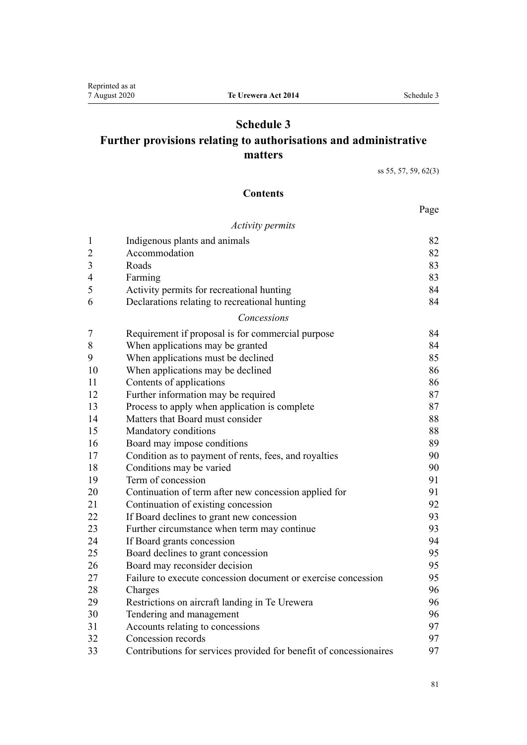# Schedule 3
# Further provisions relating to authorisations and administrative matters

ss 55, 57, 59, 62(3)

## Contents

| | | Page |
|---|---|---|
| | *Activity permits* | |
| 1 | Indigenous plants and animals | 82 |
| 2 | Accommodation | 82 |
| 3 | Roads | 83 |
| 4 | Farming | 83 |
| 5 | Activity permits for recreational hunting | 84 |
| 6 | Declarations relating to recreational hunting | 84 |
| | *Concessions* | |
| 7 | Requirement if proposal is for commercial purpose | 84 |
| 8 | When applications may be granted | 84 |
| 9 | When applications must be declined | 85 |
| 10 | When applications may be declined | 86 |
| 11 | Contents of applications | 86 |
| 12 | Further information may be required | 87 |
| 13 | Process to apply when application is complete | 87 |
| 14 | Matters that Board must consider | 88 |
| 15 | Mandatory conditions | 88 |
| 16 | Board may impose conditions | 89 |
| 17 | Condition as to payment of rents, fees, and royalties | 90 |
| 18 | Conditions may be varied | 90 |
| 19 | Term of concession | 91 |
| 20 | Continuation of term after new concession applied for | 91 |
| 21 | Continuation of existing concession | 92 |
| 22 | If Board declines to grant new concession | 93 |
| 23 | Further circumstance when term may continue | 93 |
| 24 | If Board grants concession | 94 |
| 25 | Board declines to grant concession | 95 |
| 26 | Board may reconsider decision | 95 |
| 27 | Failure to execute concession document or exercise concession | 95 |
| 28 | Charges | 96 |
| 29 | Restrictions on aircraft landing in Te Urewera | 96 |
| 30 | Tendering and management | 96 |
| 31 | Accounts relating to concessions | 97 |
| 32 | Concession records | 97 |
| 33 | Contributions for services provided for benefit of concessionaires | 97 |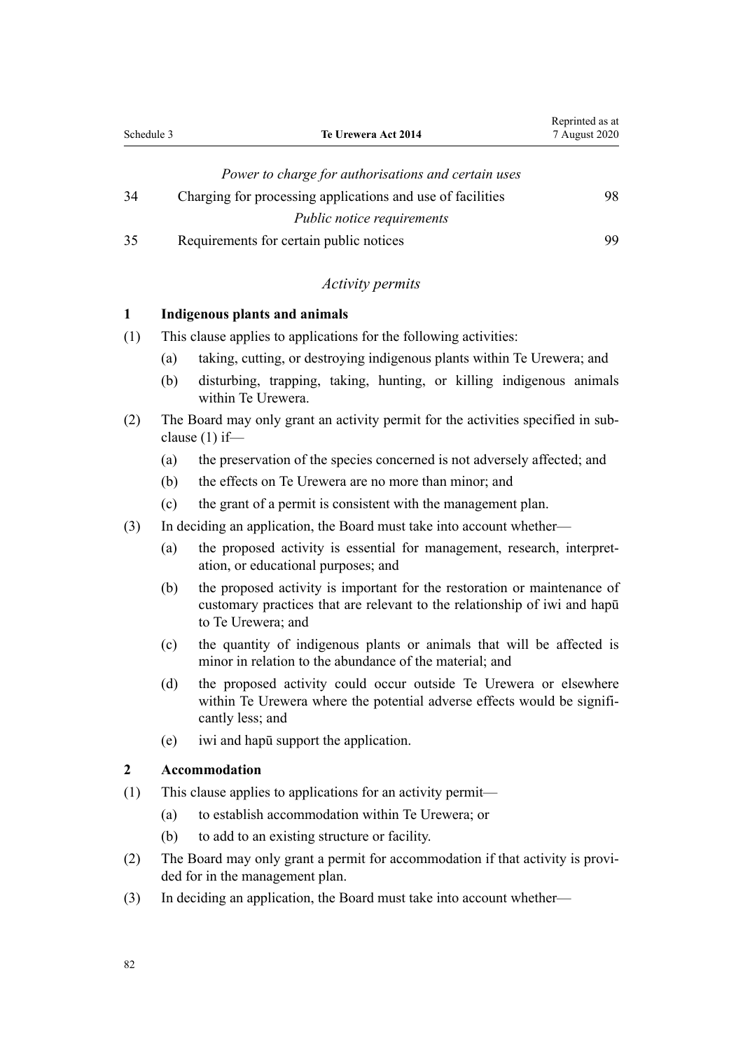*Power to charge for authorisations and certain uses*

| | | |
|---|---|---|
| 34 | Charging for processing applications and use of facilities | 98 |

*Public notice requirements*

| | | |
|---|---|---|
| 35 | Requirements for certain public notices | 99 |

*Activity permits*

**1 Indigenous plants and animals**

(1) This clause applies to applications for the following activities:

(a) taking, cutting, or destroying indigenous plants within Te Urewera; and

(b) disturbing, trapping, taking, hunting, or killing indigenous animals within Te Urewera.

(2) The Board may only grant an activity permit for the activities specified in subclause (1) if—

(a) the preservation of the species concerned is not adversely affected; and

(b) the effects on Te Urewera are no more than minor; and

(c) the grant of a permit is consistent with the management plan.

(3) In deciding an application, the Board must take into account whether—

(a) the proposed activity is essential for management, research, interpretation, or educational purposes; and

(b) the proposed activity is important for the restoration or maintenance of customary practices that are relevant to the relationship of iwi and hapū to Te Urewera; and

(c) the quantity of indigenous plants or animals that will be affected is minor in relation to the abundance of the material; and

(d) the proposed activity could occur outside Te Urewera or elsewhere within Te Urewera where the potential adverse effects would be significantly less; and

(e) iwi and hapū support the application.

**2 Accommodation**

(1) This clause applies to applications for an activity permit—

(a) to establish accommodation within Te Urewera; or

(b) to add to an existing structure or facility.

(2) The Board may only grant a permit for accommodation if that activity is provided for in the management plan.

(3) In deciding an application, the Board must take into account whether—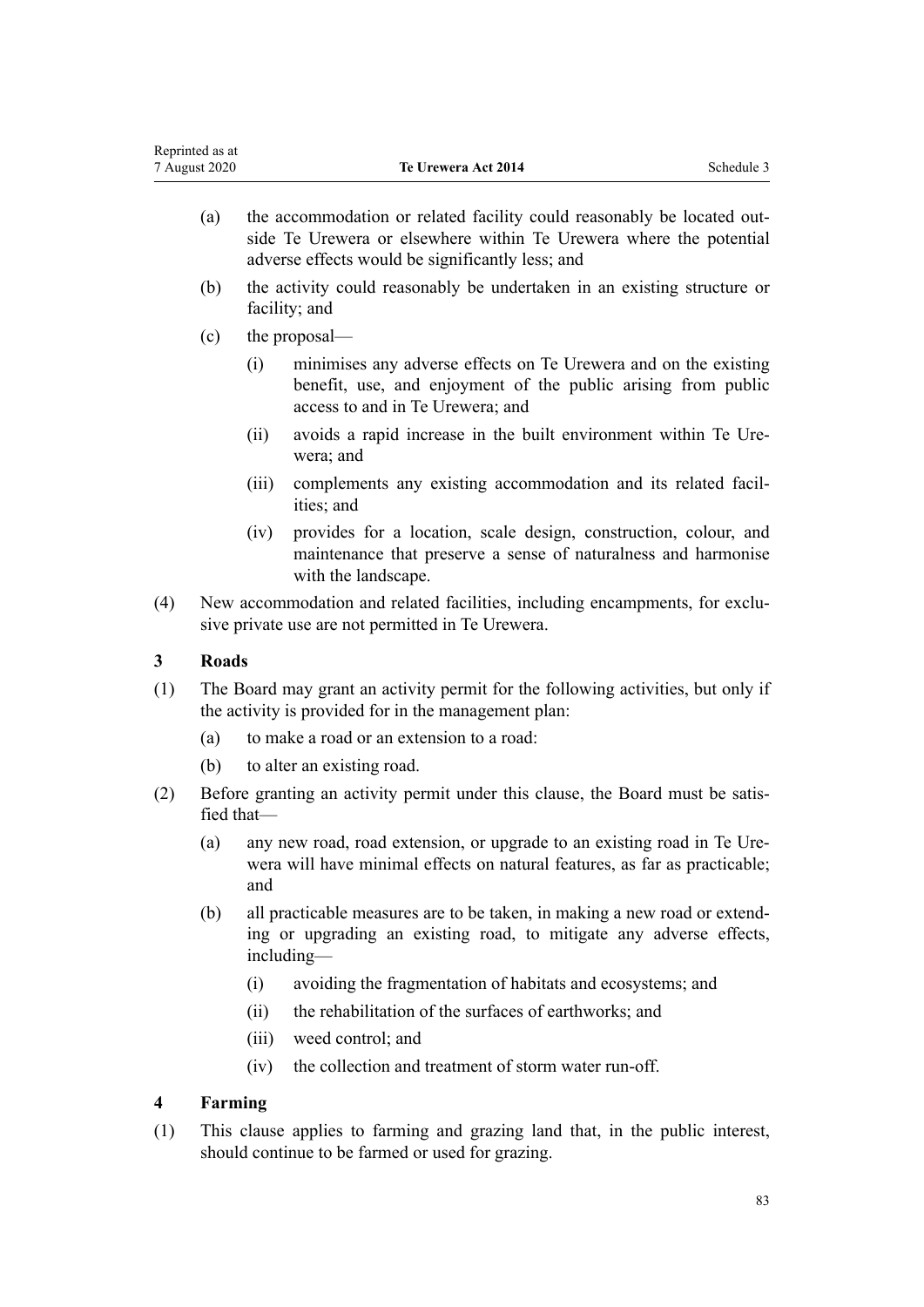- (a) the accommodation or related facility could reasonably be located outside Te Urewera or elsewhere within Te Urewera where the potential adverse effects would be significantly less; and
- (b) the activity could reasonably be undertaken in an existing structure or facility; and
- (c) the proposal—
  - (i) minimises any adverse effects on Te Urewera and on the existing benefit, use, and enjoyment of the public arising from public access to and in Te Urewera; and
  - (ii) avoids a rapid increase in the built environment within Te Urewera; and
  - (iii) complements any existing accommodation and its related facilities; and
  - (iv) provides for a location, scale design, construction, colour, and maintenance that preserve a sense of naturalness and harmonise with the landscape.

(4) New accommodation and related facilities, including encampments, for exclusive private use are not permitted in Te Urewera.

### 3 Roads

(1) The Board may grant an activity permit for the following activities, but only if the activity is provided for in the management plan:

- (a) to make a road or an extension to a road:
- (b) to alter an existing road.

(2) Before granting an activity permit under this clause, the Board must be satisfied that—

- (a) any new road, road extension, or upgrade to an existing road in Te Urewera will have minimal effects on natural features, as far as practicable; and
- (b) all practicable measures are to be taken, in making a new road or extending or upgrading an existing road, to mitigate any adverse effects, including—
  - (i) avoiding the fragmentation of habitats and ecosystems; and
  - (ii) the rehabilitation of the surfaces of earthworks; and
  - (iii) weed control; and
  - (iv) the collection and treatment of storm water run-off.

### 4 Farming

(1) This clause applies to farming and grazing land that, in the public interest, should continue to be farmed or used for grazing.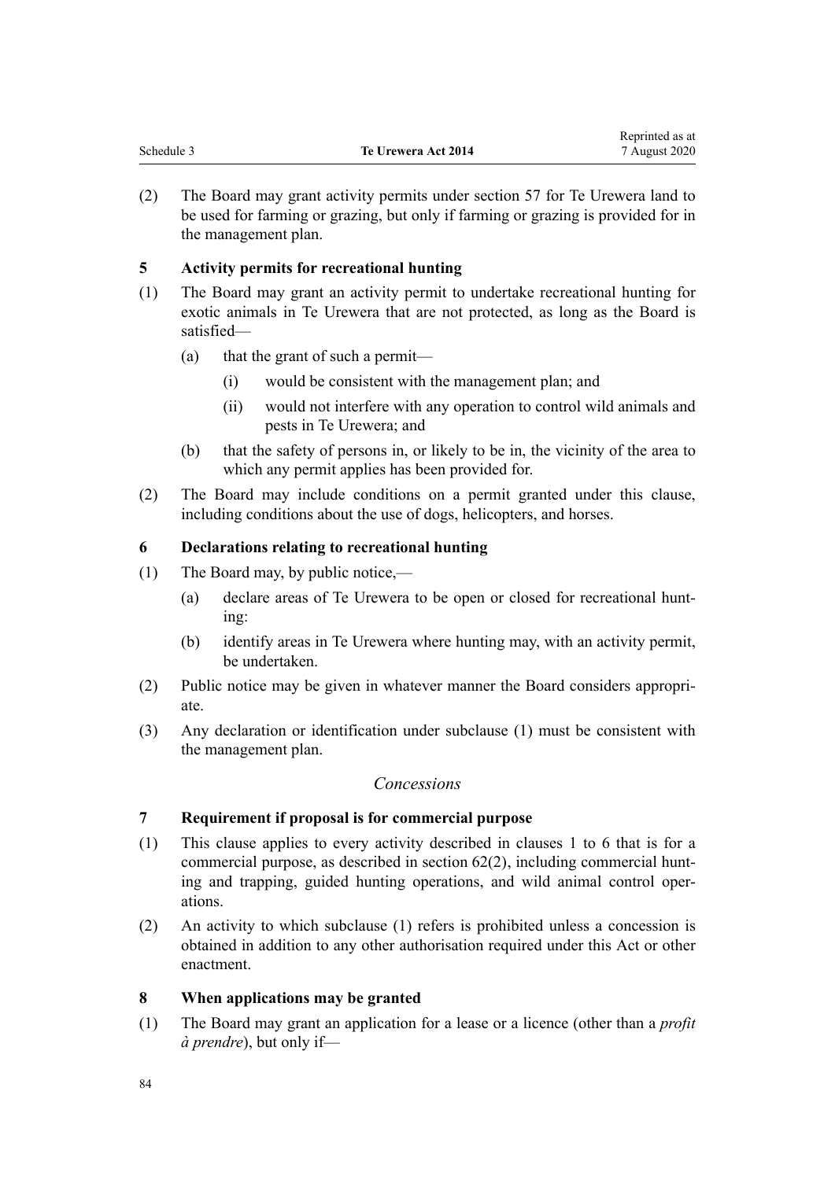(2) The Board may grant activity permits under section 57 for Te Urewera land to be used for farming or grazing, but only if farming or grazing is provided for in the management plan.

**5 Activity permits for recreational hunting**

(1) The Board may grant an activity permit to undertake recreational hunting for exotic animals in Te Urewera that are not protected, as long as the Board is satisfied—

- (a) that the grant of such a permit—
  - (i) would be consistent with the management plan; and
  - (ii) would not interfere with any operation to control wild animals and pests in Te Urewera; and
- (b) that the safety of persons in, or likely to be in, the vicinity of the area to which any permit applies has been provided for.

(2) The Board may include conditions on a permit granted under this clause, including conditions about the use of dogs, helicopters, and horses.

**6 Declarations relating to recreational hunting**

(1) The Board may, by public notice,—

- (a) declare areas of Te Urewera to be open or closed for recreational hunting:
- (b) identify areas in Te Urewera where hunting may, with an activity permit, be undertaken.

(2) Public notice may be given in whatever manner the Board considers appropriate.

(3) Any declaration or identification under subclause (1) must be consistent with the management plan.

*Concessions*

**7 Requirement if proposal is for commercial purpose**

(1) This clause applies to every activity described in clauses 1 to 6 that is for a commercial purpose, as described in section 62(2), including commercial hunting and trapping, guided hunting operations, and wild animal control operations.

(2) An activity to which subclause (1) refers is prohibited unless a concession is obtained in addition to any other authorisation required under this Act or other enactment.

**8 When applications may be granted**

(1) The Board may grant an application for a lease or a licence (other than a *profit à prendre*), but only if—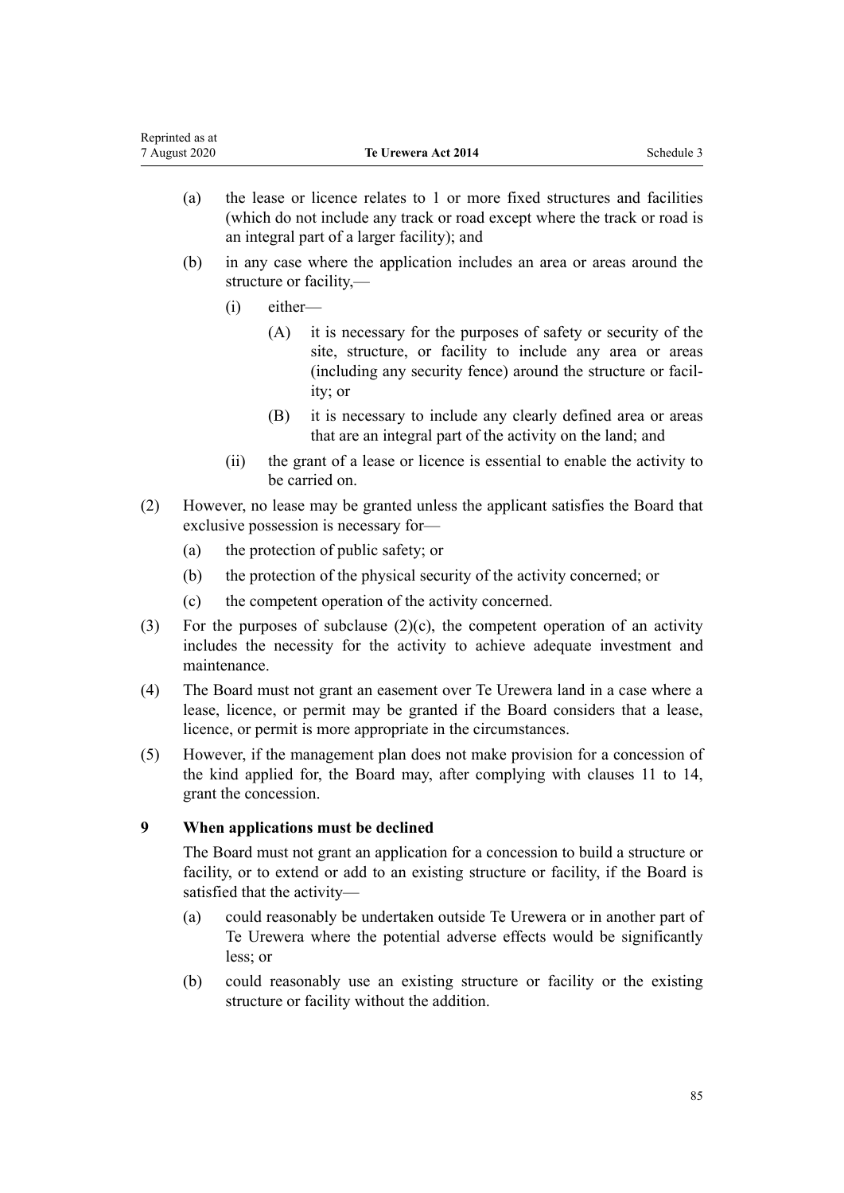(a) the lease or licence relates to 1 or more fixed structures and facilities (which do not include any track or road except where the track or road is an integral part of a larger facility); and

(b) in any case where the application includes an area or areas around the structure or facility,—

  (i) either—

    (A) it is necessary for the purposes of safety or security of the site, structure, or facility to include any area or areas (including any security fence) around the structure or facility; or

    (B) it is necessary to include any clearly defined area or areas that are an integral part of the activity on the land; and

  (ii) the grant of a lease or licence is essential to enable the activity to be carried on.

(2) However, no lease may be granted unless the applicant satisfies the Board that exclusive possession is necessary for—

  (a) the protection of public safety; or

  (b) the protection of the physical security of the activity concerned; or

  (c) the competent operation of the activity concerned.

(3) For the purposes of subclause (2)(c), the competent operation of an activity includes the necessity for the activity to achieve adequate investment and maintenance.

(4) The Board must not grant an easement over Te Urewera land in a case where a lease, licence, or permit may be granted if the Board considers that a lease, licence, or permit is more appropriate in the circumstances.

(5) However, if the management plan does not make provision for a concession of the kind applied for, the Board may, after complying with clauses 11 to 14, grant the concession.

### 9 When applications must be declined

The Board must not grant an application for a concession to build a structure or facility, or to extend or add to an existing structure or facility, if the Board is satisfied that the activity—

(a) could reasonably be undertaken outside Te Urewera or in another part of Te Urewera where the potential adverse effects would be significantly less; or

(b) could reasonably use an existing structure or facility or the existing structure or facility without the addition.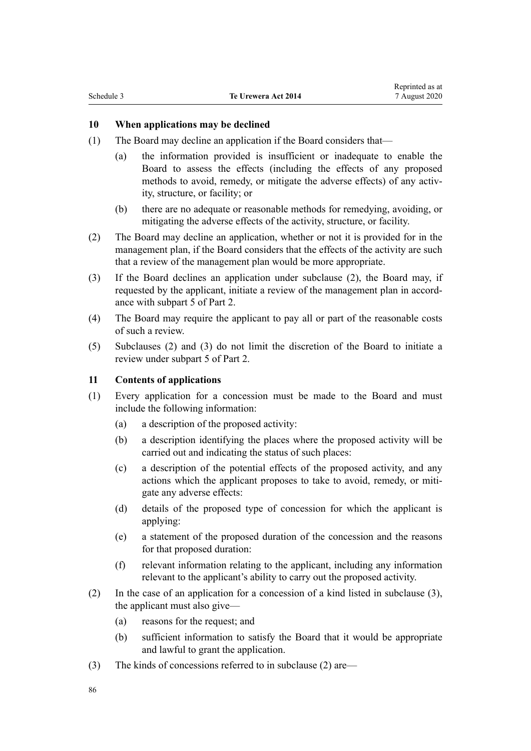### 10 When applications may be declined

(1) The Board may decline an application if the Board considers that—

(a) the information provided is insufficient or inadequate to enable the Board to assess the effects (including the effects of any proposed methods to avoid, remedy, or mitigate the adverse effects) of any activity, structure, or facility; or

(b) there are no adequate or reasonable methods for remedying, avoiding, or mitigating the adverse effects of the activity, structure, or facility.

(2) The Board may decline an application, whether or not it is provided for in the management plan, if the Board considers that the effects of the activity are such that a review of the management plan would be more appropriate.

(3) If the Board declines an application under subclause (2), the Board may, if requested by the applicant, initiate a review of the management plan in accordance with subpart 5 of Part 2.

(4) The Board may require the applicant to pay all or part of the reasonable costs of such a review.

(5) Subclauses (2) and (3) do not limit the discretion of the Board to initiate a review under subpart 5 of Part 2.

### 11 Contents of applications

(1) Every application for a concession must be made to the Board and must include the following information:

(a) a description of the proposed activity:

(b) a description identifying the places where the proposed activity will be carried out and indicating the status of such places:

(c) a description of the potential effects of the proposed activity, and any actions which the applicant proposes to take to avoid, remedy, or mitigate any adverse effects:

(d) details of the proposed type of concession for which the applicant is applying:

(e) a statement of the proposed duration of the concession and the reasons for that proposed duration:

(f) relevant information relating to the applicant, including any information relevant to the applicant's ability to carry out the proposed activity.

(2) In the case of an application for a concession of a kind listed in subclause (3), the applicant must also give—

(a) reasons for the request; and

(b) sufficient information to satisfy the Board that it would be appropriate and lawful to grant the application.

(3) The kinds of concessions referred to in subclause (2) are—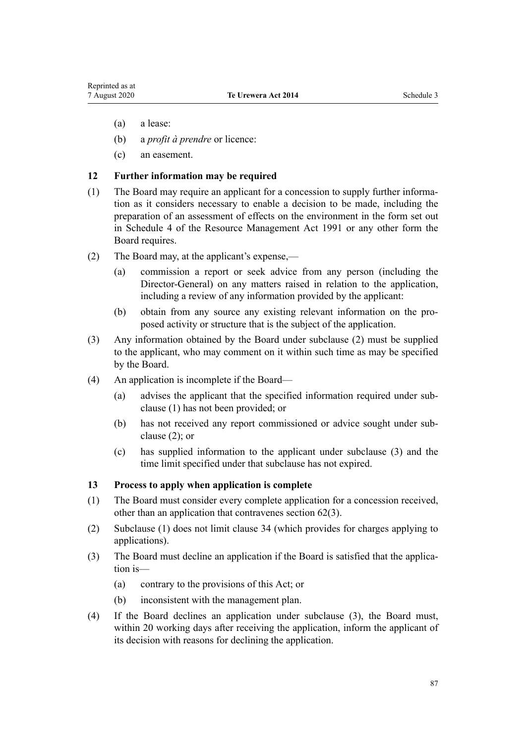(a) a lease:

(b) a *profit à prendre* or licence:

(c) an easement.

### 12 Further information may be required

(1) The Board may require an applicant for a concession to supply further information as it considers necessary to enable a decision to be made, including the preparation of an assessment of effects on the environment in the form set out in Schedule 4 of the Resource Management Act 1991 or any other form the Board requires.

(2) The Board may, at the applicant's expense,—

 (a) commission a report or seek advice from any person (including the Director-General) on any matters raised in relation to the application, including a review of any information provided by the applicant:

 (b) obtain from any source any existing relevant information on the proposed activity or structure that is the subject of the application.

(3) Any information obtained by the Board under subclause (2) must be supplied to the applicant, who may comment on it within such time as may be specified by the Board.

(4) An application is incomplete if the Board—

 (a) advises the applicant that the specified information required under subclause (1) has not been provided; or

 (b) has not received any report commissioned or advice sought under subclause (2); or

 (c) has supplied information to the applicant under subclause (3) and the time limit specified under that subclause has not expired.

### 13 Process to apply when application is complete

(1) The Board must consider every complete application for a concession received, other than an application that contravenes section 62(3).

(2) Subclause (1) does not limit clause 34 (which provides for charges applying to applications).

(3) The Board must decline an application if the Board is satisfied that the application is—

 (a) contrary to the provisions of this Act; or

 (b) inconsistent with the management plan.

(4) If the Board declines an application under subclause (3), the Board must, within 20 working days after receiving the application, inform the applicant of its decision with reasons for declining the application.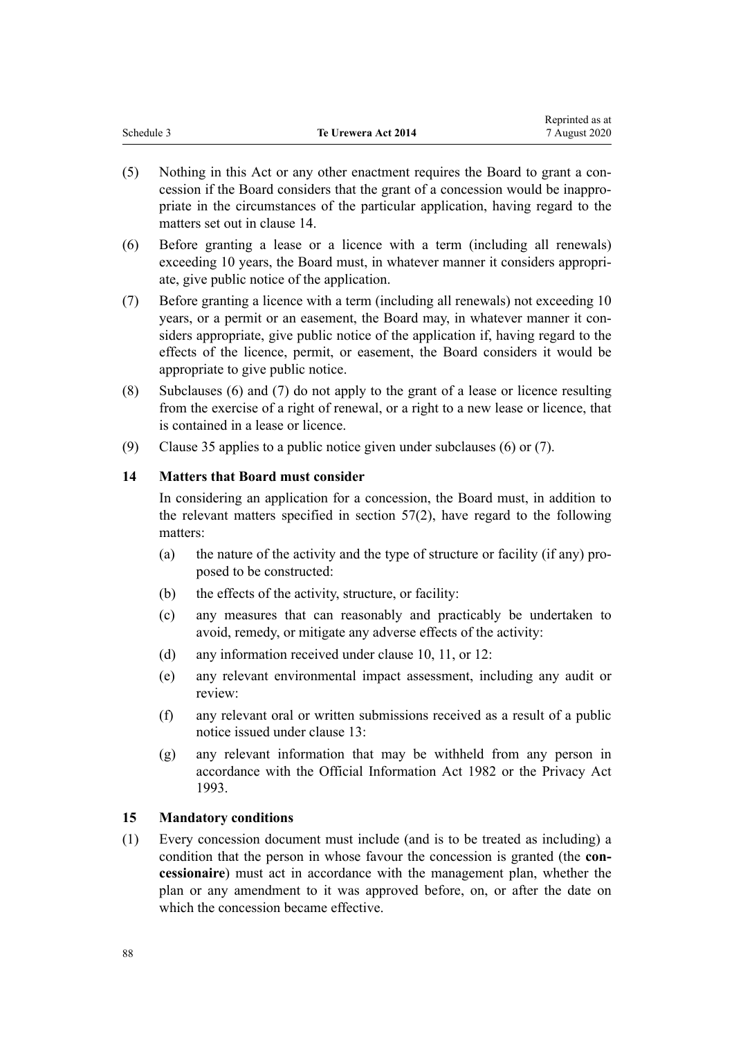(5) Nothing in this Act or any other enactment requires the Board to grant a concession if the Board considers that the grant of a concession would be inappropriate in the circumstances of the particular application, having regard to the matters set out in clause 14.

(6) Before granting a lease or a licence with a term (including all renewals) exceeding 10 years, the Board must, in whatever manner it considers appropriate, give public notice of the application.

(7) Before granting a licence with a term (including all renewals) not exceeding 10 years, or a permit or an easement, the Board may, in whatever manner it considers appropriate, give public notice of the application if, having regard to the effects of the licence, permit, or easement, the Board considers it would be appropriate to give public notice.

(8) Subclauses (6) and (7) do not apply to the grant of a lease or licence resulting from the exercise of a right of renewal, or a right to a new lease or licence, that is contained in a lease or licence.

(9) Clause 35 applies to a public notice given under subclauses (6) or (7).

### 14 Matters that Board must consider

In considering an application for a concession, the Board must, in addition to the relevant matters specified in section 57(2), have regard to the following matters:

- (a) the nature of the activity and the type of structure or facility (if any) proposed to be constructed:
- (b) the effects of the activity, structure, or facility:
- (c) any measures that can reasonably and practicably be undertaken to avoid, remedy, or mitigate any adverse effects of the activity:
- (d) any information received under clause 10, 11, or 12:
- (e) any relevant environmental impact assessment, including any audit or review:
- (f) any relevant oral or written submissions received as a result of a public notice issued under clause 13:
- (g) any relevant information that may be withheld from any person in accordance with the Official Information Act 1982 or the Privacy Act 1993.

### 15 Mandatory conditions

(1) Every concession document must include (and is to be treated as including) a condition that the person in whose favour the concession is granted (the **concessionaire**) must act in accordance with the management plan, whether the plan or any amendment to it was approved before, on, or after the date on which the concession became effective.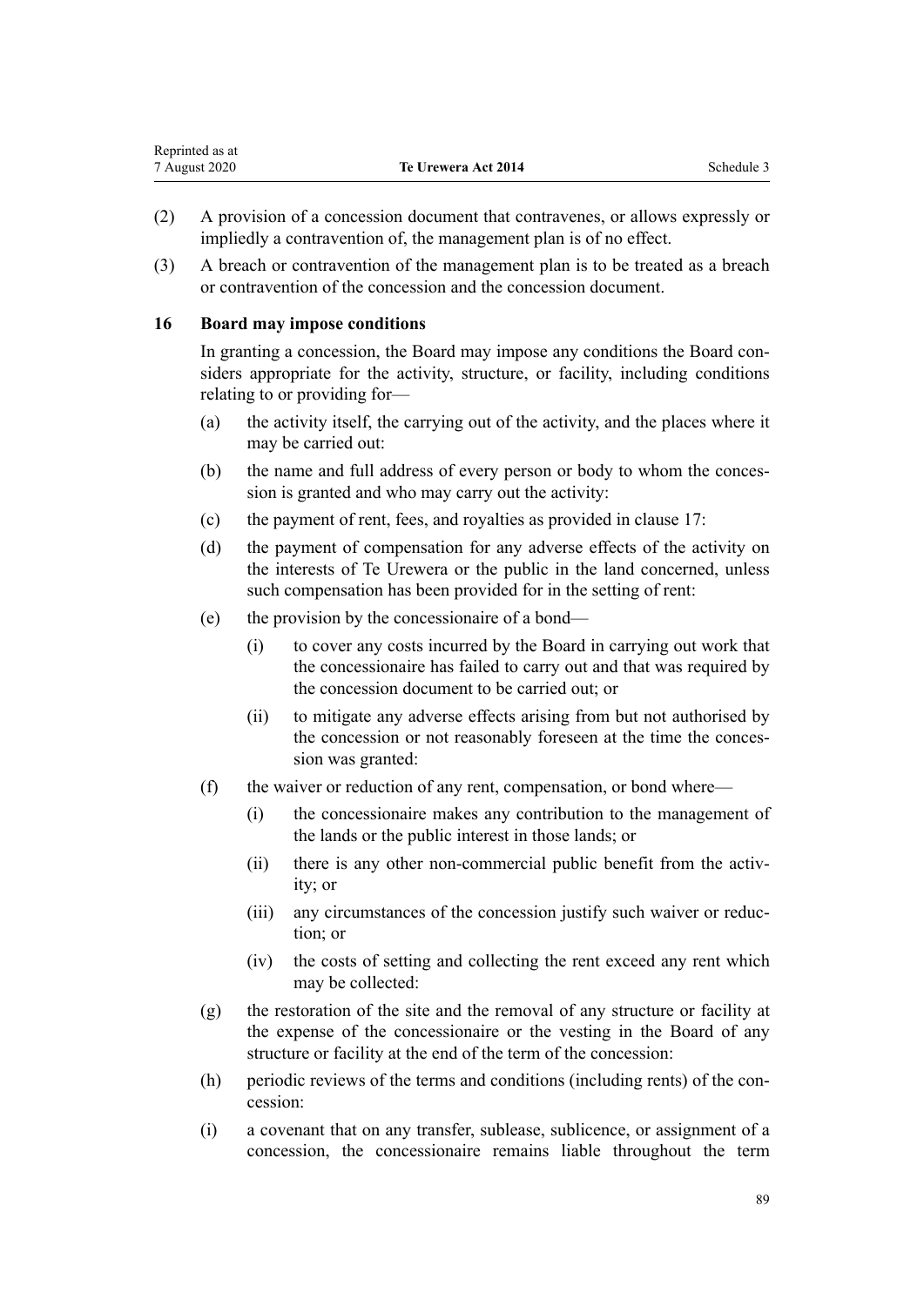(2) A provision of a concession document that contravenes, or allows expressly or impliedly a contravention of, the management plan is of no effect.

(3) A breach or contravention of the management plan is to be treated as a breach or contravention of the concession and the concession document.

### 16 Board may impose conditions

In granting a concession, the Board may impose any conditions the Board considers appropriate for the activity, structure, or facility, including conditions relating to or providing for—

(a) the activity itself, the carrying out of the activity, and the places where it may be carried out:

(b) the name and full address of every person or body to whom the concession is granted and who may carry out the activity:

(c) the payment of rent, fees, and royalties as provided in clause 17:

(d) the payment of compensation for any adverse effects of the activity on the interests of Te Urewera or the public in the land concerned, unless such compensation has been provided for in the setting of rent:

(e) the provision by the concessionaire of a bond—

 (i) to cover any costs incurred by the Board in carrying out work that the concessionaire has failed to carry out and that was required by the concession document to be carried out; or

 (ii) to mitigate any adverse effects arising from but not authorised by the concession or not reasonably foreseen at the time the concession was granted:

(f) the waiver or reduction of any rent, compensation, or bond where—

 (i) the concessionaire makes any contribution to the management of the lands or the public interest in those lands; or

 (ii) there is any other non-commercial public benefit from the activity; or

 (iii) any circumstances of the concession justify such waiver or reduction; or

 (iv) the costs of setting and collecting the rent exceed any rent which may be collected:

(g) the restoration of the site and the removal of any structure or facility at the expense of the concessionaire or the vesting in the Board of any structure or facility at the end of the term of the concession:

(h) periodic reviews of the terms and conditions (including rents) of the concession:

(i) a covenant that on any transfer, sublease, sublicence, or assignment of a concession, the concessionaire remains liable throughout the term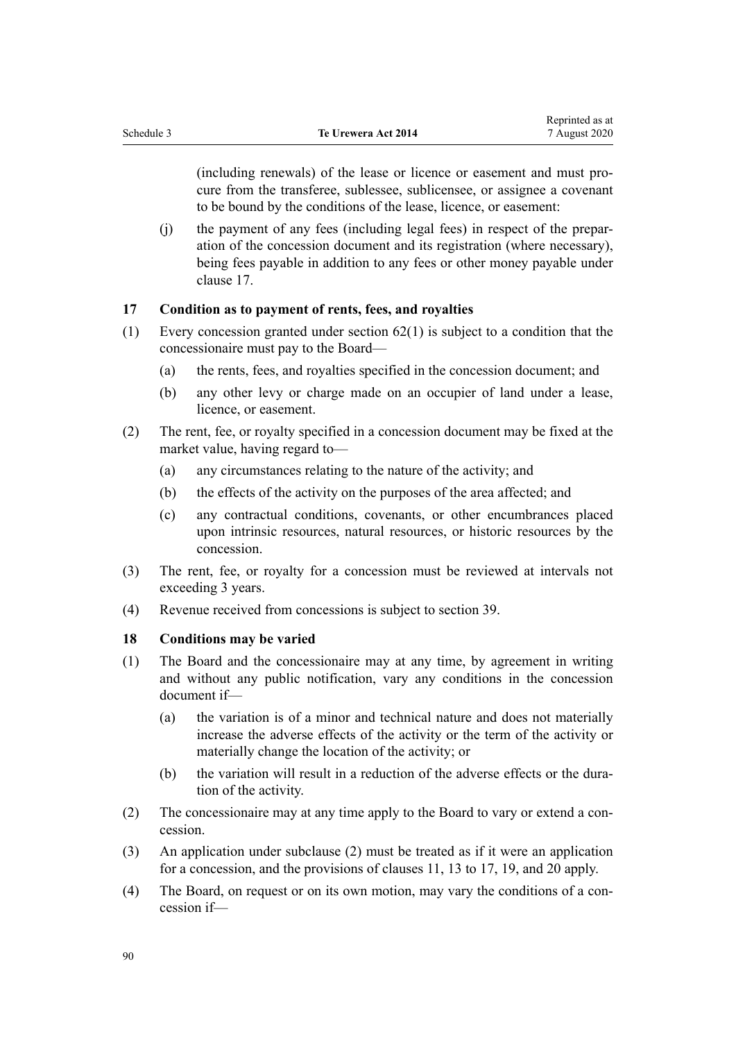(including renewals) of the lease or licence or easement and must procure from the transferee, sublessee, sublicensee, or assignee a covenant to be bound by the conditions of the lease, licence, or easement:

(j) the payment of any fees (including legal fees) in respect of the preparation of the concession document and its registration (where necessary), being fees payable in addition to any fees or other money payable under clause 17.

### 17 Condition as to payment of rents, fees, and royalties

(1) Every concession granted under section 62(1) is subject to a condition that the concessionaire must pay to the Board—

(a) the rents, fees, and royalties specified in the concession document; and

(b) any other levy or charge made on an occupier of land under a lease, licence, or easement.

(2) The rent, fee, or royalty specified in a concession document may be fixed at the market value, having regard to—

(a) any circumstances relating to the nature of the activity; and

(b) the effects of the activity on the purposes of the area affected; and

(c) any contractual conditions, covenants, or other encumbrances placed upon intrinsic resources, natural resources, or historic resources by the concession.

(3) The rent, fee, or royalty for a concession must be reviewed at intervals not exceeding 3 years.

(4) Revenue received from concessions is subject to section 39.

### 18 Conditions may be varied

(1) The Board and the concessionaire may at any time, by agreement in writing and without any public notification, vary any conditions in the concession document if—

(a) the variation is of a minor and technical nature and does not materially increase the adverse effects of the activity or the term of the activity or materially change the location of the activity; or

(b) the variation will result in a reduction of the adverse effects or the duration of the activity.

(2) The concessionaire may at any time apply to the Board to vary or extend a concession.

(3) An application under subclause (2) must be treated as if it were an application for a concession, and the provisions of clauses 11, 13 to 17, 19, and 20 apply.

(4) The Board, on request or on its own motion, may vary the conditions of a concession if—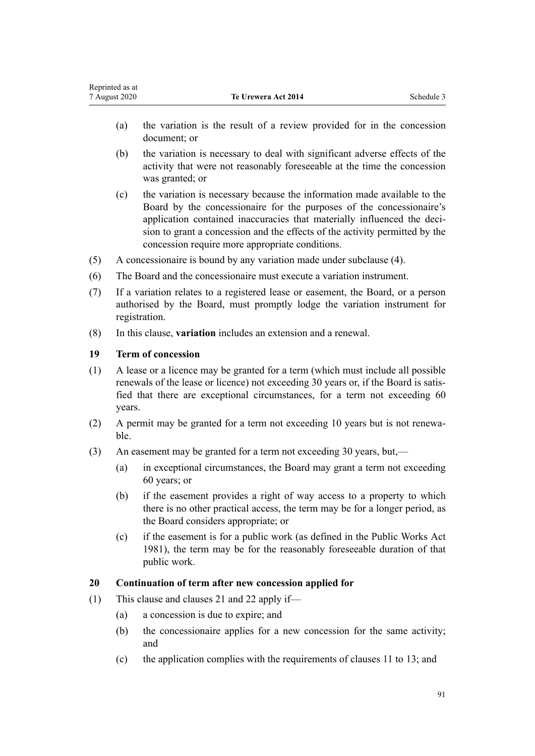(a) the variation is the result of a review provided for in the concession document; or

(b) the variation is necessary to deal with significant adverse effects of the activity that were not reasonably foreseeable at the time the concession was granted; or

(c) the variation is necessary because the information made available to the Board by the concessionaire for the purposes of the concessionaire's application contained inaccuracies that materially influenced the decision to grant a concession and the effects of the activity permitted by the concession require more appropriate conditions.

(5) A concessionaire is bound by any variation made under subclause (4).

(6) The Board and the concessionaire must execute a variation instrument.

(7) If a variation relates to a registered lease or easement, the Board, or a person authorised by the Board, must promptly lodge the variation instrument for registration.

(8) In this clause, **variation** includes an extension and a renewal.

### 19 Term of concession

(1) A lease or a licence may be granted for a term (which must include all possible renewals of the lease or licence) not exceeding 30 years or, if the Board is satisfied that there are exceptional circumstances, for a term not exceeding 60 years.

(2) A permit may be granted for a term not exceeding 10 years but is not renewable.

(3) An easement may be granted for a term not exceeding 30 years, but,—

(a) in exceptional circumstances, the Board may grant a term not exceeding 60 years; or

(b) if the easement provides a right of way access to a property to which there is no other practical access, the term may be for a longer period, as the Board considers appropriate; or

(c) if the easement is for a public work (as defined in the Public Works Act 1981), the term may be for the reasonably foreseeable duration of that public work.

### 20 Continuation of term after new concession applied for

(1) This clause and clauses 21 and 22 apply if—

(a) a concession is due to expire; and

(b) the concessionaire applies for a new concession for the same activity; and

(c) the application complies with the requirements of clauses 11 to 13; and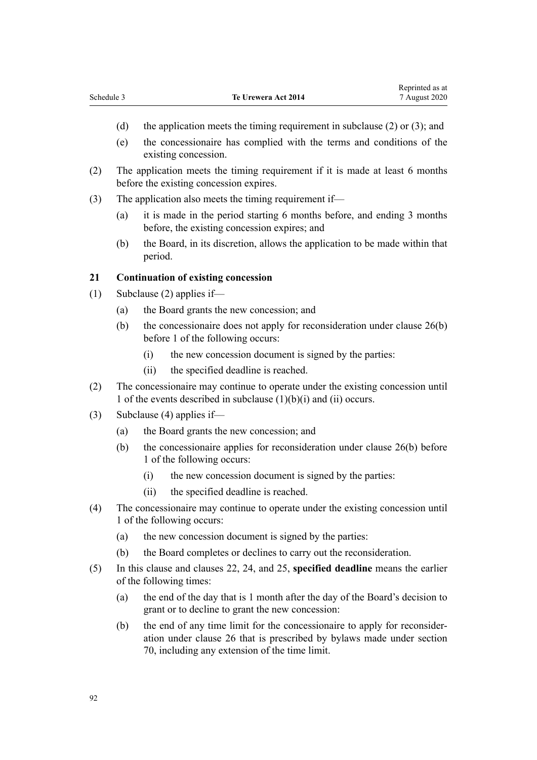(d) the application meets the timing requirement in subclause (2) or (3); and

(e) the concessionaire has complied with the terms and conditions of the existing concession.

(2) The application meets the timing requirement if it is made at least 6 months before the existing concession expires.

(3) The application also meets the timing requirement if—

(a) it is made in the period starting 6 months before, and ending 3 months before, the existing concession expires; and

(b) the Board, in its discretion, allows the application to be made within that period.

### 21 Continuation of existing concession

(1) Subclause (2) applies if—

(a) the Board grants the new concession; and

(b) the concessionaire does not apply for reconsideration under clause 26(b) before 1 of the following occurs:

(i) the new concession document is signed by the parties:

(ii) the specified deadline is reached.

(2) The concessionaire may continue to operate under the existing concession until 1 of the events described in subclause (1)(b)(i) and (ii) occurs.

(3) Subclause (4) applies if—

(a) the Board grants the new concession; and

(b) the concessionaire applies for reconsideration under clause 26(b) before 1 of the following occurs:

(i) the new concession document is signed by the parties:

(ii) the specified deadline is reached.

(4) The concessionaire may continue to operate under the existing concession until 1 of the following occurs:

(a) the new concession document is signed by the parties:

(b) the Board completes or declines to carry out the reconsideration.

(5) In this clause and clauses 22, 24, and 25, **specified deadline** means the earlier of the following times:

(a) the end of the day that is 1 month after the day of the Board's decision to grant or to decline to grant the new concession:

(b) the end of any time limit for the concessionaire to apply for reconsideration under clause 26 that is prescribed by bylaws made under section 70, including any extension of the time limit.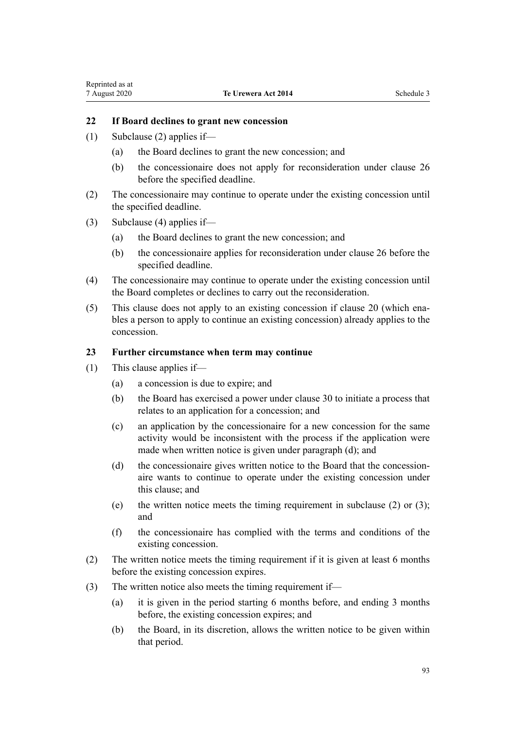### 22 If Board declines to grant new concession

(1) Subclause (2) applies if—

(a) the Board declines to grant the new concession; and

(b) the concessionaire does not apply for reconsideration under clause 26 before the specified deadline.

(2) The concessionaire may continue to operate under the existing concession until the specified deadline.

(3) Subclause (4) applies if—

(a) the Board declines to grant the new concession; and

(b) the concessionaire applies for reconsideration under clause 26 before the specified deadline.

(4) The concessionaire may continue to operate under the existing concession until the Board completes or declines to carry out the reconsideration.

(5) This clause does not apply to an existing concession if clause 20 (which enables a person to apply to continue an existing concession) already applies to the concession.

### 23 Further circumstance when term may continue

(1) This clause applies if—

(a) a concession is due to expire; and

(b) the Board has exercised a power under clause 30 to initiate a process that relates to an application for a concession; and

(c) an application by the concessionaire for a new concession for the same activity would be inconsistent with the process if the application were made when written notice is given under paragraph (d); and

(d) the concessionaire gives written notice to the Board that the concessionaire wants to continue to operate under the existing concession under this clause; and

(e) the written notice meets the timing requirement in subclause (2) or (3); and

(f) the concessionaire has complied with the terms and conditions of the existing concession.

(2) The written notice meets the timing requirement if it is given at least 6 months before the existing concession expires.

(3) The written notice also meets the timing requirement if—

(a) it is given in the period starting 6 months before, and ending 3 months before, the existing concession expires; and

(b) the Board, in its discretion, allows the written notice to be given within that period.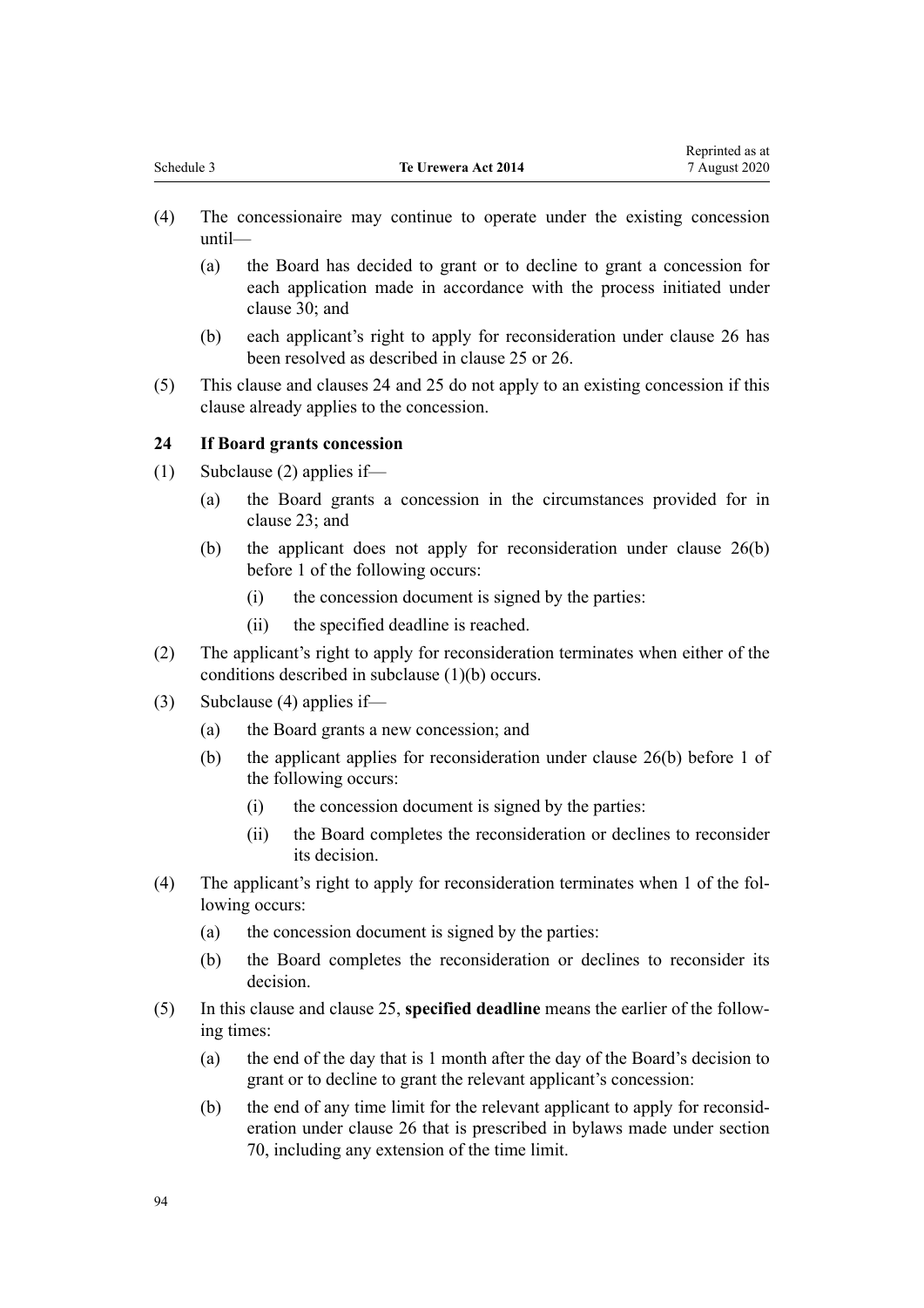(4) The concessionaire may continue to operate under the existing concession until—

(a) the Board has decided to grant or to decline to grant a concession for each application made in accordance with the process initiated under clause 30; and

(b) each applicant's right to apply for reconsideration under clause 26 has been resolved as described in clause 25 or 26.

(5) This clause and clauses 24 and 25 do not apply to an existing concession if this clause already applies to the concession.

### 24 If Board grants concession

(1) Subclause (2) applies if—

(a) the Board grants a concession in the circumstances provided for in clause 23; and

(b) the applicant does not apply for reconsideration under clause 26(b) before 1 of the following occurs:

(i) the concession document is signed by the parties:

(ii) the specified deadline is reached.

(2) The applicant's right to apply for reconsideration terminates when either of the conditions described in subclause (1)(b) occurs.

(3) Subclause (4) applies if—

(a) the Board grants a new concession; and

(b) the applicant applies for reconsideration under clause 26(b) before 1 of the following occurs:

(i) the concession document is signed by the parties:

(ii) the Board completes the reconsideration or declines to reconsider its decision.

(4) The applicant's right to apply for reconsideration terminates when 1 of the following occurs:

(a) the concession document is signed by the parties:

(b) the Board completes the reconsideration or declines to reconsider its decision.

(5) In this clause and clause 25, **specified deadline** means the earlier of the following times:

(a) the end of the day that is 1 month after the day of the Board's decision to grant or to decline to grant the relevant applicant's concession:

(b) the end of any time limit for the relevant applicant to apply for reconsideration under clause 26 that is prescribed in bylaws made under section 70, including any extension of the time limit.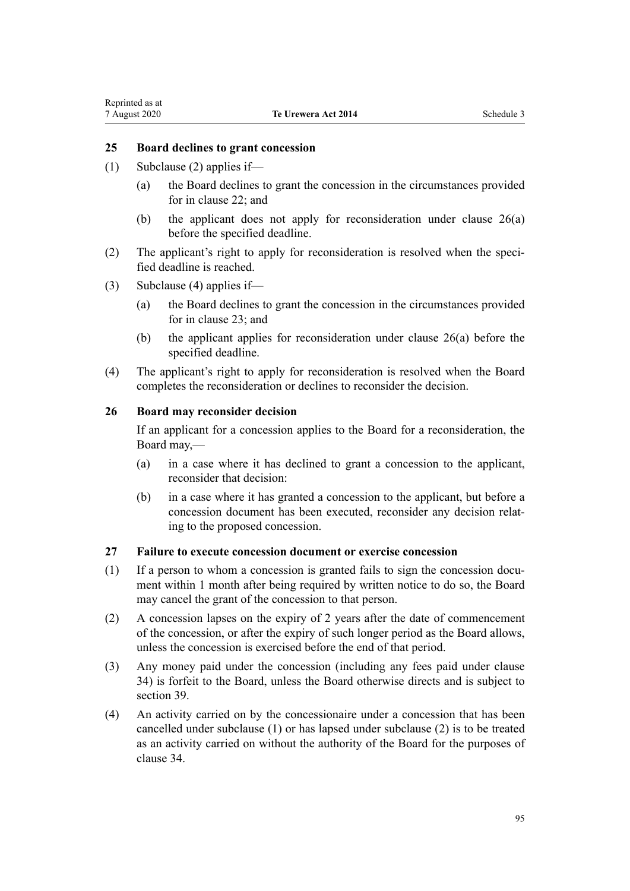### 25 Board declines to grant concession

(1) Subclause (2) applies if—

(a) the Board declines to grant the concession in the circumstances provided for in clause 22; and

(b) the applicant does not apply for reconsideration under clause 26(a) before the specified deadline.

(2) The applicant's right to apply for reconsideration is resolved when the specified deadline is reached.

(3) Subclause (4) applies if—

(a) the Board declines to grant the concession in the circumstances provided for in clause 23; and

(b) the applicant applies for reconsideration under clause 26(a) before the specified deadline.

(4) The applicant's right to apply for reconsideration is resolved when the Board completes the reconsideration or declines to reconsider the decision.

### 26 Board may reconsider decision

If an applicant for a concession applies to the Board for a reconsideration, the Board may,—

(a) in a case where it has declined to grant a concession to the applicant, reconsider that decision:

(b) in a case where it has granted a concession to the applicant, but before a concession document has been executed, reconsider any decision relating to the proposed concession.

### 27 Failure to execute concession document or exercise concession

(1) If a person to whom a concession is granted fails to sign the concession document within 1 month after being required by written notice to do so, the Board may cancel the grant of the concession to that person.

(2) A concession lapses on the expiry of 2 years after the date of commencement of the concession, or after the expiry of such longer period as the Board allows, unless the concession is exercised before the end of that period.

(3) Any money paid under the concession (including any fees paid under clause 34) is forfeit to the Board, unless the Board otherwise directs and is subject to section 39.

(4) An activity carried on by the concessionaire under a concession that has been cancelled under subclause (1) or has lapsed under subclause (2) is to be treated as an activity carried on without the authority of the Board for the purposes of clause 34.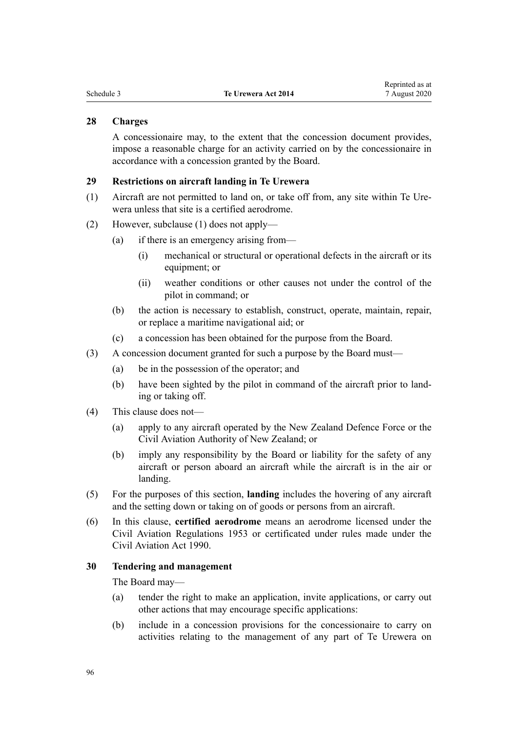### 28 Charges

A concessionaire may, to the extent that the concession document provides, impose a reasonable charge for an activity carried on by the concessionaire in accordance with a concession granted by the Board.

### 29 Restrictions on aircraft landing in Te Urewera

(1) Aircraft are not permitted to land on, or take off from, any site within Te Urewera unless that site is a certified aerodrome.

(2) However, subclause (1) does not apply—

- (a) if there is an emergency arising from—
  - (i) mechanical or structural or operational defects in the aircraft or its equipment; or
  - (ii) weather conditions or other causes not under the control of the pilot in command; or
- (b) the action is necessary to establish, construct, operate, maintain, repair, or replace a maritime navigational aid; or
- (c) a concession has been obtained for the purpose from the Board.

(3) A concession document granted for such a purpose by the Board must—

- (a) be in the possession of the operator; and
- (b) have been sighted by the pilot in command of the aircraft prior to landing or taking off.

(4) This clause does not—

- (a) apply to any aircraft operated by the New Zealand Defence Force or the Civil Aviation Authority of New Zealand; or
- (b) imply any responsibility by the Board or liability for the safety of any aircraft or person aboard an aircraft while the aircraft is in the air or landing.

(5) For the purposes of this section, **landing** includes the hovering of any aircraft and the setting down or taking on of goods or persons from an aircraft.

(6) In this clause, **certified aerodrome** means an aerodrome licensed under the Civil Aviation Regulations 1953 or certificated under rules made under the Civil Aviation Act 1990.

### 30 Tendering and management

The Board may—

- (a) tender the right to make an application, invite applications, or carry out other actions that may encourage specific applications:
- (b) include in a concession provisions for the concessionaire to carry on activities relating to the management of any part of Te Urewera on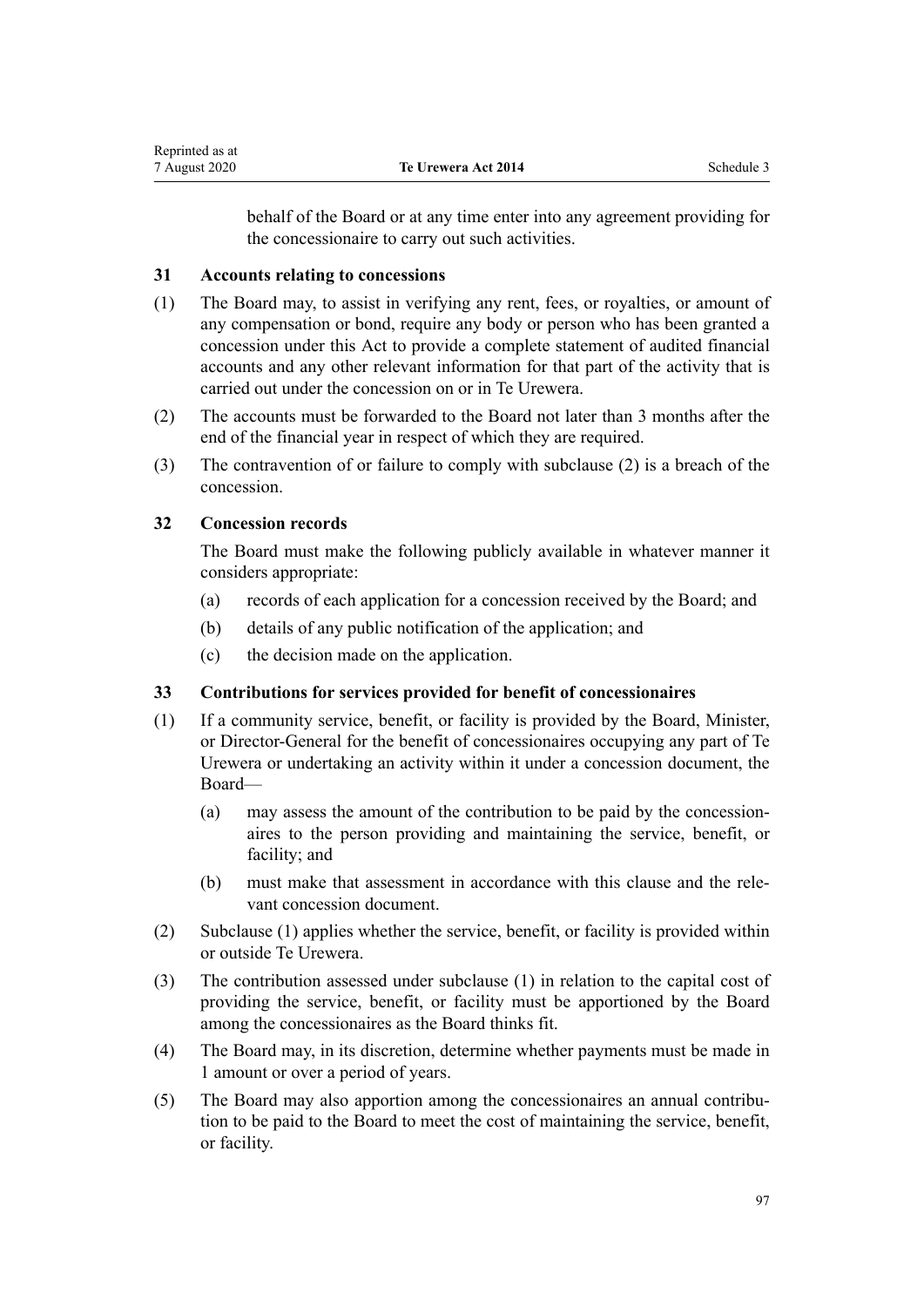behalf of the Board or at any time enter into any agreement providing for the concessionaire to carry out such activities.

### 31 Accounts relating to concessions

(1) The Board may, to assist in verifying any rent, fees, or royalties, or amount of any compensation or bond, require any body or person who has been granted a concession under this Act to provide a complete statement of audited financial accounts and any other relevant information for that part of the activity that is carried out under the concession on or in Te Urewera.

(2) The accounts must be forwarded to the Board not later than 3 months after the end of the financial year in respect of which they are required.

(3) The contravention of or failure to comply with subclause (2) is a breach of the concession.

### 32 Concession records

The Board must make the following publicly available in whatever manner it considers appropriate:

(a) records of each application for a concession received by the Board; and

(b) details of any public notification of the application; and

(c) the decision made on the application.

### 33 Contributions for services provided for benefit of concessionaires

(1) If a community service, benefit, or facility is provided by the Board, Minister, or Director-General for the benefit of concessionaires occupying any part of Te Urewera or undertaking an activity within it under a concession document, the Board—

(a) may assess the amount of the contribution to be paid by the concessionaires to the person providing and maintaining the service, benefit, or facility; and

(b) must make that assessment in accordance with this clause and the relevant concession document.

(2) Subclause (1) applies whether the service, benefit, or facility is provided within or outside Te Urewera.

(3) The contribution assessed under subclause (1) in relation to the capital cost of providing the service, benefit, or facility must be apportioned by the Board among the concessionaires as the Board thinks fit.

(4) The Board may, in its discretion, determine whether payments must be made in 1 amount or over a period of years.

(5) The Board may also apportion among the concessionaires an annual contribution to be paid to the Board to meet the cost of maintaining the service, benefit, or facility.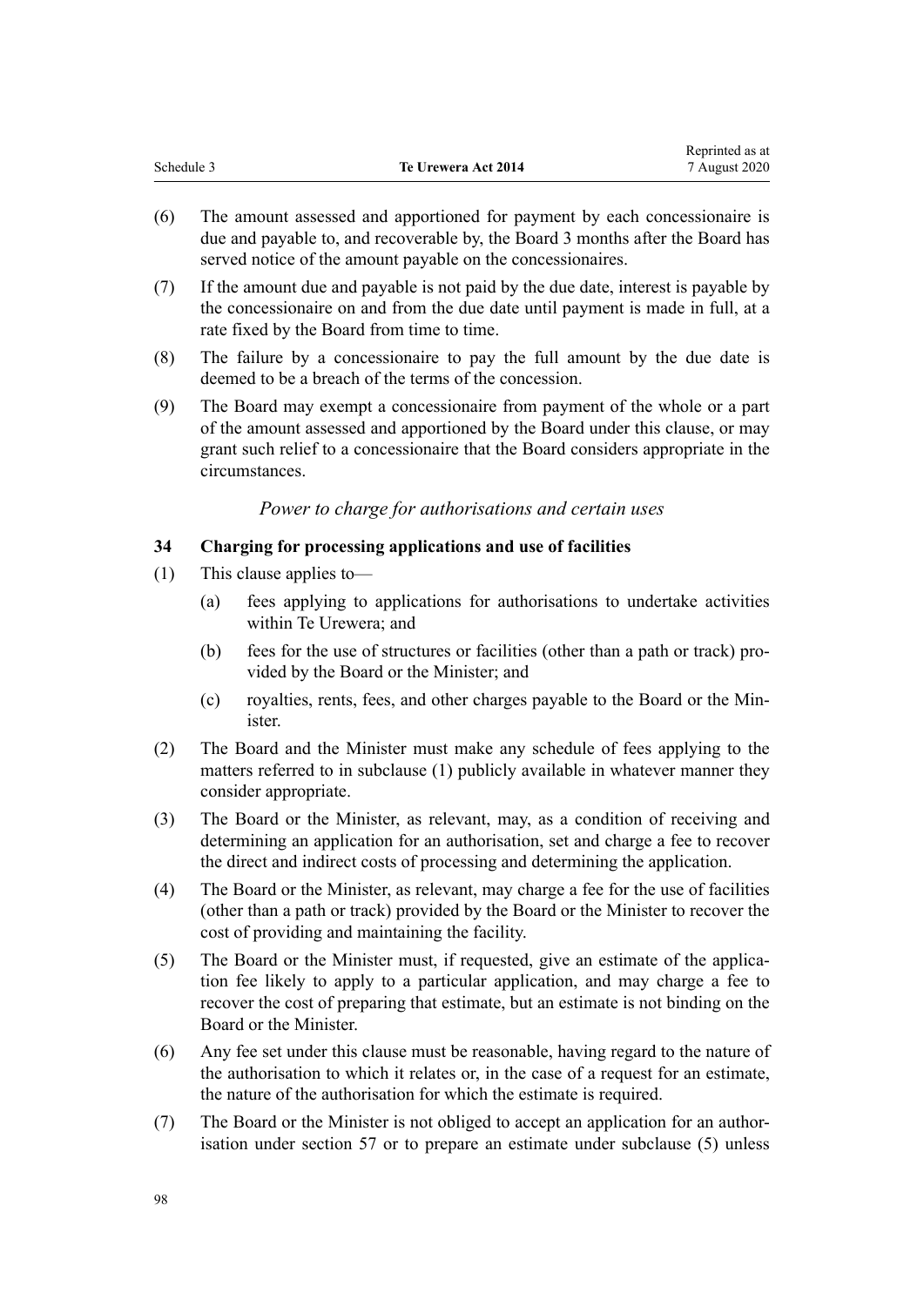(6) The amount assessed and apportioned for payment by each concessionaire is due and payable to, and recoverable by, the Board 3 months after the Board has served notice of the amount payable on the concessionaires.

(7) If the amount due and payable is not paid by the due date, interest is payable by the concessionaire on and from the due date until payment is made in full, at a rate fixed by the Board from time to time.

(8) The failure by a concessionaire to pay the full amount by the due date is deemed to be a breach of the terms of the concession.

(9) The Board may exempt a concessionaire from payment of the whole or a part of the amount assessed and apportioned by the Board under this clause, or may grant such relief to a concessionaire that the Board considers appropriate in the circumstances.

*Power to charge for authorisations and certain uses*

**34 Charging for processing applications and use of facilities**

(1) This clause applies to—

   (a) fees applying to applications for authorisations to undertake activities within Te Urewera; and

   (b) fees for the use of structures or facilities (other than a path or track) provided by the Board or the Minister; and

   (c) royalties, rents, fees, and other charges payable to the Board or the Minister.

(2) The Board and the Minister must make any schedule of fees applying to the matters referred to in subclause (1) publicly available in whatever manner they consider appropriate.

(3) The Board or the Minister, as relevant, may, as a condition of receiving and determining an application for an authorisation, set and charge a fee to recover the direct and indirect costs of processing and determining the application.

(4) The Board or the Minister, as relevant, may charge a fee for the use of facilities (other than a path or track) provided by the Board or the Minister to recover the cost of providing and maintaining the facility.

(5) The Board or the Minister must, if requested, give an estimate of the application fee likely to apply to a particular application, and may charge a fee to recover the cost of preparing that estimate, but an estimate is not binding on the Board or the Minister.

(6) Any fee set under this clause must be reasonable, having regard to the nature of the authorisation to which it relates or, in the case of a request for an estimate, the nature of the authorisation for which the estimate is required.

(7) The Board or the Minister is not obliged to accept an application for an authorisation under section 57 or to prepare an estimate under subclause (5) unless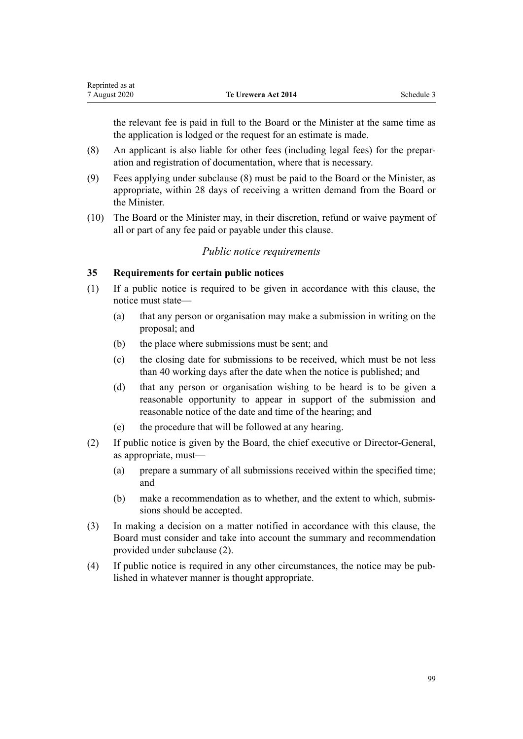the relevant fee is paid in full to the Board or the Minister at the same time as the application is lodged or the request for an estimate is made.

(8) An applicant is also liable for other fees (including legal fees) for the preparation and registration of documentation, where that is necessary.

(9) Fees applying under subclause (8) must be paid to the Board or the Minister, as appropriate, within 28 days of receiving a written demand from the Board or the Minister.

(10) The Board or the Minister may, in their discretion, refund or waive payment of all or part of any fee paid or payable under this clause.

*Public notice requirements*

**35 Requirements for certain public notices**

(1) If a public notice is required to be given in accordance with this clause, the notice must state—

   (a) that any person or organisation may make a submission in writing on the proposal; and

   (b) the place where submissions must be sent; and

   (c) the closing date for submissions to be received, which must be not less than 40 working days after the date when the notice is published; and

   (d) that any person or organisation wishing to be heard is to be given a reasonable opportunity to appear in support of the submission and reasonable notice of the date and time of the hearing; and

   (e) the procedure that will be followed at any hearing.

(2) If public notice is given by the Board, the chief executive or Director-General, as appropriate, must—

   (a) prepare a summary of all submissions received within the specified time; and

   (b) make a recommendation as to whether, and the extent to which, submissions should be accepted.

(3) In making a decision on a matter notified in accordance with this clause, the Board must consider and take into account the summary and recommendation provided under subclause (2).

(4) If public notice is required in any other circumstances, the notice may be published in whatever manner is thought appropriate.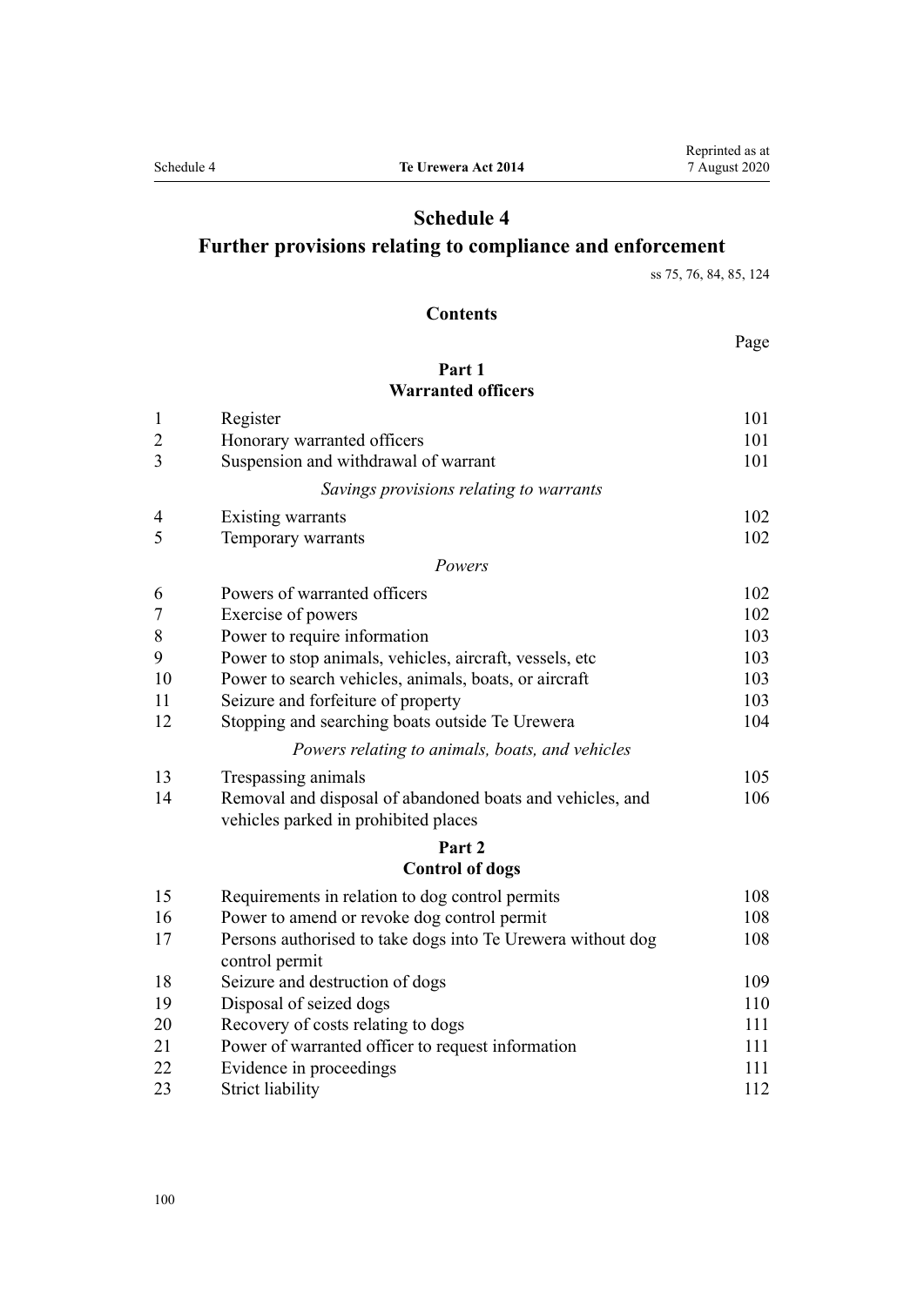# Schedule 4
## Further provisions relating to compliance and enforcement

ss 75, 76, 84, 85, 124

### Contents

| | | Page |
|---|---|---|
| | **Part 1** **Warranted officers** | |
| 1 | Register | 101 |
| 2 | Honorary warranted officers | 101 |
| 3 | Suspension and withdrawal of warrant | 101 |
| | *Savings provisions relating to warrants* | |
| 4 | Existing warrants | 102 |
| 5 | Temporary warrants | 102 |
| | *Powers* | |
| 6 | Powers of warranted officers | 102 |
| 7 | Exercise of powers | 102 |
| 8 | Power to require information | 103 |
| 9 | Power to stop animals, vehicles, aircraft, vessels, etc | 103 |
| 10 | Power to search vehicles, animals, boats, or aircraft | 103 |
| 11 | Seizure and forfeiture of property | 103 |
| 12 | Stopping and searching boats outside Te Urewera | 104 |
| | *Powers relating to animals, boats, and vehicles* | |
| 13 | Trespassing animals | 105 |
| 14 | Removal and disposal of abandoned boats and vehicles, and vehicles parked in prohibited places | 106 |
| | **Part 2** **Control of dogs** | |
| 15 | Requirements in relation to dog control permits | 108 |
| 16 | Power to amend or revoke dog control permit | 108 |
| 17 | Persons authorised to take dogs into Te Urewera without dog control permit | 108 |
| 18 | Seizure and destruction of dogs | 109 |
| 19 | Disposal of seized dogs | 110 |
| 20 | Recovery of costs relating to dogs | 111 |
| 21 | Power of warranted officer to request information | 111 |
| 22 | Evidence in proceedings | 111 |
| 23 | Strict liability | 112 |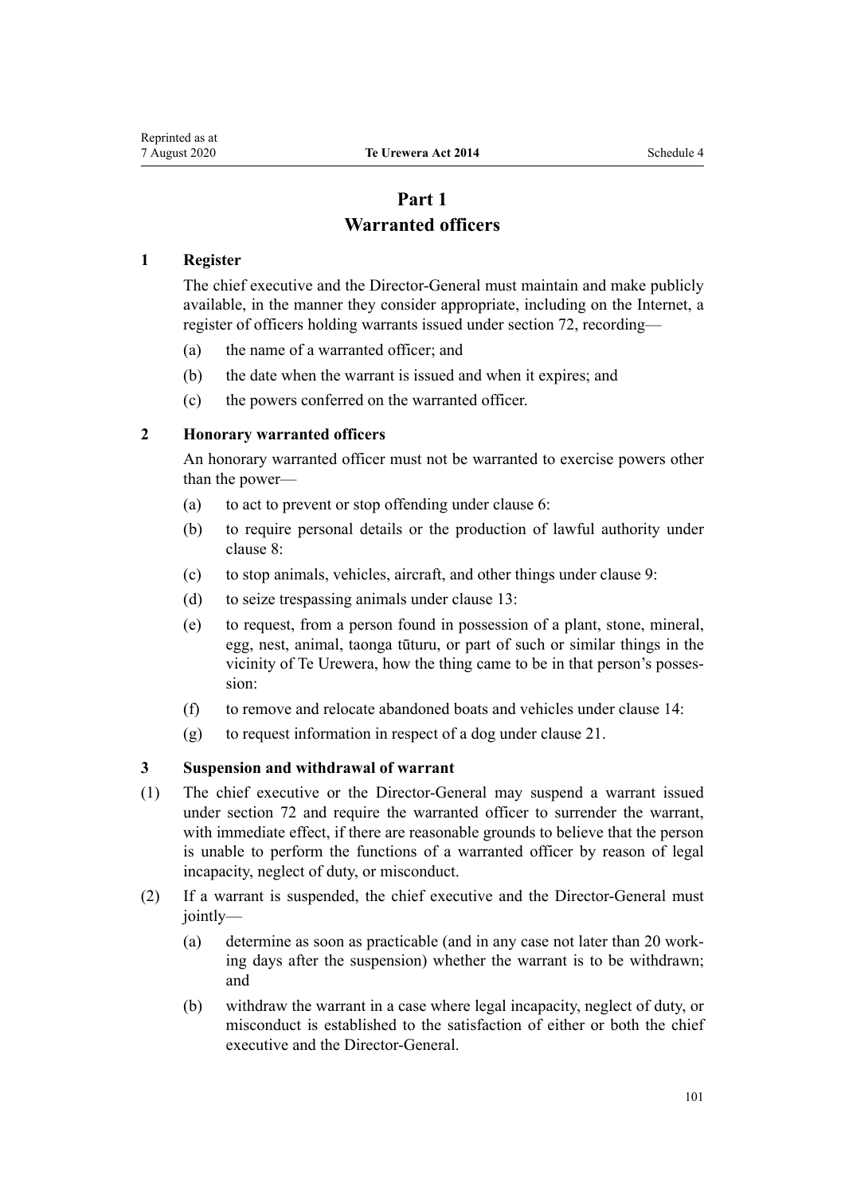# Part 1
## Warranted officers

### 1 Register

The chief executive and the Director-General must maintain and make publicly available, in the manner they consider appropriate, including on the Internet, a register of officers holding warrants issued under section 72, recording—

- (a) the name of a warranted officer; and
- (b) the date when the warrant is issued and when it expires; and
- (c) the powers conferred on the warranted officer.

### 2 Honorary warranted officers

An honorary warranted officer must not be warranted to exercise powers other than the power—

- (a) to act to prevent or stop offending under clause 6:
- (b) to require personal details or the production of lawful authority under clause 8:
- (c) to stop animals, vehicles, aircraft, and other things under clause 9:
- (d) to seize trespassing animals under clause 13:
- (e) to request, from a person found in possession of a plant, stone, mineral, egg, nest, animal, taonga tūturu, or part of such or similar things in the vicinity of Te Urewera, how the thing came to be in that person's possession:
- (f) to remove and relocate abandoned boats and vehicles under clause 14:
- (g) to request information in respect of a dog under clause 21.

### 3 Suspension and withdrawal of warrant

(1) The chief executive or the Director-General may suspend a warrant issued under section 72 and require the warranted officer to surrender the warrant, with immediate effect, if there are reasonable grounds to believe that the person is unable to perform the functions of a warranted officer by reason of legal incapacity, neglect of duty, or misconduct.

(2) If a warrant is suspended, the chief executive and the Director-General must jointly—

- (a) determine as soon as practicable (and in any case not later than 20 working days after the suspension) whether the warrant is to be withdrawn; and
- (b) withdraw the warrant in a case where legal incapacity, neglect of duty, or misconduct is established to the satisfaction of either or both the chief executive and the Director-General.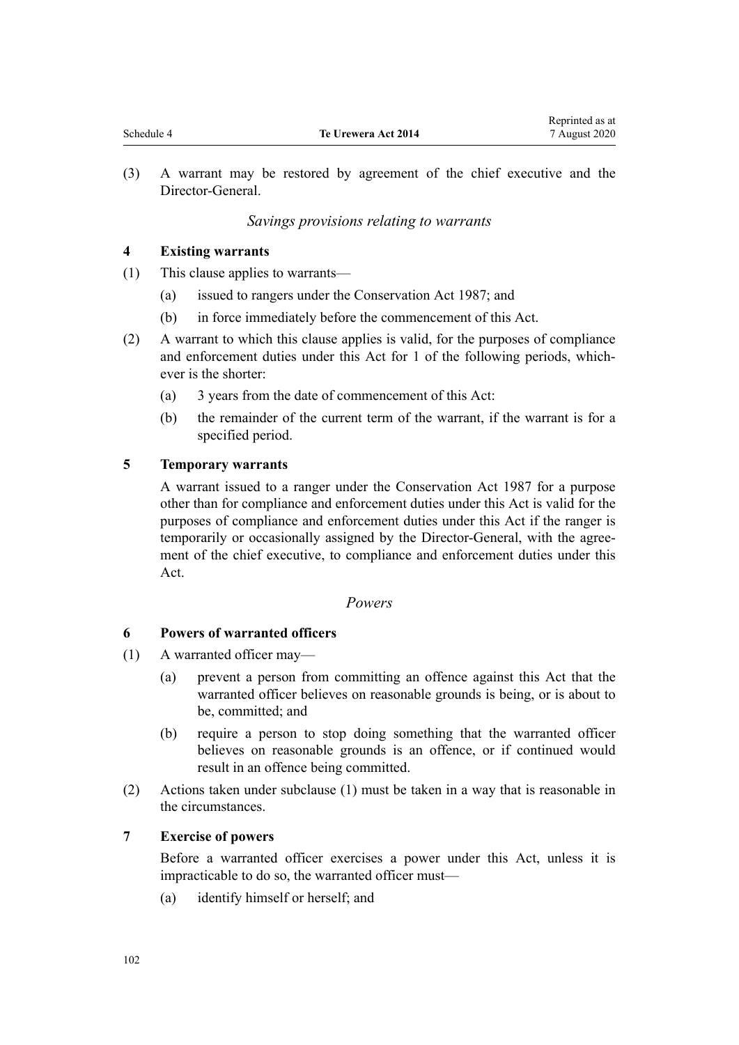(3) A warrant may be restored by agreement of the chief executive and the Director-General.

*Savings provisions relating to warrants*

### 4 Existing warrants

(1) This clause applies to warrants—

  (a) issued to rangers under the Conservation Act 1987; and

  (b) in force immediately before the commencement of this Act.

(2) A warrant to which this clause applies is valid, for the purposes of compliance and enforcement duties under this Act for 1 of the following periods, whichever is the shorter:

  (a) 3 years from the date of commencement of this Act:

  (b) the remainder of the current term of the warrant, if the warrant is for a specified period.

### 5 Temporary warrants

A warrant issued to a ranger under the Conservation Act 1987 for a purpose other than for compliance and enforcement duties under this Act is valid for the purposes of compliance and enforcement duties under this Act if the ranger is temporarily or occasionally assigned by the Director-General, with the agreement of the chief executive, to compliance and enforcement duties under this Act.

*Powers*

### 6 Powers of warranted officers

(1) A warranted officer may—

  (a) prevent a person from committing an offence against this Act that the warranted officer believes on reasonable grounds is being, or is about to be, committed; and

  (b) require a person to stop doing something that the warranted officer believes on reasonable grounds is an offence, or if continued would result in an offence being committed.

(2) Actions taken under subclause (1) must be taken in a way that is reasonable in the circumstances.

### 7 Exercise of powers

Before a warranted officer exercises a power under this Act, unless it is impracticable to do so, the warranted officer must—

  (a) identify himself or herself; and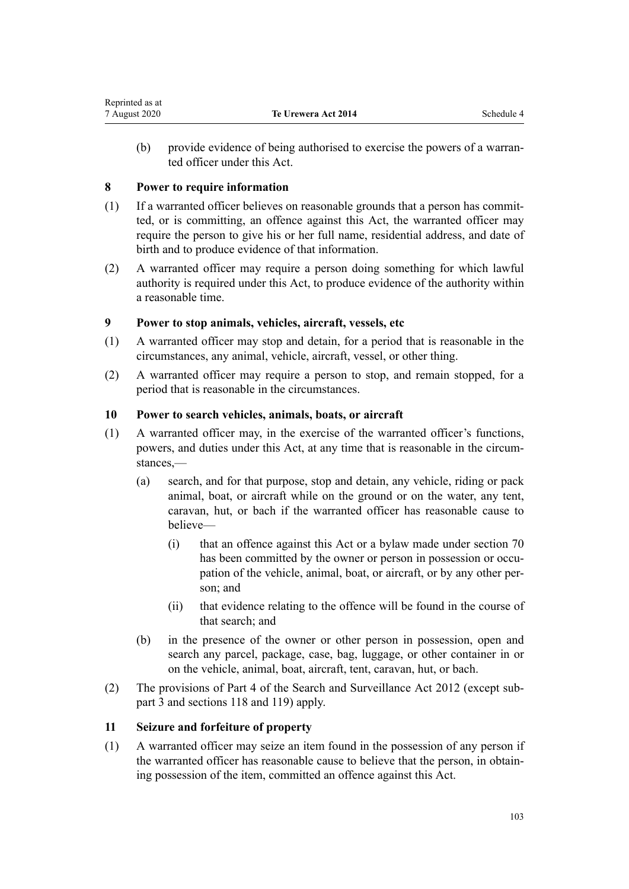(b) provide evidence of being authorised to exercise the powers of a warranted officer under this Act.

### 8 Power to require information

(1) If a warranted officer believes on reasonable grounds that a person has committed, or is committing, an offence against this Act, the warranted officer may require the person to give his or her full name, residential address, and date of birth and to produce evidence of that information.

(2) A warranted officer may require a person doing something for which lawful authority is required under this Act, to produce evidence of the authority within a reasonable time.

### 9 Power to stop animals, vehicles, aircraft, vessels, etc

(1) A warranted officer may stop and detain, for a period that is reasonable in the circumstances, any animal, vehicle, aircraft, vessel, or other thing.

(2) A warranted officer may require a person to stop, and remain stopped, for a period that is reasonable in the circumstances.

### 10 Power to search vehicles, animals, boats, or aircraft

(1) A warranted officer may, in the exercise of the warranted officer's functions, powers, and duties under this Act, at any time that is reasonable in the circumstances,—

(a) search, and for that purpose, stop and detain, any vehicle, riding or pack animal, boat, or aircraft while on the ground or on the water, any tent, caravan, hut, or bach if the warranted officer has reasonable cause to believe—

(i) that an offence against this Act or a bylaw made under section 70 has been committed by the owner or person in possession or occupation of the vehicle, animal, boat, or aircraft, or by any other person; and

(ii) that evidence relating to the offence will be found in the course of that search; and

(b) in the presence of the owner or other person in possession, open and search any parcel, package, case, bag, luggage, or other container in or on the vehicle, animal, boat, aircraft, tent, caravan, hut, or bach.

(2) The provisions of Part 4 of the Search and Surveillance Act 2012 (except subpart 3 and sections 118 and 119) apply.

### 11 Seizure and forfeiture of property

(1) A warranted officer may seize an item found in the possession of any person if the warranted officer has reasonable cause to believe that the person, in obtaining possession of the item, committed an offence against this Act.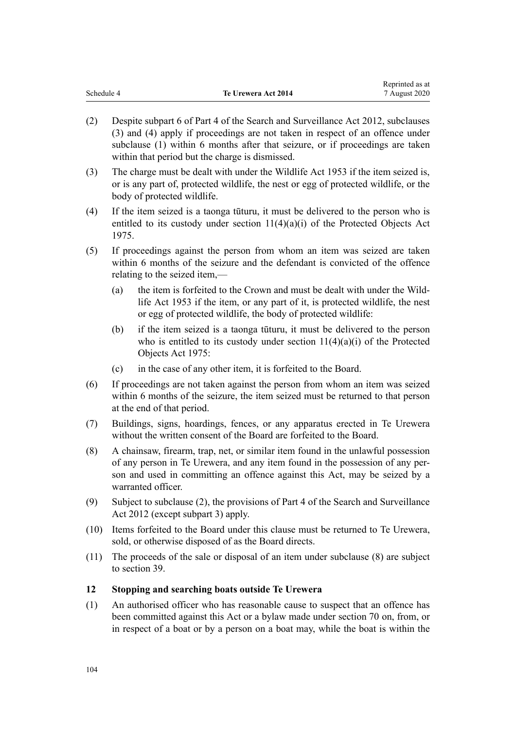(2) Despite subpart 6 of Part 4 of the Search and Surveillance Act 2012, subclauses (3) and (4) apply if proceedings are not taken in respect of an offence under subclause (1) within 6 months after that seizure, or if proceedings are taken within that period but the charge is dismissed.

(3) The charge must be dealt with under the Wildlife Act 1953 if the item seized is, or is any part of, protected wildlife, the nest or egg of protected wildlife, or the body of protected wildlife.

(4) If the item seized is a taonga tūturu, it must be delivered to the person who is entitled to its custody under section 11(4)(a)(i) of the Protected Objects Act 1975.

(5) If proceedings against the person from whom an item was seized are taken within 6 months of the seizure and the defendant is convicted of the offence relating to the seized item,—

- (a) the item is forfeited to the Crown and must be dealt with under the Wildlife Act 1953 if the item, or any part of it, is protected wildlife, the nest or egg of protected wildlife, the body of protected wildlife:
- (b) if the item seized is a taonga tūturu, it must be delivered to the person who is entitled to its custody under section 11(4)(a)(i) of the Protected Objects Act 1975:
- (c) in the case of any other item, it is forfeited to the Board.

(6) If proceedings are not taken against the person from whom an item was seized within 6 months of the seizure, the item seized must be returned to that person at the end of that period.

(7) Buildings, signs, hoardings, fences, or any apparatus erected in Te Urewera without the written consent of the Board are forfeited to the Board.

(8) A chainsaw, firearm, trap, net, or similar item found in the unlawful possession of any person in Te Urewera, and any item found in the possession of any person and used in committing an offence against this Act, may be seized by a warranted officer.

(9) Subject to subclause (2), the provisions of Part 4 of the Search and Surveillance Act 2012 (except subpart 3) apply.

(10) Items forfeited to the Board under this clause must be returned to Te Urewera, sold, or otherwise disposed of as the Board directs.

(11) The proceeds of the sale or disposal of an item under subclause (8) are subject to section 39.

**12 Stopping and searching boats outside Te Urewera**

(1) An authorised officer who has reasonable cause to suspect that an offence has been committed against this Act or a bylaw made under section 70 on, from, or in respect of a boat or by a person on a boat may, while the boat is within the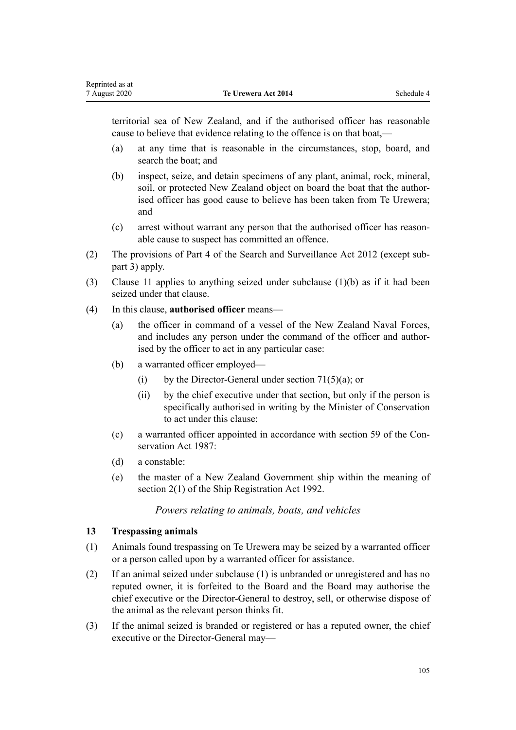territorial sea of New Zealand, and if the authorised officer has reasonable cause to believe that evidence relating to the offence is on that boat,—

(a) at any time that is reasonable in the circumstances, stop, board, and search the boat; and

(b) inspect, seize, and detain specimens of any plant, animal, rock, mineral, soil, or protected New Zealand object on board the boat that the authorised officer has good cause to believe has been taken from Te Urewera; and

(c) arrest without warrant any person that the authorised officer has reasonable cause to suspect has committed an offence.

(2) The provisions of Part 4 of the Search and Surveillance Act 2012 (except subpart 3) apply.

(3) Clause 11 applies to anything seized under subclause (1)(b) as if it had been seized under that clause.

(4) In this clause, **authorised officer** means—

(a) the officer in command of a vessel of the New Zealand Naval Forces, and includes any person under the command of the officer and authorised by the officer to act in any particular case:

(b) a warranted officer employed—

(i) by the Director-General under section 71(5)(a); or

(ii) by the chief executive under that section, but only if the person is specifically authorised in writing by the Minister of Conservation to act under this clause:

(c) a warranted officer appointed in accordance with section 59 of the Conservation Act 1987:

(d) a constable:

(e) the master of a New Zealand Government ship within the meaning of section 2(1) of the Ship Registration Act 1992.

*Powers relating to animals, boats, and vehicles*

### 13 Trespassing animals

(1) Animals found trespassing on Te Urewera may be seized by a warranted officer or a person called upon by a warranted officer for assistance.

(2) If an animal seized under subclause (1) is unbranded or unregistered and has no reputed owner, it is forfeited to the Board and the Board may authorise the chief executive or the Director-General to destroy, sell, or otherwise dispose of the animal as the relevant person thinks fit.

(3) If the animal seized is branded or registered or has a reputed owner, the chief executive or the Director-General may—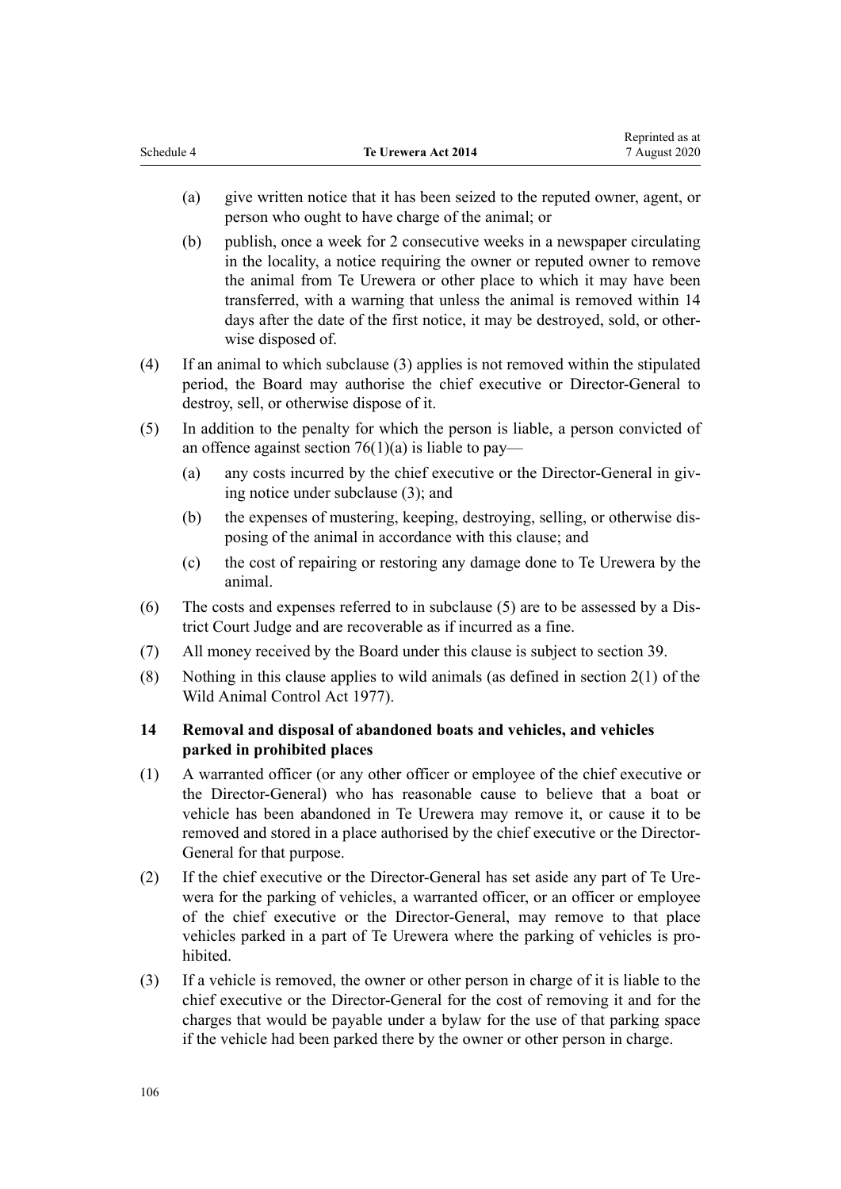(a) give written notice that it has been seized to the reputed owner, agent, or person who ought to have charge of the animal; or

(b) publish, once a week for 2 consecutive weeks in a newspaper circulating in the locality, a notice requiring the owner or reputed owner to remove the animal from Te Urewera or other place to which it may have been transferred, with a warning that unless the animal is removed within 14 days after the date of the first notice, it may be destroyed, sold, or otherwise disposed of.

(4) If an animal to which subclause (3) applies is not removed within the stipulated period, the Board may authorise the chief executive or Director-General to destroy, sell, or otherwise dispose of it.

(5) In addition to the penalty for which the person is liable, a person convicted of an offence against section 76(1)(a) is liable to pay—

(a) any costs incurred by the chief executive or the Director-General in giving notice under subclause (3); and

(b) the expenses of mustering, keeping, destroying, selling, or otherwise disposing of the animal in accordance with this clause; and

(c) the cost of repairing or restoring any damage done to Te Urewera by the animal.

(6) The costs and expenses referred to in subclause (5) are to be assessed by a District Court Judge and are recoverable as if incurred as a fine.

(7) All money received by the Board under this clause is subject to section 39.

(8) Nothing in this clause applies to wild animals (as defined in section 2(1) of the Wild Animal Control Act 1977).

### 14 Removal and disposal of abandoned boats and vehicles, and vehicles parked in prohibited places

(1) A warranted officer (or any other officer or employee of the chief executive or the Director-General) who has reasonable cause to believe that a boat or vehicle has been abandoned in Te Urewera may remove it, or cause it to be removed and stored in a place authorised by the chief executive or the Director-General for that purpose.

(2) If the chief executive or the Director-General has set aside any part of Te Urewera for the parking of vehicles, a warranted officer, or an officer or employee of the chief executive or the Director-General, may remove to that place vehicles parked in a part of Te Urewera where the parking of vehicles is prohibited.

(3) If a vehicle is removed, the owner or other person in charge of it is liable to the chief executive or the Director-General for the cost of removing it and for the charges that would be payable under a bylaw for the use of that parking space if the vehicle had been parked there by the owner or other person in charge.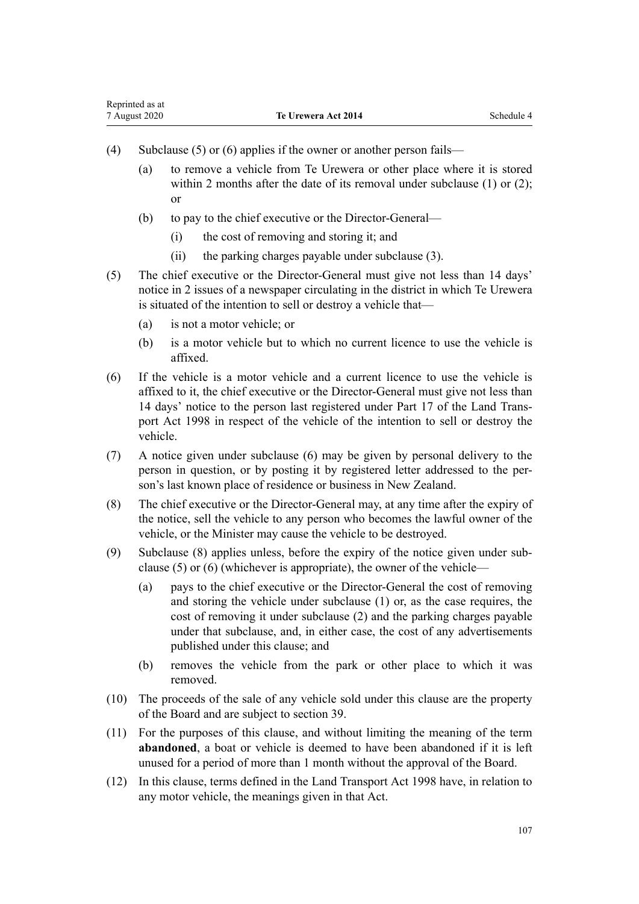(4) Subclause (5) or (6) applies if the owner or another person fails—

  (a) to remove a vehicle from Te Urewera or other place where it is stored within 2 months after the date of its removal under subclause (1) or (2); or

  (b) to pay to the chief executive or the Director-General—

    (i) the cost of removing and storing it; and

    (ii) the parking charges payable under subclause (3).

(5) The chief executive or the Director-General must give not less than 14 days' notice in 2 issues of a newspaper circulating in the district in which Te Urewera is situated of the intention to sell or destroy a vehicle that—

  (a) is not a motor vehicle; or

  (b) is a motor vehicle but to which no current licence to use the vehicle is affixed.

(6) If the vehicle is a motor vehicle and a current licence to use the vehicle is affixed to it, the chief executive or the Director-General must give not less than 14 days' notice to the person last registered under Part 17 of the Land Transport Act 1998 in respect of the vehicle of the intention to sell or destroy the vehicle.

(7) A notice given under subclause (6) may be given by personal delivery to the person in question, or by posting it by registered letter addressed to the person's last known place of residence or business in New Zealand.

(8) The chief executive or the Director-General may, at any time after the expiry of the notice, sell the vehicle to any person who becomes the lawful owner of the vehicle, or the Minister may cause the vehicle to be destroyed.

(9) Subclause (8) applies unless, before the expiry of the notice given under subclause (5) or (6) (whichever is appropriate), the owner of the vehicle—

  (a) pays to the chief executive or the Director-General the cost of removing and storing the vehicle under subclause (1) or, as the case requires, the cost of removing it under subclause (2) and the parking charges payable under that subclause, and, in either case, the cost of any advertisements published under this clause; and

  (b) removes the vehicle from the park or other place to which it was removed.

(10) The proceeds of the sale of any vehicle sold under this clause are the property of the Board and are subject to section 39.

(11) For the purposes of this clause, and without limiting the meaning of the term **abandoned**, a boat or vehicle is deemed to have been abandoned if it is left unused for a period of more than 1 month without the approval of the Board.

(12) In this clause, terms defined in the Land Transport Act 1998 have, in relation to any motor vehicle, the meanings given in that Act.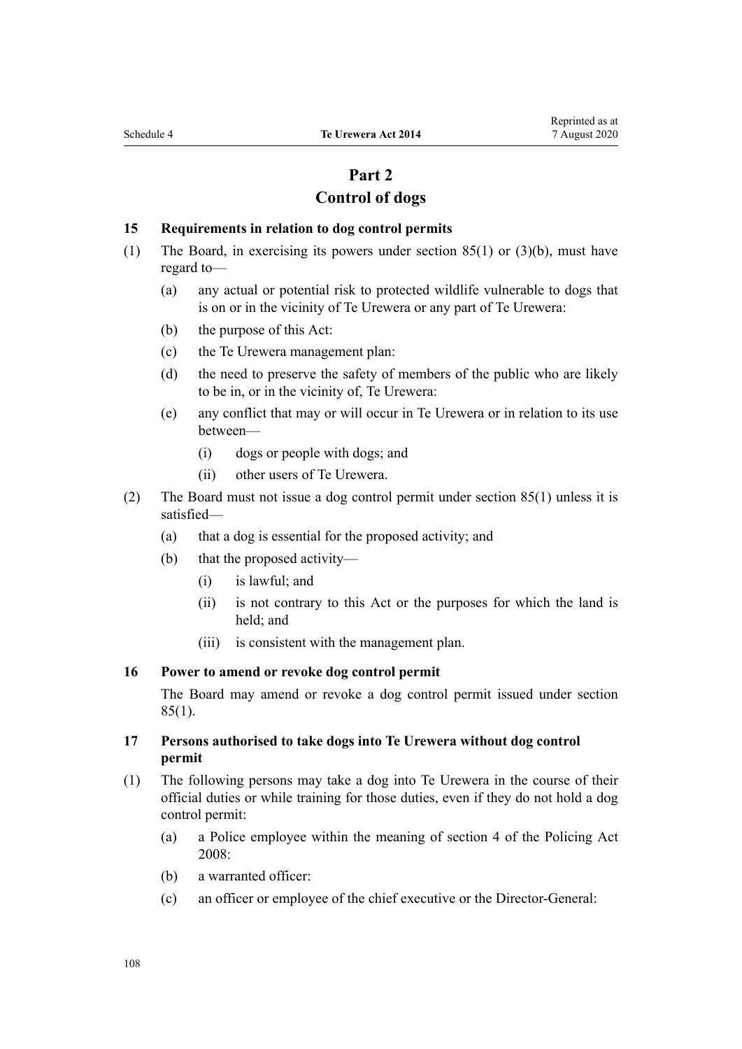## Part 2
## Control of dogs

### 15 Requirements in relation to dog control permits

(1) The Board, in exercising its powers under section 85(1) or (3)(b), must have regard to—

(a) any actual or potential risk to protected wildlife vulnerable to dogs that is on or in the vicinity of Te Urewera or any part of Te Urewera:

(b) the purpose of this Act:

(c) the Te Urewera management plan:

(d) the need to preserve the safety of members of the public who are likely to be in, or in the vicinity of, Te Urewera:

(e) any conflict that may or will occur in Te Urewera or in relation to its use between—

(i) dogs or people with dogs; and

(ii) other users of Te Urewera.

(2) The Board must not issue a dog control permit under section 85(1) unless it is satisfied—

(a) that a dog is essential for the proposed activity; and

(b) that the proposed activity—

(i) is lawful; and

(ii) is not contrary to this Act or the purposes for which the land is held; and

(iii) is consistent with the management plan.

### 16 Power to amend or revoke dog control permit

The Board may amend or revoke a dog control permit issued under section 85(1).

### 17 Persons authorised to take dogs into Te Urewera without dog control permit

(1) The following persons may take a dog into Te Urewera in the course of their official duties or while training for those duties, even if they do not hold a dog control permit:

(a) a Police employee within the meaning of section 4 of the Policing Act 2008:

(b) a warranted officer:

(c) an officer or employee of the chief executive or the Director-General: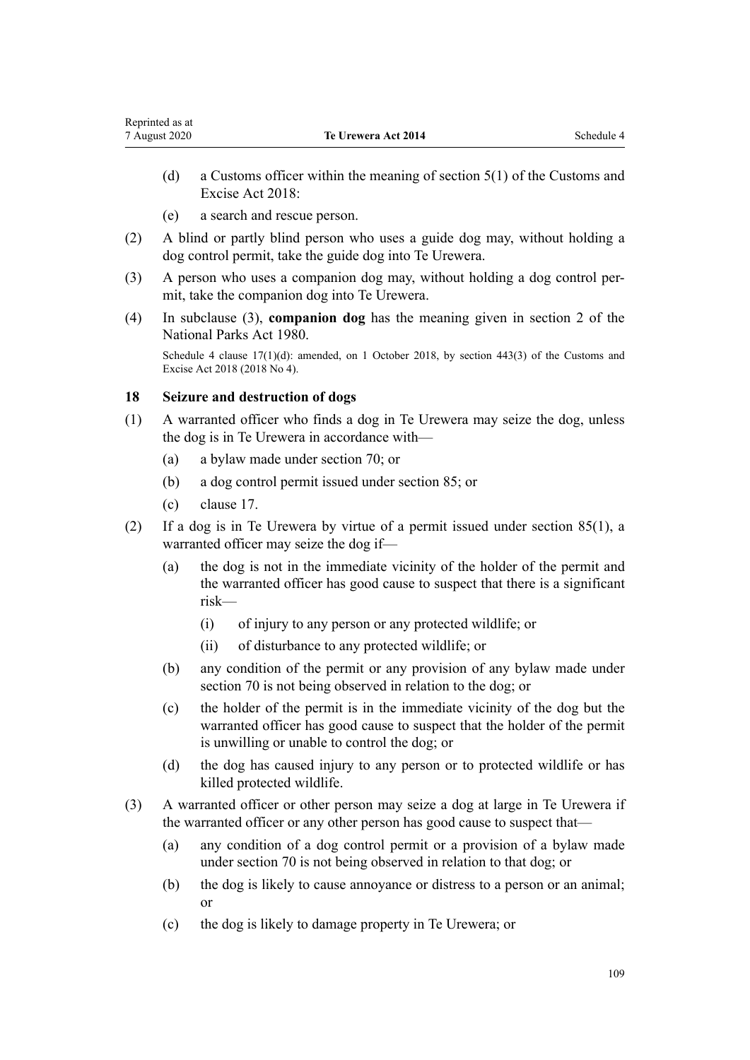(d) a Customs officer within the meaning of section 5(1) of the Customs and Excise Act 2018:

(e) a search and rescue person.

(2) A blind or partly blind person who uses a guide dog may, without holding a dog control permit, take the guide dog into Te Urewera.

(3) A person who uses a companion dog may, without holding a dog control permit, take the companion dog into Te Urewera.

(4) In subclause (3), **companion dog** has the meaning given in section 2 of the National Parks Act 1980.

Schedule 4 clause 17(1)(d): amended, on 1 October 2018, by section 443(3) of the Customs and Excise Act 2018 (2018 No 4).

### 18 Seizure and destruction of dogs

(1) A warranted officer who finds a dog in Te Urewera may seize the dog, unless the dog is in Te Urewera in accordance with—

(a) a bylaw made under section 70; or

(b) a dog control permit issued under section 85; or

(c) clause 17.

(2) If a dog is in Te Urewera by virtue of a permit issued under section 85(1), a warranted officer may seize the dog if—

(a) the dog is not in the immediate vicinity of the holder of the permit and the warranted officer has good cause to suspect that there is a significant risk—

(i) of injury to any person or any protected wildlife; or

(ii) of disturbance to any protected wildlife; or

(b) any condition of the permit or any provision of any bylaw made under section 70 is not being observed in relation to the dog; or

(c) the holder of the permit is in the immediate vicinity of the dog but the warranted officer has good cause to suspect that the holder of the permit is unwilling or unable to control the dog; or

(d) the dog has caused injury to any person or to protected wildlife or has killed protected wildlife.

(3) A warranted officer or other person may seize a dog at large in Te Urewera if the warranted officer or any other person has good cause to suspect that—

(a) any condition of a dog control permit or a provision of a bylaw made under section 70 is not being observed in relation to that dog; or

(b) the dog is likely to cause annoyance or distress to a person or an animal; or

(c) the dog is likely to damage property in Te Urewera; or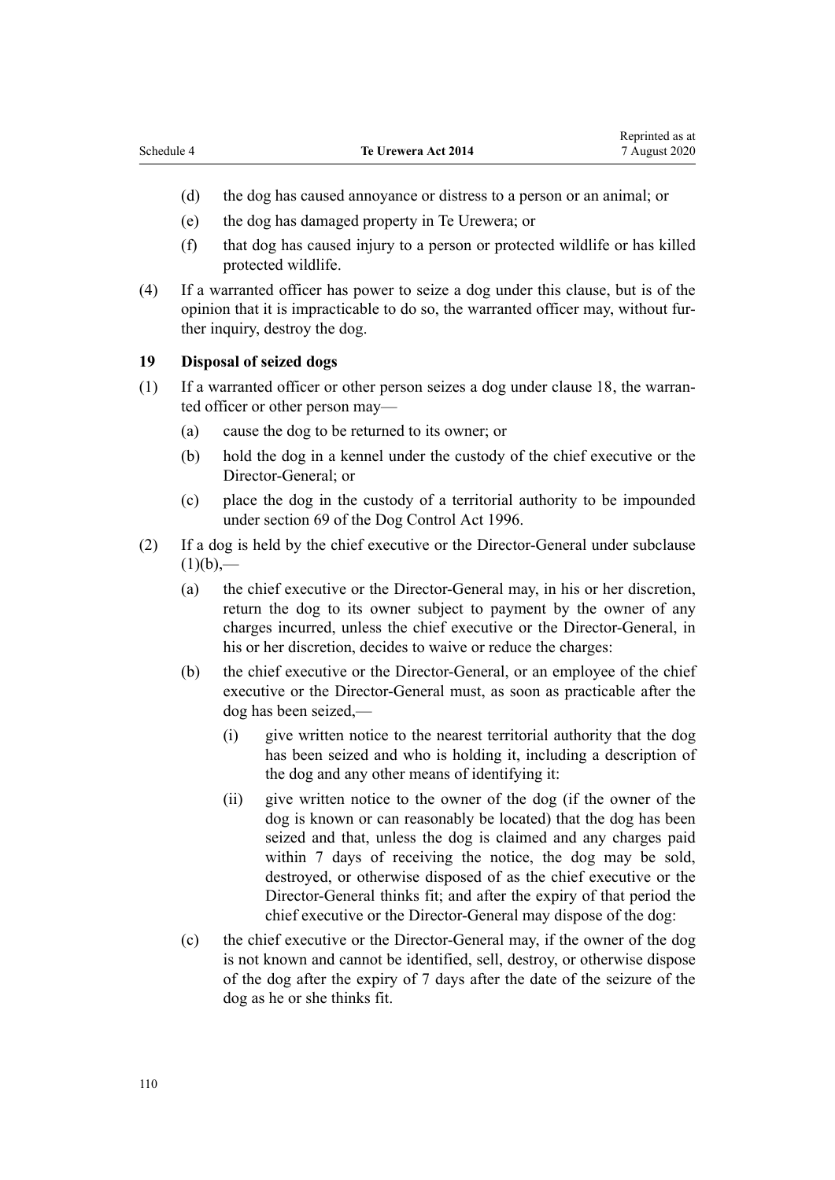(d) the dog has caused annoyance or distress to a person or an animal; or

(e) the dog has damaged property in Te Urewera; or

(f) that dog has caused injury to a person or protected wildlife or has killed protected wildlife.

(4) If a warranted officer has power to seize a dog under this clause, but is of the opinion that it is impracticable to do so, the warranted officer may, without further inquiry, destroy the dog.

### 19 Disposal of seized dogs

(1) If a warranted officer or other person seizes a dog under clause 18, the warranted officer or other person may—

- (a) cause the dog to be returned to its owner; or
- (b) hold the dog in a kennel under the custody of the chief executive or the Director-General; or
- (c) place the dog in the custody of a territorial authority to be impounded under section 69 of the Dog Control Act 1996.

(2) If a dog is held by the chief executive or the Director-General under subclause (1)(b),—

- (a) the chief executive or the Director-General may, in his or her discretion, return the dog to its owner subject to payment by the owner of any charges incurred, unless the chief executive or the Director-General, in his or her discretion, decides to waive or reduce the charges:
- (b) the chief executive or the Director-General, or an employee of the chief executive or the Director-General must, as soon as practicable after the dog has been seized,—
  - (i) give written notice to the nearest territorial authority that the dog has been seized and who is holding it, including a description of the dog and any other means of identifying it:
  - (ii) give written notice to the owner of the dog (if the owner of the dog is known or can reasonably be located) that the dog has been seized and that, unless the dog is claimed and any charges paid within 7 days of receiving the notice, the dog may be sold, destroyed, or otherwise disposed of as the chief executive or the Director-General thinks fit; and after the expiry of that period the chief executive or the Director-General may dispose of the dog:
- (c) the chief executive or the Director-General may, if the owner of the dog is not known and cannot be identified, sell, destroy, or otherwise dispose of the dog after the expiry of 7 days after the date of the seizure of the dog as he or she thinks fit.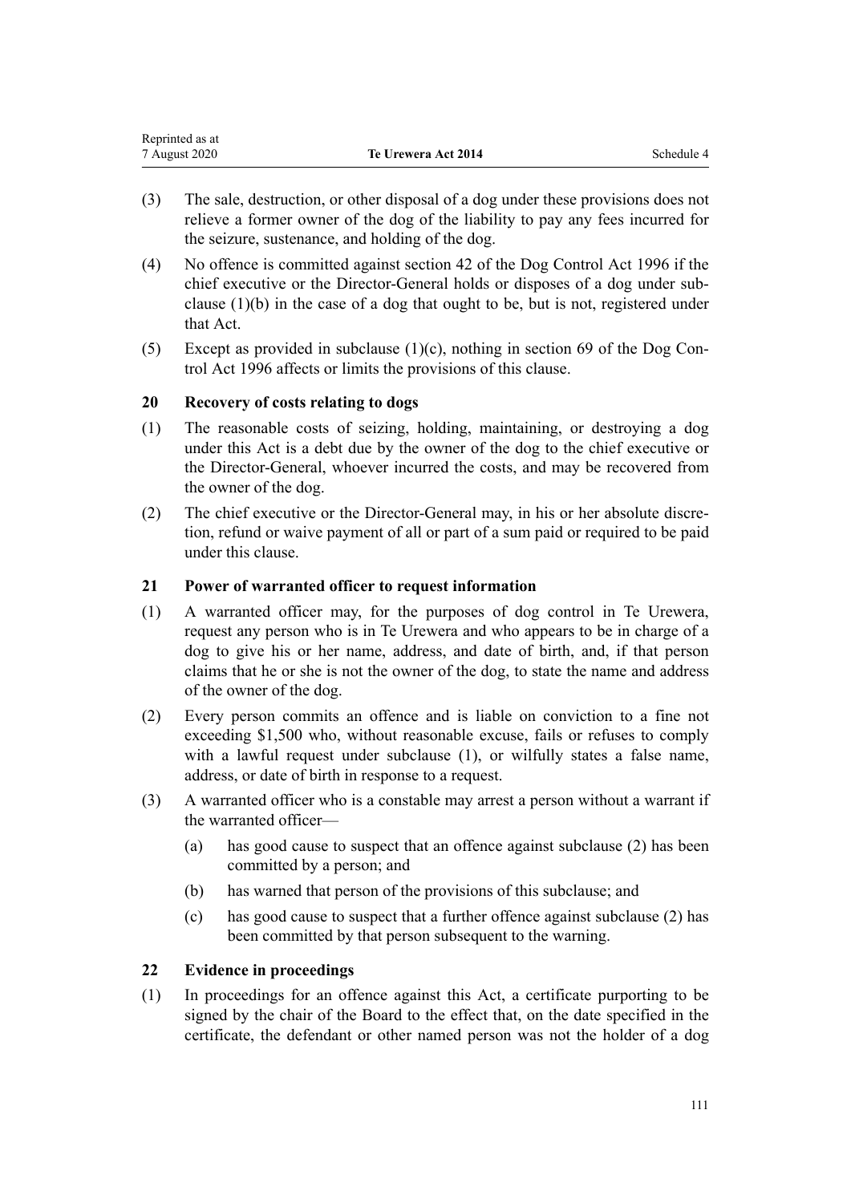(3) The sale, destruction, or other disposal of a dog under these provisions does not relieve a former owner of the dog of the liability to pay any fees incurred for the seizure, sustenance, and holding of the dog.

(4) No offence is committed against section 42 of the Dog Control Act 1996 if the chief executive or the Director-General holds or disposes of a dog under subclause (1)(b) in the case of a dog that ought to be, but is not, registered under that Act.

(5) Except as provided in subclause (1)(c), nothing in section 69 of the Dog Control Act 1996 affects or limits the provisions of this clause.

### 20 Recovery of costs relating to dogs

(1) The reasonable costs of seizing, holding, maintaining, or destroying a dog under this Act is a debt due by the owner of the dog to the chief executive or the Director-General, whoever incurred the costs, and may be recovered from the owner of the dog.

(2) The chief executive or the Director-General may, in his or her absolute discretion, refund or waive payment of all or part of a sum paid or required to be paid under this clause.

### 21 Power of warranted officer to request information

(1) A warranted officer may, for the purposes of dog control in Te Urewera, request any person who is in Te Urewera and who appears to be in charge of a dog to give his or her name, address, and date of birth, and, if that person claims that he or she is not the owner of the dog, to state the name and address of the owner of the dog.

(2) Every person commits an offence and is liable on conviction to a fine not exceeding $1,500 who, without reasonable excuse, fails or refuses to comply with a lawful request under subclause (1), or wilfully states a false name, address, or date of birth in response to a request.

(3) A warranted officer who is a constable may arrest a person without a warrant if the warranted officer—

   (a) has good cause to suspect that an offence against subclause (2) has been committed by a person; and

   (b) has warned that person of the provisions of this subclause; and

   (c) has good cause to suspect that a further offence against subclause (2) has been committed by that person subsequent to the warning.

### 22 Evidence in proceedings

(1) In proceedings for an offence against this Act, a certificate purporting to be signed by the chair of the Board to the effect that, on the date specified in the certificate, the defendant or other named person was not the holder of a dog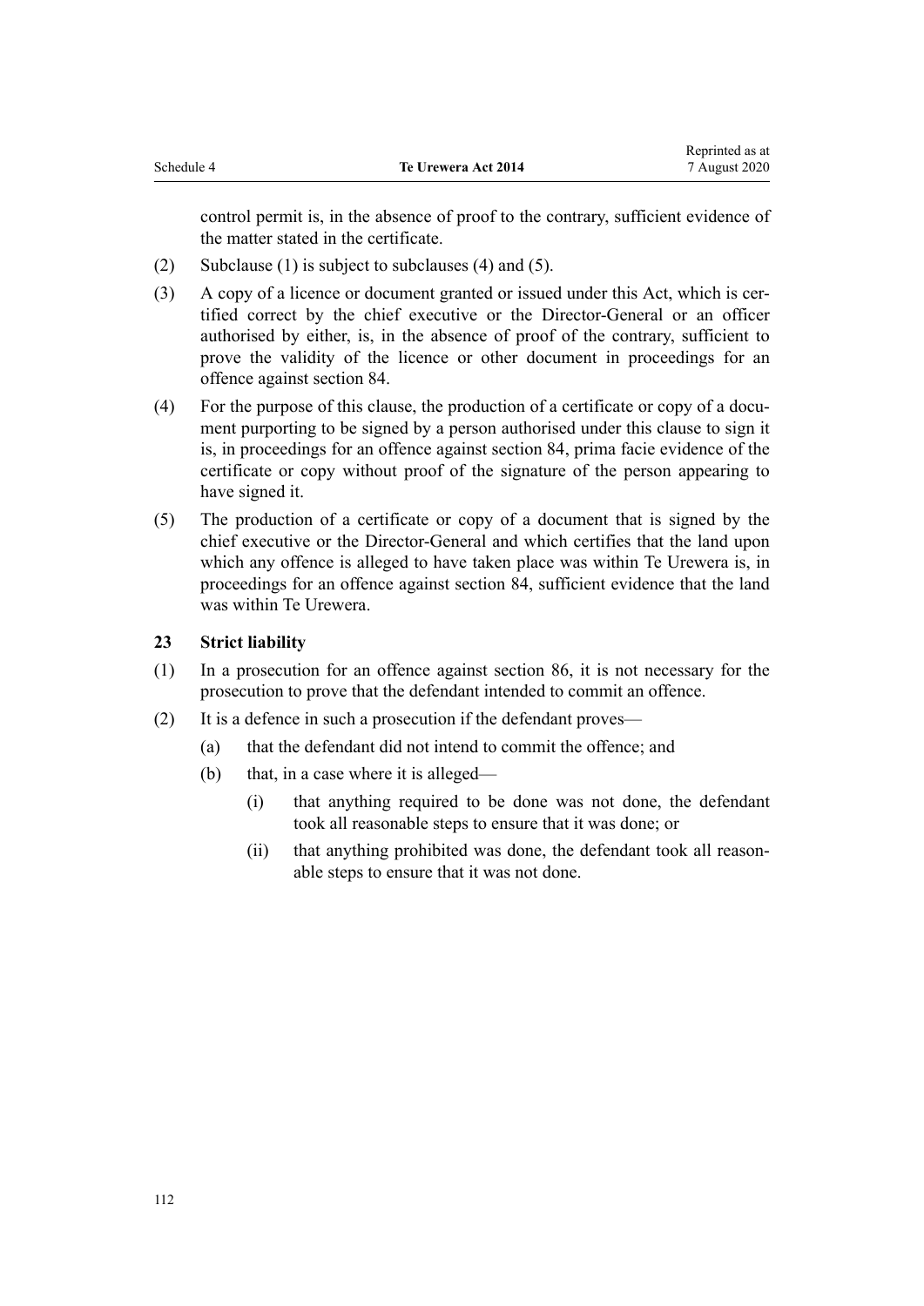control permit is, in the absence of proof to the contrary, sufficient evidence of the matter stated in the certificate.

(2) Subclause (1) is subject to subclauses (4) and (5).

(3) A copy of a licence or document granted or issued under this Act, which is certified correct by the chief executive or the Director-General or an officer authorised by either, is, in the absence of proof of the contrary, sufficient to prove the validity of the licence or other document in proceedings for an offence against section 84.

(4) For the purpose of this clause, the production of a certificate or copy of a document purporting to be signed by a person authorised under this clause to sign it is, in proceedings for an offence against section 84, prima facie evidence of the certificate or copy without proof of the signature of the person appearing to have signed it.

(5) The production of a certificate or copy of a document that is signed by the chief executive or the Director-General and which certifies that the land upon which any offence is alleged to have taken place was within Te Urewera is, in proceedings for an offence against section 84, sufficient evidence that the land was within Te Urewera.

### 23 Strict liability

(1) In a prosecution for an offence against section 86, it is not necessary for the prosecution to prove that the defendant intended to commit an offence.

(2) It is a defence in such a prosecution if the defendant proves—

   (a) that the defendant did not intend to commit the offence; and

   (b) that, in a case where it is alleged—

      (i) that anything required to be done was not done, the defendant took all reasonable steps to ensure that it was done; or

      (ii) that anything prohibited was done, the defendant took all reasonable steps to ensure that it was not done.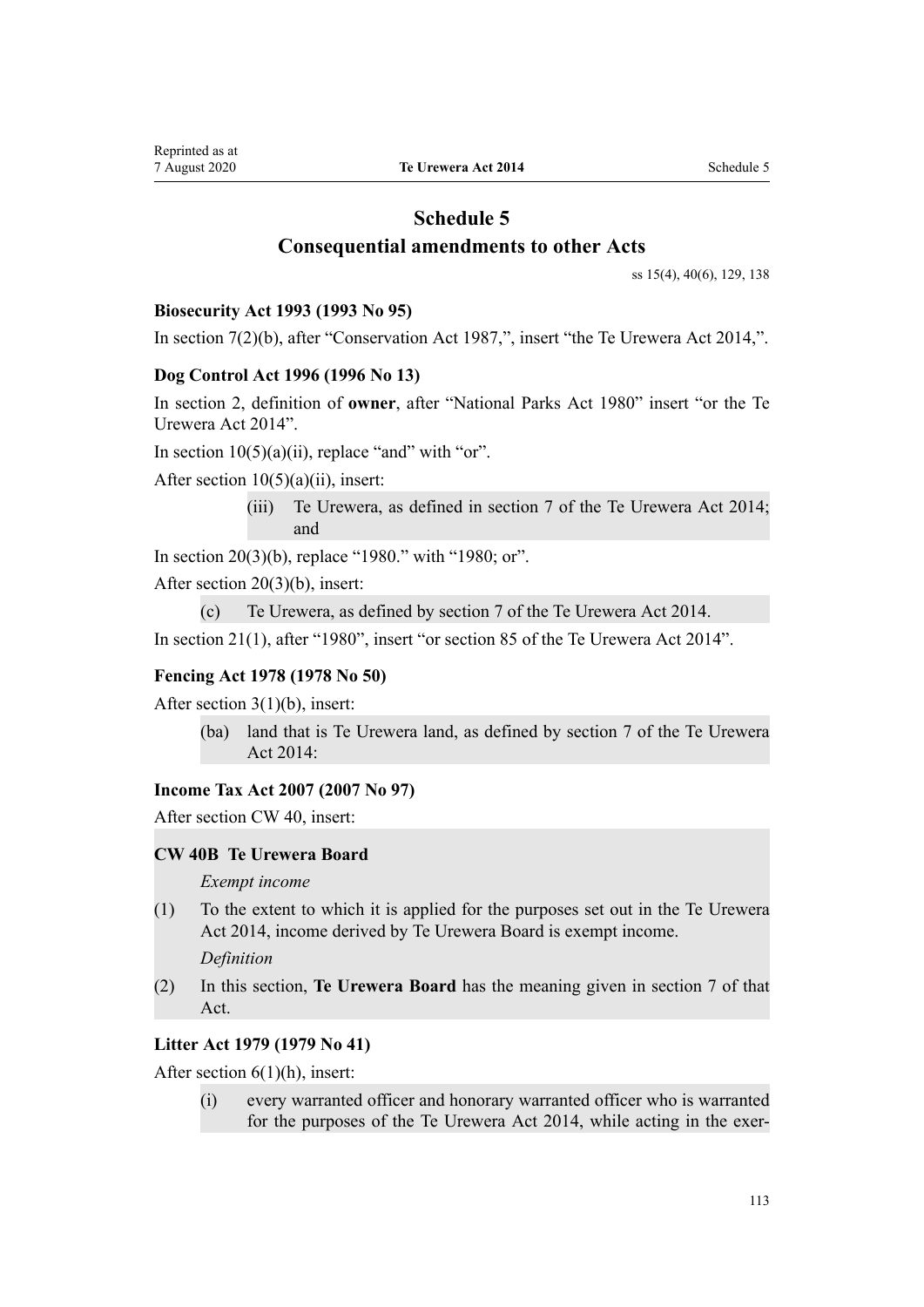# Schedule 5
## Consequential amendments to other Acts

ss 15(4), 40(6), 129, 138

### Biosecurity Act 1993 (1993 No 95)

In section 7(2)(b), after "Conservation Act 1987,", insert "the Te Urewera Act 2014,".

### Dog Control Act 1996 (1996 No 13)

In section 2, definition of **owner**, after "National Parks Act 1980" insert "or the Te Urewera Act 2014".

In section 10(5)(a)(ii), replace "and" with "or".

After section 10(5)(a)(ii), insert:

(iii) Te Urewera, as defined in section 7 of the Te Urewera Act 2014; and

In section 20(3)(b), replace "1980." with "1980; or".

After section 20(3)(b), insert:

(c) Te Urewera, as defined by section 7 of the Te Urewera Act 2014.

In section 21(1), after "1980", insert "or section 85 of the Te Urewera Act 2014".

### Fencing Act 1978 (1978 No 50)

After section 3(1)(b), insert:

(ba) land that is Te Urewera land, as defined by section 7 of the Te Urewera Act 2014:

### Income Tax Act 2007 (2007 No 97)

After section CW 40, insert:

**CW 40B Te Urewera Board**

*Exempt income*

(1) To the extent to which it is applied for the purposes set out in the Te Urewera Act 2014, income derived by Te Urewera Board is exempt income.

*Definition*

(2) In this section, **Te Urewera Board** has the meaning given in section 7 of that Act.

### Litter Act 1979 (1979 No 41)

After section 6(1)(h), insert:

(i) every warranted officer and honorary warranted officer who is warranted for the purposes of the Te Urewera Act 2014, while acting in the exer-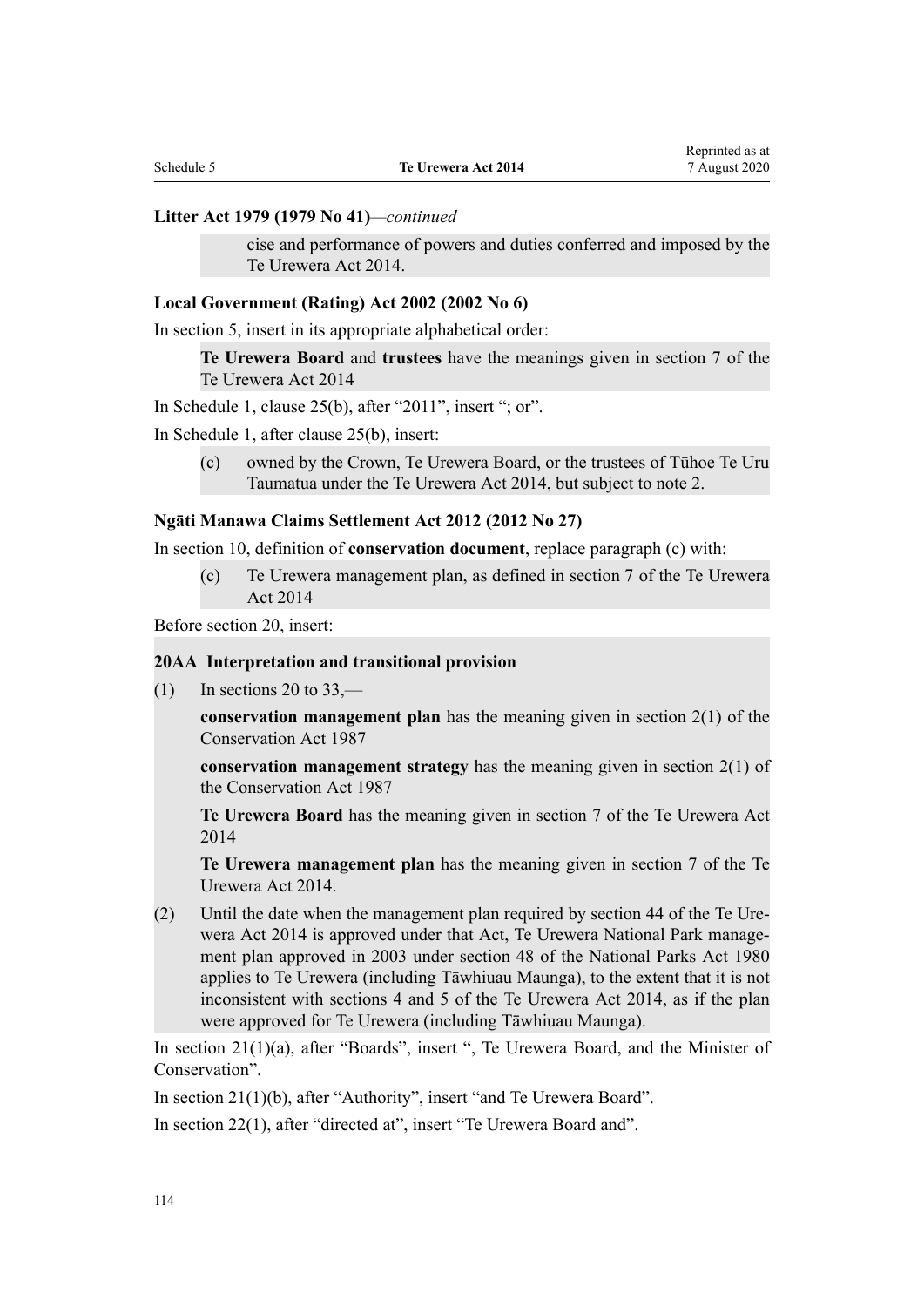**Litter Act 1979 (1979 No 41)**—*continued*

> cise and performance of powers and duties conferred and imposed by the Te Urewera Act 2014.

**Local Government (Rating) Act 2002 (2002 No 6)**

In section 5, insert in its appropriate alphabetical order:

> **Te Urewera Board** and **trustees** have the meanings given in section 7 of the Te Urewera Act 2014

In Schedule 1, clause 25(b), after "2011", insert "; or".

In Schedule 1, after clause 25(b), insert:

> (c) owned by the Crown, Te Urewera Board, or the trustees of Tūhoe Te Uru Taumatua under the Te Urewera Act 2014, but subject to note 2.

**Ngāti Manawa Claims Settlement Act 2012 (2012 No 27)**

In section 10, definition of **conservation document**, replace paragraph (c) with:

> (c) Te Urewera management plan, as defined in section 7 of the Te Urewera Act 2014

Before section 20, insert:

> **20AA Interpretation and transitional provision**
>
> (1) In sections 20 to 33,—
>
> **conservation management plan** has the meaning given in section 2(1) of the Conservation Act 1987
>
> **conservation management strategy** has the meaning given in section 2(1) of the Conservation Act 1987
>
> **Te Urewera Board** has the meaning given in section 7 of the Te Urewera Act 2014
>
> **Te Urewera management plan** has the meaning given in section 7 of the Te Urewera Act 2014.
>
> (2) Until the date when the management plan required by section 44 of the Te Urewera Act 2014 is approved under that Act, Te Urewera National Park management plan approved in 2003 under section 48 of the National Parks Act 1980 applies to Te Urewera (including Tāwhiuau Maunga), to the extent that it is not inconsistent with sections 4 and 5 of the Te Urewera Act 2014, as if the plan were approved for Te Urewera (including Tāwhiuau Maunga).

In section 21(1)(a), after "Boards", insert ", Te Urewera Board, and the Minister of Conservation".

In section 21(1)(b), after "Authority", insert "and Te Urewera Board".

In section 22(1), after "directed at", insert "Te Urewera Board and".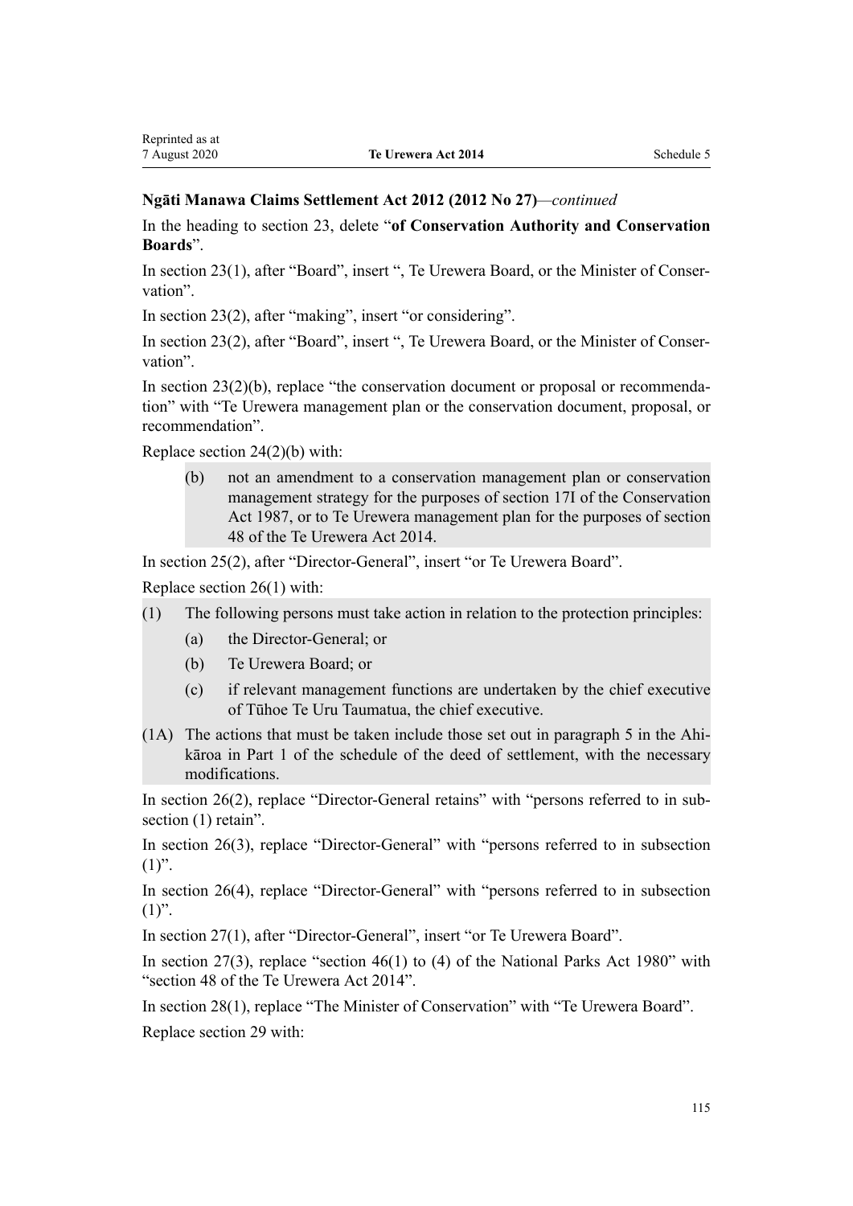**Ngāti Manawa Claims Settlement Act 2012 (2012 No 27)**—*continued*

In the heading to section 23, delete "**of Conservation Authority and Conservation Boards**".

In section 23(1), after "Board", insert ", Te Urewera Board, or the Minister of Conservation".

In section 23(2), after "making", insert "or considering".

In section 23(2), after "Board", insert ", Te Urewera Board, or the Minister of Conservation".

In section 23(2)(b), replace "the conservation document or proposal or recommendation" with "Te Urewera management plan or the conservation document, proposal, or recommendation".

Replace section 24(2)(b) with:

> (b) not an amendment to a conservation management plan or conservation management strategy for the purposes of section 17I of the Conservation Act 1987, or to Te Urewera management plan for the purposes of section 48 of the Te Urewera Act 2014.

In section 25(2), after "Director-General", insert "or Te Urewera Board".

Replace section 26(1) with:

> (1) The following persons must take action in relation to the protection principles:
>
> (a) the Director-General; or
>
> (b) Te Urewera Board; or
>
> (c) if relevant management functions are undertaken by the chief executive of Tūhoe Te Uru Taumatua, the chief executive.
>
> (1A) The actions that must be taken include those set out in paragraph 5 in the Ahikāroa in Part 1 of the schedule of the deed of settlement, with the necessary modifications.

In section 26(2), replace "Director-General retains" with "persons referred to in subsection (1) retain".

In section 26(3), replace "Director-General" with "persons referred to in subsection (1)".

In section 26(4), replace "Director-General" with "persons referred to in subsection (1)".

In section 27(1), after "Director-General", insert "or Te Urewera Board".

In section 27(3), replace "section 46(1) to (4) of the National Parks Act 1980" with "section 48 of the Te Urewera Act 2014".

In section 28(1), replace "The Minister of Conservation" with "Te Urewera Board".

Replace section 29 with: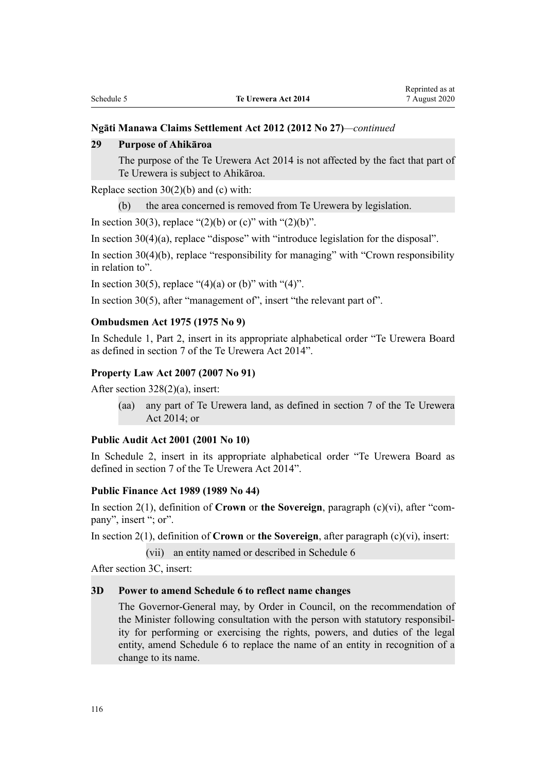**Ngāti Manawa Claims Settlement Act 2012 (2012 No 27)**—*continued*

**29 Purpose of Ahikāroa**

The purpose of the Te Urewera Act 2014 is not affected by the fact that part of Te Urewera is subject to Ahikāroa.

Replace section 30(2)(b) and (c) with:

(b) the area concerned is removed from Te Urewera by legislation.

In section 30(3), replace "(2)(b) or (c)" with "(2)(b)".

In section 30(4)(a), replace "dispose" with "introduce legislation for the disposal".

In section 30(4)(b), replace "responsibility for managing" with "Crown responsibility in relation to".

In section 30(5), replace "(4)(a) or (b)" with "(4)".

In section 30(5), after "management of", insert "the relevant part of".

**Ombudsmen Act 1975 (1975 No 9)**

In Schedule 1, Part 2, insert in its appropriate alphabetical order "Te Urewera Board as defined in section 7 of the Te Urewera Act 2014".

**Property Law Act 2007 (2007 No 91)**

After section 328(2)(a), insert:

(aa) any part of Te Urewera land, as defined in section 7 of the Te Urewera Act 2014; or

**Public Audit Act 2001 (2001 No 10)**

In Schedule 2, insert in its appropriate alphabetical order "Te Urewera Board as defined in section 7 of the Te Urewera Act 2014".

**Public Finance Act 1989 (1989 No 44)**

In section 2(1), definition of **Crown** or **the Sovereign**, paragraph (c)(vi), after "company", insert "; or".

In section 2(1), definition of **Crown** or **the Sovereign**, after paragraph (c)(vi), insert:

(vii) an entity named or described in Schedule 6

After section 3C, insert:

**3D Power to amend Schedule 6 to reflect name changes**

The Governor-General may, by Order in Council, on the recommendation of the Minister following consultation with the person with statutory responsibility for performing or exercising the rights, powers, and duties of the legal entity, amend Schedule 6 to replace the name of an entity in recognition of a change to its name.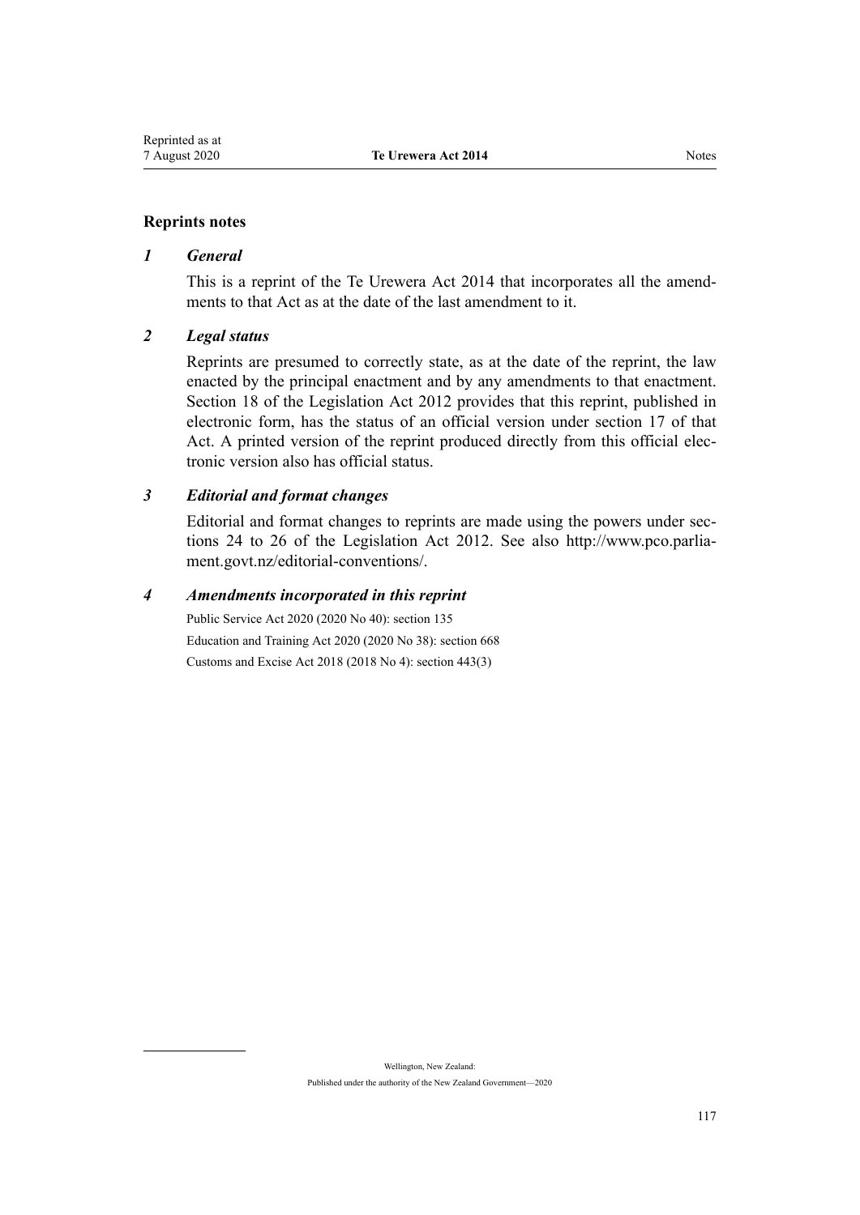## Reprints notes

### *1 General*

This is a reprint of the Te Urewera Act 2014 that incorporates all the amendments to that Act as at the date of the last amendment to it.

### *2 Legal status*

Reprints are presumed to correctly state, as at the date of the reprint, the law enacted by the principal enactment and by any amendments to that enactment. Section 18 of the Legislation Act 2012 provides that this reprint, published in electronic form, has the status of an official version under section 17 of that Act. A printed version of the reprint produced directly from this official electronic version also has official status.

### *3 Editorial and format changes*

Editorial and format changes to reprints are made using the powers under sections 24 to 26 of the Legislation Act 2012. See also http://www.pco.parliament.govt.nz/editorial-conventions/.

### *4 Amendments incorporated in this reprint*

Public Service Act 2020 (2020 No 40): section 135

Education and Training Act 2020 (2020 No 38): section 668

Customs and Excise Act 2018 (2018 No 4): section 443(3)

Wellington, New Zealand:

Published under the authority of the New Zealand Government—2020